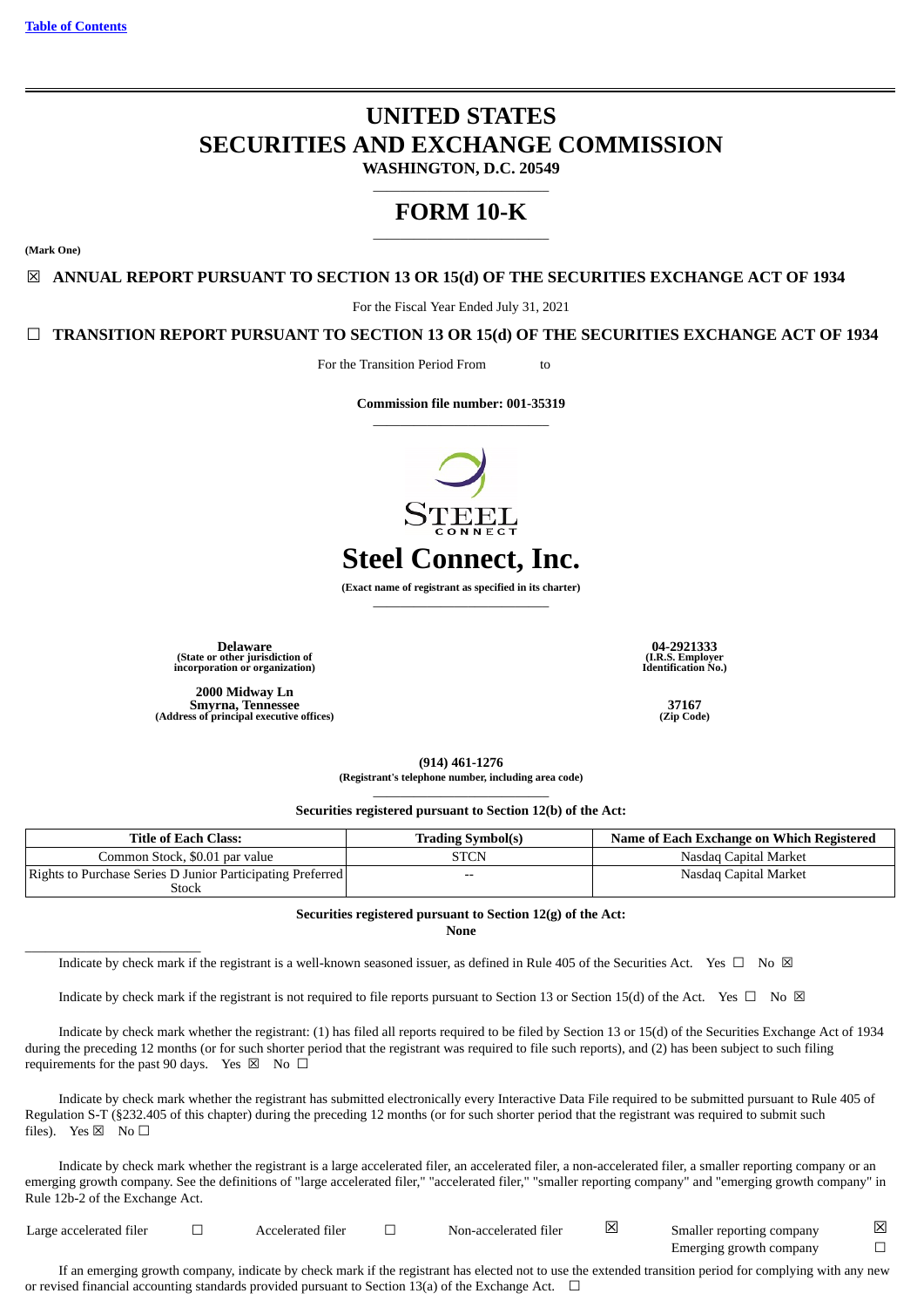[Table of Contents](#)

# UNITED STATES
# SECURITIES AND EXCHANGE COMMISSION
**WASHINGTON, D.C. 20549**

## FORM 10-K

**(Mark One)**

☒ **ANNUAL REPORT PURSUANT TO SECTION 13 OR 15(d) OF THE SECURITIES EXCHANGE ACT OF 1934**

For the Fiscal Year Ended July 31, 2021

☐ **TRANSITION REPORT PURSUANT TO SECTION 13 OR 15(d) OF THE SECURITIES EXCHANGE ACT OF 1934**

For the Transition Period From to

**Commission file number: 001-35319**

# Steel Connect, Inc.

**(Exact name of registrant as specified in its charter)**

| | |
|---|---|
| **Delaware**<br>**(State or other jurisdiction of incorporation or organization)** | **04-2921333**<br>**(I.R.S. Employer Identification No.)** |
| **2000 Midway Ln**<br>**Smyrna, Tennessee**<br>**(Address of principal executive offices)** | **37167**<br>**(Zip Code)** |

**(914) 461-1276**
**(Registrant's telephone number, including area code)**

**Securities registered pursuant to Section 12(b) of the Act:**

| Title of Each Class: | Trading Symbol(s) | Name of Each Exchange on Which Registered |
|---|---|---|
| Common Stock, $0.01 par value | STCN | Nasdaq Capital Market |
| Rights to Purchase Series D Junior Participating Preferred Stock | -- | Nasdaq Capital Market |

**Securities registered pursuant to Section 12(g) of the Act:**
**None**

Indicate by check mark if the registrant is a well-known seasoned issuer, as defined in Rule 405 of the Securities Act. Yes ☐ No ☒

Indicate by check mark if the registrant is not required to file reports pursuant to Section 13 or Section 15(d) of the Act. Yes ☐ No ☒

Indicate by check mark whether the registrant: (1) has filed all reports required to be filed by Section 13 or 15(d) of the Securities Exchange Act of 1934 during the preceding 12 months (or for such shorter period that the registrant was required to file such reports), and (2) has been subject to such filing requirements for the past 90 days. Yes ☒ No ☐

Indicate by check mark whether the registrant has submitted electronically every Interactive Data File required to be submitted pursuant to Rule 405 of Regulation S-T (§232.405 of this chapter) during the preceding 12 months (or for such shorter period that the registrant was required to submit such files). Yes ☒ No ☐

Indicate by check mark whether the registrant is a large accelerated filer, an accelerated filer, a non-accelerated filer, a smaller reporting company or an emerging growth company. See the definitions of "large accelerated filer," "accelerated filer," "smaller reporting company" and "emerging growth company" in Rule 12b-2 of the Exchange Act.

| | | | | | | | |
|---|---|---|---|---|---|---|---|
| Large accelerated filer | ☐ | Accelerated filer | ☐ | Non-accelerated filer | ☒ | Smaller reporting company | ☒ |
| | | | | | | Emerging growth company | ☐ |

If an emerging growth company, indicate by check mark if the registrant has elected not to use the extended transition period for complying with any new or revised financial accounting standards provided pursuant to Section 13(a) of the Exchange Act. ☐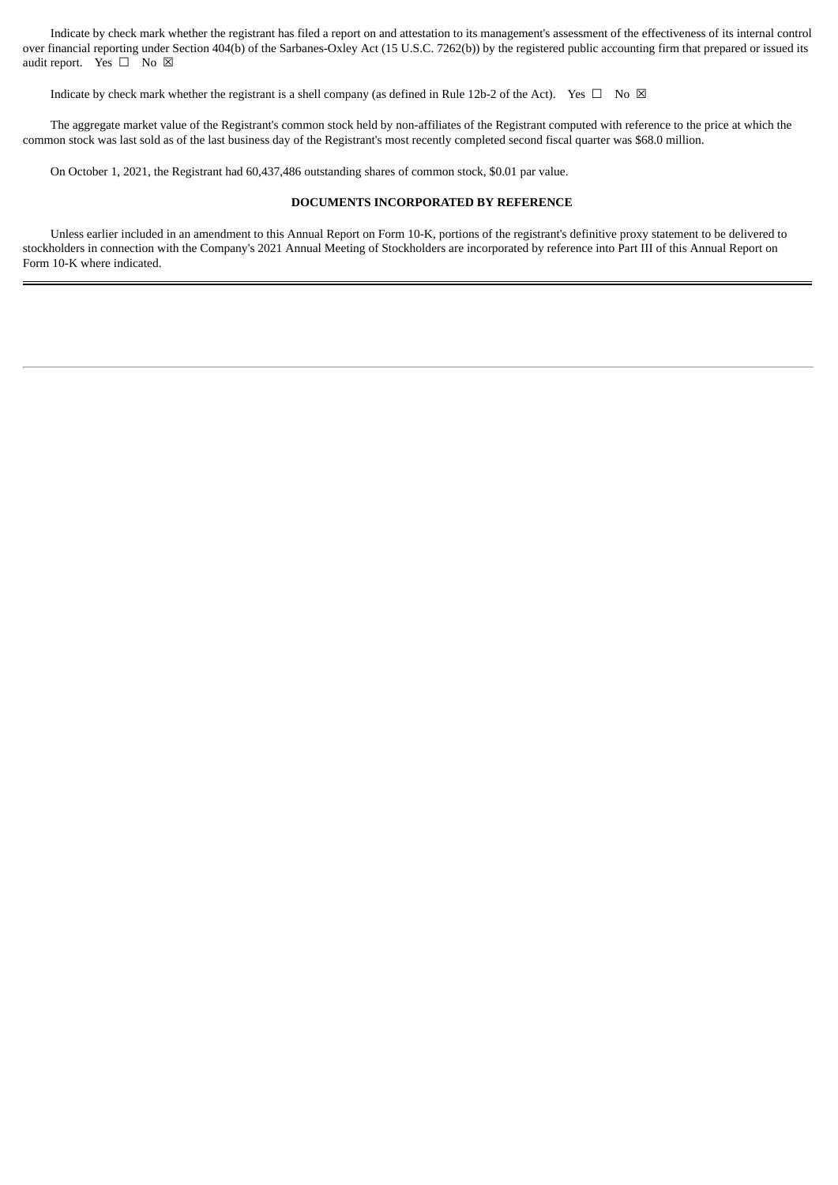Indicate by check mark whether the registrant has filed a report on and attestation to its management's assessment of the effectiveness of its internal control over financial reporting under Section 404(b) of the Sarbanes-Oxley Act (15 U.S.C. 7262(b)) by the registered public accounting firm that prepared or issued its audit report. Yes ☐ No ☒

Indicate by check mark whether the registrant is a shell company (as defined in Rule 12b-2 of the Act). Yes ☐ No ☒

The aggregate market value of the Registrant's common stock held by non-affiliates of the Registrant computed with reference to the price at which the common stock was last sold as of the last business day of the Registrant's most recently completed second fiscal quarter was $68.0 million.

On October 1, 2021, the Registrant had 60,437,486 outstanding shares of common stock, $0.01 par value.

**DOCUMENTS INCORPORATED BY REFERENCE**

Unless earlier included in an amendment to this Annual Report on Form 10-K, portions of the registrant's definitive proxy statement to be delivered to stockholders in connection with the Company's 2021 Annual Meeting of Stockholders are incorporated by reference into Part III of this Annual Report on Form 10-K where indicated.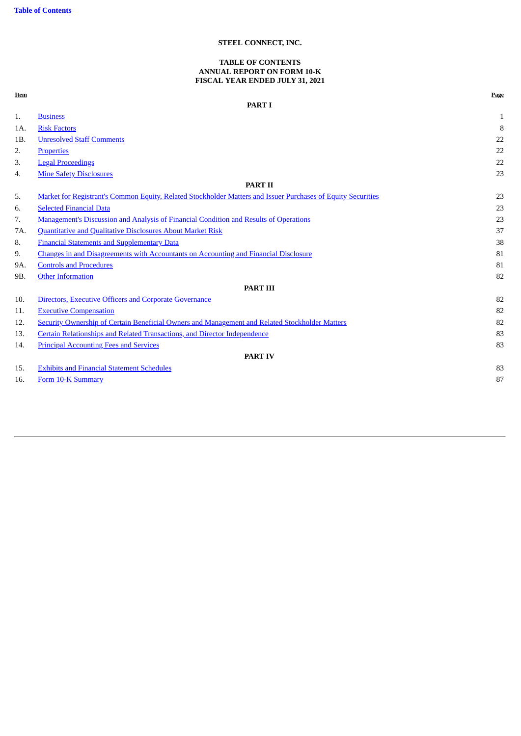Table of Contents

**STEEL CONNECT, INC.**

**TABLE OF CONTENTS**
**ANNUAL REPORT ON FORM 10-K**
**FISCAL YEAR ENDED JULY 31, 2021**

| Item | | Page |
|---|---|---|
| | **PART I** | |
| 1. | Business | 1 |
| 1A. | Risk Factors | 8 |
| 1B. | Unresolved Staff Comments | 22 |
| 2. | Properties | 22 |
| 3. | Legal Proceedings | 22 |
| 4. | Mine Safety Disclosures | 23 |
| | **PART II** | |
| 5. | Market for Registrant's Common Equity, Related Stockholder Matters and Issuer Purchases of Equity Securities | 23 |
| 6. | Selected Financial Data | 23 |
| 7. | Management's Discussion and Analysis of Financial Condition and Results of Operations | 23 |
| 7A. | Quantitative and Qualitative Disclosures About Market Risk | 37 |
| 8. | Financial Statements and Supplementary Data | 38 |
| 9. | Changes in and Disagreements with Accountants on Accounting and Financial Disclosure | 81 |
| 9A. | Controls and Procedures | 81 |
| 9B. | Other Information | 82 |
| | **PART III** | |
| 10. | Directors, Executive Officers and Corporate Governance | 82 |
| 11. | Executive Compensation | 82 |
| 12. | Security Ownership of Certain Beneficial Owners and Management and Related Stockholder Matters | 82 |
| 13. | Certain Relationships and Related Transactions, and Director Independence | 83 |
| 14. | Principal Accounting Fees and Services | 83 |
| | **PART IV** | |
| 15. | Exhibits and Financial Statement Schedules | 83 |
| 16. | Form 10-K Summary | 87 |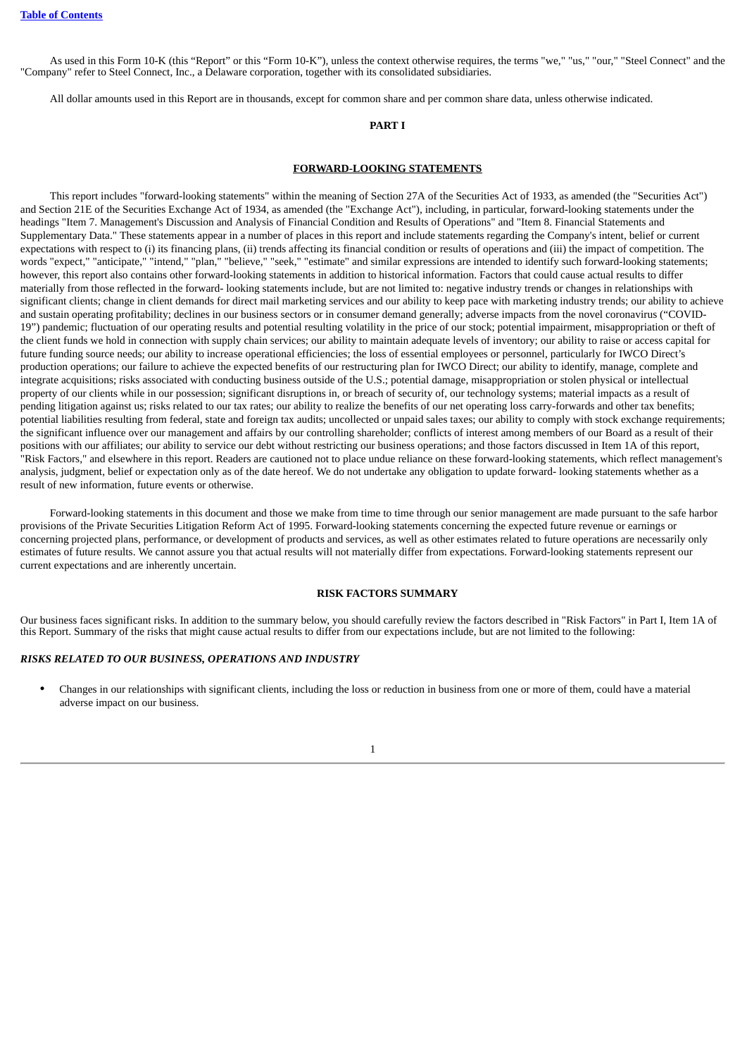As used in this Form 10-K (this "Report" or this "Form 10-K"), unless the context otherwise requires, the terms "we," "us," "our," "Steel Connect" and the "Company" refer to Steel Connect, Inc., a Delaware corporation, together with its consolidated subsidiaries.

All dollar amounts used in this Report are in thousands, except for common share and per common share data, unless otherwise indicated.

# PART I

## FORWARD-LOOKING STATEMENTS

This report includes "forward-looking statements" within the meaning of Section 27A of the Securities Act of 1933, as amended (the "Securities Act") and Section 21E of the Securities Exchange Act of 1934, as amended (the "Exchange Act"), including, in particular, forward-looking statements under the headings "Item 7. Management's Discussion and Analysis of Financial Condition and Results of Operations" and "Item 8. Financial Statements and Supplementary Data." These statements appear in a number of places in this report and include statements regarding the Company's intent, belief or current expectations with respect to (i) its financing plans, (ii) trends affecting its financial condition or results of operations and (iii) the impact of competition. The words "expect," "anticipate," "intend," "plan," "believe," "seek," "estimate" and similar expressions are intended to identify such forward-looking statements; however, this report also contains other forward-looking statements in addition to historical information. Factors that could cause actual results to differ materially from those reflected in the forward- looking statements include, but are not limited to: negative industry trends or changes in relationships with significant clients; change in client demands for direct mail marketing services and our ability to keep pace with marketing industry trends; our ability to achieve and sustain operating profitability; declines in our business sectors or in consumer demand generally; adverse impacts from the novel coronavirus ("COVID-19") pandemic; fluctuation of our operating results and potential resulting volatility in the price of our stock; potential impairment, misappropriation or theft of the client funds we hold in connection with supply chain services; our ability to maintain adequate levels of inventory; our ability to raise or access capital for future funding source needs; our ability to increase operational efficiencies; the loss of essential employees or personnel, particularly for IWCO Direct's production operations; our failure to achieve the expected benefits of our restructuring plan for IWCO Direct; our ability to identify, manage, complete and integrate acquisitions; risks associated with conducting business outside of the U.S.; potential damage, misappropriation or stolen physical or intellectual property of our clients while in our possession; significant disruptions in, or breach of security of, our technology systems; material impacts as a result of pending litigation against us; risks related to our tax rates; our ability to realize the benefits of our net operating loss carry-forwards and other tax benefits; potential liabilities resulting from federal, state and foreign tax audits; uncollected or unpaid sales taxes; our ability to comply with stock exchange requirements; the significant influence over our management and affairs by our controlling shareholder; conflicts of interest among members of our Board as a result of their positions with our affiliates; our ability to service our debt without restricting our business operations; and those factors discussed in Item 1A of this report, "Risk Factors," and elsewhere in this report. Readers are cautioned not to place undue reliance on these forward-looking statements, which reflect management's analysis, judgment, belief or expectation only as of the date hereof. We do not undertake any obligation to update forward- looking statements whether as a result of new information, future events or otherwise.

Forward-looking statements in this document and those we make from time to time through our senior management are made pursuant to the safe harbor provisions of the Private Securities Litigation Reform Act of 1995. Forward-looking statements concerning the expected future revenue or earnings or concerning projected plans, performance, or development of products and services, as well as other estimates related to future operations are necessarily only estimates of future results. We cannot assure you that actual results will not materially differ from expectations. Forward-looking statements represent our current expectations and are inherently uncertain.

## RISK FACTORS SUMMARY

Our business faces significant risks. In addition to the summary below, you should carefully review the factors described in "Risk Factors" in Part I, Item 1A of this Report. Summary of the risks that might cause actual results to differ from our expectations include, but are not limited to the following:

***RISKS RELATED TO OUR BUSINESS, OPERATIONS AND INDUSTRY***

- Changes in our relationships with significant clients, including the loss or reduction in business from one or more of them, could have a material adverse impact on our business.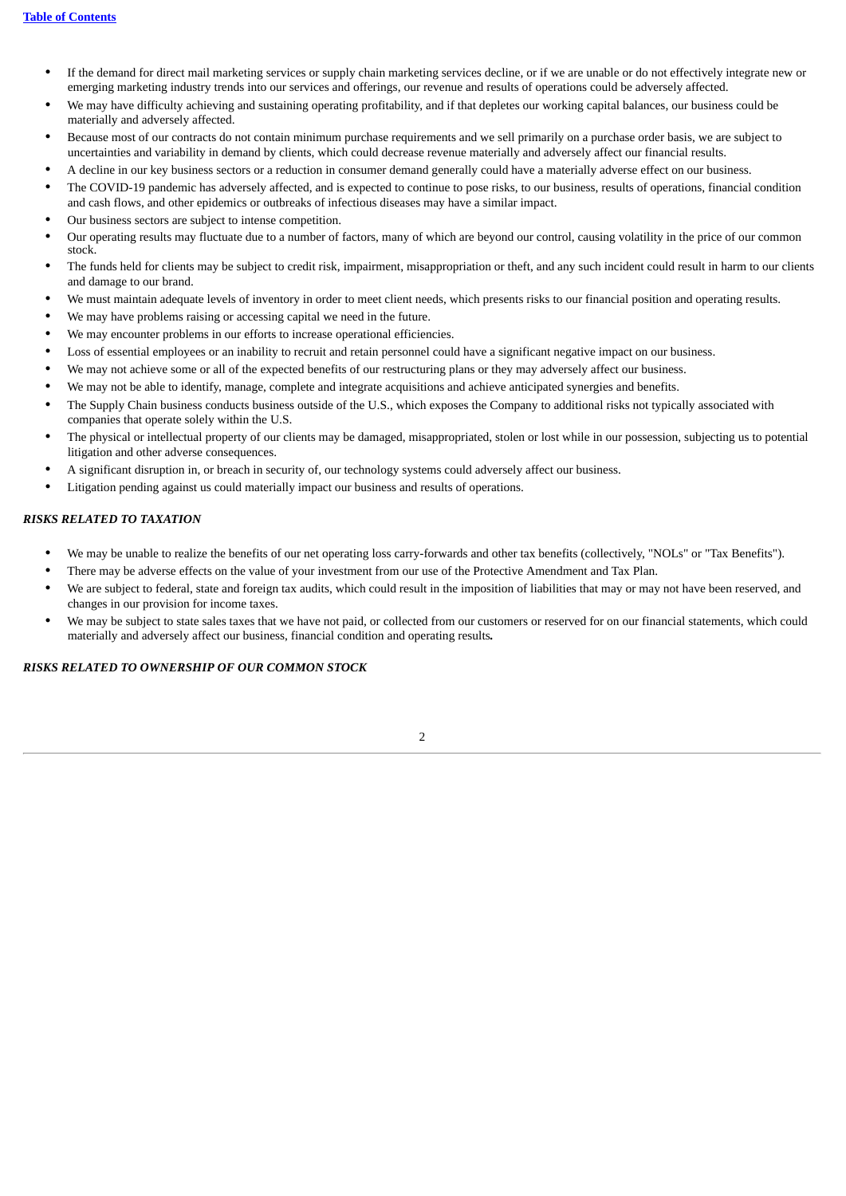- If the demand for direct mail marketing services or supply chain marketing services decline, or if we are unable or do not effectively integrate new or emerging marketing industry trends into our services and offerings, our revenue and results of operations could be adversely affected.
- We may have difficulty achieving and sustaining operating profitability, and if that depletes our working capital balances, our business could be materially and adversely affected.
- Because most of our contracts do not contain minimum purchase requirements and we sell primarily on a purchase order basis, we are subject to uncertainties and variability in demand by clients, which could decrease revenue materially and adversely affect our financial results.
- A decline in our key business sectors or a reduction in consumer demand generally could have a materially adverse effect on our business.
- The COVID-19 pandemic has adversely affected, and is expected to continue to pose risks, to our business, results of operations, financial condition and cash flows, and other epidemics or outbreaks of infectious diseases may have a similar impact.
- Our business sectors are subject to intense competition.
- Our operating results may fluctuate due to a number of factors, many of which are beyond our control, causing volatility in the price of our common stock.
- The funds held for clients may be subject to credit risk, impairment, misappropriation or theft, and any such incident could result in harm to our clients and damage to our brand.
- We must maintain adequate levels of inventory in order to meet client needs, which presents risks to our financial position and operating results.
- We may have problems raising or accessing capital we need in the future.
- We may encounter problems in our efforts to increase operational efficiencies.
- Loss of essential employees or an inability to recruit and retain personnel could have a significant negative impact on our business.
- We may not achieve some or all of the expected benefits of our restructuring plans or they may adversely affect our business.
- We may not be able to identify, manage, complete and integrate acquisitions and achieve anticipated synergies and benefits.
- The Supply Chain business conducts business outside of the U.S., which exposes the Company to additional risks not typically associated with companies that operate solely within the U.S.
- The physical or intellectual property of our clients may be damaged, misappropriated, stolen or lost while in our possession, subjecting us to potential litigation and other adverse consequences.
- A significant disruption in, or breach in security of, our technology systems could adversely affect our business.
- Litigation pending against us could materially impact our business and results of operations.

***RISKS RELATED TO TAXATION***

- We may be unable to realize the benefits of our net operating loss carry-forwards and other tax benefits (collectively, "NOLs" or "Tax Benefits").
- There may be adverse effects on the value of your investment from our use of the Protective Amendment and Tax Plan.
- We are subject to federal, state and foreign tax audits, which could result in the imposition of liabilities that may or may not have been reserved, and changes in our provision for income taxes.
- We may be subject to state sales taxes that we have not paid, or collected from our customers or reserved for on our financial statements, which could materially and adversely affect our business, financial condition and operating results.

***RISKS RELATED TO OWNERSHIP OF OUR COMMON STOCK***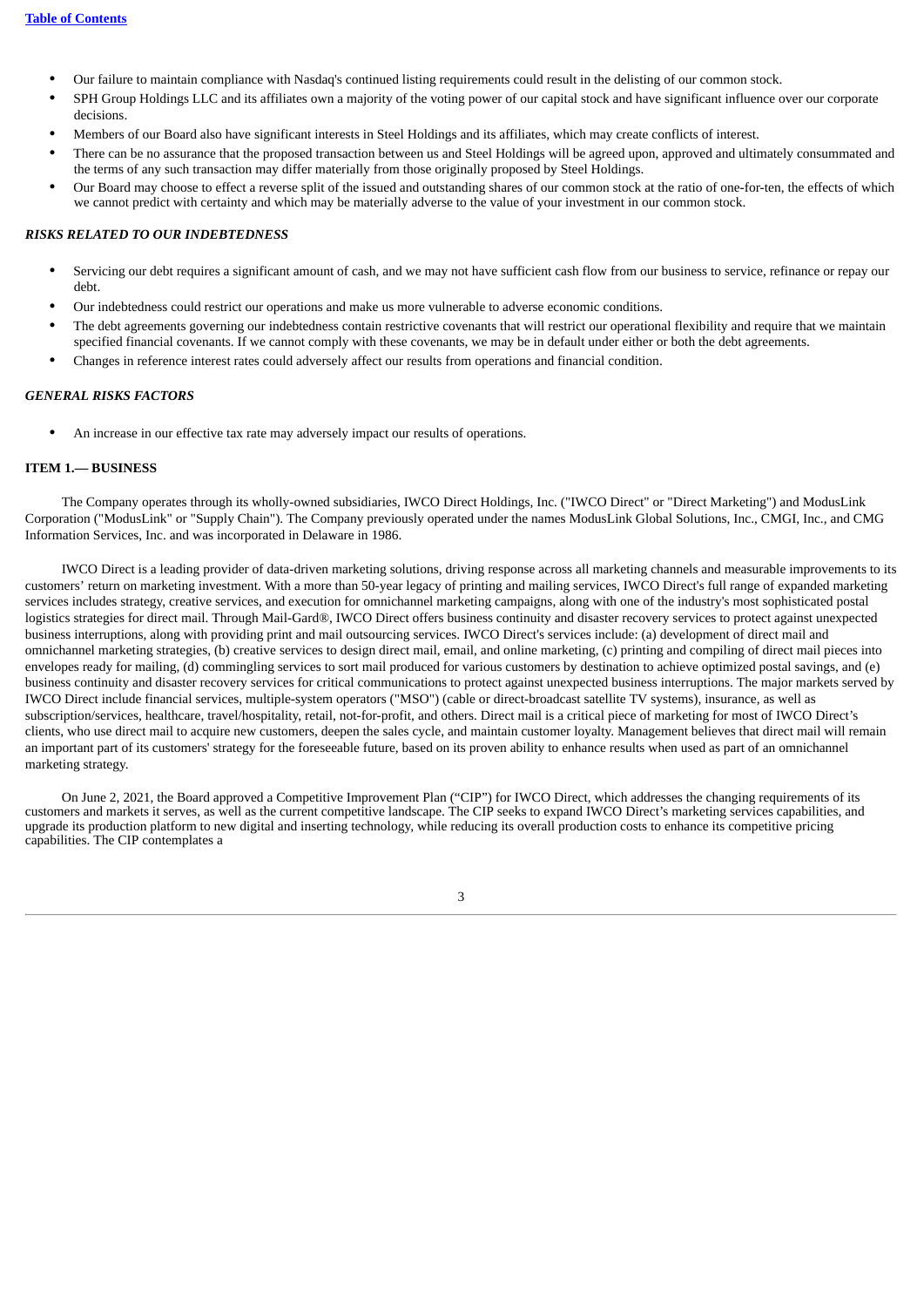- Our failure to maintain compliance with Nasdaq's continued listing requirements could result in the delisting of our common stock.
- SPH Group Holdings LLC and its affiliates own a majority of the voting power of our capital stock and have significant influence over our corporate decisions.
- Members of our Board also have significant interests in Steel Holdings and its affiliates, which may create conflicts of interest.
- There can be no assurance that the proposed transaction between us and Steel Holdings will be agreed upon, approved and ultimately consummated and the terms of any such transaction may differ materially from those originally proposed by Steel Holdings.
- Our Board may choose to effect a reverse split of the issued and outstanding shares of our common stock at the ratio of one-for-ten, the effects of which we cannot predict with certainty and which may be materially adverse to the value of your investment in our common stock.

***RISKS RELATED TO OUR INDEBTEDNESS***

- Servicing our debt requires a significant amount of cash, and we may not have sufficient cash flow from our business to service, refinance or repay our debt.
- Our indebtedness could restrict our operations and make us more vulnerable to adverse economic conditions.
- The debt agreements governing our indebtedness contain restrictive covenants that will restrict our operational flexibility and require that we maintain specified financial covenants. If we cannot comply with these covenants, we may be in default under either or both the debt agreements.
- Changes in reference interest rates could adversely affect our results from operations and financial condition.

***GENERAL RISKS FACTORS***

- An increase in our effective tax rate may adversely impact our results of operations.

**ITEM 1.— BUSINESS**

The Company operates through its wholly-owned subsidiaries, IWCO Direct Holdings, Inc. ("IWCO Direct" or "Direct Marketing") and ModusLink Corporation ("ModusLink" or "Supply Chain"). The Company previously operated under the names ModusLink Global Solutions, Inc., CMGI, Inc., and CMG Information Services, Inc. and was incorporated in Delaware in 1986.

IWCO Direct is a leading provider of data-driven marketing solutions, driving response across all marketing channels and measurable improvements to its customers' return on marketing investment. With a more than 50-year legacy of printing and mailing services, IWCO Direct's full range of expanded marketing services includes strategy, creative services, and execution for omnichannel marketing campaigns, along with one of the industry's most sophisticated postal logistics strategies for direct mail. Through Mail-Gard®, IWCO Direct offers business continuity and disaster recovery services to protect against unexpected business interruptions, along with providing print and mail outsourcing services. IWCO Direct's services include: (a) development of direct mail and omnichannel marketing strategies, (b) creative services to design direct mail, email, and online marketing, (c) printing and compiling of direct mail pieces into envelopes ready for mailing, (d) commingling services to sort mail produced for various customers by destination to achieve optimized postal savings, and (e) business continuity and disaster recovery services for critical communications to protect against unexpected business interruptions. The major markets served by IWCO Direct include financial services, multiple-system operators ("MSO") (cable or direct-broadcast satellite TV systems), insurance, as well as subscription/services, healthcare, travel/hospitality, retail, not-for-profit, and others. Direct mail is a critical piece of marketing for most of IWCO Direct's clients, who use direct mail to acquire new customers, deepen the sales cycle, and maintain customer loyalty. Management believes that direct mail will remain an important part of its customers' strategy for the foreseeable future, based on its proven ability to enhance results when used as part of an omnichannel marketing strategy.

On June 2, 2021, the Board approved a Competitive Improvement Plan ("CIP") for IWCO Direct, which addresses the changing requirements of its customers and markets it serves, as well as the current competitive landscape. The CIP seeks to expand IWCO Direct's marketing services capabilities, and upgrade its production platform to new digital and inserting technology, while reducing its overall production costs to enhance its competitive pricing capabilities. The CIP contemplates a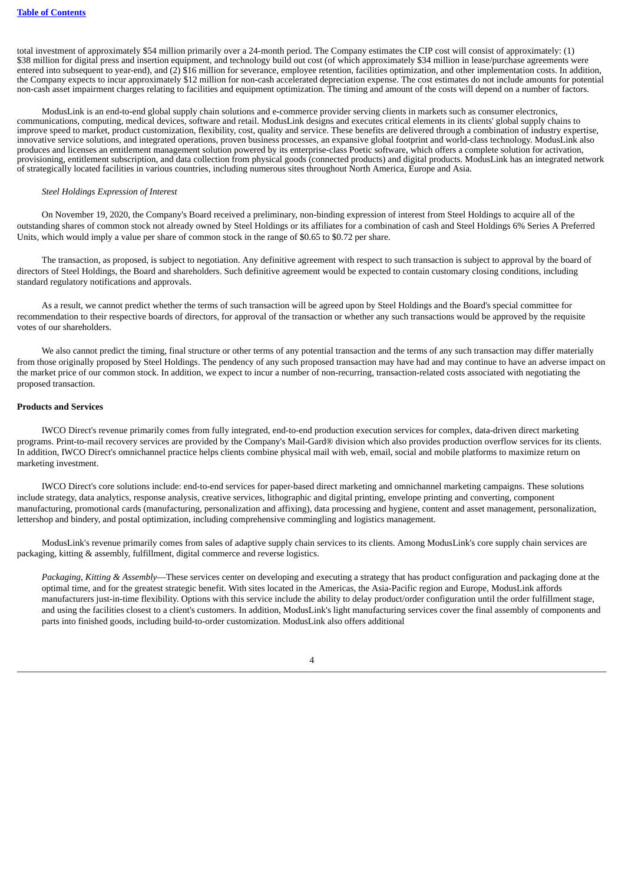total investment of approximately $54 million primarily over a 24-month period. The Company estimates the CIP cost will consist of approximately: (1) $38 million for digital press and insertion equipment, and technology build out cost (of which approximately $34 million in lease/purchase agreements were entered into subsequent to year-end), and (2) $16 million for severance, employee retention, facilities optimization, and other implementation costs. In addition, the Company expects to incur approximately $12 million for non-cash accelerated depreciation expense. The cost estimates do not include amounts for potential non-cash asset impairment charges relating to facilities and equipment optimization. The timing and amount of the costs will depend on a number of factors.

ModusLink is an end-to-end global supply chain solutions and e-commerce provider serving clients in markets such as consumer electronics, communications, computing, medical devices, software and retail. ModusLink designs and executes critical elements in its clients' global supply chains to improve speed to market, product customization, flexibility, cost, quality and service. These benefits are delivered through a combination of industry expertise, innovative service solutions, and integrated operations, proven business processes, an expansive global footprint and world-class technology. ModusLink also produces and licenses an entitlement management solution powered by its enterprise-class Poetic software, which offers a complete solution for activation, provisioning, entitlement subscription, and data collection from physical goods (connected products) and digital products. ModusLink has an integrated network of strategically located facilities in various countries, including numerous sites throughout North America, Europe and Asia.

*Steel Holdings Expression of Interest*

On November 19, 2020, the Company's Board received a preliminary, non-binding expression of interest from Steel Holdings to acquire all of the outstanding shares of common stock not already owned by Steel Holdings or its affiliates for a combination of cash and Steel Holdings 6% Series A Preferred Units, which would imply a value per share of common stock in the range of $0.65 to $0.72 per share.

The transaction, as proposed, is subject to negotiation. Any definitive agreement with respect to such transaction is subject to approval by the board of directors of Steel Holdings, the Board and shareholders. Such definitive agreement would be expected to contain customary closing conditions, including standard regulatory notifications and approvals.

As a result, we cannot predict whether the terms of such transaction will be agreed upon by Steel Holdings and the Board's special committee for recommendation to their respective boards of directors, for approval of the transaction or whether any such transactions would be approved by the requisite votes of our shareholders.

We also cannot predict the timing, final structure or other terms of any potential transaction and the terms of any such transaction may differ materially from those originally proposed by Steel Holdings. The pendency of any such proposed transaction may have had and may continue to have an adverse impact on the market price of our common stock. In addition, we expect to incur a number of non-recurring, transaction-related costs associated with negotiating the proposed transaction.

**Products and Services**

IWCO Direct's revenue primarily comes from fully integrated, end-to-end production execution services for complex, data-driven direct marketing programs. Print-to-mail recovery services are provided by the Company's Mail-Gard® division which also provides production overflow services for its clients. In addition, IWCO Direct's omnichannel practice helps clients combine physical mail with web, email, social and mobile platforms to maximize return on marketing investment.

IWCO Direct's core solutions include: end-to-end services for paper-based direct marketing and omnichannel marketing campaigns. These solutions include strategy, data analytics, response analysis, creative services, lithographic and digital printing, envelope printing and converting, component manufacturing, promotional cards (manufacturing, personalization and affixing), data processing and hygiene, content and asset management, personalization, lettershop and bindery, and postal optimization, including comprehensive commingling and logistics management.

ModusLink's revenue primarily comes from sales of adaptive supply chain services to its clients. Among ModusLink's core supply chain services are packaging, kitting & assembly, fulfillment, digital commerce and reverse logistics.

*Packaging, Kitting & Assembly*—These services center on developing and executing a strategy that has product configuration and packaging done at the optimal time, and for the greatest strategic benefit. With sites located in the Americas, the Asia-Pacific region and Europe, ModusLink affords manufacturers just-in-time flexibility. Options with this service include the ability to delay product/order configuration until the order fulfillment stage, and using the facilities closest to a client's customers. In addition, ModusLink's light manufacturing services cover the final assembly of components and parts into finished goods, including build-to-order customization. ModusLink also offers additional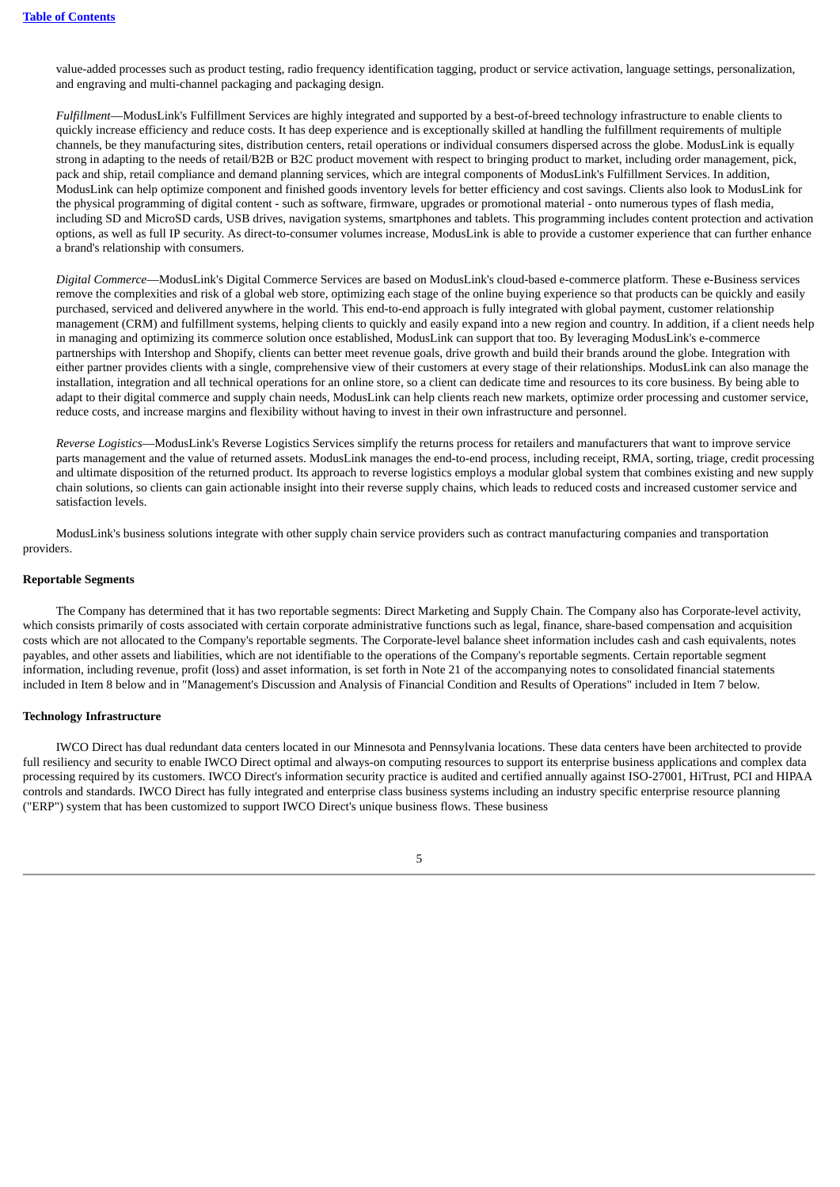value-added processes such as product testing, radio frequency identification tagging, product or service activation, language settings, personalization, and engraving and multi-channel packaging and packaging design.

*Fulfillment*—ModusLink's Fulfillment Services are highly integrated and supported by a best-of-breed technology infrastructure to enable clients to quickly increase efficiency and reduce costs. It has deep experience and is exceptionally skilled at handling the fulfillment requirements of multiple channels, be they manufacturing sites, distribution centers, retail operations or individual consumers dispersed across the globe. ModusLink is equally strong in adapting to the needs of retail/B2B or B2C product movement with respect to bringing product to market, including order management, pick, pack and ship, retail compliance and demand planning services, which are integral components of ModusLink's Fulfillment Services. In addition, ModusLink can help optimize component and finished goods inventory levels for better efficiency and cost savings. Clients also look to ModusLink for the physical programming of digital content - such as software, firmware, upgrades or promotional material - onto numerous types of flash media, including SD and MicroSD cards, USB drives, navigation systems, smartphones and tablets. This programming includes content protection and activation options, as well as full IP security. As direct-to-consumer volumes increase, ModusLink is able to provide a customer experience that can further enhance a brand's relationship with consumers.

*Digital Commerce*—ModusLink's Digital Commerce Services are based on ModusLink's cloud-based e-commerce platform. These e-Business services remove the complexities and risk of a global web store, optimizing each stage of the online buying experience so that products can be quickly and easily purchased, serviced and delivered anywhere in the world. This end-to-end approach is fully integrated with global payment, customer relationship management (CRM) and fulfillment systems, helping clients to quickly and easily expand into a new region and country. In addition, if a client needs help in managing and optimizing its commerce solution once established, ModusLink can support that too. By leveraging ModusLink's e-commerce partnerships with Intershop and Shopify, clients can better meet revenue goals, drive growth and build their brands around the globe. Integration with either partner provides clients with a single, comprehensive view of their customers at every stage of their relationships. ModusLink can also manage the installation, integration and all technical operations for an online store, so a client can dedicate time and resources to its core business. By being able to adapt to their digital commerce and supply chain needs, ModusLink can help clients reach new markets, optimize order processing and customer service, reduce costs, and increase margins and flexibility without having to invest in their own infrastructure and personnel.

*Reverse Logistics*—ModusLink's Reverse Logistics Services simplify the returns process for retailers and manufacturers that want to improve service parts management and the value of returned assets. ModusLink manages the end-to-end process, including receipt, RMA, sorting, triage, credit processing and ultimate disposition of the returned product. Its approach to reverse logistics employs a modular global system that combines existing and new supply chain solutions, so clients can gain actionable insight into their reverse supply chains, which leads to reduced costs and increased customer service and satisfaction levels.

ModusLink's business solutions integrate with other supply chain service providers such as contract manufacturing companies and transportation providers.

**Reportable Segments**

The Company has determined that it has two reportable segments: Direct Marketing and Supply Chain. The Company also has Corporate-level activity, which consists primarily of costs associated with certain corporate administrative functions such as legal, finance, share-based compensation and acquisition costs which are not allocated to the Company's reportable segments. The Corporate-level balance sheet information includes cash and cash equivalents, notes payables, and other assets and liabilities, which are not identifiable to the operations of the Company's reportable segments. Certain reportable segment information, including revenue, profit (loss) and asset information, is set forth in Note 21 of the accompanying notes to consolidated financial statements included in Item 8 below and in "Management's Discussion and Analysis of Financial Condition and Results of Operations" included in Item 7 below.

**Technology Infrastructure**

IWCO Direct has dual redundant data centers located in our Minnesota and Pennsylvania locations. These data centers have been architected to provide full resiliency and security to enable IWCO Direct optimal and always-on computing resources to support its enterprise business applications and complex data processing required by its customers. IWCO Direct's information security practice is audited and certified annually against ISO-27001, HiTrust, PCI and HIPAA controls and standards. IWCO Direct has fully integrated and enterprise class business systems including an industry specific enterprise resource planning ("ERP") system that has been customized to support IWCO Direct's unique business flows. These business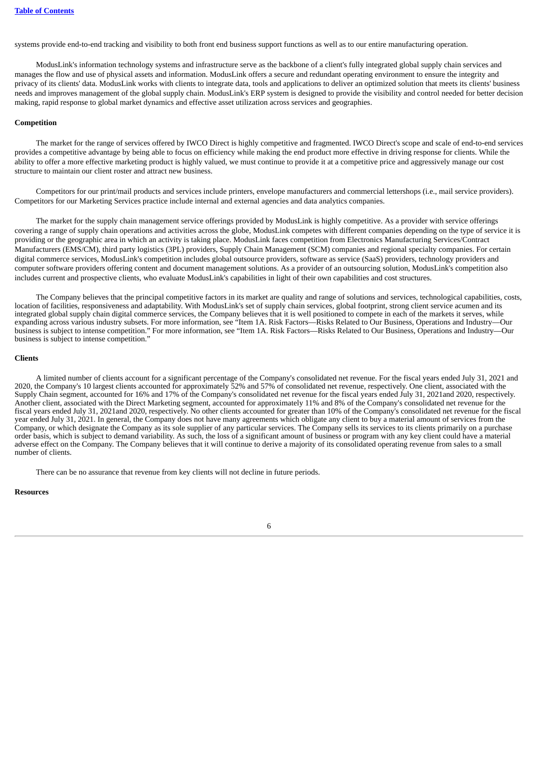systems provide end-to-end tracking and visibility to both front end business support functions as well as to our entire manufacturing operation.

ModusLink's information technology systems and infrastructure serve as the backbone of a client's fully integrated global supply chain services and manages the flow and use of physical assets and information. ModusLink offers a secure and redundant operating environment to ensure the integrity and privacy of its clients' data. ModusLink works with clients to integrate data, tools and applications to deliver an optimized solution that meets its clients' business needs and improves management of the global supply chain. ModusLink's ERP system is designed to provide the visibility and control needed for better decision making, rapid response to global market dynamics and effective asset utilization across services and geographies.

**Competition**

The market for the range of services offered by IWCO Direct is highly competitive and fragmented. IWCO Direct's scope and scale of end-to-end services provides a competitive advantage by being able to focus on efficiency while making the end product more effective in driving response for clients. While the ability to offer a more effective marketing product is highly valued, we must continue to provide it at a competitive price and aggressively manage our cost structure to maintain our client roster and attract new business.

Competitors for our print/mail products and services include printers, envelope manufacturers and commercial lettershops (i.e., mail service providers). Competitors for our Marketing Services practice include internal and external agencies and data analytics companies.

The market for the supply chain management service offerings provided by ModusLink is highly competitive. As a provider with service offerings covering a range of supply chain operations and activities across the globe, ModusLink competes with different companies depending on the type of service it is providing or the geographic area in which an activity is taking place. ModusLink faces competition from Electronics Manufacturing Services/Contract Manufacturers (EMS/CM), third party logistics (3PL) providers, Supply Chain Management (SCM) companies and regional specialty companies. For certain digital commerce services, ModusLink's competition includes global outsource providers, software as service (SaaS) providers, technology providers and computer software providers offering content and document management solutions. As a provider of an outsourcing solution, ModusLink's competition also includes current and prospective clients, who evaluate ModusLink's capabilities in light of their own capabilities and cost structures.

The Company believes that the principal competitive factors in its market are quality and range of solutions and services, technological capabilities, costs, location of facilities, responsiveness and adaptability. With ModusLink's set of supply chain services, global footprint, strong client service acumen and its integrated global supply chain digital commerce services, the Company believes that it is well positioned to compete in each of the markets it serves, while expanding across various industry subsets. For more information, see "Item 1A. Risk Factors—Risks Related to Our Business, Operations and Industry—Our business is subject to intense competition." For more information, see "Item 1A. Risk Factors—Risks Related to Our Business, Operations and Industry—Our business is subject to intense competition."

**Clients**

A limited number of clients account for a significant percentage of the Company's consolidated net revenue. For the fiscal years ended July 31, 2021 and 2020, the Company's 10 largest clients accounted for approximately 52% and 57% of consolidated net revenue, respectively. One client, associated with the Supply Chain segment, accounted for 16% and 17% of the Company's consolidated net revenue for the fiscal years ended July 31, 2021and 2020, respectively. Another client, associated with the Direct Marketing segment, accounted for approximately 11% and 8% of the Company's consolidated net revenue for the fiscal years ended July 31, 2021and 2020, respectively. No other clients accounted for greater than 10% of the Company's consolidated net revenue for the fiscal year ended July 31, 2021. In general, the Company does not have many agreements which obligate any client to buy a material amount of services from the Company, or which designate the Company as its sole supplier of any particular services. The Company sells its services to its clients primarily on a purchase order basis, which is subject to demand variability. As such, the loss of a significant amount of business or program with any key client could have a material adverse effect on the Company. The Company believes that it will continue to derive a majority of its consolidated operating revenue from sales to a small number of clients.

There can be no assurance that revenue from key clients will not decline in future periods.

**Resources**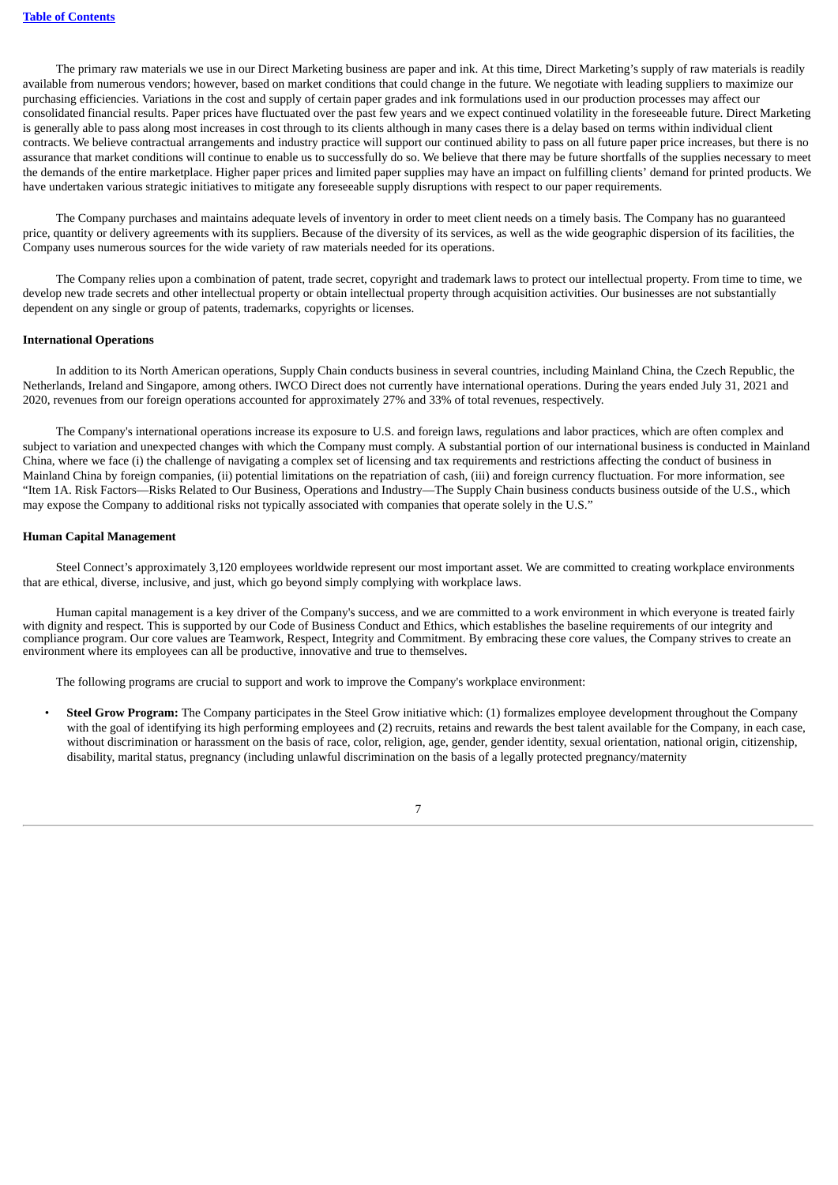The primary raw materials we use in our Direct Marketing business are paper and ink. At this time, Direct Marketing's supply of raw materials is readily available from numerous vendors; however, based on market conditions that could change in the future. We negotiate with leading suppliers to maximize our purchasing efficiencies. Variations in the cost and supply of certain paper grades and ink formulations used in our production processes may affect our consolidated financial results. Paper prices have fluctuated over the past few years and we expect continued volatility in the foreseeable future. Direct Marketing is generally able to pass along most increases in cost through to its clients although in many cases there is a delay based on terms within individual client contracts. We believe contractual arrangements and industry practice will support our continued ability to pass on all future paper price increases, but there is no assurance that market conditions will continue to enable us to successfully do so. We believe that there may be future shortfalls of the supplies necessary to meet the demands of the entire marketplace. Higher paper prices and limited paper supplies may have an impact on fulfilling clients' demand for printed products. We have undertaken various strategic initiatives to mitigate any foreseeable supply disruptions with respect to our paper requirements.

The Company purchases and maintains adequate levels of inventory in order to meet client needs on a timely basis. The Company has no guaranteed price, quantity or delivery agreements with its suppliers. Because of the diversity of its services, as well as the wide geographic dispersion of its facilities, the Company uses numerous sources for the wide variety of raw materials needed for its operations.

The Company relies upon a combination of patent, trade secret, copyright and trademark laws to protect our intellectual property. From time to time, we develop new trade secrets and other intellectual property or obtain intellectual property through acquisition activities. Our businesses are not substantially dependent on any single or group of patents, trademarks, copyrights or licenses.

**International Operations**

In addition to its North American operations, Supply Chain conducts business in several countries, including Mainland China, the Czech Republic, the Netherlands, Ireland and Singapore, among others. IWCO Direct does not currently have international operations. During the years ended July 31, 2021 and 2020, revenues from our foreign operations accounted for approximately 27% and 33% of total revenues, respectively.

The Company's international operations increase its exposure to U.S. and foreign laws, regulations and labor practices, which are often complex and subject to variation and unexpected changes with which the Company must comply. A substantial portion of our international business is conducted in Mainland China, where we face (i) the challenge of navigating a complex set of licensing and tax requirements and restrictions affecting the conduct of business in Mainland China by foreign companies, (ii) potential limitations on the repatriation of cash, (iii) and foreign currency fluctuation. For more information, see "Item 1A. Risk Factors—Risks Related to Our Business, Operations and Industry—The Supply Chain business conducts business outside of the U.S., which may expose the Company to additional risks not typically associated with companies that operate solely in the U.S."

**Human Capital Management**

Steel Connect's approximately 3,120 employees worldwide represent our most important asset. We are committed to creating workplace environments that are ethical, diverse, inclusive, and just, which go beyond simply complying with workplace laws.

Human capital management is a key driver of the Company's success, and we are committed to a work environment in which everyone is treated fairly with dignity and respect. This is supported by our Code of Business Conduct and Ethics, which establishes the baseline requirements of our integrity and compliance program. Our core values are Teamwork, Respect, Integrity and Commitment. By embracing these core values, the Company strives to create an environment where its employees can all be productive, innovative and true to themselves.

The following programs are crucial to support and work to improve the Company's workplace environment:

- **Steel Grow Program:** The Company participates in the Steel Grow initiative which: (1) formalizes employee development throughout the Company with the goal of identifying its high performing employees and (2) recruits, retains and rewards the best talent available for the Company, in each case, without discrimination or harassment on the basis of race, color, religion, age, gender, gender identity, sexual orientation, national origin, citizenship, disability, marital status, pregnancy (including unlawful discrimination on the basis of a legally protected pregnancy/maternity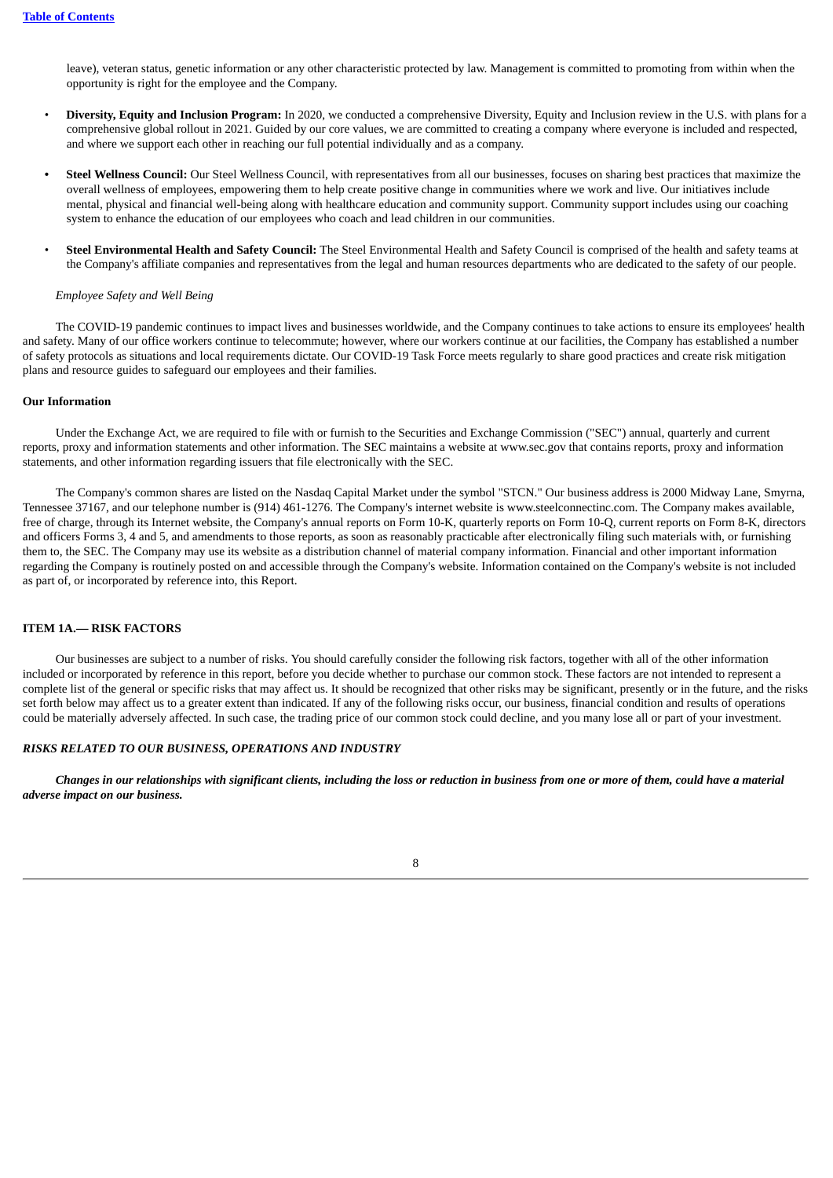leave), veteran status, genetic information or any other characteristic protected by law. Management is committed to promoting from within when the opportunity is right for the employee and the Company.

- **Diversity, Equity and Inclusion Program:** In 2020, we conducted a comprehensive Diversity, Equity and Inclusion review in the U.S. with plans for a comprehensive global rollout in 2021. Guided by our core values, we are committed to creating a company where everyone is included and respected, and where we support each other in reaching our full potential individually and as a company.

- **Steel Wellness Council:** Our Steel Wellness Council, with representatives from all our businesses, focuses on sharing best practices that maximize the overall wellness of employees, empowering them to help create positive change in communities where we work and live. Our initiatives include mental, physical and financial well-being along with healthcare education and community support. Community support includes using our coaching system to enhance the education of our employees who coach and lead children in our communities.

- **Steel Environmental Health and Safety Council:** The Steel Environmental Health and Safety Council is comprised of the health and safety teams at the Company's affiliate companies and representatives from the legal and human resources departments who are dedicated to the safety of our people.

*Employee Safety and Well Being*

The COVID-19 pandemic continues to impact lives and businesses worldwide, and the Company continues to take actions to ensure its employees' health and safety. Many of our office workers continue to telecommute; however, where our workers continue at our facilities, the Company has established a number of safety protocols as situations and local requirements dictate. Our COVID-19 Task Force meets regularly to share good practices and create risk mitigation plans and resource guides to safeguard our employees and their families.

**Our Information**

Under the Exchange Act, we are required to file with or furnish to the Securities and Exchange Commission ("SEC") annual, quarterly and current reports, proxy and information statements and other information. The SEC maintains a website at www.sec.gov that contains reports, proxy and information statements, and other information regarding issuers that file electronically with the SEC.

The Company's common shares are listed on the Nasdaq Capital Market under the symbol "STCN." Our business address is 2000 Midway Lane, Smyrna, Tennessee 37167, and our telephone number is (914) 461-1276. The Company's internet website is www.steelconnectinc.com. The Company makes available, free of charge, through its Internet website, the Company's annual reports on Form 10-K, quarterly reports on Form 10-Q, current reports on Form 8-K, directors and officers Forms 3, 4 and 5, and amendments to those reports, as soon as reasonably practicable after electronically filing such materials with, or furnishing them to, the SEC. The Company may use its website as a distribution channel of material company information. Financial and other important information regarding the Company is routinely posted on and accessible through the Company's website. Information contained on the Company's website is not included as part of, or incorporated by reference into, this Report.

## ITEM 1A.— RISK FACTORS

Our businesses are subject to a number of risks. You should carefully consider the following risk factors, together with all of the other information included or incorporated by reference in this report, before you decide whether to purchase our common stock. These factors are not intended to represent a complete list of the general or specific risks that may affect us. It should be recognized that other risks may be significant, presently or in the future, and the risks set forth below may affect us to a greater extent than indicated. If any of the following risks occur, our business, financial condition and results of operations could be materially adversely affected. In such case, the trading price of our common stock could decline, and you many lose all or part of your investment.

***RISKS RELATED TO OUR BUSINESS, OPERATIONS AND INDUSTRY***

***Changes in our relationships with significant clients, including the loss or reduction in business from one or more of them, could have a material adverse impact on our business.***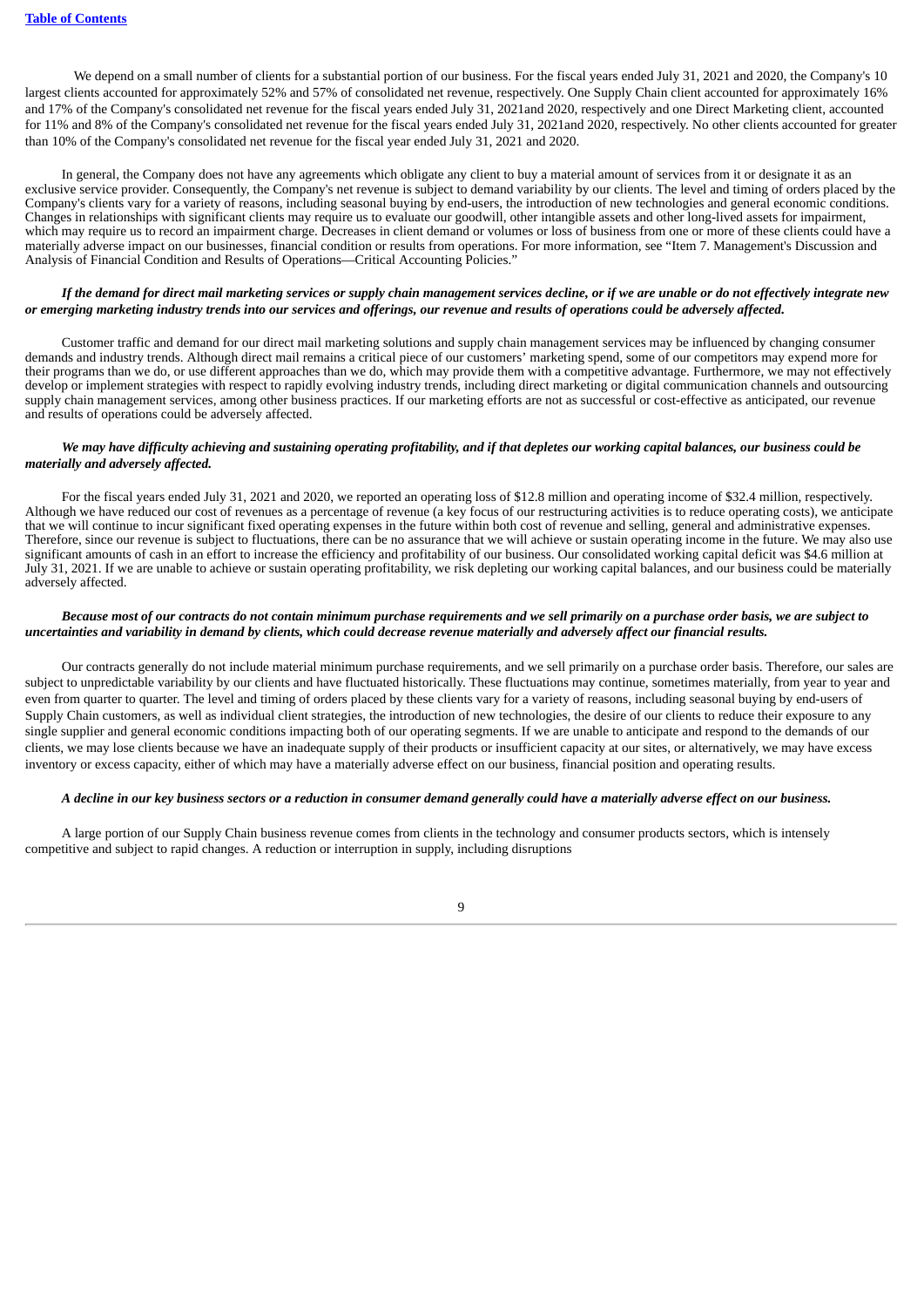We depend on a small number of clients for a substantial portion of our business. For the fiscal years ended July 31, 2021 and 2020, the Company's 10 largest clients accounted for approximately 52% and 57% of consolidated net revenue, respectively. One Supply Chain client accounted for approximately 16% and 17% of the Company's consolidated net revenue for the fiscal years ended July 31, 2021and 2020, respectively and one Direct Marketing client, accounted for 11% and 8% of the Company's consolidated net revenue for the fiscal years ended July 31, 2021and 2020, respectively. No other clients accounted for greater than 10% of the Company's consolidated net revenue for the fiscal year ended July 31, 2021 and 2020.

In general, the Company does not have any agreements which obligate any client to buy a material amount of services from it or designate it as an exclusive service provider. Consequently, the Company's net revenue is subject to demand variability by our clients. The level and timing of orders placed by the Company's clients vary for a variety of reasons, including seasonal buying by end-users, the introduction of new technologies and general economic conditions. Changes in relationships with significant clients may require us to evaluate our goodwill, other intangible assets and other long-lived assets for impairment, which may require us to record an impairment charge. Decreases in client demand or volumes or loss of business from one or more of these clients could have a materially adverse impact on our businesses, financial condition or results from operations. For more information, see "Item 7. Management's Discussion and Analysis of Financial Condition and Results of Operations—Critical Accounting Policies."

***If the demand for direct mail marketing services or supply chain management services decline, or if we are unable or do not effectively integrate new or emerging marketing industry trends into our services and offerings, our revenue and results of operations could be adversely affected.***

Customer traffic and demand for our direct mail marketing solutions and supply chain management services may be influenced by changing consumer demands and industry trends. Although direct mail remains a critical piece of our customers' marketing spend, some of our competitors may expend more for their programs than we do, or use different approaches than we do, which may provide them with a competitive advantage. Furthermore, we may not effectively develop or implement strategies with respect to rapidly evolving industry trends, including direct marketing or digital communication channels and outsourcing supply chain management services, among other business practices. If our marketing efforts are not as successful or cost-effective as anticipated, our revenue and results of operations could be adversely affected.

***We may have difficulty achieving and sustaining operating profitability, and if that depletes our working capital balances, our business could be materially and adversely affected.***

For the fiscal years ended July 31, 2021 and 2020, we reported an operating loss of $12.8 million and operating income of $32.4 million, respectively. Although we have reduced our cost of revenues as a percentage of revenue (a key focus of our restructuring activities is to reduce operating costs), we anticipate that we will continue to incur significant fixed operating expenses in the future within both cost of revenue and selling, general and administrative expenses. Therefore, since our revenue is subject to fluctuations, there can be no assurance that we will achieve or sustain operating income in the future. We may also use significant amounts of cash in an effort to increase the efficiency and profitability of our business. Our consolidated working capital deficit was $4.6 million at July 31, 2021. If we are unable to achieve or sustain operating profitability, we risk depleting our working capital balances, and our business could be materially adversely affected.

***Because most of our contracts do not contain minimum purchase requirements and we sell primarily on a purchase order basis, we are subject to uncertainties and variability in demand by clients, which could decrease revenue materially and adversely affect our financial results.***

Our contracts generally do not include material minimum purchase requirements, and we sell primarily on a purchase order basis. Therefore, our sales are subject to unpredictable variability by our clients and have fluctuated historically. These fluctuations may continue, sometimes materially, from year to year and even from quarter to quarter. The level and timing of orders placed by these clients vary for a variety of reasons, including seasonal buying by end-users of Supply Chain customers, as well as individual client strategies, the introduction of new technologies, the desire of our clients to reduce their exposure to any single supplier and general economic conditions impacting both of our operating segments. If we are unable to anticipate and respond to the demands of our clients, we may lose clients because we have an inadequate supply of their products or insufficient capacity at our sites, or alternatively, we may have excess inventory or excess capacity, either of which may have a materially adverse effect on our business, financial position and operating results.

***A decline in our key business sectors or a reduction in consumer demand generally could have a materially adverse effect on our business.***

A large portion of our Supply Chain business revenue comes from clients in the technology and consumer products sectors, which is intensely competitive and subject to rapid changes. A reduction or interruption in supply, including disruptions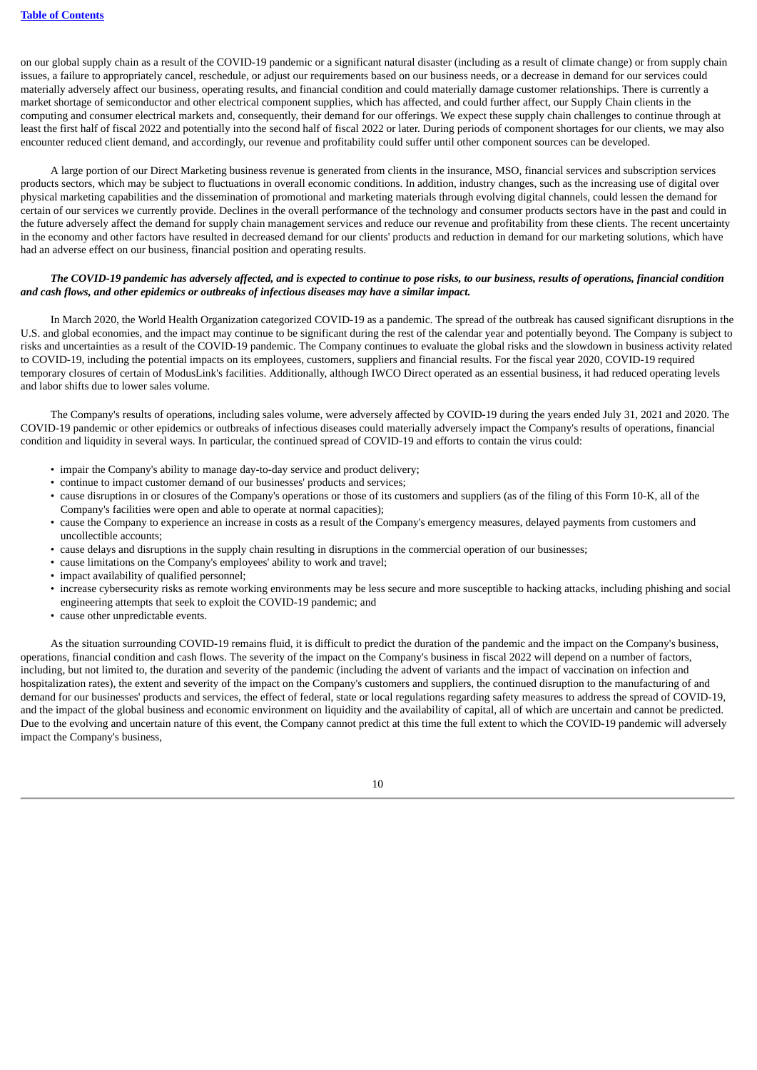on our global supply chain as a result of the COVID-19 pandemic or a significant natural disaster (including as a result of climate change) or from supply chain issues, a failure to appropriately cancel, reschedule, or adjust our requirements based on our business needs, or a decrease in demand for our services could materially adversely affect our business, operating results, and financial condition and could materially damage customer relationships. There is currently a market shortage of semiconductor and other electrical component supplies, which has affected, and could further affect, our Supply Chain clients in the computing and consumer electrical markets and, consequently, their demand for our offerings. We expect these supply chain challenges to continue through at least the first half of fiscal 2022 and potentially into the second half of fiscal 2022 or later. During periods of component shortages for our clients, we may also encounter reduced client demand, and accordingly, our revenue and profitability could suffer until other component sources can be developed.

A large portion of our Direct Marketing business revenue is generated from clients in the insurance, MSO, financial services and subscription services products sectors, which may be subject to fluctuations in overall economic conditions. In addition, industry changes, such as the increasing use of digital over physical marketing capabilities and the dissemination of promotional and marketing materials through evolving digital channels, could lessen the demand for certain of our services we currently provide. Declines in the overall performance of the technology and consumer products sectors have in the past and could in the future adversely affect the demand for supply chain management services and reduce our revenue and profitability from these clients. The recent uncertainty in the economy and other factors have resulted in decreased demand for our clients' products and reduction in demand for our marketing solutions, which have had an adverse effect on our business, financial position and operating results.

***The COVID-19 pandemic has adversely affected, and is expected to continue to pose risks, to our business, results of operations, financial condition and cash flows, and other epidemics or outbreaks of infectious diseases may have a similar impact.***

In March 2020, the World Health Organization categorized COVID-19 as a pandemic. The spread of the outbreak has caused significant disruptions in the U.S. and global economies, and the impact may continue to be significant during the rest of the calendar year and potentially beyond. The Company is subject to risks and uncertainties as a result of the COVID-19 pandemic. The Company continues to evaluate the global risks and the slowdown in business activity related to COVID-19, including the potential impacts on its employees, customers, suppliers and financial results. For the fiscal year 2020, COVID-19 required temporary closures of certain of ModusLink's facilities. Additionally, although IWCO Direct operated as an essential business, it had reduced operating levels and labor shifts due to lower sales volume.

The Company's results of operations, including sales volume, were adversely affected by COVID-19 during the years ended July 31, 2021 and 2020. The COVID-19 pandemic or other epidemics or outbreaks of infectious diseases could materially adversely impact the Company's results of operations, financial condition and liquidity in several ways. In particular, the continued spread of COVID-19 and efforts to contain the virus could:

- impair the Company's ability to manage day-to-day service and product delivery;
- continue to impact customer demand of our businesses' products and services;
- cause disruptions in or closures of the Company's operations or those of its customers and suppliers (as of the filing of this Form 10-K, all of the Company's facilities were open and able to operate at normal capacities);
- cause the Company to experience an increase in costs as a result of the Company's emergency measures, delayed payments from customers and uncollectible accounts;
- cause delays and disruptions in the supply chain resulting in disruptions in the commercial operation of our businesses;
- cause limitations on the Company's employees' ability to work and travel;
- impact availability of qualified personnel;
- increase cybersecurity risks as remote working environments may be less secure and more susceptible to hacking attacks, including phishing and social engineering attempts that seek to exploit the COVID-19 pandemic; and
- cause other unpredictable events.

As the situation surrounding COVID-19 remains fluid, it is difficult to predict the duration of the pandemic and the impact on the Company's business, operations, financial condition and cash flows. The severity of the impact on the Company's business in fiscal 2022 will depend on a number of factors, including, but not limited to, the duration and severity of the pandemic (including the advent of variants and the impact of vaccination on infection and hospitalization rates), the extent and severity of the impact on the Company's customers and suppliers, the continued disruption to the manufacturing of and demand for our businesses' products and services, the effect of federal, state or local regulations regarding safety measures to address the spread of COVID-19, and the impact of the global business and economic environment on liquidity and the availability of capital, all of which are uncertain and cannot be predicted. Due to the evolving and uncertain nature of this event, the Company cannot predict at this time the full extent to which the COVID-19 pandemic will adversely impact the Company's business,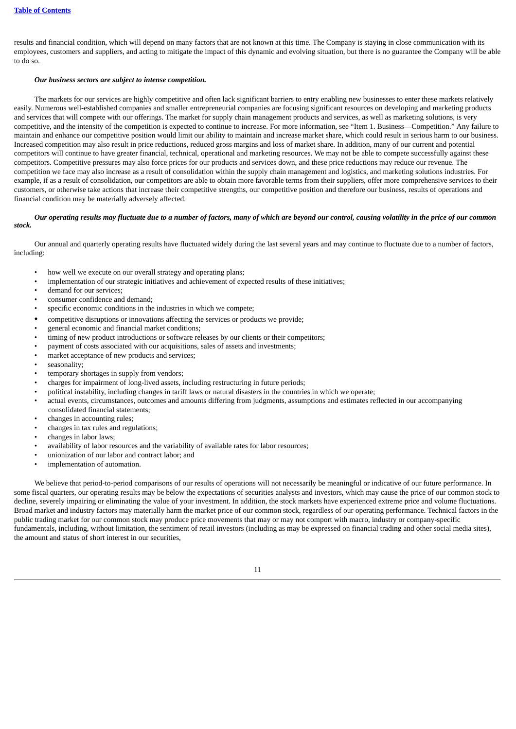results and financial condition, which will depend on many factors that are not known at this time. The Company is staying in close communication with its employees, customers and suppliers, and acting to mitigate the impact of this dynamic and evolving situation, but there is no guarantee the Company will be able to do so.

***Our business sectors are subject to intense competition.***

The markets for our services are highly competitive and often lack significant barriers to entry enabling new businesses to enter these markets relatively easily. Numerous well-established companies and smaller entrepreneurial companies are focusing significant resources on developing and marketing products and services that will compete with our offerings. The market for supply chain management products and services, as well as marketing solutions, is very competitive, and the intensity of the competition is expected to continue to increase. For more information, see "Item 1. Business—Competition." Any failure to maintain and enhance our competitive position would limit our ability to maintain and increase market share, which could result in serious harm to our business. Increased competition may also result in price reductions, reduced gross margins and loss of market share. In addition, many of our current and potential competitors will continue to have greater financial, technical, operational and marketing resources. We may not be able to compete successfully against these competitors. Competitive pressures may also force prices for our products and services down, and these price reductions may reduce our revenue. The competition we face may also increase as a result of consolidation within the supply chain management and logistics, and marketing solutions industries. For example, if as a result of consolidation, our competitors are able to obtain more favorable terms from their suppliers, offer more comprehensive services to their customers, or otherwise take actions that increase their competitive strengths, our competitive position and therefore our business, results of operations and financial condition may be materially adversely affected.

***Our operating results may fluctuate due to a number of factors, many of which are beyond our control, causing volatility in the price of our common stock.***

Our annual and quarterly operating results have fluctuated widely during the last several years and may continue to fluctuate due to a number of factors, including:

- how well we execute on our overall strategy and operating plans;
- implementation of our strategic initiatives and achievement of expected results of these initiatives;
- demand for our services;
- consumer confidence and demand;
- specific economic conditions in the industries in which we compete;
- competitive disruptions or innovations affecting the services or products we provide;
- general economic and financial market conditions;
- timing of new product introductions or software releases by our clients or their competitors;
- payment of costs associated with our acquisitions, sales of assets and investments;
- market acceptance of new products and services;
- seasonality;
- temporary shortages in supply from vendors;
- charges for impairment of long-lived assets, including restructuring in future periods;
- political instability, including changes in tariff laws or natural disasters in the countries in which we operate;
- actual events, circumstances, outcomes and amounts differing from judgments, assumptions and estimates reflected in our accompanying consolidated financial statements;
- changes in accounting rules;
- changes in tax rules and regulations;
- changes in labor laws;
- availability of labor resources and the variability of available rates for labor resources;
- unionization of our labor and contract labor; and
- implementation of automation.

We believe that period-to-period comparisons of our results of operations will not necessarily be meaningful or indicative of our future performance. In some fiscal quarters, our operating results may be below the expectations of securities analysts and investors, which may cause the price of our common stock to decline, severely impairing or eliminating the value of your investment. In addition, the stock markets have experienced extreme price and volume fluctuations. Broad market and industry factors may materially harm the market price of our common stock, regardless of our operating performance. Technical factors in the public trading market for our common stock may produce price movements that may or may not comport with macro, industry or company-specific fundamentals, including, without limitation, the sentiment of retail investors (including as may be expressed on financial trading and other social media sites), the amount and status of short interest in our securities,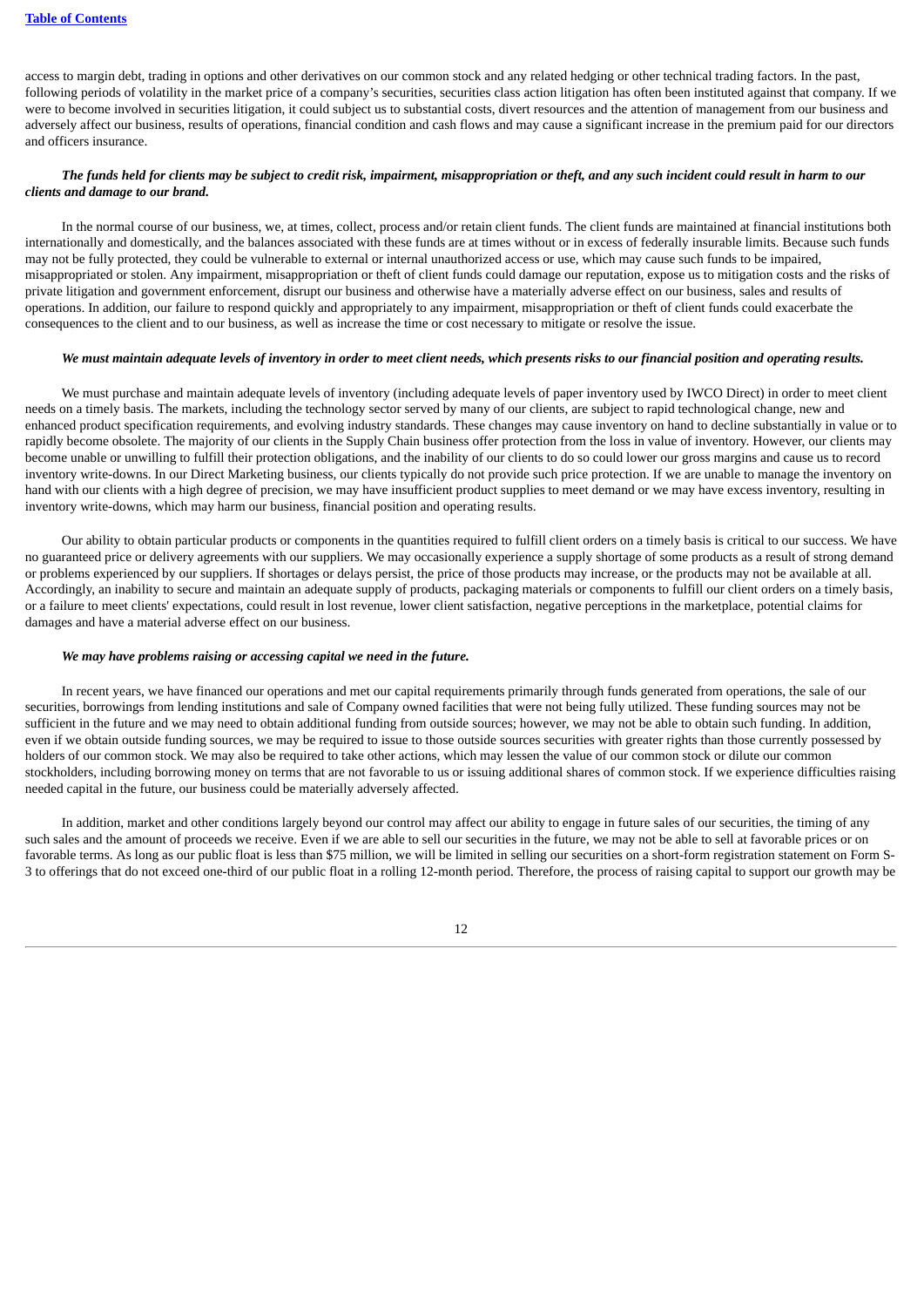access to margin debt, trading in options and other derivatives on our common stock and any related hedging or other technical trading factors. In the past, following periods of volatility in the market price of a company's securities, securities class action litigation has often been instituted against that company. If we were to become involved in securities litigation, it could subject us to substantial costs, divert resources and the attention of management from our business and adversely affect our business, results of operations, financial condition and cash flows and may cause a significant increase in the premium paid for our directors and officers insurance.

***The funds held for clients may be subject to credit risk, impairment, misappropriation or theft, and any such incident could result in harm to our clients and damage to our brand.***

In the normal course of our business, we, at times, collect, process and/or retain client funds. The client funds are maintained at financial institutions both internationally and domestically, and the balances associated with these funds are at times without or in excess of federally insurable limits. Because such funds may not be fully protected, they could be vulnerable to external or internal unauthorized access or use, which may cause such funds to be impaired, misappropriated or stolen. Any impairment, misappropriation or theft of client funds could damage our reputation, expose us to mitigation costs and the risks of private litigation and government enforcement, disrupt our business and otherwise have a materially adverse effect on our business, sales and results of operations. In addition, our failure to respond quickly and appropriately to any impairment, misappropriation or theft of client funds could exacerbate the consequences to the client and to our business, as well as increase the time or cost necessary to mitigate or resolve the issue.

***We must maintain adequate levels of inventory in order to meet client needs, which presents risks to our financial position and operating results.***

We must purchase and maintain adequate levels of inventory (including adequate levels of paper inventory used by IWCO Direct) in order to meet client needs on a timely basis. The markets, including the technology sector served by many of our clients, are subject to rapid technological change, new and enhanced product specification requirements, and evolving industry standards. These changes may cause inventory on hand to decline substantially in value or to rapidly become obsolete. The majority of our clients in the Supply Chain business offer protection from the loss in value of inventory. However, our clients may become unable or unwilling to fulfill their protection obligations, and the inability of our clients to do so could lower our gross margins and cause us to record inventory write-downs. In our Direct Marketing business, our clients typically do not provide such price protection. If we are unable to manage the inventory on hand with our clients with a high degree of precision, we may have insufficient product supplies to meet demand or we may have excess inventory, resulting in inventory write-downs, which may harm our business, financial position and operating results.

Our ability to obtain particular products or components in the quantities required to fulfill client orders on a timely basis is critical to our success. We have no guaranteed price or delivery agreements with our suppliers. We may occasionally experience a supply shortage of some products as a result of strong demand or problems experienced by our suppliers. If shortages or delays persist, the price of those products may increase, or the products may not be available at all. Accordingly, an inability to secure and maintain an adequate supply of products, packaging materials or components to fulfill our client orders on a timely basis, or a failure to meet clients' expectations, could result in lost revenue, lower client satisfaction, negative perceptions in the marketplace, potential claims for damages and have a material adverse effect on our business.

***We may have problems raising or accessing capital we need in the future.***

In recent years, we have financed our operations and met our capital requirements primarily through funds generated from operations, the sale of our securities, borrowings from lending institutions and sale of Company owned facilities that were not being fully utilized. These funding sources may not be sufficient in the future and we may need to obtain additional funding from outside sources; however, we may not be able to obtain such funding. In addition, even if we obtain outside funding sources, we may be required to issue to those outside sources securities with greater rights than those currently possessed by holders of our common stock. We may also be required to take other actions, which may lessen the value of our common stock or dilute our common stockholders, including borrowing money on terms that are not favorable to us or issuing additional shares of common stock. If we experience difficulties raising needed capital in the future, our business could be materially adversely affected.

In addition, market and other conditions largely beyond our control may affect our ability to engage in future sales of our securities, the timing of any such sales and the amount of proceeds we receive. Even if we are able to sell our securities in the future, we may not be able to sell at favorable prices or on favorable terms. As long as our public float is less than $75 million, we will be limited in selling our securities on a short-form registration statement on Form S-3 to offerings that do not exceed one-third of our public float in a rolling 12-month period. Therefore, the process of raising capital to support our growth may be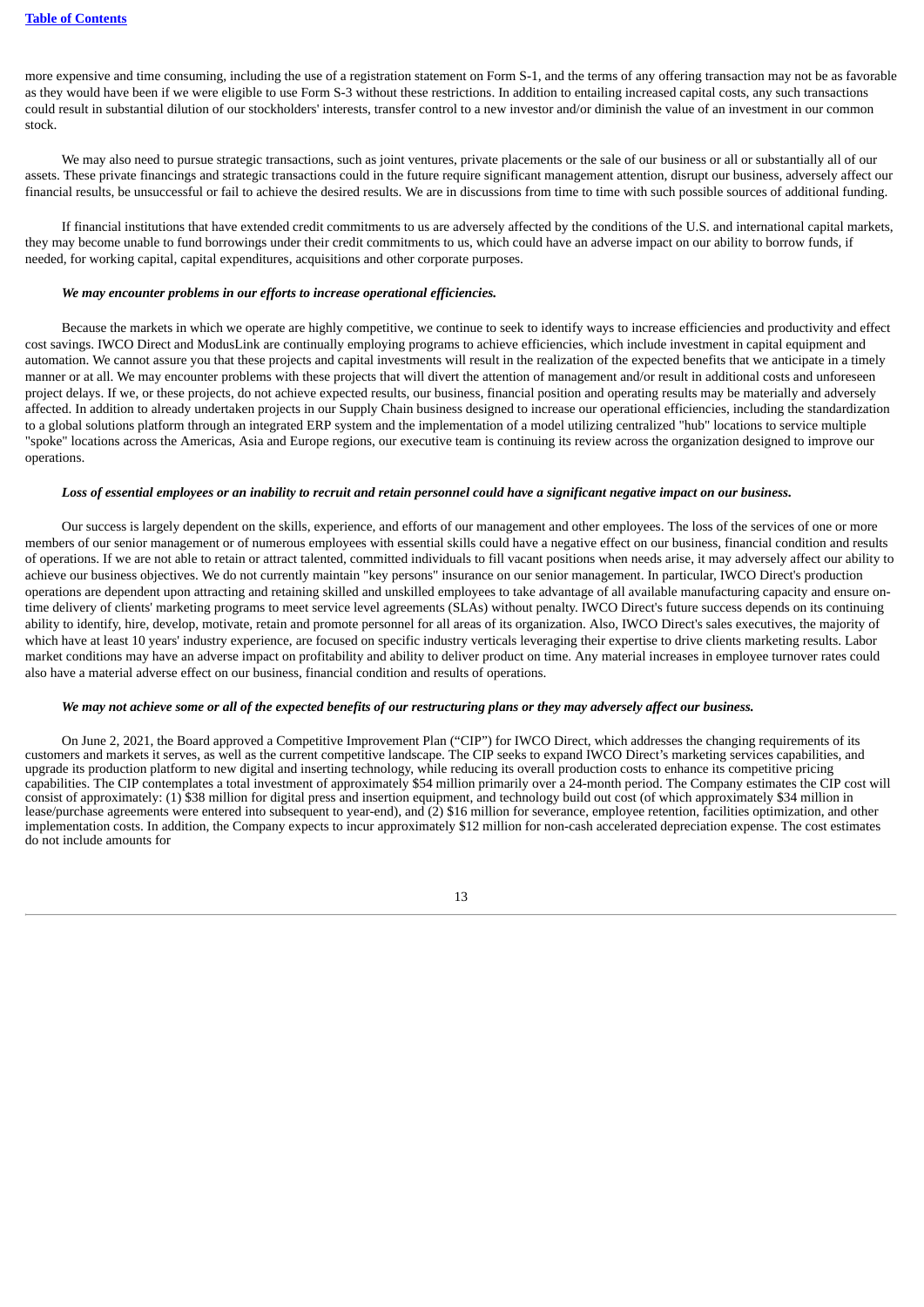more expensive and time consuming, including the use of a registration statement on Form S-1, and the terms of any offering transaction may not be as favorable as they would have been if we were eligible to use Form S-3 without these restrictions. In addition to entailing increased capital costs, any such transactions could result in substantial dilution of our stockholders' interests, transfer control to a new investor and/or diminish the value of an investment in our common stock.

We may also need to pursue strategic transactions, such as joint ventures, private placements or the sale of our business or all or substantially all of our assets. These private financings and strategic transactions could in the future require significant management attention, disrupt our business, adversely affect our financial results, be unsuccessful or fail to achieve the desired results. We are in discussions from time to time with such possible sources of additional funding.

If financial institutions that have extended credit commitments to us are adversely affected by the conditions of the U.S. and international capital markets, they may become unable to fund borrowings under their credit commitments to us, which could have an adverse impact on our ability to borrow funds, if needed, for working capital, capital expenditures, acquisitions and other corporate purposes.

***We may encounter problems in our efforts to increase operational efficiencies.***

Because the markets in which we operate are highly competitive, we continue to seek to identify ways to increase efficiencies and productivity and effect cost savings. IWCO Direct and ModusLink are continually employing programs to achieve efficiencies, which include investment in capital equipment and automation. We cannot assure you that these projects and capital investments will result in the realization of the expected benefits that we anticipate in a timely manner or at all. We may encounter problems with these projects that will divert the attention of management and/or result in additional costs and unforeseen project delays. If we, or these projects, do not achieve expected results, our business, financial position and operating results may be materially and adversely affected. In addition to already undertaken projects in our Supply Chain business designed to increase our operational efficiencies, including the standardization to a global solutions platform through an integrated ERP system and the implementation of a model utilizing centralized "hub" locations to service multiple "spoke" locations across the Americas, Asia and Europe regions, our executive team is continuing its review across the organization designed to improve our operations.

***Loss of essential employees or an inability to recruit and retain personnel could have a significant negative impact on our business.***

Our success is largely dependent on the skills, experience, and efforts of our management and other employees. The loss of the services of one or more members of our senior management or of numerous employees with essential skills could have a negative effect on our business, financial condition and results of operations. If we are not able to retain or attract talented, committed individuals to fill vacant positions when needs arise, it may adversely affect our ability to achieve our business objectives. We do not currently maintain "key persons" insurance on our senior management. In particular, IWCO Direct's production operations are dependent upon attracting and retaining skilled and unskilled employees to take advantage of all available manufacturing capacity and ensure on-time delivery of clients' marketing programs to meet service level agreements (SLAs) without penalty. IWCO Direct's future success depends on its continuing ability to identify, hire, develop, motivate, retain and promote personnel for all areas of its organization. Also, IWCO Direct's sales executives, the majority of which have at least 10 years' industry experience, are focused on specific industry verticals leveraging their expertise to drive clients marketing results. Labor market conditions may have an adverse impact on profitability and ability to deliver product on time. Any material increases in employee turnover rates could also have a material adverse effect on our business, financial condition and results of operations.

***We may not achieve some or all of the expected benefits of our restructuring plans or they may adversely affect our business.***

On June 2, 2021, the Board approved a Competitive Improvement Plan ("CIP") for IWCO Direct, which addresses the changing requirements of its customers and markets it serves, as well as the current competitive landscape. The CIP seeks to expand IWCO Direct's marketing services capabilities, and upgrade its production platform to new digital and inserting technology, while reducing its overall production costs to enhance its competitive pricing capabilities. The CIP contemplates a total investment of approximately $54 million primarily over a 24-month period. The Company estimates the CIP cost will consist of approximately: (1) $38 million for digital press and insertion equipment, and technology build out cost (of which approximately $34 million in lease/purchase agreements were entered into subsequent to year-end), and (2) $16 million for severance, employee retention, facilities optimization, and other implementation costs. In addition, the Company expects to incur approximately $12 million for non-cash accelerated depreciation expense. The cost estimates do not include amounts for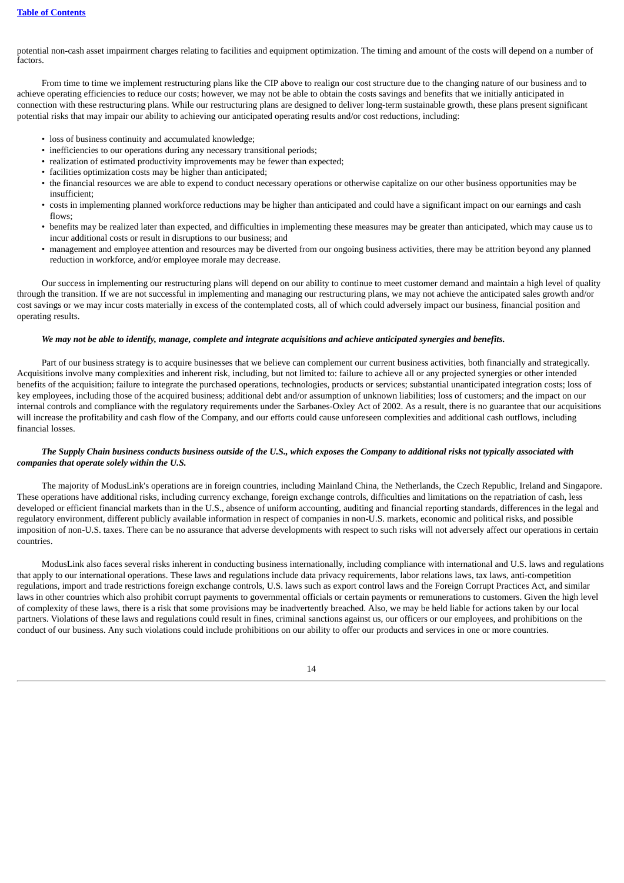potential non-cash asset impairment charges relating to facilities and equipment optimization. The timing and amount of the costs will depend on a number of factors.

From time to time we implement restructuring plans like the CIP above to realign our cost structure due to the changing nature of our business and to achieve operating efficiencies to reduce our costs; however, we may not be able to obtain the costs savings and benefits that we initially anticipated in connection with these restructuring plans. While our restructuring plans are designed to deliver long-term sustainable growth, these plans present significant potential risks that may impair our ability to achieving our anticipated operating results and/or cost reductions, including:

- loss of business continuity and accumulated knowledge;
- inefficiencies to our operations during any necessary transitional periods;
- realization of estimated productivity improvements may be fewer than expected;
- facilities optimization costs may be higher than anticipated;
- the financial resources we are able to expend to conduct necessary operations or otherwise capitalize on our other business opportunities may be insufficient;
- costs in implementing planned workforce reductions may be higher than anticipated and could have a significant impact on our earnings and cash flows;
- benefits may be realized later than expected, and difficulties in implementing these measures may be greater than anticipated, which may cause us to incur additional costs or result in disruptions to our business; and
- management and employee attention and resources may be diverted from our ongoing business activities, there may be attrition beyond any planned reduction in workforce, and/or employee morale may decrease.

Our success in implementing our restructuring plans will depend on our ability to continue to meet customer demand and maintain a high level of quality through the transition. If we are not successful in implementing and managing our restructuring plans, we may not achieve the anticipated sales growth and/or cost savings or we may incur costs materially in excess of the contemplated costs, all of which could adversely impact our business, financial position and operating results.

***We may not be able to identify, manage, complete and integrate acquisitions and achieve anticipated synergies and benefits.***

Part of our business strategy is to acquire businesses that we believe can complement our current business activities, both financially and strategically. Acquisitions involve many complexities and inherent risk, including, but not limited to: failure to achieve all or any projected synergies or other intended benefits of the acquisition; failure to integrate the purchased operations, technologies, products or services; substantial unanticipated integration costs; loss of key employees, including those of the acquired business; additional debt and/or assumption of unknown liabilities; loss of customers; and the impact on our internal controls and compliance with the regulatory requirements under the Sarbanes-Oxley Act of 2002. As a result, there is no guarantee that our acquisitions will increase the profitability and cash flow of the Company, and our efforts could cause unforeseen complexities and additional cash outflows, including financial losses.

***The Supply Chain business conducts business outside of the U.S., which exposes the Company to additional risks not typically associated with companies that operate solely within the U.S.***

The majority of ModusLink's operations are in foreign countries, including Mainland China, the Netherlands, the Czech Republic, Ireland and Singapore. These operations have additional risks, including currency exchange, foreign exchange controls, difficulties and limitations on the repatriation of cash, less developed or efficient financial markets than in the U.S., absence of uniform accounting, auditing and financial reporting standards, differences in the legal and regulatory environment, different publicly available information in respect of companies in non-U.S. markets, economic and political risks, and possible imposition of non-U.S. taxes. There can be no assurance that adverse developments with respect to such risks will not adversely affect our operations in certain countries.

ModusLink also faces several risks inherent in conducting business internationally, including compliance with international and U.S. laws and regulations that apply to our international operations. These laws and regulations include data privacy requirements, labor relations laws, tax laws, anti-competition regulations, import and trade restrictions foreign exchange controls, U.S. laws such as export control laws and the Foreign Corrupt Practices Act, and similar laws in other countries which also prohibit corrupt payments to governmental officials or certain payments or remunerations to customers. Given the high level of complexity of these laws, there is a risk that some provisions may be inadvertently breached. Also, we may be held liable for actions taken by our local partners. Violations of these laws and regulations could result in fines, criminal sanctions against us, our officers or our employees, and prohibitions on the conduct of our business. Any such violations could include prohibitions on our ability to offer our products and services in one or more countries.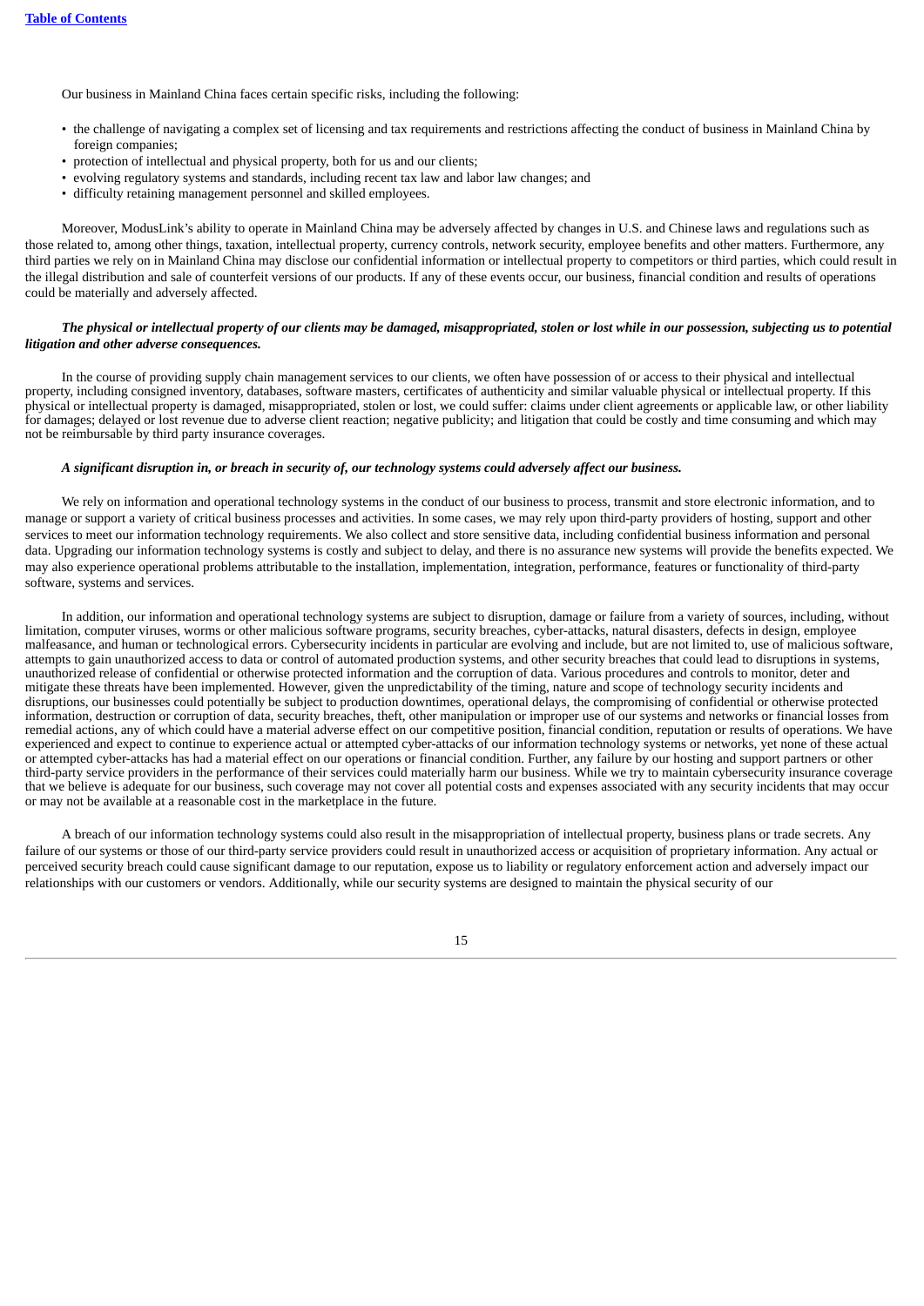Our business in Mainland China faces certain specific risks, including the following:

- the challenge of navigating a complex set of licensing and tax requirements and restrictions affecting the conduct of business in Mainland China by foreign companies;
- protection of intellectual and physical property, both for us and our clients;
- evolving regulatory systems and standards, including recent tax law and labor law changes; and
- difficulty retaining management personnel and skilled employees.

Moreover, ModusLink's ability to operate in Mainland China may be adversely affected by changes in U.S. and Chinese laws and regulations such as those related to, among other things, taxation, intellectual property, currency controls, network security, employee benefits and other matters. Furthermore, any third parties we rely on in Mainland China may disclose our confidential information or intellectual property to competitors or third parties, which could result in the illegal distribution and sale of counterfeit versions of our products. If any of these events occur, our business, financial condition and results of operations could be materially and adversely affected.

***The physical or intellectual property of our clients may be damaged, misappropriated, stolen or lost while in our possession, subjecting us to potential litigation and other adverse consequences.***

In the course of providing supply chain management services to our clients, we often have possession of or access to their physical and intellectual property, including consigned inventory, databases, software masters, certificates of authenticity and similar valuable physical or intellectual property. If this physical or intellectual property is damaged, misappropriated, stolen or lost, we could suffer: claims under client agreements or applicable law, or other liability for damages; delayed or lost revenue due to adverse client reaction; negative publicity; and litigation that could be costly and time consuming and which may not be reimbursable by third party insurance coverages.

***A significant disruption in, or breach in security of, our technology systems could adversely affect our business.***

We rely on information and operational technology systems in the conduct of our business to process, transmit and store electronic information, and to manage or support a variety of critical business processes and activities. In some cases, we may rely upon third-party providers of hosting, support and other services to meet our information technology requirements. We also collect and store sensitive data, including confidential business information and personal data. Upgrading our information technology systems is costly and subject to delay, and there is no assurance new systems will provide the benefits expected. We may also experience operational problems attributable to the installation, implementation, integration, performance, features or functionality of third-party software, systems and services.

In addition, our information and operational technology systems are subject to disruption, damage or failure from a variety of sources, including, without limitation, computer viruses, worms or other malicious software programs, security breaches, cyber-attacks, natural disasters, defects in design, employee malfeasance, and human or technological errors. Cybersecurity incidents in particular are evolving and include, but are not limited to, use of malicious software, attempts to gain unauthorized access to data or control of automated production systems, and other security breaches that could lead to disruptions in systems, unauthorized release of confidential or otherwise protected information and the corruption of data. Various procedures and controls to monitor, deter and mitigate these threats have been implemented. However, given the unpredictability of the timing, nature and scope of technology security incidents and disruptions, our businesses could potentially be subject to production downtimes, operational delays, the compromising of confidential or otherwise protected information, destruction or corruption of data, security breaches, theft, other manipulation or improper use of our systems and networks or financial losses from remedial actions, any of which could have a material adverse effect on our competitive position, financial condition, reputation or results of operations. We have experienced and expect to continue to experience actual or attempted cyber-attacks of our information technology systems or networks, yet none of these actual or attempted cyber-attacks has had a material effect on our operations or financial condition. Further, any failure by our hosting and support partners or other third-party service providers in the performance of their services could materially harm our business. While we try to maintain cybersecurity insurance coverage that we believe is adequate for our business, such coverage may not cover all potential costs and expenses associated with any security incidents that may occur or may not be available at a reasonable cost in the marketplace in the future.

A breach of our information technology systems could also result in the misappropriation of intellectual property, business plans or trade secrets. Any failure of our systems or those of our third-party service providers could result in unauthorized access or acquisition of proprietary information. Any actual or perceived security breach could cause significant damage to our reputation, expose us to liability or regulatory enforcement action and adversely impact our relationships with our customers or vendors. Additionally, while our security systems are designed to maintain the physical security of our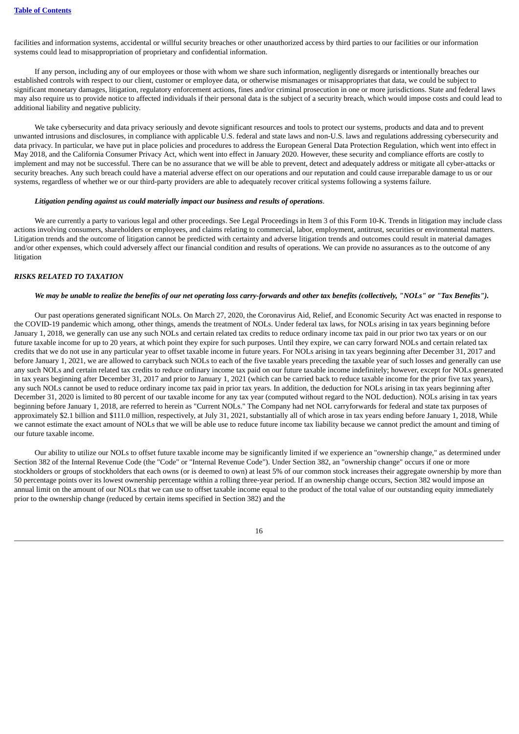facilities and information systems, accidental or willful security breaches or other unauthorized access by third parties to our facilities or our information systems could lead to misappropriation of proprietary and confidential information.

If any person, including any of our employees or those with whom we share such information, negligently disregards or intentionally breaches our established controls with respect to our client, customer or employee data, or otherwise mismanages or misappropriates that data, we could be subject to significant monetary damages, litigation, regulatory enforcement actions, fines and/or criminal prosecution in one or more jurisdictions. State and federal laws may also require us to provide notice to affected individuals if their personal data is the subject of a security breach, which would impose costs and could lead to additional liability and negative publicity.

We take cybersecurity and data privacy seriously and devote significant resources and tools to protect our systems, products and data and to prevent unwanted intrusions and disclosures, in compliance with applicable U.S. federal and state laws and non-U.S. laws and regulations addressing cybersecurity and data privacy. In particular, we have put in place policies and procedures to address the European General Data Protection Regulation, which went into effect in May 2018, and the California Consumer Privacy Act, which went into effect in January 2020. However, these security and compliance efforts are costly to implement and may not be successful. There can be no assurance that we will be able to prevent, detect and adequately address or mitigate all cyber-attacks or security breaches. Any such breach could have a material adverse effect on our operations and our reputation and could cause irreparable damage to us or our systems, regardless of whether we or our third-party providers are able to adequately recover critical systems following a systems failure.

***Litigation pending against us could materially impact our business and results of operations***.

We are currently a party to various legal and other proceedings. See Legal Proceedings in Item 3 of this Form 10-K. Trends in litigation may include class actions involving consumers, shareholders or employees, and claims relating to commercial, labor, employment, antitrust, securities or environmental matters. Litigation trends and the outcome of litigation cannot be predicted with certainty and adverse litigation trends and outcomes could result in material damages and/or other expenses, which could adversely affect our financial condition and results of operations. We can provide no assurances as to the outcome of any litigation

***RISKS RELATED TO TAXATION***

***We may be unable to realize the benefits of our net operating loss carry-forwards and other tax benefits (collectively, "NOLs" or "Tax Benefits").***

Our past operations generated significant NOLs. On March 27, 2020, the Coronavirus Aid, Relief, and Economic Security Act was enacted in response to the COVID-19 pandemic which among, other things, amends the treatment of NOLs. Under federal tax laws, for NOLs arising in tax years beginning before January 1, 2018, we generally can use any such NOLs and certain related tax credits to reduce ordinary income tax paid in our prior two tax years or on our future taxable income for up to 20 years, at which point they expire for such purposes. Until they expire, we can carry forward NOLs and certain related tax credits that we do not use in any particular year to offset taxable income in future years. For NOLs arising in tax years beginning after December 31, 2017 and before January 1, 2021, we are allowed to carryback such NOLs to each of the five taxable years preceding the taxable year of such losses and generally can use any such NOLs and certain related tax credits to reduce ordinary income tax paid on our future taxable income indefinitely; however, except for NOLs generated in tax years beginning after December 31, 2017 and prior to January 1, 2021 (which can be carried back to reduce taxable income for the prior five tax years), any such NOLs cannot be used to reduce ordinary income tax paid in prior tax years. In addition, the deduction for NOLs arising in tax years beginning after December 31, 2020 is limited to 80 percent of our taxable income for any tax year (computed without regard to the NOL deduction). NOLs arising in tax years beginning before January 1, 2018, are referred to herein as "Current NOLs." The Company had net NOL carryforwards for federal and state tax purposes of approximately $2.1 billion and $111.0 million, respectively, at July 31, 2021, substantially all of which arose in tax years ending before January 1, 2018, While we cannot estimate the exact amount of NOLs that we will be able use to reduce future income tax liability because we cannot predict the amount and timing of our future taxable income.

Our ability to utilize our NOLs to offset future taxable income may be significantly limited if we experience an "ownership change," as determined under Section 382 of the Internal Revenue Code (the "Code" or "Internal Revenue Code"). Under Section 382, an "ownership change" occurs if one or more stockholders or groups of stockholders that each owns (or is deemed to own) at least 5% of our common stock increases their aggregate ownership by more than 50 percentage points over its lowest ownership percentage within a rolling three-year period. If an ownership change occurs, Section 382 would impose an annual limit on the amount of our NOLs that we can use to offset taxable income equal to the product of the total value of our outstanding equity immediately prior to the ownership change (reduced by certain items specified in Section 382) and the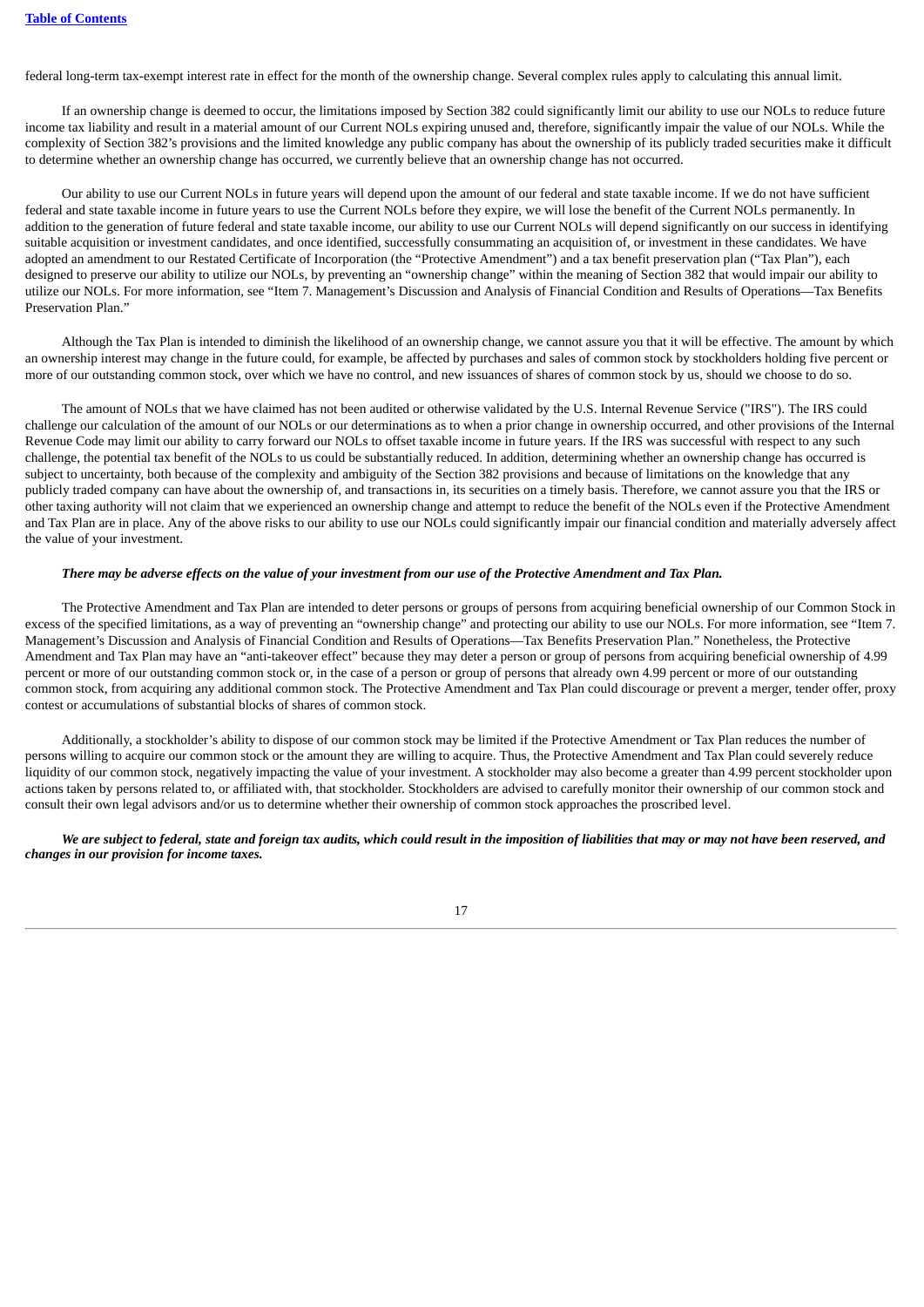federal long-term tax-exempt interest rate in effect for the month of the ownership change. Several complex rules apply to calculating this annual limit.

If an ownership change is deemed to occur, the limitations imposed by Section 382 could significantly limit our ability to use our NOLs to reduce future income tax liability and result in a material amount of our Current NOLs expiring unused and, therefore, significantly impair the value of our NOLs. While the complexity of Section 382's provisions and the limited knowledge any public company has about the ownership of its publicly traded securities make it difficult to determine whether an ownership change has occurred, we currently believe that an ownership change has not occurred.

Our ability to use our Current NOLs in future years will depend upon the amount of our federal and state taxable income. If we do not have sufficient federal and state taxable income in future years to use the Current NOLs before they expire, we will lose the benefit of the Current NOLs permanently. In addition to the generation of future federal and state taxable income, our ability to use our Current NOLs will depend significantly on our success in identifying suitable acquisition or investment candidates, and once identified, successfully consummating an acquisition of, or investment in these candidates. We have adopted an amendment to our Restated Certificate of Incorporation (the "Protective Amendment") and a tax benefit preservation plan ("Tax Plan"), each designed to preserve our ability to utilize our NOLs, by preventing an "ownership change" within the meaning of Section 382 that would impair our ability to utilize our NOLs. For more information, see "Item 7. Management's Discussion and Analysis of Financial Condition and Results of Operations—Tax Benefits Preservation Plan."

Although the Tax Plan is intended to diminish the likelihood of an ownership change, we cannot assure you that it will be effective. The amount by which an ownership interest may change in the future could, for example, be affected by purchases and sales of common stock by stockholders holding five percent or more of our outstanding common stock, over which we have no control, and new issuances of shares of common stock by us, should we choose to do so.

The amount of NOLs that we have claimed has not been audited or otherwise validated by the U.S. Internal Revenue Service ("IRS"). The IRS could challenge our calculation of the amount of our NOLs or our determinations as to when a prior change in ownership occurred, and other provisions of the Internal Revenue Code may limit our ability to carry forward our NOLs to offset taxable income in future years. If the IRS was successful with respect to any such challenge, the potential tax benefit of the NOLs to us could be substantially reduced. In addition, determining whether an ownership change has occurred is subject to uncertainty, both because of the complexity and ambiguity of the Section 382 provisions and because of limitations on the knowledge that any publicly traded company can have about the ownership of, and transactions in, its securities on a timely basis. Therefore, we cannot assure you that the IRS or other taxing authority will not claim that we experienced an ownership change and attempt to reduce the benefit of the NOLs even if the Protective Amendment and Tax Plan are in place. Any of the above risks to our ability to use our NOLs could significantly impair our financial condition and materially adversely affect the value of your investment.

***There may be adverse effects on the value of your investment from our use of the Protective Amendment and Tax Plan.***

The Protective Amendment and Tax Plan are intended to deter persons or groups of persons from acquiring beneficial ownership of our Common Stock in excess of the specified limitations, as a way of preventing an "ownership change" and protecting our ability to use our NOLs. For more information, see "Item 7. Management's Discussion and Analysis of Financial Condition and Results of Operations—Tax Benefits Preservation Plan." Nonetheless, the Protective Amendment and Tax Plan may have an "anti-takeover effect" because they may deter a person or group of persons from acquiring beneficial ownership of 4.99 percent or more of our outstanding common stock or, in the case of a person or group of persons that already own 4.99 percent or more of our outstanding common stock, from acquiring any additional common stock. The Protective Amendment and Tax Plan could discourage or prevent a merger, tender offer, proxy contest or accumulations of substantial blocks of shares of common stock.

Additionally, a stockholder's ability to dispose of our common stock may be limited if the Protective Amendment or Tax Plan reduces the number of persons willing to acquire our common stock or the amount they are willing to acquire. Thus, the Protective Amendment and Tax Plan could severely reduce liquidity of our common stock, negatively impacting the value of your investment. A stockholder may also become a greater than 4.99 percent stockholder upon actions taken by persons related to, or affiliated with, that stockholder. Stockholders are advised to carefully monitor their ownership of our common stock and consult their own legal advisors and/or us to determine whether their ownership of common stock approaches the proscribed level.

***We are subject to federal, state and foreign tax audits, which could result in the imposition of liabilities that may or may not have been reserved, and changes in our provision for income taxes.***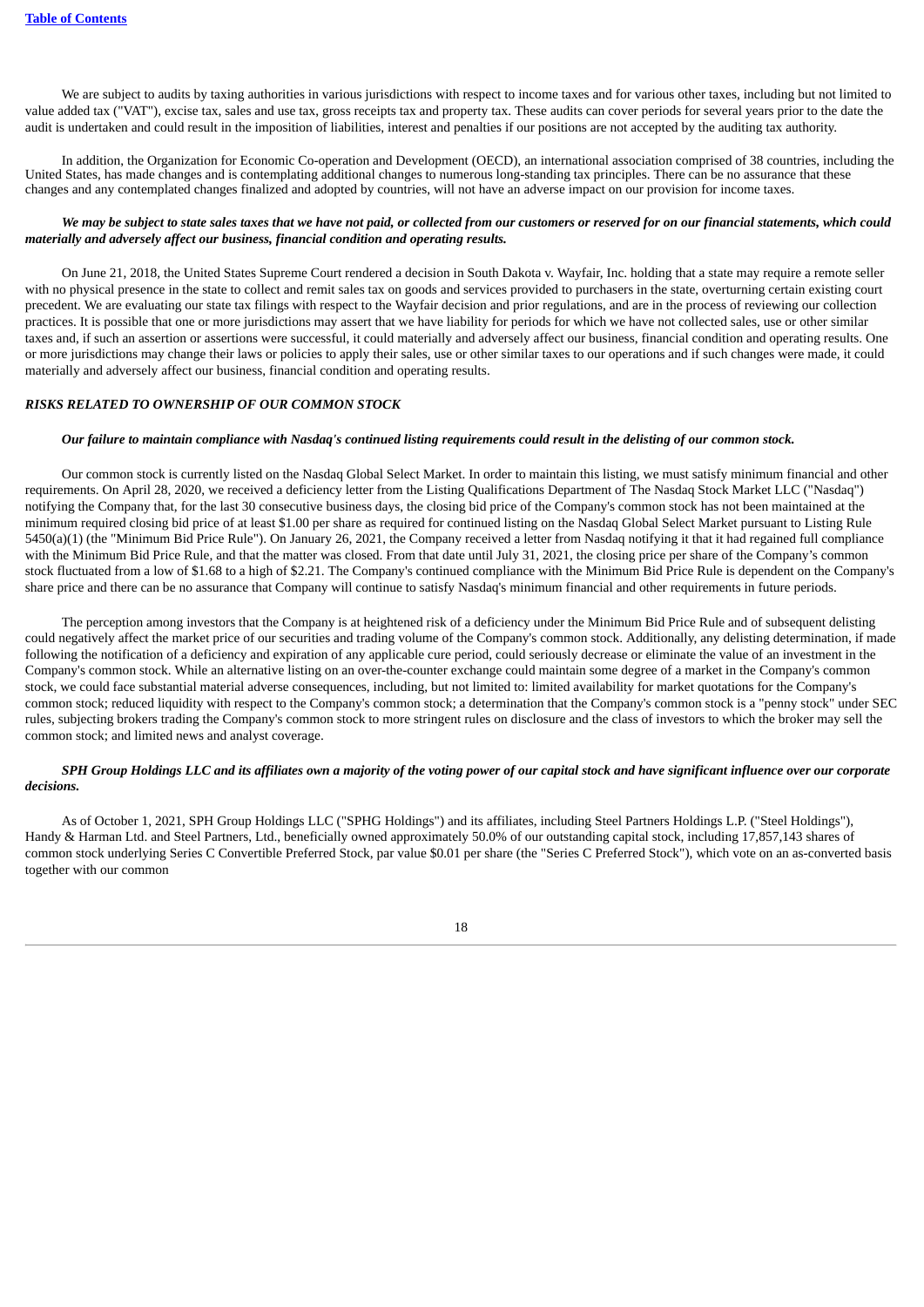We are subject to audits by taxing authorities in various jurisdictions with respect to income taxes and for various other taxes, including but not limited to value added tax ("VAT"), excise tax, sales and use tax, gross receipts tax and property tax. These audits can cover periods for several years prior to the date the audit is undertaken and could result in the imposition of liabilities, interest and penalties if our positions are not accepted by the auditing tax authority.

In addition, the Organization for Economic Co-operation and Development (OECD), an international association comprised of 38 countries, including the United States, has made changes and is contemplating additional changes to numerous long-standing tax principles. There can be no assurance that these changes and any contemplated changes finalized and adopted by countries, will not have an adverse impact on our provision for income taxes.

***We may be subject to state sales taxes that we have not paid, or collected from our customers or reserved for on our financial statements, which could materially and adversely affect our business, financial condition and operating results.***

On June 21, 2018, the United States Supreme Court rendered a decision in South Dakota v. Wayfair, Inc. holding that a state may require a remote seller with no physical presence in the state to collect and remit sales tax on goods and services provided to purchasers in the state, overturning certain existing court precedent. We are evaluating our state tax filings with respect to the Wayfair decision and prior regulations, and are in the process of reviewing our collection practices. It is possible that one or more jurisdictions may assert that we have liability for periods for which we have not collected sales, use or other similar taxes and, if such an assertion or assertions were successful, it could materially and adversely affect our business, financial condition and operating results. One or more jurisdictions may change their laws or policies to apply their sales, use or other similar taxes to our operations and if such changes were made, it could materially and adversely affect our business, financial condition and operating results.

***RISKS RELATED TO OWNERSHIP OF OUR COMMON STOCK***

***Our failure to maintain compliance with Nasdaq's continued listing requirements could result in the delisting of our common stock.***

Our common stock is currently listed on the Nasdaq Global Select Market. In order to maintain this listing, we must satisfy minimum financial and other requirements. On April 28, 2020, we received a deficiency letter from the Listing Qualifications Department of The Nasdaq Stock Market LLC ("Nasdaq") notifying the Company that, for the last 30 consecutive business days, the closing bid price of the Company's common stock has not been maintained at the minimum required closing bid price of at least $1.00 per share as required for continued listing on the Nasdaq Global Select Market pursuant to Listing Rule 5450(a)(1) (the "Minimum Bid Price Rule"). On January 26, 2021, the Company received a letter from Nasdaq notifying it that it had regained full compliance with the Minimum Bid Price Rule, and that the matter was closed. From that date until July 31, 2021, the closing price per share of the Company's common stock fluctuated from a low of $1.68 to a high of $2.21. The Company's continued compliance with the Minimum Bid Price Rule is dependent on the Company's share price and there can be no assurance that Company will continue to satisfy Nasdaq's minimum financial and other requirements in future periods.

The perception among investors that the Company is at heightened risk of a deficiency under the Minimum Bid Price Rule and of subsequent delisting could negatively affect the market price of our securities and trading volume of the Company's common stock. Additionally, any delisting determination, if made following the notification of a deficiency and expiration of any applicable cure period, could seriously decrease or eliminate the value of an investment in the Company's common stock. While an alternative listing on an over-the-counter exchange could maintain some degree of a market in the Company's common stock, we could face substantial material adverse consequences, including, but not limited to: limited availability for market quotations for the Company's common stock; reduced liquidity with respect to the Company's common stock; a determination that the Company's common stock is a "penny stock" under SEC rules, subjecting brokers trading the Company's common stock to more stringent rules on disclosure and the class of investors to which the broker may sell the common stock; and limited news and analyst coverage.

***SPH Group Holdings LLC and its affiliates own a majority of the voting power of our capital stock and have significant influence over our corporate decisions.***

As of October 1, 2021, SPH Group Holdings LLC ("SPHG Holdings") and its affiliates, including Steel Partners Holdings L.P. ("Steel Holdings"), Handy & Harman Ltd. and Steel Partners, Ltd., beneficially owned approximately 50.0% of our outstanding capital stock, including 17,857,143 shares of common stock underlying Series C Convertible Preferred Stock, par value $0.01 per share (the "Series C Preferred Stock"), which vote on an as-converted basis together with our common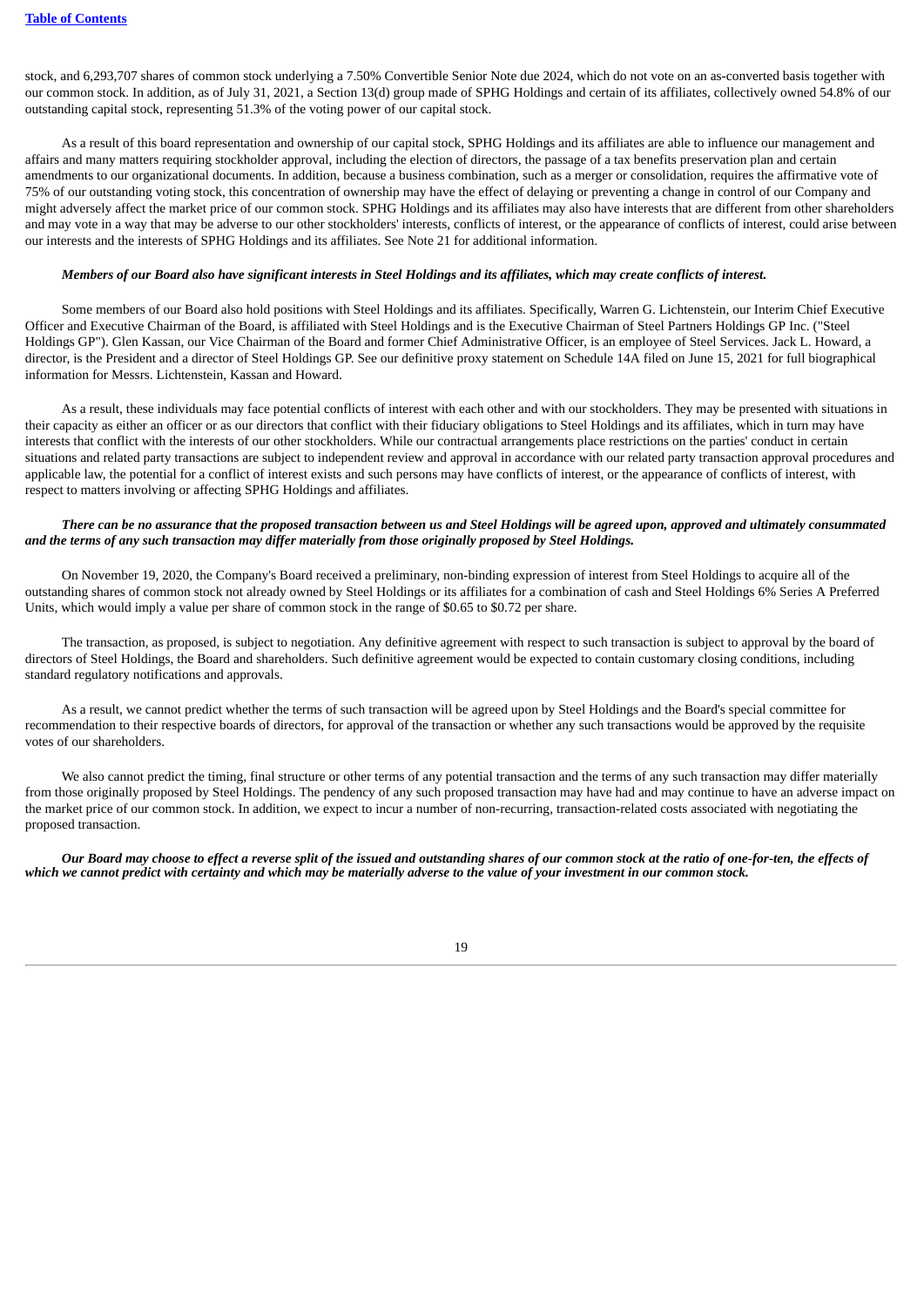stock, and 6,293,707 shares of common stock underlying a 7.50% Convertible Senior Note due 2024, which do not vote on an as-converted basis together with our common stock. In addition, as of July 31, 2021, a Section 13(d) group made of SPHG Holdings and certain of its affiliates, collectively owned 54.8% of our outstanding capital stock, representing 51.3% of the voting power of our capital stock.

As a result of this board representation and ownership of our capital stock, SPHG Holdings and its affiliates are able to influence our management and affairs and many matters requiring stockholder approval, including the election of directors, the passage of a tax benefits preservation plan and certain amendments to our organizational documents. In addition, because a business combination, such as a merger or consolidation, requires the affirmative vote of 75% of our outstanding voting stock, this concentration of ownership may have the effect of delaying or preventing a change in control of our Company and might adversely affect the market price of our common stock. SPHG Holdings and its affiliates may also have interests that are different from other shareholders and may vote in a way that may be adverse to our other stockholders' interests, conflicts of interest, or the appearance of conflicts of interest, could arise between our interests and the interests of SPHG Holdings and its affiliates. See Note 21 for additional information.

***Members of our Board also have significant interests in Steel Holdings and its affiliates, which may create conflicts of interest.***

Some members of our Board also hold positions with Steel Holdings and its affiliates. Specifically, Warren G. Lichtenstein, our Interim Chief Executive Officer and Executive Chairman of the Board, is affiliated with Steel Holdings and is the Executive Chairman of Steel Partners Holdings GP Inc. ("Steel Holdings GP"). Glen Kassan, our Vice Chairman of the Board and former Chief Administrative Officer, is an employee of Steel Services. Jack L. Howard, a director, is the President and a director of Steel Holdings GP. See our definitive proxy statement on Schedule 14A filed on June 15, 2021 for full biographical information for Messrs. Lichtenstein, Kassan and Howard.

As a result, these individuals may face potential conflicts of interest with each other and with our stockholders. They may be presented with situations in their capacity as either an officer or as our directors that conflict with their fiduciary obligations to Steel Holdings and its affiliates, which in turn may have interests that conflict with the interests of our other stockholders. While our contractual arrangements place restrictions on the parties' conduct in certain situations and related party transactions are subject to independent review and approval in accordance with our related party transaction approval procedures and applicable law, the potential for a conflict of interest exists and such persons may have conflicts of interest, or the appearance of conflicts of interest, with respect to matters involving or affecting SPHG Holdings and affiliates.

***There can be no assurance that the proposed transaction between us and Steel Holdings will be agreed upon, approved and ultimately consummated and the terms of any such transaction may differ materially from those originally proposed by Steel Holdings.***

On November 19, 2020, the Company's Board received a preliminary, non-binding expression of interest from Steel Holdings to acquire all of the outstanding shares of common stock not already owned by Steel Holdings or its affiliates for a combination of cash and Steel Holdings 6% Series A Preferred Units, which would imply a value per share of common stock in the range of $0.65 to $0.72 per share.

The transaction, as proposed, is subject to negotiation. Any definitive agreement with respect to such transaction is subject to approval by the board of directors of Steel Holdings, the Board and shareholders. Such definitive agreement would be expected to contain customary closing conditions, including standard regulatory notifications and approvals.

As a result, we cannot predict whether the terms of such transaction will be agreed upon by Steel Holdings and the Board's special committee for recommendation to their respective boards of directors, for approval of the transaction or whether any such transactions would be approved by the requisite votes of our shareholders.

We also cannot predict the timing, final structure or other terms of any potential transaction and the terms of any such transaction may differ materially from those originally proposed by Steel Holdings. The pendency of any such proposed transaction may have had and may continue to have an adverse impact on the market price of our common stock. In addition, we expect to incur a number of non-recurring, transaction-related costs associated with negotiating the proposed transaction.

***Our Board may choose to effect a reverse split of the issued and outstanding shares of our common stock at the ratio of one-for-ten, the effects of which we cannot predict with certainty and which may be materially adverse to the value of your investment in our common stock.***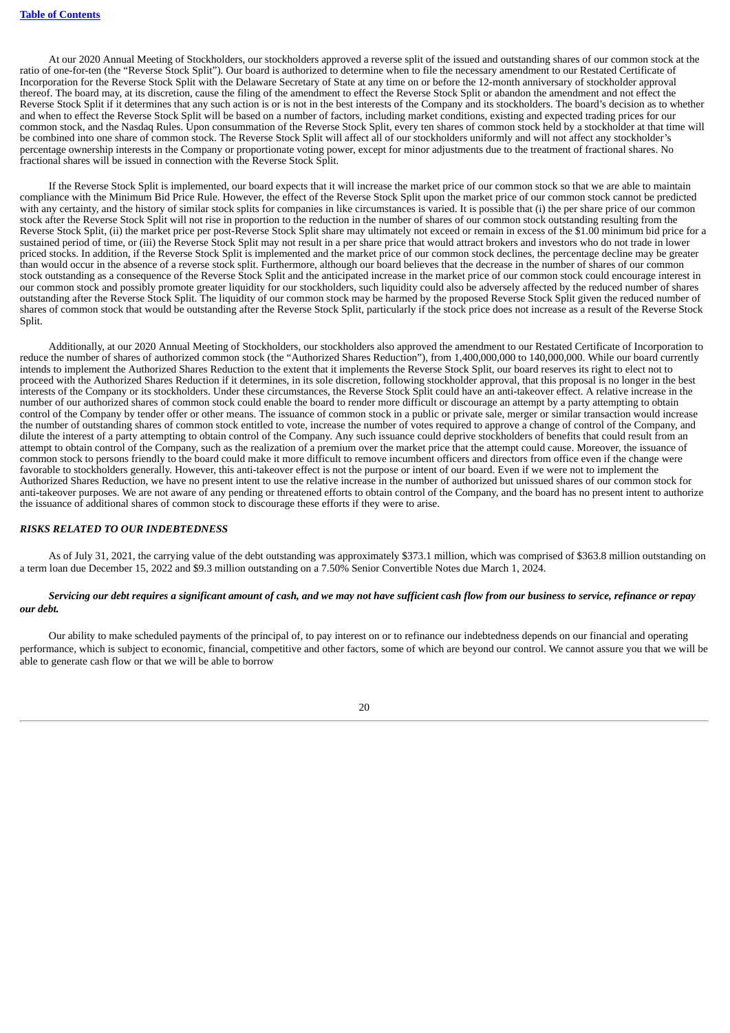At our 2020 Annual Meeting of Stockholders, our stockholders approved a reverse split of the issued and outstanding shares of our common stock at the ratio of one-for-ten (the "Reverse Stock Split"). Our board is authorized to determine when to file the necessary amendment to our Restated Certificate of Incorporation for the Reverse Stock Split with the Delaware Secretary of State at any time on or before the 12-month anniversary of stockholder approval thereof. The board may, at its discretion, cause the filing of the amendment to effect the Reverse Stock Split or abandon the amendment and not effect the Reverse Stock Split if it determines that any such action is or is not in the best interests of the Company and its stockholders. The board's decision as to whether and when to effect the Reverse Stock Split will be based on a number of factors, including market conditions, existing and expected trading prices for our common stock, and the Nasdaq Rules. Upon consummation of the Reverse Stock Split, every ten shares of common stock held by a stockholder at that time will be combined into one share of common stock. The Reverse Stock Split will affect all of our stockholders uniformly and will not affect any stockholder's percentage ownership interests in the Company or proportionate voting power, except for minor adjustments due to the treatment of fractional shares. No fractional shares will be issued in connection with the Reverse Stock Split.

If the Reverse Stock Split is implemented, our board expects that it will increase the market price of our common stock so that we are able to maintain compliance with the Minimum Bid Price Rule. However, the effect of the Reverse Stock Split upon the market price of our common stock cannot be predicted with any certainty, and the history of similar stock splits for companies in like circumstances is varied. It is possible that (i) the per share price of our common stock after the Reverse Stock Split will not rise in proportion to the reduction in the number of shares of our common stock outstanding resulting from the Reverse Stock Split, (ii) the market price per post-Reverse Stock Split share may ultimately not exceed or remain in excess of the $1.00 minimum bid price for a sustained period of time, or (iii) the Reverse Stock Split may not result in a per share price that would attract brokers and investors who do not trade in lower priced stocks. In addition, if the Reverse Stock Split is implemented and the market price of our common stock declines, the percentage decline may be greater than would occur in the absence of a reverse stock split. Furthermore, although our board believes that the decrease in the number of shares of our common stock outstanding as a consequence of the Reverse Stock Split and the anticipated increase in the market price of our common stock could encourage interest in our common stock and possibly promote greater liquidity for our stockholders, such liquidity could also be adversely affected by the reduced number of shares outstanding after the Reverse Stock Split. The liquidity of our common stock may be harmed by the proposed Reverse Stock Split given the reduced number of shares of common stock that would be outstanding after the Reverse Stock Split, particularly if the stock price does not increase as a result of the Reverse Stock Split.

Additionally, at our 2020 Annual Meeting of Stockholders, our stockholders also approved the amendment to our Restated Certificate of Incorporation to reduce the number of shares of authorized common stock (the "Authorized Shares Reduction"), from 1,400,000,000 to 140,000,000. While our board currently intends to implement the Authorized Shares Reduction to the extent that it implements the Reverse Stock Split, our board reserves its right to elect not to proceed with the Authorized Shares Reduction if it determines, in its sole discretion, following stockholder approval, that this proposal is no longer in the best interests of the Company or its stockholders. Under these circumstances, the Reverse Stock Split could have an anti-takeover effect. A relative increase in the number of our authorized shares of common stock could enable the board to render more difficult or discourage an attempt by a party attempting to obtain control of the Company by tender offer or other means. The issuance of common stock in a public or private sale, merger or similar transaction would increase the number of outstanding shares of common stock entitled to vote, increase the number of votes required to approve a change of control of the Company, and dilute the interest of a party attempting to obtain control of the Company. Any such issuance could deprive stockholders of benefits that could result from an attempt to obtain control of the Company, such as the realization of a premium over the market price that the attempt could cause. Moreover, the issuance of common stock to persons friendly to the board could make it more difficult to remove incumbent officers and directors from office even if the change were favorable to stockholders generally. However, this anti-takeover effect is not the purpose or intent of our board. Even if we were not to implement the Authorized Shares Reduction, we have no present intent to use the relative increase in the number of authorized but unissued shares of our common stock for anti-takeover purposes. We are not aware of any pending or threatened efforts to obtain control of the Company, and the board has no present intent to authorize the issuance of additional shares of common stock to discourage these efforts if they were to arise.

### *RISKS RELATED TO OUR INDEBTEDNESS*

As of July 31, 2021, the carrying value of the debt outstanding was approximately $373.1 million, which was comprised of $363.8 million outstanding on a term loan due December 15, 2022 and $9.3 million outstanding on a 7.50% Senior Convertible Notes due March 1, 2024.

***Servicing our debt requires a significant amount of cash, and we may not have sufficient cash flow from our business to service, refinance or repay our debt.***

Our ability to make scheduled payments of the principal of, to pay interest on or to refinance our indebtedness depends on our financial and operating performance, which is subject to economic, financial, competitive and other factors, some of which are beyond our control. We cannot assure you that we will be able to generate cash flow or that we will be able to borrow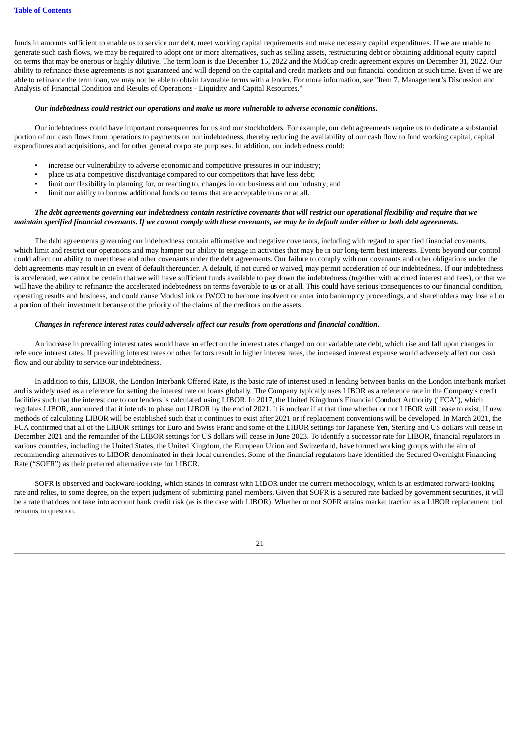funds in amounts sufficient to enable us to service our debt, meet working capital requirements and make necessary capital expenditures. If we are unable to generate such cash flows, we may be required to adopt one or more alternatives, such as selling assets, restructuring debt or obtaining additional equity capital on terms that may be onerous or highly dilutive. The term loan is due December 15, 2022 and the MidCap credit agreement expires on December 31, 2022. Our ability to refinance these agreements is not guaranteed and will depend on the capital and credit markets and our financial condition at such time. Even if we are able to refinance the term loan, we may not be able to obtain favorable terms with a lender. For more information, see "Item 7. Management's Discussion and Analysis of Financial Condition and Results of Operations - Liquidity and Capital Resources."

***Our indebtedness could restrict our operations and make us more vulnerable to adverse economic conditions.***

Our indebtedness could have important consequences for us and our stockholders. For example, our debt agreements require us to dedicate a substantial portion of our cash flows from operations to payments on our indebtedness, thereby reducing the availability of our cash flow to fund working capital, capital expenditures and acquisitions, and for other general corporate purposes. In addition, our indebtedness could:

- increase our vulnerability to adverse economic and competitive pressures in our industry;
- place us at a competitive disadvantage compared to our competitors that have less debt;
- limit our flexibility in planning for, or reacting to, changes in our business and our industry; and
- limit our ability to borrow additional funds on terms that are acceptable to us or at all.

***The debt agreements governing our indebtedness contain restrictive covenants that will restrict our operational flexibility and require that we maintain specified financial covenants. If we cannot comply with these covenants, we may be in default under either or both debt agreements.***

The debt agreements governing our indebtedness contain affirmative and negative covenants, including with regard to specified financial covenants, which limit and restrict our operations and may hamper our ability to engage in activities that may be in our long-term best interests. Events beyond our control could affect our ability to meet these and other covenants under the debt agreements. Our failure to comply with our covenants and other obligations under the debt agreements may result in an event of default thereunder. A default, if not cured or waived, may permit acceleration of our indebtedness. If our indebtedness is accelerated, we cannot be certain that we will have sufficient funds available to pay down the indebtedness (together with accrued interest and fees), or that we will have the ability to refinance the accelerated indebtedness on terms favorable to us or at all. This could have serious consequences to our financial condition, operating results and business, and could cause ModusLink or IWCO to become insolvent or enter into bankruptcy proceedings, and shareholders may lose all or a portion of their investment because of the priority of the claims of the creditors on the assets.

***Changes in reference interest rates could adversely affect our results from operations and financial condition.***

An increase in prevailing interest rates would have an effect on the interest rates charged on our variable rate debt, which rise and fall upon changes in reference interest rates. If prevailing interest rates or other factors result in higher interest rates, the increased interest expense would adversely affect our cash flow and our ability to service our indebtedness.

In addition to this, LIBOR, the London Interbank Offered Rate, is the basic rate of interest used in lending between banks on the London interbank market and is widely used as a reference for setting the interest rate on loans globally. The Company typically uses LIBOR as a reference rate in the Company's credit facilities such that the interest due to our lenders is calculated using LIBOR. In 2017, the United Kingdom's Financial Conduct Authority ("FCA"), which regulates LIBOR, announced that it intends to phase out LIBOR by the end of 2021. It is unclear if at that time whether or not LIBOR will cease to exist, if new methods of calculating LIBOR will be established such that it continues to exist after 2021 or if replacement conventions will be developed. In March 2021, the FCA confirmed that all of the LIBOR settings for Euro and Swiss Franc and some of the LIBOR settings for Japanese Yen, Sterling and US dollars will cease in December 2021 and the remainder of the LIBOR settings for US dollars will cease in June 2023. To identify a successor rate for LIBOR, financial regulators in various countries, including the United States, the United Kingdom, the European Union and Switzerland, have formed working groups with the aim of recommending alternatives to LIBOR denominated in their local currencies. Some of the financial regulators have identified the Secured Overnight Financing Rate ("SOFR") as their preferred alternative rate for LIBOR.

SOFR is observed and backward-looking, which stands in contrast with LIBOR under the current methodology, which is an estimated forward-looking rate and relies, to some degree, on the expert judgment of submitting panel members. Given that SOFR is a secured rate backed by government securities, it will be a rate that does not take into account bank credit risk (as is the case with LIBOR). Whether or not SOFR attains market traction as a LIBOR replacement tool remains in question.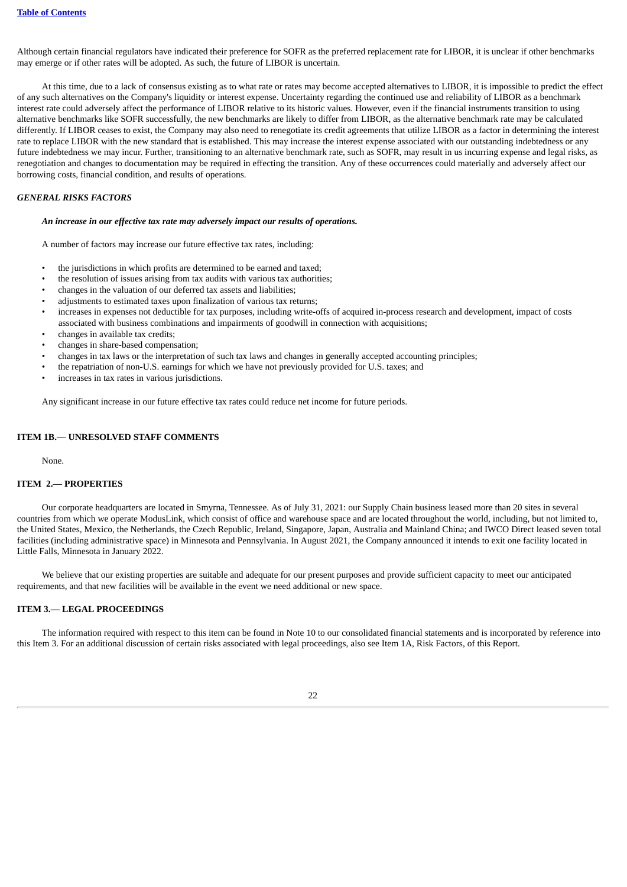Although certain financial regulators have indicated their preference for SOFR as the preferred replacement rate for LIBOR, it is unclear if other benchmarks may emerge or if other rates will be adopted. As such, the future of LIBOR is uncertain.

At this time, due to a lack of consensus existing as to what rate or rates may become accepted alternatives to LIBOR, it is impossible to predict the effect of any such alternatives on the Company's liquidity or interest expense. Uncertainty regarding the continued use and reliability of LIBOR as a benchmark interest rate could adversely affect the performance of LIBOR relative to its historic values. However, even if the financial instruments transition to using alternative benchmarks like SOFR successfully, the new benchmarks are likely to differ from LIBOR, as the alternative benchmark rate may be calculated differently. If LIBOR ceases to exist, the Company may also need to renegotiate its credit agreements that utilize LIBOR as a factor in determining the interest rate to replace LIBOR with the new standard that is established. This may increase the interest expense associated with our outstanding indebtedness or any future indebtedness we may incur. Further, transitioning to an alternative benchmark rate, such as SOFR, may result in us incurring expense and legal risks, as renegotiation and changes to documentation may be required in effecting the transition. Any of these occurrences could materially and adversely affect our borrowing costs, financial condition, and results of operations.

***GENERAL RISKS FACTORS***

***An increase in our effective tax rate may adversely impact our results of operations.***

A number of factors may increase our future effective tax rates, including:

- the jurisdictions in which profits are determined to be earned and taxed;
- the resolution of issues arising from tax audits with various tax authorities;
- changes in the valuation of our deferred tax assets and liabilities;
- adjustments to estimated taxes upon finalization of various tax returns;
- increases in expenses not deductible for tax purposes, including write-offs of acquired in-process research and development, impact of costs associated with business combinations and impairments of goodwill in connection with acquisitions;
- changes in available tax credits;
- changes in share-based compensation;
- changes in tax laws or the interpretation of such tax laws and changes in generally accepted accounting principles;
- the repatriation of non-U.S. earnings for which we have not previously provided for U.S. taxes; and
- increases in tax rates in various jurisdictions.

Any significant increase in our future effective tax rates could reduce net income for future periods.

**ITEM 1B.— UNRESOLVED STAFF COMMENTS**

None.

**ITEM 2.— PROPERTIES**

Our corporate headquarters are located in Smyrna, Tennessee. As of July 31, 2021: our Supply Chain business leased more than 20 sites in several countries from which we operate ModusLink, which consist of office and warehouse space and are located throughout the world, including, but not limited to, the United States, Mexico, the Netherlands, the Czech Republic, Ireland, Singapore, Japan, Australia and Mainland China; and IWCO Direct leased seven total facilities (including administrative space) in Minnesota and Pennsylvania. In August 2021, the Company announced it intends to exit one facility located in Little Falls, Minnesota in January 2022.

We believe that our existing properties are suitable and adequate for our present purposes and provide sufficient capacity to meet our anticipated requirements, and that new facilities will be available in the event we need additional or new space.

**ITEM 3.— LEGAL PROCEEDINGS**

The information required with respect to this item can be found in Note 10 to our consolidated financial statements and is incorporated by reference into this Item 3. For an additional discussion of certain risks associated with legal proceedings, also see Item 1A, Risk Factors, of this Report.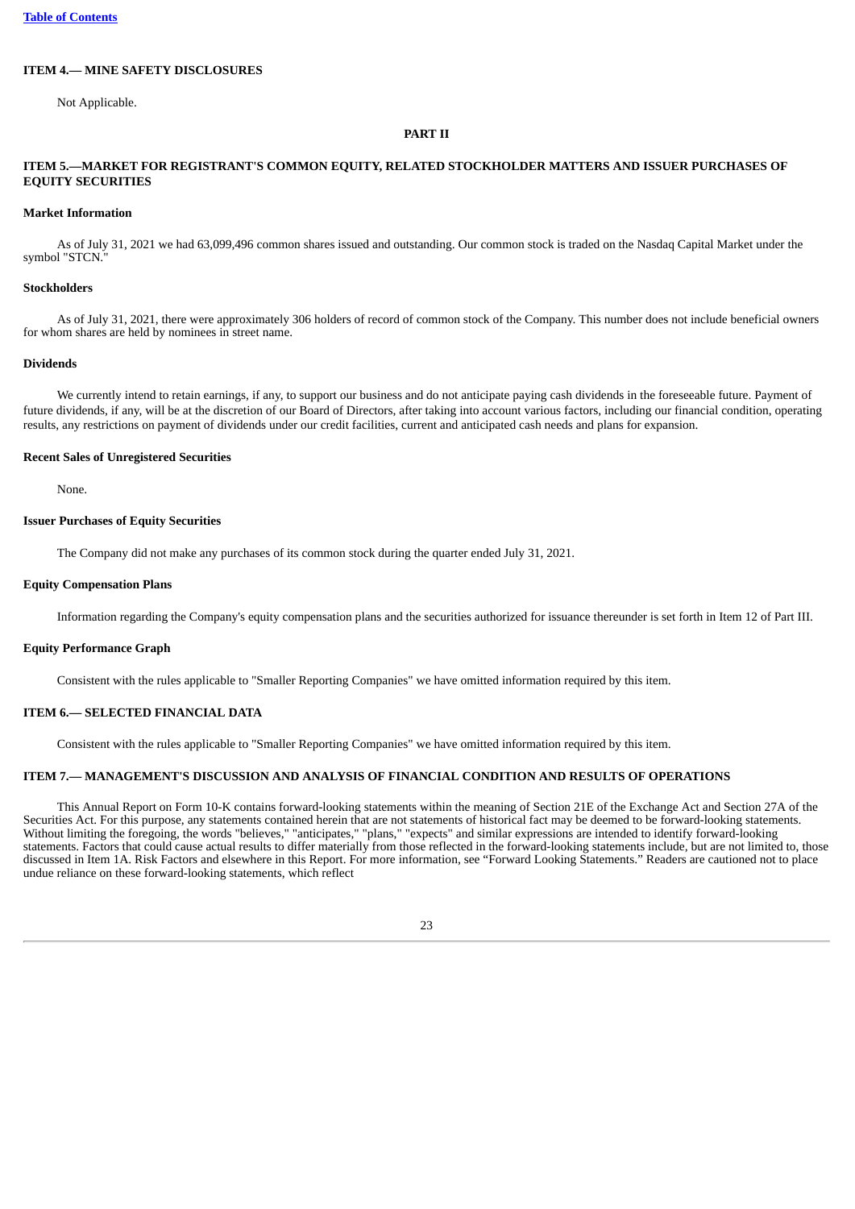## ITEM 4.— MINE SAFETY DISCLOSURES

Not Applicable.

# PART II

## ITEM 5.—MARKET FOR REGISTRANT'S COMMON EQUITY, RELATED STOCKHOLDER MATTERS AND ISSUER PURCHASES OF EQUITY SECURITIES

### Market Information

As of July 31, 2021 we had 63,099,496 common shares issued and outstanding. Our common stock is traded on the Nasdaq Capital Market under the symbol "STCN."

### Stockholders

As of July 31, 2021, there were approximately 306 holders of record of common stock of the Company. This number does not include beneficial owners for whom shares are held by nominees in street name.

### Dividends

We currently intend to retain earnings, if any, to support our business and do not anticipate paying cash dividends in the foreseeable future. Payment of future dividends, if any, will be at the discretion of our Board of Directors, after taking into account various factors, including our financial condition, operating results, any restrictions on payment of dividends under our credit facilities, current and anticipated cash needs and plans for expansion.

### Recent Sales of Unregistered Securities

None.

### Issuer Purchases of Equity Securities

The Company did not make any purchases of its common stock during the quarter ended July 31, 2021.

### Equity Compensation Plans

Information regarding the Company's equity compensation plans and the securities authorized for issuance thereunder is set forth in Item 12 of Part III.

### Equity Performance Graph

Consistent with the rules applicable to "Smaller Reporting Companies" we have omitted information required by this item.

## ITEM 6.— SELECTED FINANCIAL DATA

Consistent with the rules applicable to "Smaller Reporting Companies" we have omitted information required by this item.

## ITEM 7.— MANAGEMENT'S DISCUSSION AND ANALYSIS OF FINANCIAL CONDITION AND RESULTS OF OPERATIONS

This Annual Report on Form 10-K contains forward-looking statements within the meaning of Section 21E of the Exchange Act and Section 27A of the Securities Act. For this purpose, any statements contained herein that are not statements of historical fact may be deemed to be forward-looking statements. Without limiting the foregoing, the words "believes," "anticipates," "plans," "expects" and similar expressions are intended to identify forward-looking statements. Factors that could cause actual results to differ materially from those reflected in the forward-looking statements include, but are not limited to, those discussed in Item 1A. Risk Factors and elsewhere in this Report. For more information, see "Forward Looking Statements." Readers are cautioned not to place undue reliance on these forward-looking statements, which reflect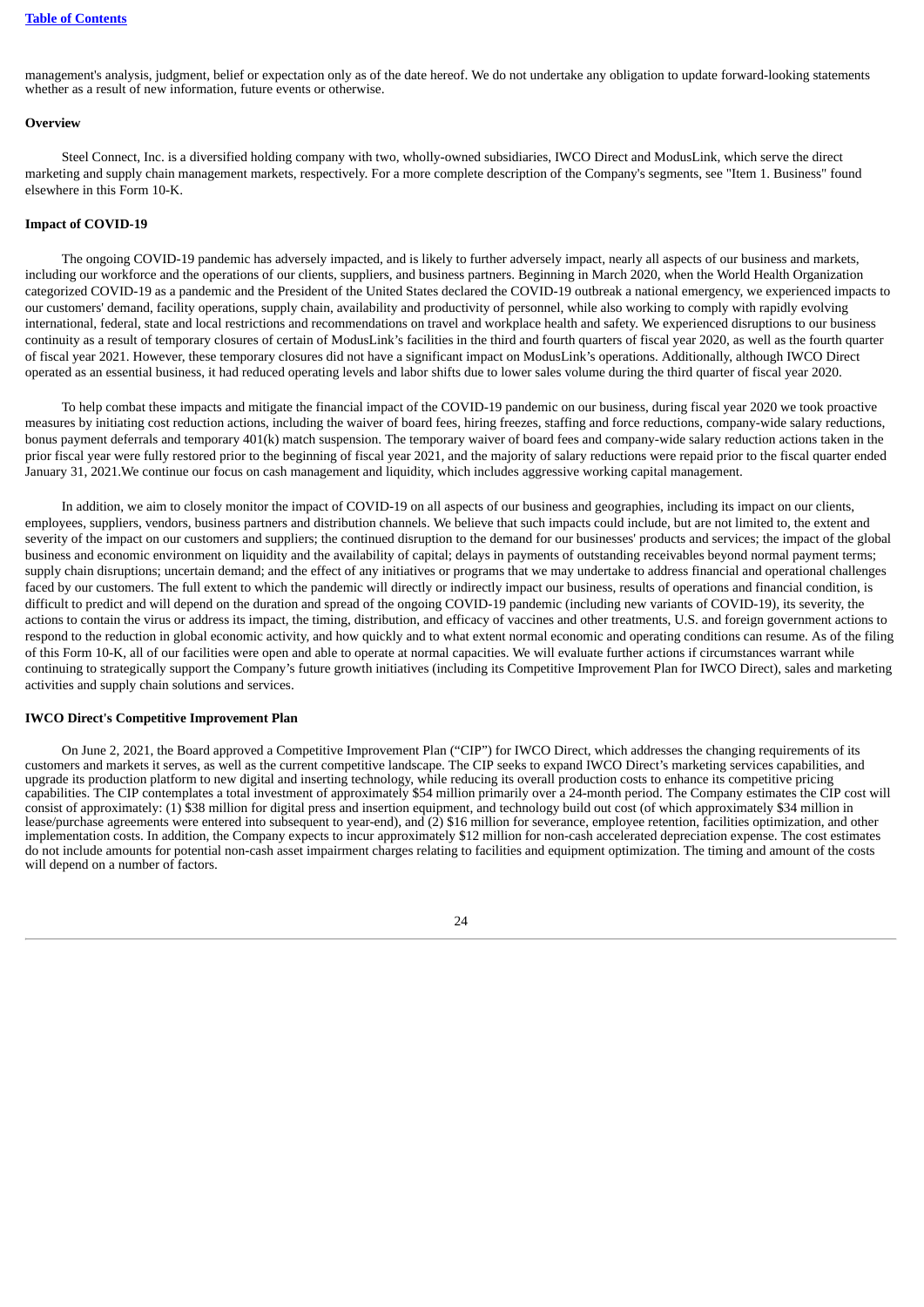management's analysis, judgment, belief or expectation only as of the date hereof. We do not undertake any obligation to update forward-looking statements whether as a result of new information, future events or otherwise.

**Overview**

Steel Connect, Inc. is a diversified holding company with two, wholly-owned subsidiaries, IWCO Direct and ModusLink, which serve the direct marketing and supply chain management markets, respectively. For a more complete description of the Company's segments, see "Item 1. Business" found elsewhere in this Form 10-K.

**Impact of COVID-19**

The ongoing COVID-19 pandemic has adversely impacted, and is likely to further adversely impact, nearly all aspects of our business and markets, including our workforce and the operations of our clients, suppliers, and business partners. Beginning in March 2020, when the World Health Organization categorized COVID-19 as a pandemic and the President of the United States declared the COVID-19 outbreak a national emergency, we experienced impacts to our customers' demand, facility operations, supply chain, availability and productivity of personnel, while also working to comply with rapidly evolving international, federal, state and local restrictions and recommendations on travel and workplace health and safety. We experienced disruptions to our business continuity as a result of temporary closures of certain of ModusLink's facilities in the third and fourth quarters of fiscal year 2020, as well as the fourth quarter of fiscal year 2021. However, these temporary closures did not have a significant impact on ModusLink's operations. Additionally, although IWCO Direct operated as an essential business, it had reduced operating levels and labor shifts due to lower sales volume during the third quarter of fiscal year 2020.

To help combat these impacts and mitigate the financial impact of the COVID-19 pandemic on our business, during fiscal year 2020 we took proactive measures by initiating cost reduction actions, including the waiver of board fees, hiring freezes, staffing and force reductions, company-wide salary reductions, bonus payment deferrals and temporary 401(k) match suspension. The temporary waiver of board fees and company-wide salary reduction actions taken in the prior fiscal year were fully restored prior to the beginning of fiscal year 2021, and the majority of salary reductions were repaid prior to the fiscal quarter ended January 31, 2021.We continue our focus on cash management and liquidity, which includes aggressive working capital management.

In addition, we aim to closely monitor the impact of COVID-19 on all aspects of our business and geographies, including its impact on our clients, employees, suppliers, vendors, business partners and distribution channels. We believe that such impacts could include, but are not limited to, the extent and severity of the impact on our customers and suppliers; the continued disruption to the demand for our businesses' products and services; the impact of the global business and economic environment on liquidity and the availability of capital; delays in payments of outstanding receivables beyond normal payment terms; supply chain disruptions; uncertain demand; and the effect of any initiatives or programs that we may undertake to address financial and operational challenges faced by our customers. The full extent to which the pandemic will directly or indirectly impact our business, results of operations and financial condition, is difficult to predict and will depend on the duration and spread of the ongoing COVID-19 pandemic (including new variants of COVID-19), its severity, the actions to contain the virus or address its impact, the timing, distribution, and efficacy of vaccines and other treatments, U.S. and foreign government actions to respond to the reduction in global economic activity, and how quickly and to what extent normal economic and operating conditions can resume. As of the filing of this Form 10-K, all of our facilities were open and able to operate at normal capacities. We will evaluate further actions if circumstances warrant while continuing to strategically support the Company's future growth initiatives (including its Competitive Improvement Plan for IWCO Direct), sales and marketing activities and supply chain solutions and services.

**IWCO Direct's Competitive Improvement Plan**

On June 2, 2021, the Board approved a Competitive Improvement Plan ("CIP") for IWCO Direct, which addresses the changing requirements of its customers and markets it serves, as well as the current competitive landscape. The CIP seeks to expand IWCO Direct's marketing services capabilities, and upgrade its production platform to new digital and inserting technology, while reducing its overall production costs to enhance its competitive pricing capabilities. The CIP contemplates a total investment of approximately $54 million primarily over a 24-month period. The Company estimates the CIP cost will consist of approximately: (1) $38 million for digital press and insertion equipment, and technology build out cost (of which approximately $34 million in lease/purchase agreements were entered into subsequent to year-end), and (2) $16 million for severance, employee retention, facilities optimization, and other implementation costs. In addition, the Company expects to incur approximately $12 million for non-cash accelerated depreciation expense. The cost estimates do not include amounts for potential non-cash asset impairment charges relating to facilities and equipment optimization. The timing and amount of the costs will depend on a number of factors.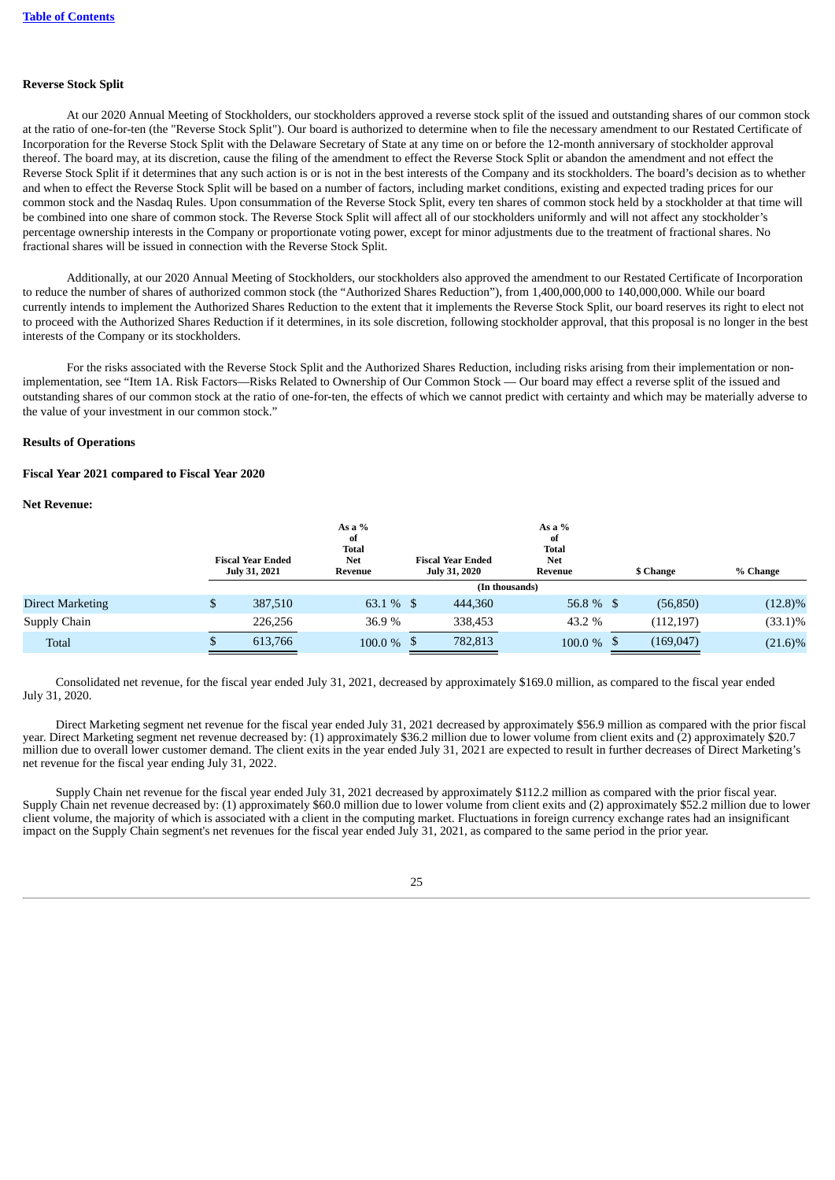**Reverse Stock Split**

At our 2020 Annual Meeting of Stockholders, our stockholders approved a reverse stock split of the issued and outstanding shares of our common stock at the ratio of one-for-ten (the "Reverse Stock Split"). Our board is authorized to determine when to file the necessary amendment to our Restated Certificate of Incorporation for the Reverse Stock Split with the Delaware Secretary of State at any time on or before the 12-month anniversary of stockholder approval thereof. The board may, at its discretion, cause the filing of the amendment to effect the Reverse Stock Split or abandon the amendment and not effect the Reverse Stock Split if it determines that any such action is or is not in the best interests of the Company and its stockholders. The board's decision as to whether and when to effect the Reverse Stock Split will be based on a number of factors, including market conditions, existing and expected trading prices for our common stock and the Nasdaq Rules. Upon consummation of the Reverse Stock Split, every ten shares of common stock held by a stockholder at that time will be combined into one share of common stock. The Reverse Stock Split will affect all of our stockholders uniformly and will not affect any stockholder's percentage ownership interests in the Company or proportionate voting power, except for minor adjustments due to the treatment of fractional shares. No fractional shares will be issued in connection with the Reverse Stock Split.

Additionally, at our 2020 Annual Meeting of Stockholders, our stockholders also approved the amendment to our Restated Certificate of Incorporation to reduce the number of shares of authorized common stock (the "Authorized Shares Reduction"), from 1,400,000,000 to 140,000,000. While our board currently intends to implement the Authorized Shares Reduction to the extent that it implements the Reverse Stock Split, our board reserves its right to elect not to proceed with the Authorized Shares Reduction if it determines, in its sole discretion, following stockholder approval, that this proposal is no longer in the best interests of the Company or its stockholders.

For the risks associated with the Reverse Stock Split and the Authorized Shares Reduction, including risks arising from their implementation or non-implementation, see "Item 1A. Risk Factors—Risks Related to Ownership of Our Common Stock — Our board may effect a reverse split of the issued and outstanding shares of our common stock at the ratio of one-for-ten, the effects of which we cannot predict with certainty and which may be materially adverse to the value of your investment in our common stock."

**Results of Operations**

**Fiscal Year 2021 compared to Fiscal Year 2020**

**Net Revenue:**

| | Fiscal Year Ended July 31, 2021 | As a % of Total Net Revenue | Fiscal Year Ended July 31, 2020 | As a % of Total Net Revenue | $ Change | % Change |
|---|---|---|---|---|---|---|
| | | | (In thousands) | | | |
| Direct Marketing | $ 387,510 | 63.1 % | $ 444,360 | 56.8 % | $ (56,850) | (12.8)% |
| Supply Chain | 226,256 | 36.9 % | 338,453 | 43.2 % | (112,197) | (33.1)% |
| Total | $ 613,766 | 100.0 % | $ 782,813 | 100.0 % | $ (169,047) | (21.6)% |

Consolidated net revenue, for the fiscal year ended July 31, 2021, decreased by approximately $169.0 million, as compared to the fiscal year ended July 31, 2020.

Direct Marketing segment net revenue for the fiscal year ended July 31, 2021 decreased by approximately $56.9 million as compared with the prior fiscal year. Direct Marketing segment net revenue decreased by: (1) approximately $36.2 million due to lower volume from client exits and (2) approximately $20.7 million due to overall lower customer demand. The client exits in the year ended July 31, 2021 are expected to result in further decreases of Direct Marketing's net revenue for the fiscal year ending July 31, 2022.

Supply Chain net revenue for the fiscal year ended July 31, 2021 decreased by approximately $112.2 million as compared with the prior fiscal year. Supply Chain net revenue decreased by: (1) approximately $60.0 million due to lower volume from client exits and (2) approximately $52.2 million due to lower client volume, the majority of which is associated with a client in the computing market. Fluctuations in foreign currency exchange rates had an insignificant impact on the Supply Chain segment's net revenues for the fiscal year ended July 31, 2021, as compared to the same period in the prior year.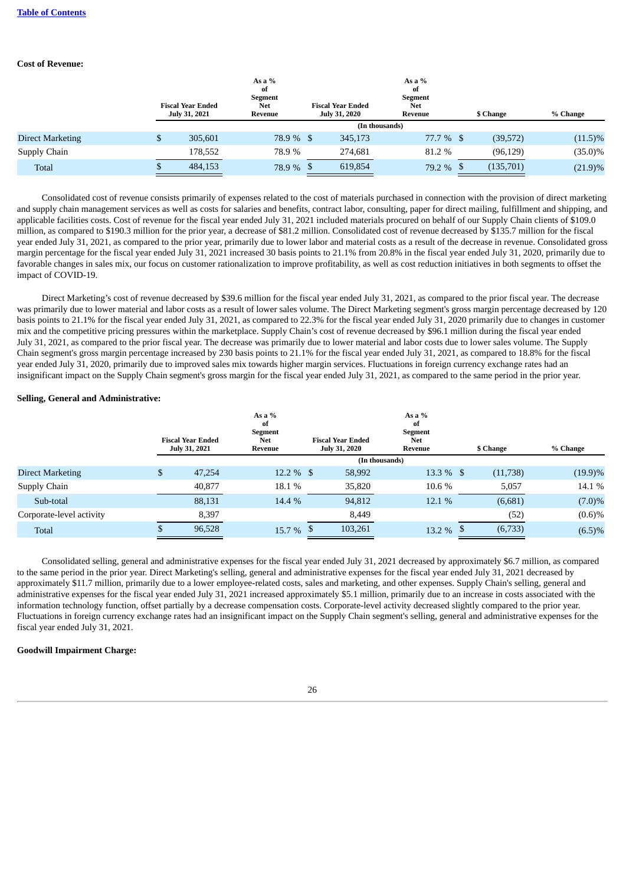[Table of Contents](#)

**Cost of Revenue:**

| | Fiscal Year Ended July 31, 2021 | As a % of Segment Net Revenue | Fiscal Year Ended July 31, 2020 | As a % of Segment Net Revenue | $ Change | % Change |
|---|---|---|---|---|---|---|
| | | | (In thousands) | | | |
| Direct Marketing | $ 305,601 | 78.9 % | $ 345,173 | 77.7 % | $ (39,572) | (11.5)% |
| Supply Chain | 178,552 | 78.9 % | 274,681 | 81.2 % | (96,129) | (35.0)% |
| Total | $ 484,153 | 78.9 % | $ 619,854 | 79.2 % | $ (135,701) | (21.9)% |

Consolidated cost of revenue consists primarily of expenses related to the cost of materials purchased in connection with the provision of direct marketing and supply chain management services as well as costs for salaries and benefits, contract labor, consulting, paper for direct mailing, fulfillment and shipping, and applicable facilities costs. Cost of revenue for the fiscal year ended July 31, 2021 included materials procured on behalf of our Supply Chain clients of $109.0 million, as compared to $190.3 million for the prior year, a decrease of $81.2 million. Consolidated cost of revenue decreased by $135.7 million for the fiscal year ended July 31, 2021, as compared to the prior year, primarily due to lower labor and material costs as a result of the decrease in revenue. Consolidated gross margin percentage for the fiscal year ended July 31, 2021 increased 30 basis points to 21.1% from 20.8% in the fiscal year ended July 31, 2020, primarily due to favorable changes in sales mix, our focus on customer rationalization to improve profitability, as well as cost reduction initiatives in both segments to offset the impact of COVID-19.

Direct Marketing's cost of revenue decreased by $39.6 million for the fiscal year ended July 31, 2021, as compared to the prior fiscal year. The decrease was primarily due to lower material and labor costs as a result of lower sales volume. The Direct Marketing segment's gross margin percentage decreased by 120 basis points to 21.1% for the fiscal year ended July 31, 2021, as compared to 22.3% for the fiscal year ended July 31, 2020 primarily due to changes in customer mix and the competitive pricing pressures within the marketplace. Supply Chain's cost of revenue decreased by $96.1 million during the fiscal year ended July 31, 2021, as compared to the prior fiscal year. The decrease was primarily due to lower material and labor costs due to lower sales volume. The Supply Chain segment's gross margin percentage increased by 230 basis points to 21.1% for the fiscal year ended July 31, 2021, as compared to 18.8% for the fiscal year ended July 31, 2020, primarily due to improved sales mix towards higher margin services. Fluctuations in foreign currency exchange rates had an insignificant impact on the Supply Chain segment's gross margin for the fiscal year ended July 31, 2021, as compared to the same period in the prior year.

**Selling, General and Administrative:**

| | Fiscal Year Ended July 31, 2021 | As a % of Segment Net Revenue | Fiscal Year Ended July 31, 2020 | As a % of Segment Net Revenue | $ Change | % Change |
|---|---|---|---|---|---|---|
| | | | (In thousands) | | | |
| Direct Marketing | $ 47,254 | 12.2 % | $ 58,992 | 13.3 % | $ (11,738) | (19.9)% |
| Supply Chain | 40,877 | 18.1 % | 35,820 | 10.6 % | 5,057 | 14.1 % |
| Sub-total | 88,131 | 14.4 % | 94,812 | 12.1 % | (6,681) | (7.0)% |
| Corporate-level activity | 8,397 | | 8,449 | | (52) | (0.6)% |
| Total | $ 96,528 | 15.7 % | $ 103,261 | 13.2 % | $ (6,733) | (6.5)% |

Consolidated selling, general and administrative expenses for the fiscal year ended July 31, 2021 decreased by approximately $6.7 million, as compared to the same period in the prior year. Direct Marketing's selling, general and administrative expenses for the fiscal year ended July 31, 2021 decreased by approximately $11.7 million, primarily due to a lower employee-related costs, sales and marketing, and other expenses. Supply Chain's selling, general and administrative expenses for the fiscal year ended July 31, 2021 increased approximately $5.1 million, primarily due to an increase in costs associated with the information technology function, offset partially by a decrease compensation costs. Corporate-level activity decreased slightly compared to the prior year. Fluctuations in foreign currency exchange rates had an insignificant impact on the Supply Chain segment's selling, general and administrative expenses for the fiscal year ended July 31, 2021.

**Goodwill Impairment Charge:**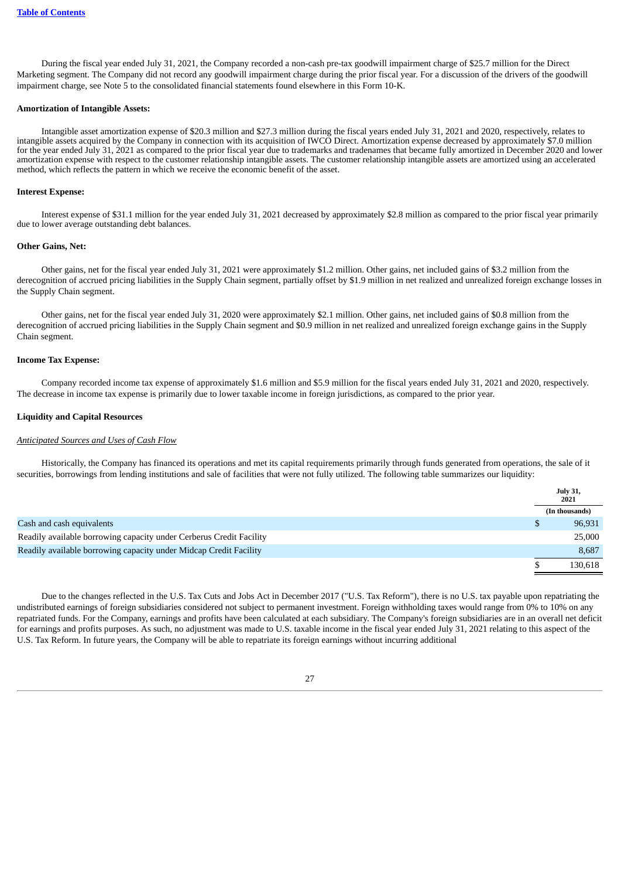During the fiscal year ended July 31, 2021, the Company recorded a non-cash pre-tax goodwill impairment charge of $25.7 million for the Direct Marketing segment. The Company did not record any goodwill impairment charge during the prior fiscal year. For a discussion of the drivers of the goodwill impairment charge, see Note 5 to the consolidated financial statements found elsewhere in this Form 10-K.

**Amortization of Intangible Assets:**

Intangible asset amortization expense of $20.3 million and $27.3 million during the fiscal years ended July 31, 2021 and 2020, respectively, relates to intangible assets acquired by the Company in connection with its acquisition of IWCO Direct. Amortization expense decreased by approximately $7.0 million for the year ended July 31, 2021 as compared to the prior fiscal year due to trademarks and tradenames that became fully amortized in December 2020 and lower amortization expense with respect to the customer relationship intangible assets. The customer relationship intangible assets are amortized using an accelerated method, which reflects the pattern in which we receive the economic benefit of the asset.

**Interest Expense:**

Interest expense of $31.1 million for the year ended July 31, 2021 decreased by approximately $2.8 million as compared to the prior fiscal year primarily due to lower average outstanding debt balances.

**Other Gains, Net:**

Other gains, net for the fiscal year ended July 31, 2021 were approximately $1.2 million. Other gains, net included gains of $3.2 million from the derecognition of accrued pricing liabilities in the Supply Chain segment, partially offset by $1.9 million in net realized and unrealized foreign exchange losses in the Supply Chain segment.

Other gains, net for the fiscal year ended July 31, 2020 were approximately $2.1 million. Other gains, net included gains of $0.8 million from the derecognition of accrued pricing liabilities in the Supply Chain segment and $0.9 million in net realized and unrealized foreign exchange gains in the Supply Chain segment.

**Income Tax Expense:**

Company recorded income tax expense of approximately $1.6 million and $5.9 million for the fiscal years ended July 31, 2021 and 2020, respectively. The decrease in income tax expense is primarily due to lower taxable income in foreign jurisdictions, as compared to the prior year.

**Liquidity and Capital Resources**

*Anticipated Sources and Uses of Cash Flow*

Historically, the Company has financed its operations and met its capital requirements primarily through funds generated from operations, the sale of it securities, borrowings from lending institutions and sale of facilities that were not fully utilized. The following table summarizes our liquidity:

| | | July 31, 2021 |
|---|---|---|
| | | (In thousands) |
| Cash and cash equivalents | $ | 96,931 |
| Readily available borrowing capacity under Cerberus Credit Facility | | 25,000 |
| Readily available borrowing capacity under Midcap Credit Facility | | 8,687 |
| | $ | 130,618 |

Due to the changes reflected in the U.S. Tax Cuts and Jobs Act in December 2017 ("U.S. Tax Reform"), there is no U.S. tax payable upon repatriating the undistributed earnings of foreign subsidiaries considered not subject to permanent investment. Foreign withholding taxes would range from 0% to 10% on any repatriated funds. For the Company, earnings and profits have been calculated at each subsidiary. The Company's foreign subsidiaries are in an overall net deficit for earnings and profits purposes. As such, no adjustment was made to U.S. taxable income in the fiscal year ended July 31, 2021 relating to this aspect of the U.S. Tax Reform. In future years, the Company will be able to repatriate its foreign earnings without incurring additional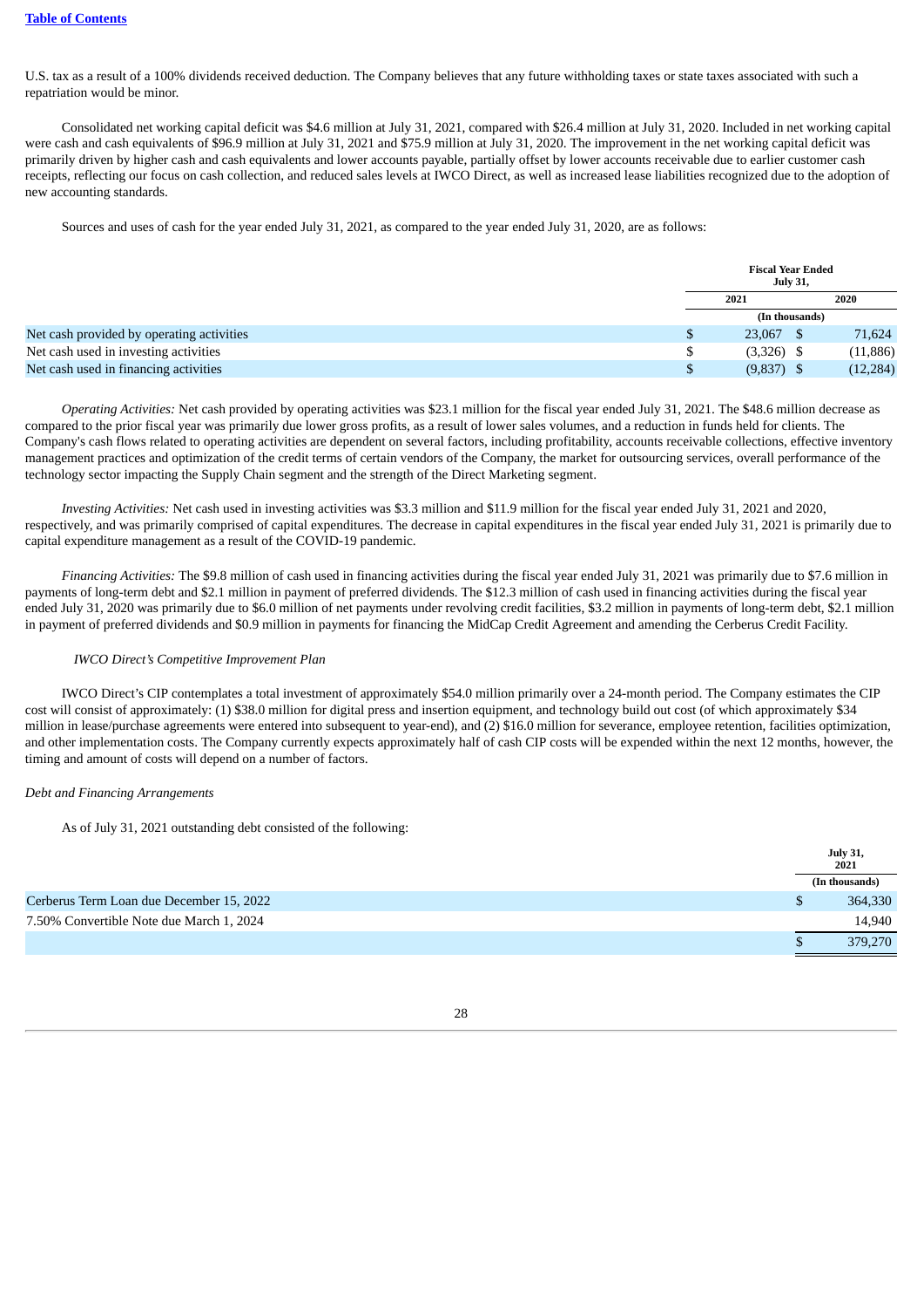U.S. tax as a result of a 100% dividends received deduction. The Company believes that any future withholding taxes or state taxes associated with such a repatriation would be minor.

Consolidated net working capital deficit was $4.6 million at July 31, 2021, compared with $26.4 million at July 31, 2020. Included in net working capital were cash and cash equivalents of $96.9 million at July 31, 2021 and $75.9 million at July 31, 2020. The improvement in the net working capital deficit was primarily driven by higher cash and cash equivalents and lower accounts payable, partially offset by lower accounts receivable due to earlier customer cash receipts, reflecting our focus on cash collection, and reduced sales levels at IWCO Direct, as well as increased lease liabilities recognized due to the adoption of new accounting standards.

Sources and uses of cash for the year ended July 31, 2021, as compared to the year ended July 31, 2020, are as follows:

| | Fiscal Year Ended July 31, | |
|---|---|---|
| | 2021 | 2020 |
| | (In thousands) | |
| Net cash provided by operating activities | $ 23,067 | $ 71,624 |
| Net cash used in investing activities | $ (3,326) | $ (11,886) |
| Net cash used in financing activities | $ (9,837) | $ (12,284) |

*Operating Activities:* Net cash provided by operating activities was $23.1 million for the fiscal year ended July 31, 2021. The $48.6 million decrease as compared to the prior fiscal year was primarily due lower gross profits, as a result of lower sales volumes, and a reduction in funds held for clients. The Company's cash flows related to operating activities are dependent on several factors, including profitability, accounts receivable collections, effective inventory management practices and optimization of the credit terms of certain vendors of the Company, the market for outsourcing services, overall performance of the technology sector impacting the Supply Chain segment and the strength of the Direct Marketing segment.

*Investing Activities:* Net cash used in investing activities was $3.3 million and $11.9 million for the fiscal year ended July 31, 2021 and 2020, respectively, and was primarily comprised of capital expenditures. The decrease in capital expenditures in the fiscal year ended July 31, 2021 is primarily due to capital expenditure management as a result of the COVID-19 pandemic.

*Financing Activities:* The $9.8 million of cash used in financing activities during the fiscal year ended July 31, 2021 was primarily due to $7.6 million in payments of long-term debt and $2.1 million in payment of preferred dividends. The $12.3 million of cash used in financing activities during the fiscal year ended July 31, 2020 was primarily due to $6.0 million of net payments under revolving credit facilities, $3.2 million in payments of long-term debt, $2.1 million in payment of preferred dividends and $0.9 million in payments for financing the MidCap Credit Agreement and amending the Cerberus Credit Facility.

*IWCO Direct's Competitive Improvement Plan*

IWCO Direct's CIP contemplates a total investment of approximately $54.0 million primarily over a 24-month period. The Company estimates the CIP cost will consist of approximately: (1) $38.0 million for digital press and insertion equipment, and technology build out cost (of which approximately $34 million in lease/purchase agreements were entered into subsequent to year-end), and (2) $16.0 million for severance, employee retention, facilities optimization, and other implementation costs. The Company currently expects approximately half of cash CIP costs will be expended within the next 12 months, however, the timing and amount of costs will depend on a number of factors.

*Debt and Financing Arrangements*

As of July 31, 2021 outstanding debt consisted of the following:

| | July 31, 2021 |
|---|---|
| | (In thousands) |
| Cerberus Term Loan due December 15, 2022 | $ 364,330 |
| 7.50% Convertible Note due March 1, 2024 | 14,940 |
| | $ 379,270 |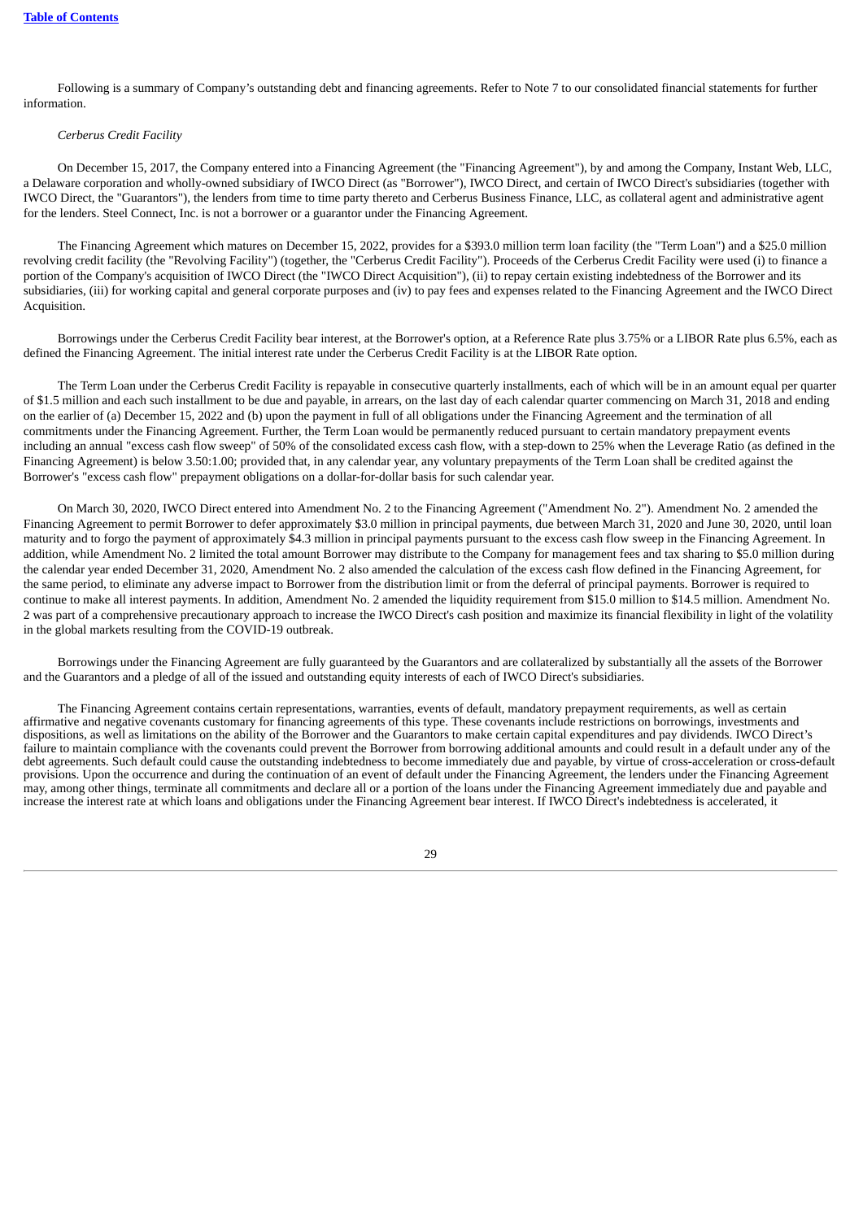Following is a summary of Company's outstanding debt and financing agreements. Refer to Note 7 to our consolidated financial statements for further information.

*Cerberus Credit Facility*

On December 15, 2017, the Company entered into a Financing Agreement (the "Financing Agreement"), by and among the Company, Instant Web, LLC, a Delaware corporation and wholly-owned subsidiary of IWCO Direct (as "Borrower"), IWCO Direct, and certain of IWCO Direct's subsidiaries (together with IWCO Direct, the "Guarantors"), the lenders from time to time party thereto and Cerberus Business Finance, LLC, as collateral agent and administrative agent for the lenders. Steel Connect, Inc. is not a borrower or a guarantor under the Financing Agreement.

The Financing Agreement which matures on December 15, 2022, provides for a $393.0 million term loan facility (the "Term Loan") and a $25.0 million revolving credit facility (the "Revolving Facility") (together, the "Cerberus Credit Facility"). Proceeds of the Cerberus Credit Facility were used (i) to finance a portion of the Company's acquisition of IWCO Direct (the "IWCO Direct Acquisition"), (ii) to repay certain existing indebtedness of the Borrower and its subsidiaries, (iii) for working capital and general corporate purposes and (iv) to pay fees and expenses related to the Financing Agreement and the IWCO Direct Acquisition.

Borrowings under the Cerberus Credit Facility bear interest, at the Borrower's option, at a Reference Rate plus 3.75% or a LIBOR Rate plus 6.5%, each as defined the Financing Agreement. The initial interest rate under the Cerberus Credit Facility is at the LIBOR Rate option.

The Term Loan under the Cerberus Credit Facility is repayable in consecutive quarterly installments, each of which will be in an amount equal per quarter of $1.5 million and each such installment to be due and payable, in arrears, on the last day of each calendar quarter commencing on March 31, 2018 and ending on the earlier of (a) December 15, 2022 and (b) upon the payment in full of all obligations under the Financing Agreement and the termination of all commitments under the Financing Agreement. Further, the Term Loan would be permanently reduced pursuant to certain mandatory prepayment events including an annual "excess cash flow sweep" of 50% of the consolidated excess cash flow, with a step-down to 25% when the Leverage Ratio (as defined in the Financing Agreement) is below 3.50:1.00; provided that, in any calendar year, any voluntary prepayments of the Term Loan shall be credited against the Borrower's "excess cash flow" prepayment obligations on a dollar-for-dollar basis for such calendar year.

On March 30, 2020, IWCO Direct entered into Amendment No. 2 to the Financing Agreement ("Amendment No. 2"). Amendment No. 2 amended the Financing Agreement to permit Borrower to defer approximately $3.0 million in principal payments, due between March 31, 2020 and June 30, 2020, until loan maturity and to forgo the payment of approximately $4.3 million in principal payments pursuant to the excess cash flow sweep in the Financing Agreement. In addition, while Amendment No. 2 limited the total amount Borrower may distribute to the Company for management fees and tax sharing to $5.0 million during the calendar year ended December 31, 2020, Amendment No. 2 also amended the calculation of the excess cash flow defined in the Financing Agreement, for the same period, to eliminate any adverse impact to Borrower from the distribution limit or from the deferral of principal payments. Borrower is required to continue to make all interest payments. In addition, Amendment No. 2 amended the liquidity requirement from $15.0 million to $14.5 million. Amendment No. 2 was part of a comprehensive precautionary approach to increase the IWCO Direct's cash position and maximize its financial flexibility in light of the volatility in the global markets resulting from the COVID-19 outbreak.

Borrowings under the Financing Agreement are fully guaranteed by the Guarantors and are collateralized by substantially all the assets of the Borrower and the Guarantors and a pledge of all of the issued and outstanding equity interests of each of IWCO Direct's subsidiaries.

The Financing Agreement contains certain representations, warranties, events of default, mandatory prepayment requirements, as well as certain affirmative and negative covenants customary for financing agreements of this type. These covenants include restrictions on borrowings, investments and dispositions, as well as limitations on the ability of the Borrower and the Guarantors to make certain capital expenditures and pay dividends. IWCO Direct's failure to maintain compliance with the covenants could prevent the Borrower from borrowing additional amounts and could result in a default under any of the debt agreements. Such default could cause the outstanding indebtedness to become immediately due and payable, by virtue of cross-acceleration or cross-default provisions. Upon the occurrence and during the continuation of an event of default under the Financing Agreement, the lenders under the Financing Agreement may, among other things, terminate all commitments and declare all or a portion of the loans under the Financing Agreement immediately due and payable and increase the interest rate at which loans and obligations under the Financing Agreement bear interest. If IWCO Direct's indebtedness is accelerated, it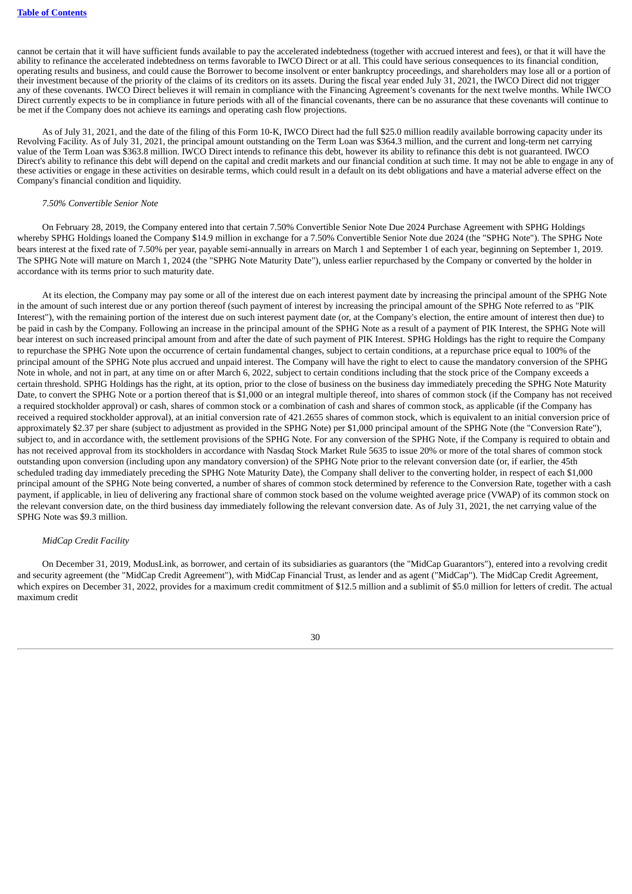cannot be certain that it will have sufficient funds available to pay the accelerated indebtedness (together with accrued interest and fees), or that it will have the ability to refinance the accelerated indebtedness on terms favorable to IWCO Direct or at all. This could have serious consequences to its financial condition, operating results and business, and could cause the Borrower to become insolvent or enter bankruptcy proceedings, and shareholders may lose all or a portion of their investment because of the priority of the claims of its creditors on its assets. During the fiscal year ended July 31, 2021, the IWCO Direct did not trigger any of these covenants. IWCO Direct believes it will remain in compliance with the Financing Agreement's covenants for the next twelve months. While IWCO Direct currently expects to be in compliance in future periods with all of the financial covenants, there can be no assurance that these covenants will continue to be met if the Company does not achieve its earnings and operating cash flow projections.

As of July 31, 2021, and the date of the filing of this Form 10-K, IWCO Direct had the full $25.0 million readily available borrowing capacity under its Revolving Facility. As of July 31, 2021, the principal amount outstanding on the Term Loan was $364.3 million, and the current and long-term net carrying value of the Term Loan was $363.8 million. IWCO Direct intends to refinance this debt, however its ability to refinance this debt is not guaranteed. IWCO Direct's ability to refinance this debt will depend on the capital and credit markets and our financial condition at such time. It may not be able to engage in any of these activities or engage in these activities on desirable terms, which could result in a default on its debt obligations and have a material adverse effect on the Company's financial condition and liquidity.

*7.50% Convertible Senior Note*

On February 28, 2019, the Company entered into that certain 7.50% Convertible Senior Note Due 2024 Purchase Agreement with SPHG Holdings whereby SPHG Holdings loaned the Company $14.9 million in exchange for a 7.50% Convertible Senior Note due 2024 (the "SPHG Note"). The SPHG Note bears interest at the fixed rate of 7.50% per year, payable semi-annually in arrears on March 1 and September 1 of each year, beginning on September 1, 2019. The SPHG Note will mature on March 1, 2024 (the "SPHG Note Maturity Date"), unless earlier repurchased by the Company or converted by the holder in accordance with its terms prior to such maturity date.

At its election, the Company may pay some or all of the interest due on each interest payment date by increasing the principal amount of the SPHG Note in the amount of such interest due or any portion thereof (such payment of interest by increasing the principal amount of the SPHG Note referred to as "PIK Interest"), with the remaining portion of the interest due on such interest payment date (or, at the Company's election, the entire amount of interest then due) to be paid in cash by the Company. Following an increase in the principal amount of the SPHG Note as a result of a payment of PIK Interest, the SPHG Note will bear interest on such increased principal amount from and after the date of such payment of PIK Interest. SPHG Holdings has the right to require the Company to repurchase the SPHG Note upon the occurrence of certain fundamental changes, subject to certain conditions, at a repurchase price equal to 100% of the principal amount of the SPHG Note plus accrued and unpaid interest. The Company will have the right to elect to cause the mandatory conversion of the SPHG Note in whole, and not in part, at any time on or after March 6, 2022, subject to certain conditions including that the stock price of the Company exceeds a certain threshold. SPHG Holdings has the right, at its option, prior to the close of business on the business day immediately preceding the SPHG Note Maturity Date, to convert the SPHG Note or a portion thereof that is $1,000 or an integral multiple thereof, into shares of common stock (if the Company has not received a required stockholder approval) or cash, shares of common stock or a combination of cash and shares of common stock, as applicable (if the Company has received a required stockholder approval), at an initial conversion rate of 421.2655 shares of common stock, which is equivalent to an initial conversion price of approximately $2.37 per share (subject to adjustment as provided in the SPHG Note) per $1,000 principal amount of the SPHG Note (the "Conversion Rate"), subject to, and in accordance with, the settlement provisions of the SPHG Note. For any conversion of the SPHG Note, if the Company is required to obtain and has not received approval from its stockholders in accordance with Nasdaq Stock Market Rule 5635 to issue 20% or more of the total shares of common stock outstanding upon conversion (including upon any mandatory conversion) of the SPHG Note prior to the relevant conversion date (or, if earlier, the 45th scheduled trading day immediately preceding the SPHG Note Maturity Date), the Company shall deliver to the converting holder, in respect of each $1,000 principal amount of the SPHG Note being converted, a number of shares of common stock determined by reference to the Conversion Rate, together with a cash payment, if applicable, in lieu of delivering any fractional share of common stock based on the volume weighted average price (VWAP) of its common stock on the relevant conversion date, on the third business day immediately following the relevant conversion date. As of July 31, 2021, the net carrying value of the SPHG Note was $9.3 million.

*MidCap Credit Facility*

On December 31, 2019, ModusLink, as borrower, and certain of its subsidiaries as guarantors (the "MidCap Guarantors"), entered into a revolving credit and security agreement (the "MidCap Credit Agreement"), with MidCap Financial Trust, as lender and as agent ("MidCap"). The MidCap Credit Agreement, which expires on December 31, 2022, provides for a maximum credit commitment of $12.5 million and a sublimit of $5.0 million for letters of credit. The actual maximum credit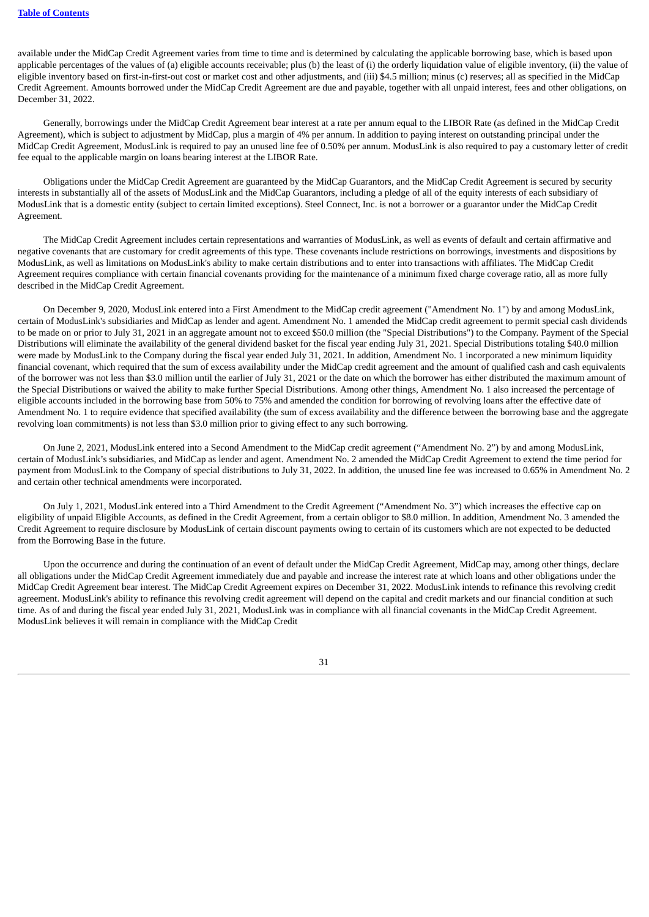available under the MidCap Credit Agreement varies from time to time and is determined by calculating the applicable borrowing base, which is based upon applicable percentages of the values of (a) eligible accounts receivable; plus (b) the least of (i) the orderly liquidation value of eligible inventory, (ii) the value of eligible inventory based on first-in-first-out cost or market cost and other adjustments, and (iii) $4.5 million; minus (c) reserves; all as specified in the MidCap Credit Agreement. Amounts borrowed under the MidCap Credit Agreement are due and payable, together with all unpaid interest, fees and other obligations, on December 31, 2022.

Generally, borrowings under the MidCap Credit Agreement bear interest at a rate per annum equal to the LIBOR Rate (as defined in the MidCap Credit Agreement), which is subject to adjustment by MidCap, plus a margin of 4% per annum. In addition to paying interest on outstanding principal under the MidCap Credit Agreement, ModusLink is required to pay an unused line fee of 0.50% per annum. ModusLink is also required to pay a customary letter of credit fee equal to the applicable margin on loans bearing interest at the LIBOR Rate.

Obligations under the MidCap Credit Agreement are guaranteed by the MidCap Guarantors, and the MidCap Credit Agreement is secured by security interests in substantially all of the assets of ModusLink and the MidCap Guarantors, including a pledge of all of the equity interests of each subsidiary of ModusLink that is a domestic entity (subject to certain limited exceptions). Steel Connect, Inc. is not a borrower or a guarantor under the MidCap Credit Agreement.

The MidCap Credit Agreement includes certain representations and warranties of ModusLink, as well as events of default and certain affirmative and negative covenants that are customary for credit agreements of this type. These covenants include restrictions on borrowings, investments and dispositions by ModusLink, as well as limitations on ModusLink's ability to make certain distributions and to enter into transactions with affiliates. The MidCap Credit Agreement requires compliance with certain financial covenants providing for the maintenance of a minimum fixed charge coverage ratio, all as more fully described in the MidCap Credit Agreement.

On December 9, 2020, ModusLink entered into a First Amendment to the MidCap credit agreement ("Amendment No. 1") by and among ModusLink, certain of ModusLink's subsidiaries and MidCap as lender and agent. Amendment No. 1 amended the MidCap credit agreement to permit special cash dividends to be made on or prior to July 31, 2021 in an aggregate amount not to exceed $50.0 million (the "Special Distributions") to the Company. Payment of the Special Distributions will eliminate the availability of the general dividend basket for the fiscal year ending July 31, 2021. Special Distributions totaling $40.0 million were made by ModusLink to the Company during the fiscal year ended July 31, 2021. In addition, Amendment No. 1 incorporated a new minimum liquidity financial covenant, which required that the sum of excess availability under the MidCap credit agreement and the amount of qualified cash and cash equivalents of the borrower was not less than $3.0 million until the earlier of July 31, 2021 or the date on which the borrower has either distributed the maximum amount of the Special Distributions or waived the ability to make further Special Distributions. Among other things, Amendment No. 1 also increased the percentage of eligible accounts included in the borrowing base from 50% to 75% and amended the condition for borrowing of revolving loans after the effective date of Amendment No. 1 to require evidence that specified availability (the sum of excess availability and the difference between the borrowing base and the aggregate revolving loan commitments) is not less than $3.0 million prior to giving effect to any such borrowing.

On June 2, 2021, ModusLink entered into a Second Amendment to the MidCap credit agreement ("Amendment No. 2") by and among ModusLink, certain of ModusLink's subsidiaries, and MidCap as lender and agent. Amendment No. 2 amended the MidCap Credit Agreement to extend the time period for payment from ModusLink to the Company of special distributions to July 31, 2022. In addition, the unused line fee was increased to 0.65% in Amendment No. 2 and certain other technical amendments were incorporated.

On July 1, 2021, ModusLink entered into a Third Amendment to the Credit Agreement ("Amendment No. 3") which increases the effective cap on eligibility of unpaid Eligible Accounts, as defined in the Credit Agreement, from a certain obligor to $8.0 million. In addition, Amendment No. 3 amended the Credit Agreement to require disclosure by ModusLink of certain discount payments owing to certain of its customers which are not expected to be deducted from the Borrowing Base in the future.

Upon the occurrence and during the continuation of an event of default under the MidCap Credit Agreement, MidCap may, among other things, declare all obligations under the MidCap Credit Agreement immediately due and payable and increase the interest rate at which loans and other obligations under the MidCap Credit Agreement bear interest. The MidCap Credit Agreement expires on December 31, 2022. ModusLink intends to refinance this revolving credit agreement. ModusLink's ability to refinance this revolving credit agreement will depend on the capital and credit markets and our financial condition at such time. As of and during the fiscal year ended July 31, 2021, ModusLink was in compliance with all financial covenants in the MidCap Credit Agreement. ModusLink believes it will remain in compliance with the MidCap Credit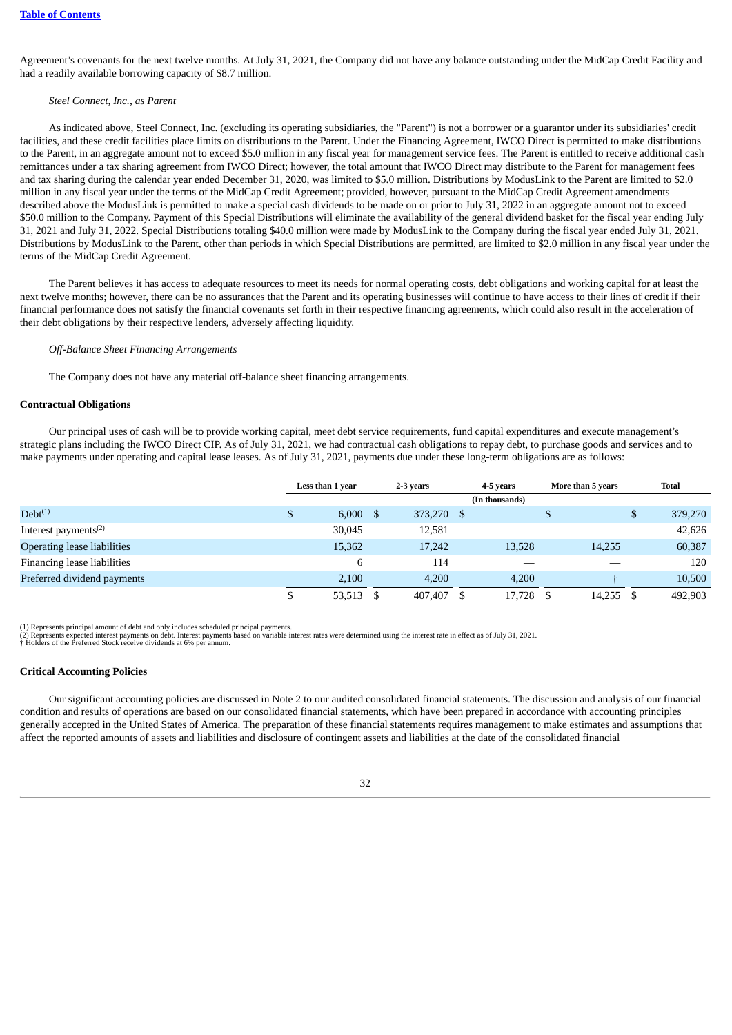Agreement's covenants for the next twelve months. At July 31, 2021, the Company did not have any balance outstanding under the MidCap Credit Facility and had a readily available borrowing capacity of $8.7 million.

*Steel Connect, Inc., as Parent*

As indicated above, Steel Connect, Inc. (excluding its operating subsidiaries, the "Parent") is not a borrower or a guarantor under its subsidiaries' credit facilities, and these credit facilities place limits on distributions to the Parent. Under the Financing Agreement, IWCO Direct is permitted to make distributions to the Parent, in an aggregate amount not to exceed $5.0 million in any fiscal year for management service fees. The Parent is entitled to receive additional cash remittances under a tax sharing agreement from IWCO Direct; however, the total amount that IWCO Direct may distribute to the Parent for management fees and tax sharing during the calendar year ended December 31, 2020, was limited to $5.0 million. Distributions by ModusLink to the Parent are limited to $2.0 million in any fiscal year under the terms of the MidCap Credit Agreement; provided, however, pursuant to the MidCap Credit Agreement amendments described above the ModusLink is permitted to make a special cash dividends to be made on or prior to July 31, 2022 in an aggregate amount not to exceed $50.0 million to the Company. Payment of this Special Distributions will eliminate the availability of the general dividend basket for the fiscal year ending July 31, 2021 and July 31, 2022. Special Distributions totaling $40.0 million were made by ModusLink to the Company during the fiscal year ended July 31, 2021. Distributions by ModusLink to the Parent, other than periods in which Special Distributions are permitted, are limited to $2.0 million in any fiscal year under the terms of the MidCap Credit Agreement.

The Parent believes it has access to adequate resources to meet its needs for normal operating costs, debt obligations and working capital for at least the next twelve months; however, there can be no assurances that the Parent and its operating businesses will continue to have access to their lines of credit if their financial performance does not satisfy the financial covenants set forth in their respective financing agreements, which could also result in the acceleration of their debt obligations by their respective lenders, adversely affecting liquidity.

*Off-Balance Sheet Financing Arrangements*

The Company does not have any material off-balance sheet financing arrangements.

**Contractual Obligations**

Our principal uses of cash will be to provide working capital, meet debt service requirements, fund capital expenditures and execute management's strategic plans including the IWCO Direct CIP. As of July 31, 2021, we had contractual cash obligations to repay debt, to purchase goods and services and to make payments under operating and capital lease leases. As of July 31, 2021, payments due under these long-term obligations are as follows:

| | Less than 1 year | 2-3 years | 4-5 years | More than 5 years | Total |
|---|---|---|---|---|---|
| | | | (In thousands) | | |
| Debt[1] | $ 6,000 | $ 373,270 | $ — | $ — | $ 379,270 |
| Interest payments[2] | 30,045 | 12,581 | — | — | 42,626 |
| Operating lease liabilities | 15,362 | 17,242 | 13,528 | 14,255 | 60,387 |
| Financing lease liabilities | 6 | 114 | — | — | 120 |
| Preferred dividend payments | 2,100 | 4,200 | 4,200 | † | 10,500 |
| | $ 53,513 | $ 407,407 | $ 17,728 | $ 14,255 | $ 492,903 |

(1) Represents principal amount of debt and only includes scheduled principal payments.
(2) Represents expected interest payments on debt. Interest payments based on variable interest rates were determined using the interest rate in effect as of July 31, 2021.
† Holders of the Preferred Stock receive dividends at 6% per annum.

**Critical Accounting Policies**

Our significant accounting policies are discussed in Note 2 to our audited consolidated financial statements. The discussion and analysis of our financial condition and results of operations are based on our consolidated financial statements, which have been prepared in accordance with accounting principles generally accepted in the United States of America. The preparation of these financial statements requires management to make estimates and assumptions that affect the reported amounts of assets and liabilities and disclosure of contingent assets and liabilities at the date of the consolidated financial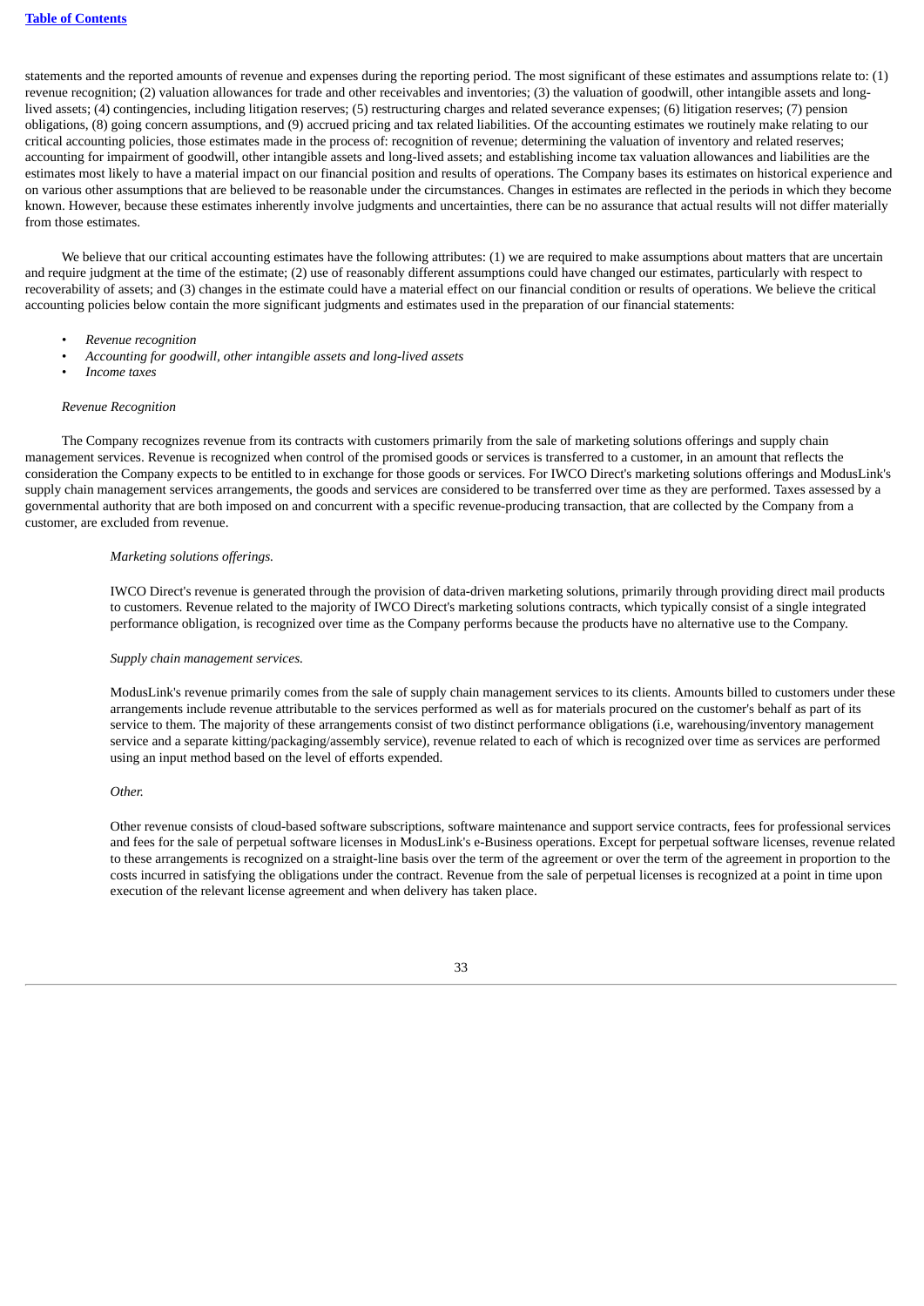statements and the reported amounts of revenue and expenses during the reporting period. The most significant of these estimates and assumptions relate to: (1) revenue recognition; (2) valuation allowances for trade and other receivables and inventories; (3) the valuation of goodwill, other intangible assets and long-lived assets; (4) contingencies, including litigation reserves; (5) restructuring charges and related severance expenses; (6) litigation reserves; (7) pension obligations, (8) going concern assumptions, and (9) accrued pricing and tax related liabilities. Of the accounting estimates we routinely make relating to our critical accounting policies, those estimates made in the process of: recognition of revenue; determining the valuation of inventory and related reserves; accounting for impairment of goodwill, other intangible assets and long-lived assets; and establishing income tax valuation allowances and liabilities are the estimates most likely to have a material impact on our financial position and results of operations. The Company bases its estimates on historical experience and on various other assumptions that are believed to be reasonable under the circumstances. Changes in estimates are reflected in the periods in which they become known. However, because these estimates inherently involve judgments and uncertainties, there can be no assurance that actual results will not differ materially from those estimates.

We believe that our critical accounting estimates have the following attributes: (1) we are required to make assumptions about matters that are uncertain and require judgment at the time of the estimate; (2) use of reasonably different assumptions could have changed our estimates, particularly with respect to recoverability of assets; and (3) changes in the estimate could have a material effect on our financial condition or results of operations. We believe the critical accounting policies below contain the more significant judgments and estimates used in the preparation of our financial statements:

- *Revenue recognition*
- *Accounting for goodwill, other intangible assets and long-lived assets*
- *Income taxes*

*Revenue Recognition*

The Company recognizes revenue from its contracts with customers primarily from the sale of marketing solutions offerings and supply chain management services. Revenue is recognized when control of the promised goods or services is transferred to a customer, in an amount that reflects the consideration the Company expects to be entitled to in exchange for those goods or services. For IWCO Direct's marketing solutions offerings and ModusLink's supply chain management services arrangements, the goods and services are considered to be transferred over time as they are performed. Taxes assessed by a governmental authority that are both imposed on and concurrent with a specific revenue-producing transaction, that are collected by the Company from a customer, are excluded from revenue.

*Marketing solutions offerings.*

IWCO Direct's revenue is generated through the provision of data-driven marketing solutions, primarily through providing direct mail products to customers. Revenue related to the majority of IWCO Direct's marketing solutions contracts, which typically consist of a single integrated performance obligation, is recognized over time as the Company performs because the products have no alternative use to the Company.

*Supply chain management services.*

ModusLink's revenue primarily comes from the sale of supply chain management services to its clients. Amounts billed to customers under these arrangements include revenue attributable to the services performed as well as for materials procured on the customer's behalf as part of its service to them. The majority of these arrangements consist of two distinct performance obligations (i.e, warehousing/inventory management service and a separate kitting/packaging/assembly service), revenue related to each of which is recognized over time as services are performed using an input method based on the level of efforts expended.

*Other.*

Other revenue consists of cloud-based software subscriptions, software maintenance and support service contracts, fees for professional services and fees for the sale of perpetual software licenses in ModusLink's e-Business operations. Except for perpetual software licenses, revenue related to these arrangements is recognized on a straight-line basis over the term of the agreement or over the term of the agreement in proportion to the costs incurred in satisfying the obligations under the contract. Revenue from the sale of perpetual licenses is recognized at a point in time upon execution of the relevant license agreement and when delivery has taken place.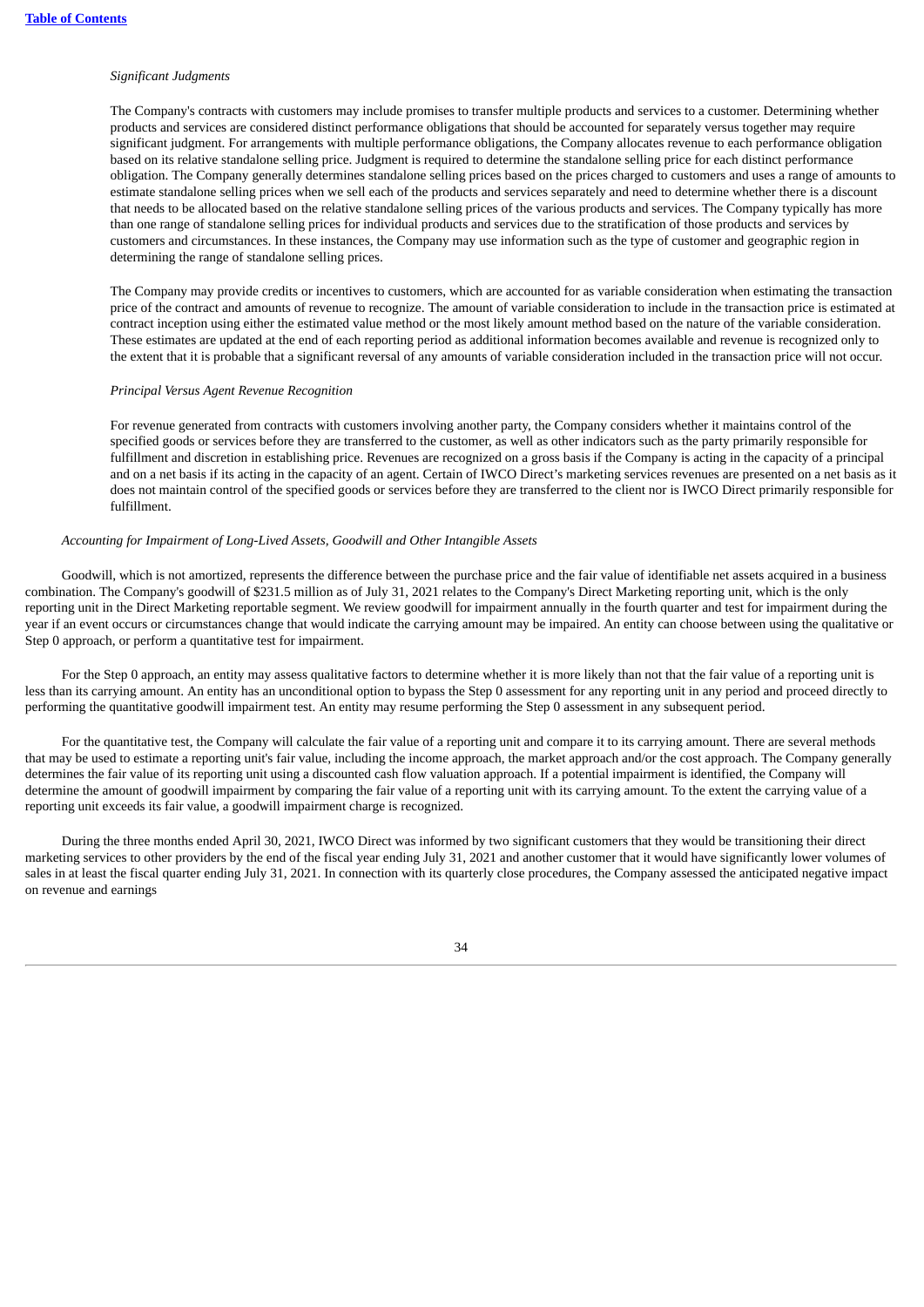*Significant Judgments*

The Company's contracts with customers may include promises to transfer multiple products and services to a customer. Determining whether products and services are considered distinct performance obligations that should be accounted for separately versus together may require significant judgment. For arrangements with multiple performance obligations, the Company allocates revenue to each performance obligation based on its relative standalone selling price. Judgment is required to determine the standalone selling price for each distinct performance obligation. The Company generally determines standalone selling prices based on the prices charged to customers and uses a range of amounts to estimate standalone selling prices when we sell each of the products and services separately and need to determine whether there is a discount that needs to be allocated based on the relative standalone selling prices of the various products and services. The Company typically has more than one range of standalone selling prices for individual products and services due to the stratification of those products and services by customers and circumstances. In these instances, the Company may use information such as the type of customer and geographic region in determining the range of standalone selling prices.

The Company may provide credits or incentives to customers, which are accounted for as variable consideration when estimating the transaction price of the contract and amounts of revenue to recognize. The amount of variable consideration to include in the transaction price is estimated at contract inception using either the estimated value method or the most likely amount method based on the nature of the variable consideration. These estimates are updated at the end of each reporting period as additional information becomes available and revenue is recognized only to the extent that it is probable that a significant reversal of any amounts of variable consideration included in the transaction price will not occur.

*Principal Versus Agent Revenue Recognition*

For revenue generated from contracts with customers involving another party, the Company considers whether it maintains control of the specified goods or services before they are transferred to the customer, as well as other indicators such as the party primarily responsible for fulfillment and discretion in establishing price. Revenues are recognized on a gross basis if the Company is acting in the capacity of a principal and on a net basis if its acting in the capacity of an agent. Certain of IWCO Direct's marketing services revenues are presented on a net basis as it does not maintain control of the specified goods or services before they are transferred to the client nor is IWCO Direct primarily responsible for fulfillment.

*Accounting for Impairment of Long-Lived Assets, Goodwill and Other Intangible Assets*

Goodwill, which is not amortized, represents the difference between the purchase price and the fair value of identifiable net assets acquired in a business combination. The Company's goodwill of $231.5 million as of July 31, 2021 relates to the Company's Direct Marketing reporting unit, which is the only reporting unit in the Direct Marketing reportable segment. We review goodwill for impairment annually in the fourth quarter and test for impairment during the year if an event occurs or circumstances change that would indicate the carrying amount may be impaired. An entity can choose between using the qualitative or Step 0 approach, or perform a quantitative test for impairment.

For the Step 0 approach, an entity may assess qualitative factors to determine whether it is more likely than not that the fair value of a reporting unit is less than its carrying amount. An entity has an unconditional option to bypass the Step 0 assessment for any reporting unit in any period and proceed directly to performing the quantitative goodwill impairment test. An entity may resume performing the Step 0 assessment in any subsequent period.

For the quantitative test, the Company will calculate the fair value of a reporting unit and compare it to its carrying amount. There are several methods that may be used to estimate a reporting unit's fair value, including the income approach, the market approach and/or the cost approach. The Company generally determines the fair value of its reporting unit using a discounted cash flow valuation approach. If a potential impairment is identified, the Company will determine the amount of goodwill impairment by comparing the fair value of a reporting unit with its carrying amount. To the extent the carrying value of a reporting unit exceeds its fair value, a goodwill impairment charge is recognized.

During the three months ended April 30, 2021, IWCO Direct was informed by two significant customers that they would be transitioning their direct marketing services to other providers by the end of the fiscal year ending July 31, 2021 and another customer that it would have significantly lower volumes of sales in at least the fiscal quarter ending July 31, 2021. In connection with its quarterly close procedures, the Company assessed the anticipated negative impact on revenue and earnings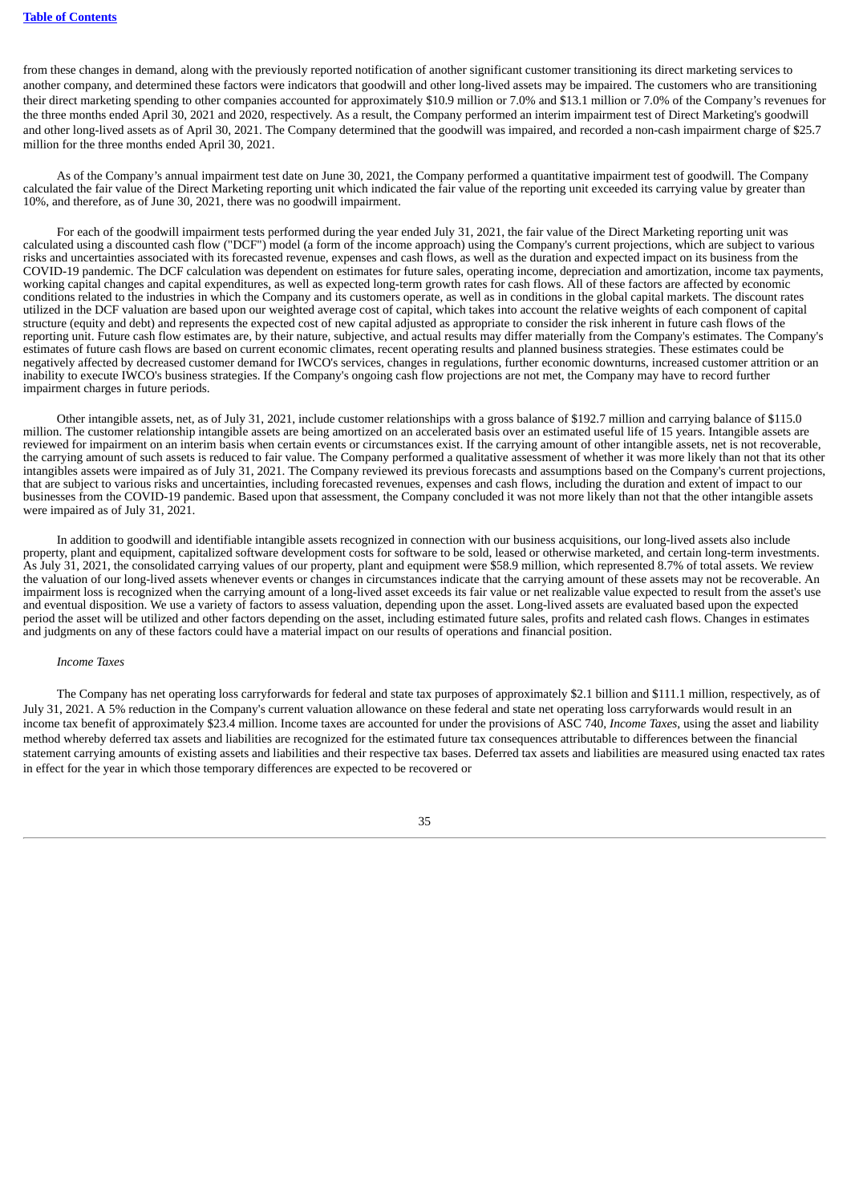from these changes in demand, along with the previously reported notification of another significant customer transitioning its direct marketing services to another company, and determined these factors were indicators that goodwill and other long-lived assets may be impaired. The customers who are transitioning their direct marketing spending to other companies accounted for approximately $10.9 million or 7.0% and $13.1 million or 7.0% of the Company's revenues for the three months ended April 30, 2021 and 2020, respectively. As a result, the Company performed an interim impairment test of Direct Marketing's goodwill and other long-lived assets as of April 30, 2021. The Company determined that the goodwill was impaired, and recorded a non-cash impairment charge of $25.7 million for the three months ended April 30, 2021.

As of the Company's annual impairment test date on June 30, 2021, the Company performed a quantitative impairment test of goodwill. The Company calculated the fair value of the Direct Marketing reporting unit which indicated the fair value of the reporting unit exceeded its carrying value by greater than 10%, and therefore, as of June 30, 2021, there was no goodwill impairment.

For each of the goodwill impairment tests performed during the year ended July 31, 2021, the fair value of the Direct Marketing reporting unit was calculated using a discounted cash flow ("DCF") model (a form of the income approach) using the Company's current projections, which are subject to various risks and uncertainties associated with its forecasted revenue, expenses and cash flows, as well as the duration and expected impact on its business from the COVID-19 pandemic. The DCF calculation was dependent on estimates for future sales, operating income, depreciation and amortization, income tax payments, working capital changes and capital expenditures, as well as expected long-term growth rates for cash flows. All of these factors are affected by economic conditions related to the industries in which the Company and its customers operate, as well as in conditions in the global capital markets. The discount rates utilized in the DCF valuation are based upon our weighted average cost of capital, which takes into account the relative weights of each component of capital structure (equity and debt) and represents the expected cost of new capital adjusted as appropriate to consider the risk inherent in future cash flows of the reporting unit. Future cash flow estimates are, by their nature, subjective, and actual results may differ materially from the Company's estimates. The Company's estimates of future cash flows are based on current economic climates, recent operating results and planned business strategies. These estimates could be negatively affected by decreased customer demand for IWCO's services, changes in regulations, further economic downturns, increased customer attrition or an inability to execute IWCO's business strategies. If the Company's ongoing cash flow projections are not met, the Company may have to record further impairment charges in future periods.

Other intangible assets, net, as of July 31, 2021, include customer relationships with a gross balance of $192.7 million and carrying balance of $115.0 million. The customer relationship intangible assets are being amortized on an accelerated basis over an estimated useful life of 15 years. Intangible assets are reviewed for impairment on an interim basis when certain events or circumstances exist. If the carrying amount of other intangible assets, net is not recoverable, the carrying amount of such assets is reduced to fair value. The Company performed a qualitative assessment of whether it was more likely than not that its other intangibles assets were impaired as of July 31, 2021. The Company reviewed its previous forecasts and assumptions based on the Company's current projections, that are subject to various risks and uncertainties, including forecasted revenues, expenses and cash flows, including the duration and extent of impact to our businesses from the COVID-19 pandemic. Based upon that assessment, the Company concluded it was not more likely than not that the other intangible assets were impaired as of July 31, 2021.

In addition to goodwill and identifiable intangible assets recognized in connection with our business acquisitions, our long-lived assets also include property, plant and equipment, capitalized software development costs for software to be sold, leased or otherwise marketed, and certain long-term investments. As July 31, 2021, the consolidated carrying values of our property, plant and equipment were $58.9 million, which represented 8.7% of total assets. We review the valuation of our long-lived assets whenever events or changes in circumstances indicate that the carrying amount of these assets may not be recoverable. An impairment loss is recognized when the carrying amount of a long-lived asset exceeds its fair value or net realizable value expected to result from the asset's use and eventual disposition. We use a variety of factors to assess valuation, depending upon the asset. Long-lived assets are evaluated based upon the expected period the asset will be utilized and other factors depending on the asset, including estimated future sales, profits and related cash flows. Changes in estimates and judgments on any of these factors could have a material impact on our results of operations and financial position.

*Income Taxes*

The Company has net operating loss carryforwards for federal and state tax purposes of approximately $2.1 billion and $111.1 million, respectively, as of July 31, 2021. A 5% reduction in the Company's current valuation allowance on these federal and state net operating loss carryforwards would result in an income tax benefit of approximately $23.4 million. Income taxes are accounted for under the provisions of ASC 740, *Income Taxes*, using the asset and liability method whereby deferred tax assets and liabilities are recognized for the estimated future tax consequences attributable to differences between the financial statement carrying amounts of existing assets and liabilities and their respective tax bases. Deferred tax assets and liabilities are measured using enacted tax rates in effect for the year in which those temporary differences are expected to be recovered or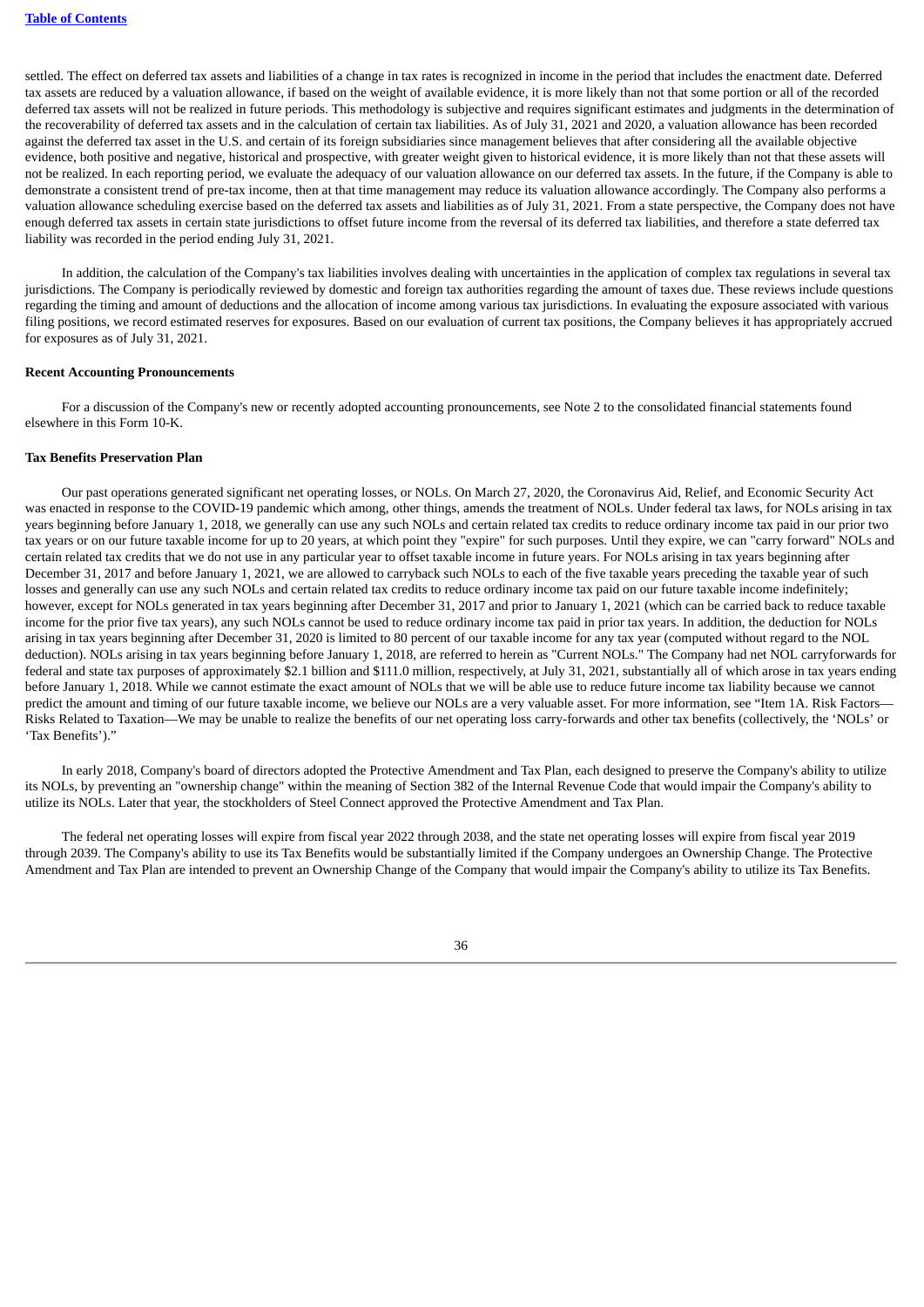settled. The effect on deferred tax assets and liabilities of a change in tax rates is recognized in income in the period that includes the enactment date. Deferred tax assets are reduced by a valuation allowance, if based on the weight of available evidence, it is more likely than not that some portion or all of the recorded deferred tax assets will not be realized in future periods. This methodology is subjective and requires significant estimates and judgments in the determination of the recoverability of deferred tax assets and in the calculation of certain tax liabilities. As of July 31, 2021 and 2020, a valuation allowance has been recorded against the deferred tax asset in the U.S. and certain of its foreign subsidiaries since management believes that after considering all the available objective evidence, both positive and negative, historical and prospective, with greater weight given to historical evidence, it is more likely than not that these assets will not be realized. In each reporting period, we evaluate the adequacy of our valuation allowance on our deferred tax assets. In the future, if the Company is able to demonstrate a consistent trend of pre-tax income, then at that time management may reduce its valuation allowance accordingly. The Company also performs a valuation allowance scheduling exercise based on the deferred tax assets and liabilities as of July 31, 2021. From a state perspective, the Company does not have enough deferred tax assets in certain state jurisdictions to offset future income from the reversal of its deferred tax liabilities, and therefore a state deferred tax liability was recorded in the period ending July 31, 2021.

In addition, the calculation of the Company's tax liabilities involves dealing with uncertainties in the application of complex tax regulations in several tax jurisdictions. The Company is periodically reviewed by domestic and foreign tax authorities regarding the amount of taxes due. These reviews include questions regarding the timing and amount of deductions and the allocation of income among various tax jurisdictions. In evaluating the exposure associated with various filing positions, we record estimated reserves for exposures. Based on our evaluation of current tax positions, the Company believes it has appropriately accrued for exposures as of July 31, 2021.

**Recent Accounting Pronouncements**

For a discussion of the Company's new or recently adopted accounting pronouncements, see Note 2 to the consolidated financial statements found elsewhere in this Form 10-K.

**Tax Benefits Preservation Plan**

Our past operations generated significant net operating losses, or NOLs. On March 27, 2020, the Coronavirus Aid, Relief, and Economic Security Act was enacted in response to the COVID-19 pandemic which among, other things, amends the treatment of NOLs. Under federal tax laws, for NOLs arising in tax years beginning before January 1, 2018, we generally can use any such NOLs and certain related tax credits to reduce ordinary income tax paid in our prior two tax years or on our future taxable income for up to 20 years, at which point they "expire" for such purposes. Until they expire, we can "carry forward" NOLs and certain related tax credits that we do not use in any particular year to offset taxable income in future years. For NOLs arising in tax years beginning after December 31, 2017 and before January 1, 2021, we are allowed to carryback such NOLs to each of the five taxable years preceding the taxable year of such losses and generally can use any such NOLs and certain related tax credits to reduce ordinary income tax paid on our future taxable income indefinitely; however, except for NOLs generated in tax years beginning after December 31, 2017 and prior to January 1, 2021 (which can be carried back to reduce taxable income for the prior five tax years), any such NOLs cannot be used to reduce ordinary income tax paid in prior tax years. In addition, the deduction for NOLs arising in tax years beginning after December 31, 2020 is limited to 80 percent of our taxable income for any tax year (computed without regard to the NOL deduction). NOLs arising in tax years beginning before January 1, 2018, are referred to herein as "Current NOLs." The Company had net NOL carryforwards for federal and state tax purposes of approximately $2.1 billion and $111.0 million, respectively, at July 31, 2021, substantially all of which arose in tax years ending before January 1, 2018. While we cannot estimate the exact amount of NOLs that we will be able use to reduce future income tax liability because we cannot predict the amount and timing of our future taxable income, we believe our NOLs are a very valuable asset. For more information, see "Item 1A. Risk Factors—Risks Related to Taxation—We may be unable to realize the benefits of our net operating loss carry-forwards and other tax benefits (collectively, the 'NOLs' or 'Tax Benefits')."

In early 2018, Company's board of directors adopted the Protective Amendment and Tax Plan, each designed to preserve the Company's ability to utilize its NOLs, by preventing an "ownership change" within the meaning of Section 382 of the Internal Revenue Code that would impair the Company's ability to utilize its NOLs. Later that year, the stockholders of Steel Connect approved the Protective Amendment and Tax Plan.

The federal net operating losses will expire from fiscal year 2022 through 2038, and the state net operating losses will expire from fiscal year 2019 through 2039. The Company's ability to use its Tax Benefits would be substantially limited if the Company undergoes an Ownership Change. The Protective Amendment and Tax Plan are intended to prevent an Ownership Change of the Company that would impair the Company's ability to utilize its Tax Benefits.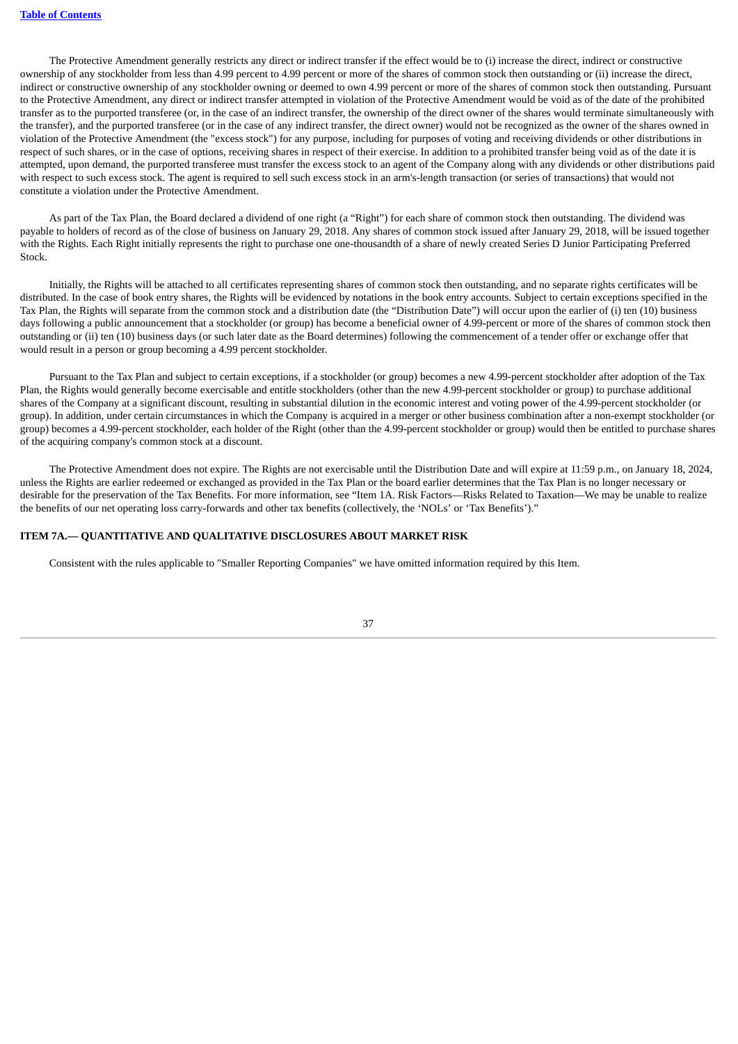The Protective Amendment generally restricts any direct or indirect transfer if the effect would be to (i) increase the direct, indirect or constructive ownership of any stockholder from less than 4.99 percent to 4.99 percent or more of the shares of common stock then outstanding or (ii) increase the direct, indirect or constructive ownership of any stockholder owning or deemed to own 4.99 percent or more of the shares of common stock then outstanding. Pursuant to the Protective Amendment, any direct or indirect transfer attempted in violation of the Protective Amendment would be void as of the date of the prohibited transfer as to the purported transferee (or, in the case of an indirect transfer, the ownership of the direct owner of the shares would terminate simultaneously with the transfer), and the purported transferee (or in the case of any indirect transfer, the direct owner) would not be recognized as the owner of the shares owned in violation of the Protective Amendment (the "excess stock") for any purpose, including for purposes of voting and receiving dividends or other distributions in respect of such shares, or in the case of options, receiving shares in respect of their exercise. In addition to a prohibited transfer being void as of the date it is attempted, upon demand, the purported transferee must transfer the excess stock to an agent of the Company along with any dividends or other distributions paid with respect to such excess stock. The agent is required to sell such excess stock in an arm's-length transaction (or series of transactions) that would not constitute a violation under the Protective Amendment.

As part of the Tax Plan, the Board declared a dividend of one right (a "Right") for each share of common stock then outstanding. The dividend was payable to holders of record as of the close of business on January 29, 2018. Any shares of common stock issued after January 29, 2018, will be issued together with the Rights. Each Right initially represents the right to purchase one one-thousandth of a share of newly created Series D Junior Participating Preferred Stock.

Initially, the Rights will be attached to all certificates representing shares of common stock then outstanding, and no separate rights certificates will be distributed. In the case of book entry shares, the Rights will be evidenced by notations in the book entry accounts. Subject to certain exceptions specified in the Tax Plan, the Rights will separate from the common stock and a distribution date (the "Distribution Date") will occur upon the earlier of (i) ten (10) business days following a public announcement that a stockholder (or group) has become a beneficial owner of 4.99-percent or more of the shares of common stock then outstanding or (ii) ten (10) business days (or such later date as the Board determines) following the commencement of a tender offer or exchange offer that would result in a person or group becoming a 4.99 percent stockholder.

Pursuant to the Tax Plan and subject to certain exceptions, if a stockholder (or group) becomes a new 4.99-percent stockholder after adoption of the Tax Plan, the Rights would generally become exercisable and entitle stockholders (other than the new 4.99-percent stockholder or group) to purchase additional shares of the Company at a significant discount, resulting in substantial dilution in the economic interest and voting power of the 4.99-percent stockholder (or group). In addition, under certain circumstances in which the Company is acquired in a merger or other business combination after a non-exempt stockholder (or group) becomes a 4.99-percent stockholder, each holder of the Right (other than the 4.99-percent stockholder or group) would then be entitled to purchase shares of the acquiring company's common stock at a discount.

The Protective Amendment does not expire. The Rights are not exercisable until the Distribution Date and will expire at 11:59 p.m., on January 18, 2024, unless the Rights are earlier redeemed or exchanged as provided in the Tax Plan or the board earlier determines that the Tax Plan is no longer necessary or desirable for the preservation of the Tax Benefits. For more information, see "Item 1A. Risk Factors—Risks Related to Taxation—We may be unable to realize the benefits of our net operating loss carry-forwards and other tax benefits (collectively, the 'NOLs' or 'Tax Benefits')."

## ITEM 7A.— QUANTITATIVE AND QUALITATIVE DISCLOSURES ABOUT MARKET RISK

Consistent with the rules applicable to "Smaller Reporting Companies" we have omitted information required by this Item.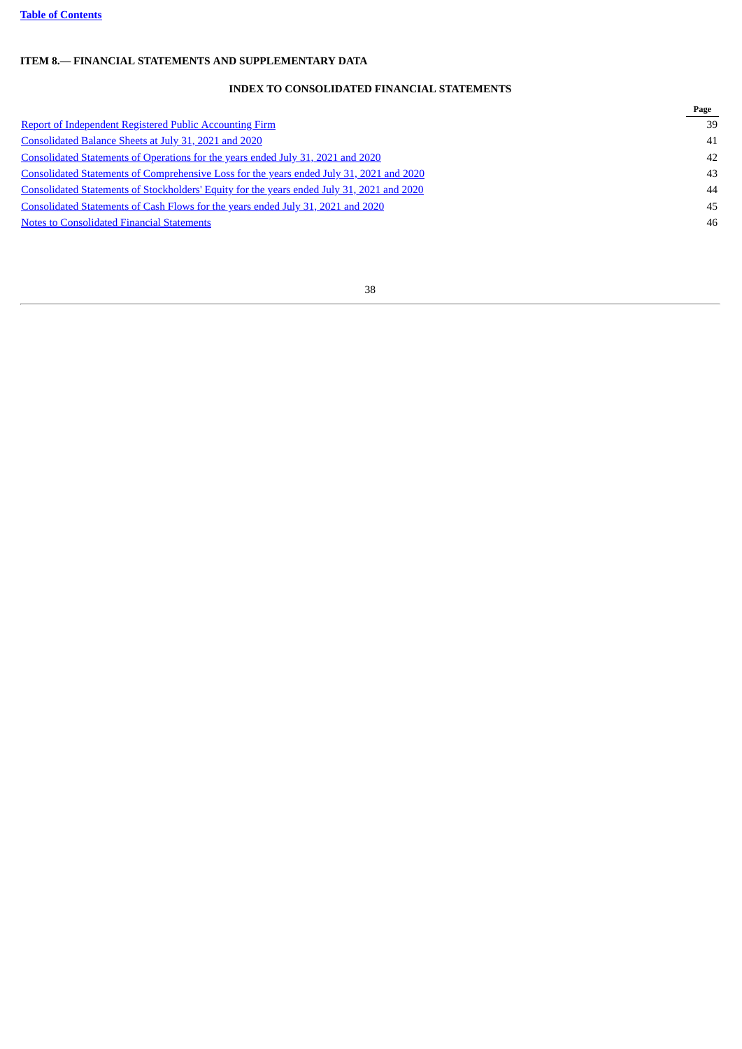## ITEM 8.— FINANCIAL STATEMENTS AND SUPPLEMENTARY DATA

### INDEX TO CONSOLIDATED FINANCIAL STATEMENTS

| | Page |
|---|---|
| Report of Independent Registered Public Accounting Firm | 39 |
| Consolidated Balance Sheets at July 31, 2021 and 2020 | 41 |
| Consolidated Statements of Operations for the years ended July 31, 2021 and 2020 | 42 |
| Consolidated Statements of Comprehensive Loss for the years ended July 31, 2021 and 2020 | 43 |
| Consolidated Statements of Stockholders' Equity for the years ended July 31, 2021 and 2020 | 44 |
| Consolidated Statements of Cash Flows for the years ended July 31, 2021 and 2020 | 45 |
| Notes to Consolidated Financial Statements | 46 |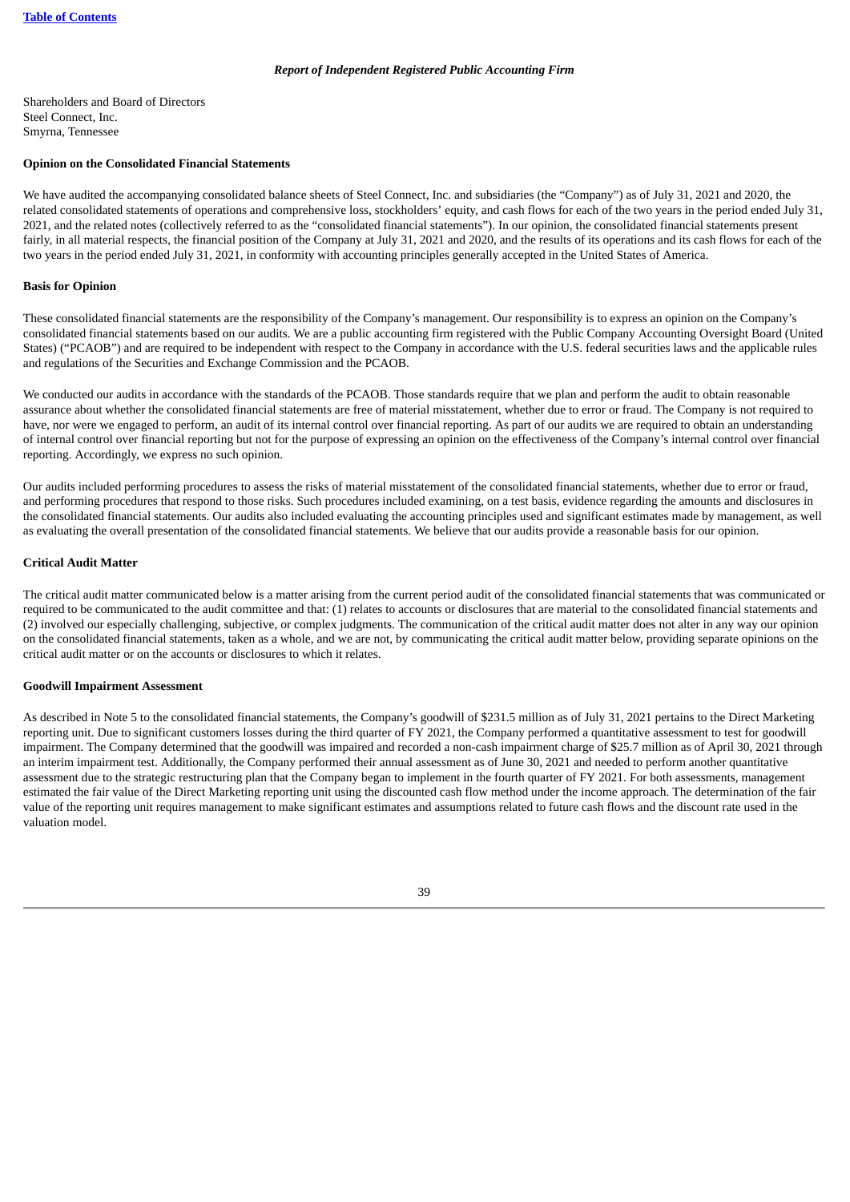*Report of Independent Registered Public Accounting Firm*

Shareholders and Board of Directors
Steel Connect, Inc.
Smyrna, Tennessee

**Opinion on the Consolidated Financial Statements**

We have audited the accompanying consolidated balance sheets of Steel Connect, Inc. and subsidiaries (the "Company") as of July 31, 2021 and 2020, the related consolidated statements of operations and comprehensive loss, stockholders' equity, and cash flows for each of the two years in the period ended July 31, 2021, and the related notes (collectively referred to as the "consolidated financial statements"). In our opinion, the consolidated financial statements present fairly, in all material respects, the financial position of the Company at July 31, 2021 and 2020, and the results of its operations and its cash flows for each of the two years in the period ended July 31, 2021, in conformity with accounting principles generally accepted in the United States of America.

**Basis for Opinion**

These consolidated financial statements are the responsibility of the Company's management. Our responsibility is to express an opinion on the Company's consolidated financial statements based on our audits. We are a public accounting firm registered with the Public Company Accounting Oversight Board (United States) ("PCAOB") and are required to be independent with respect to the Company in accordance with the U.S. federal securities laws and the applicable rules and regulations of the Securities and Exchange Commission and the PCAOB.

We conducted our audits in accordance with the standards of the PCAOB. Those standards require that we plan and perform the audit to obtain reasonable assurance about whether the consolidated financial statements are free of material misstatement, whether due to error or fraud. The Company is not required to have, nor were we engaged to perform, an audit of its internal control over financial reporting. As part of our audits we are required to obtain an understanding of internal control over financial reporting but not for the purpose of expressing an opinion on the effectiveness of the Company's internal control over financial reporting. Accordingly, we express no such opinion.

Our audits included performing procedures to assess the risks of material misstatement of the consolidated financial statements, whether due to error or fraud, and performing procedures that respond to those risks. Such procedures included examining, on a test basis, evidence regarding the amounts and disclosures in the consolidated financial statements. Our audits also included evaluating the accounting principles used and significant estimates made by management, as well as evaluating the overall presentation of the consolidated financial statements. We believe that our audits provide a reasonable basis for our opinion.

**Critical Audit Matter**

The critical audit matter communicated below is a matter arising from the current period audit of the consolidated financial statements that was communicated or required to be communicated to the audit committee and that: (1) relates to accounts or disclosures that are material to the consolidated financial statements and (2) involved our especially challenging, subjective, or complex judgments. The communication of the critical audit matter does not alter in any way our opinion on the consolidated financial statements, taken as a whole, and we are not, by communicating the critical audit matter below, providing separate opinions on the critical audit matter or on the accounts or disclosures to which it relates.

**Goodwill Impairment Assessment**

As described in Note 5 to the consolidated financial statements, the Company's goodwill of $231.5 million as of July 31, 2021 pertains to the Direct Marketing reporting unit. Due to significant customers losses during the third quarter of FY 2021, the Company performed a quantitative assessment to test for goodwill impairment. The Company determined that the goodwill was impaired and recorded a non-cash impairment charge of $25.7 million as of April 30, 2021 through an interim impairment test. Additionally, the Company performed their annual assessment as of June 30, 2021 and needed to perform another quantitative assessment due to the strategic restructuring plan that the Company began to implement in the fourth quarter of FY 2021. For both assessments, management estimated the fair value of the Direct Marketing reporting unit using the discounted cash flow method under the income approach. The determination of the fair value of the reporting unit requires management to make significant estimates and assumptions related to future cash flows and the discount rate used in the valuation model.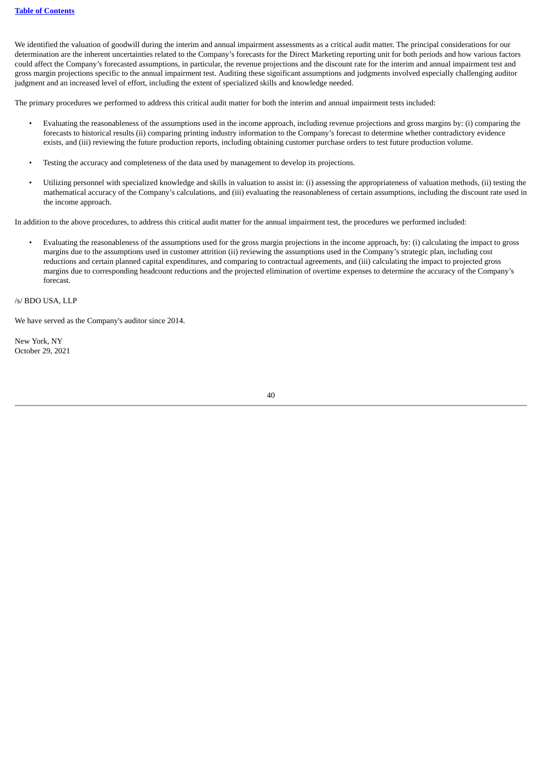We identified the valuation of goodwill during the interim and annual impairment assessments as a critical audit matter. The principal considerations for our determination are the inherent uncertainties related to the Company's forecasts for the Direct Marketing reporting unit for both periods and how various factors could affect the Company's forecasted assumptions, in particular, the revenue projections and the discount rate for the interim and annual impairment test and gross margin projections specific to the annual impairment test. Auditing these significant assumptions and judgments involved especially challenging auditor judgment and an increased level of effort, including the extent of specialized skills and knowledge needed.

The primary procedures we performed to address this critical audit matter for both the interim and annual impairment tests included:

- Evaluating the reasonableness of the assumptions used in the income approach, including revenue projections and gross margins by: (i) comparing the forecasts to historical results (ii) comparing printing industry information to the Company's forecast to determine whether contradictory evidence exists, and (iii) reviewing the future production reports, including obtaining customer purchase orders to test future production volume.

- Testing the accuracy and completeness of the data used by management to develop its projections.

- Utilizing personnel with specialized knowledge and skills in valuation to assist in: (i) assessing the appropriateness of valuation methods, (ii) testing the mathematical accuracy of the Company's calculations, and (iii) evaluating the reasonableness of certain assumptions, including the discount rate used in the income approach.

In addition to the above procedures, to address this critical audit matter for the annual impairment test, the procedures we performed included:

- Evaluating the reasonableness of the assumptions used for the gross margin projections in the income approach, by: (i) calculating the impact to gross margins due to the assumptions used in customer attrition (ii) reviewing the assumptions used in the Company's strategic plan, including cost reductions and certain planned capital expenditures, and comparing to contractual agreements, and (iii) calculating the impact to projected gross margins due to corresponding headcount reductions and the projected elimination of overtime expenses to determine the accuracy of the Company's forecast.

/s/ BDO USA, LLP

We have served as the Company's auditor since 2014.

New York, NY
October 29, 2021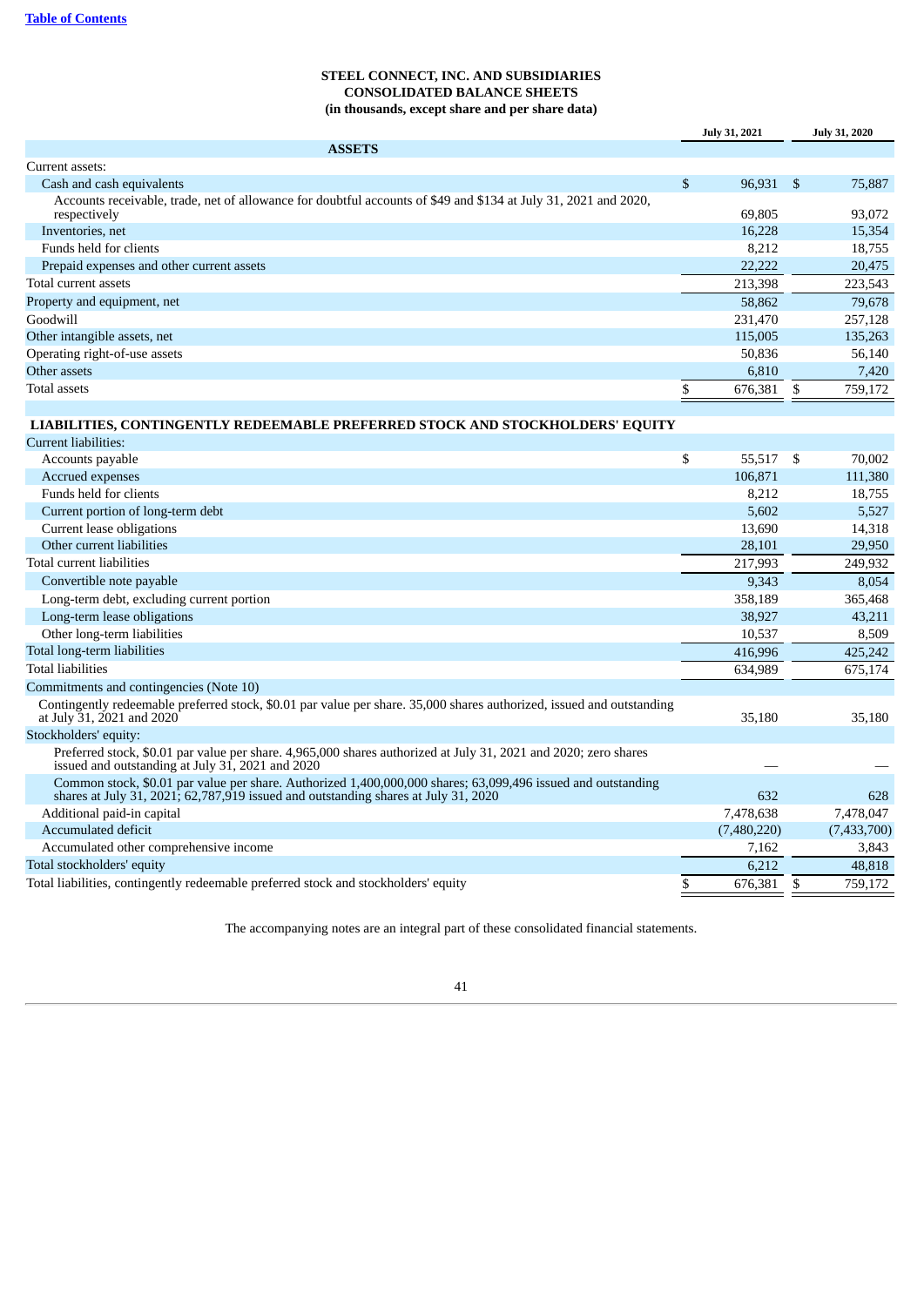**STEEL CONNECT, INC. AND SUBSIDIARIES**
**CONSOLIDATED BALANCE SHEETS**
**(in thousands, except share and per share data)**

| | July 31, 2021 | July 31, 2020 |
|---|---|---|
| **ASSETS** | | |
| Current assets: | | |
| Cash and cash equivalents | $ 96,931 | $ 75,887 |
| Accounts receivable, trade, net of allowance for doubtful accounts of $49 and $134 at July 31, 2021 and 2020, respectively | 69,805 | 93,072 |
| Inventories, net | 16,228 | 15,354 |
| Funds held for clients | 8,212 | 18,755 |
| Prepaid expenses and other current assets | 22,222 | 20,475 |
| Total current assets | 213,398 | 223,543 |
| Property and equipment, net | 58,862 | 79,678 |
| Goodwill | 231,470 | 257,128 |
| Other intangible assets, net | 115,005 | 135,263 |
| Operating right-of-use assets | 50,836 | 56,140 |
| Other assets | 6,810 | 7,420 |
| Total assets | $ 676,381 | $ 759,172 |
| **LIABILITIES, CONTINGENTLY REDEEMABLE PREFERRED STOCK AND STOCKHOLDERS' EQUITY** | | |
| Current liabilities: | | |
| Accounts payable | $ 55,517 | $ 70,002 |
| Accrued expenses | 106,871 | 111,380 |
| Funds held for clients | 8,212 | 18,755 |
| Current portion of long-term debt | 5,602 | 5,527 |
| Current lease obligations | 13,690 | 14,318 |
| Other current liabilities | 28,101 | 29,950 |
| Total current liabilities | 217,993 | 249,932 |
| Convertible note payable | 9,343 | 8,054 |
| Long-term debt, excluding current portion | 358,189 | 365,468 |
| Long-term lease obligations | 38,927 | 43,211 |
| Other long-term liabilities | 10,537 | 8,509 |
| Total long-term liabilities | 416,996 | 425,242 |
| Total liabilities | 634,989 | 675,174 |
| Commitments and contingencies (Note 10) | | |
| Contingently redeemable preferred stock, $0.01 par value per share. 35,000 shares authorized, issued and outstanding at July 31, 2021 and 2020 | 35,180 | 35,180 |
| Stockholders' equity: | | |
| Preferred stock, $0.01 par value per share. 4,965,000 shares authorized at July 31, 2021 and 2020; zero shares issued and outstanding at July 31, 2021 and 2020 | — | — |
| Common stock, $0.01 par value per share. Authorized 1,400,000,000 shares; 63,099,496 issued and outstanding shares at July 31, 2021; 62,787,919 issued and outstanding shares at July 31, 2020 | 632 | 628 |
| Additional paid-in capital | 7,478,638 | 7,478,047 |
| Accumulated deficit | (7,480,220) | (7,433,700) |
| Accumulated other comprehensive income | 7,162 | 3,843 |
| Total stockholders' equity | 6,212 | 48,818 |
| Total liabilities, contingently redeemable preferred stock and stockholders' equity | $ 676,381 | $ 759,172 |

The accompanying notes are an integral part of these consolidated financial statements.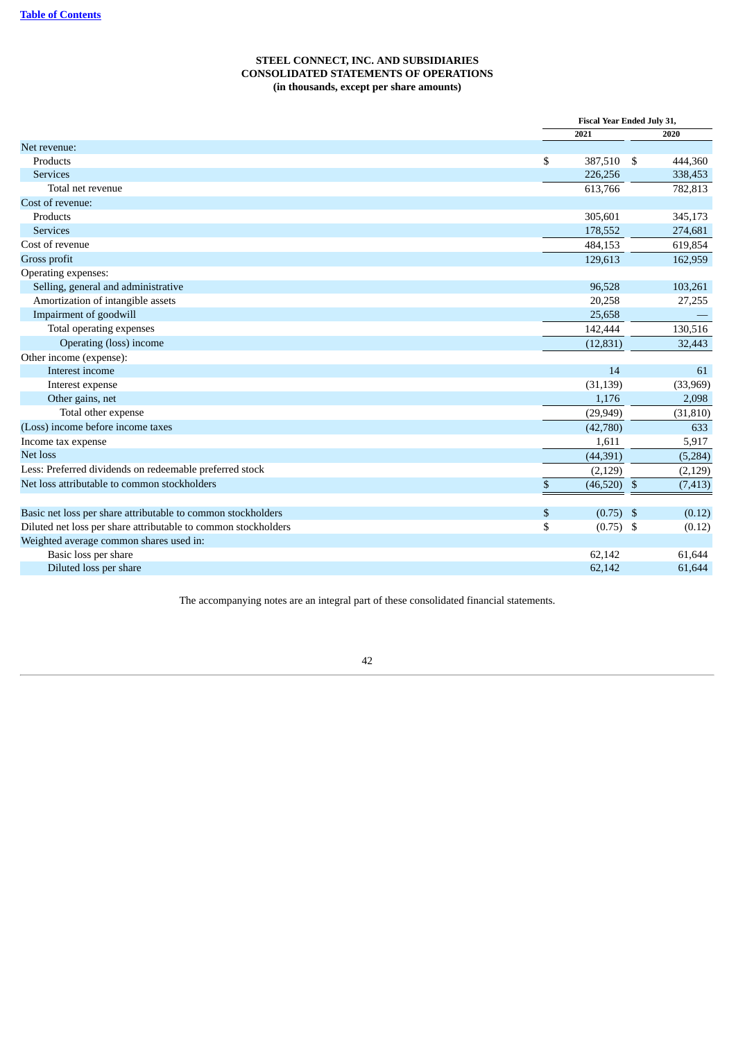**STEEL CONNECT, INC. AND SUBSIDIARIES**
**CONSOLIDATED STATEMENTS OF OPERATIONS**
**(in thousands, except per share amounts)**

| | Fiscal Year Ended July 31, | |
|---|---|---|
| | 2021 | 2020 |
| Net revenue: | | |
| Products | $ 387,510 | $ 444,360 |
| Services | 226,256 | 338,453 |
| Total net revenue | 613,766 | 782,813 |
| Cost of revenue: | | |
| Products | 305,601 | 345,173 |
| Services | 178,552 | 274,681 |
| Cost of revenue | 484,153 | 619,854 |
| Gross profit | 129,613 | 162,959 |
| Operating expenses: | | |
| Selling, general and administrative | 96,528 | 103,261 |
| Amortization of intangible assets | 20,258 | 27,255 |
| Impairment of goodwill | 25,658 | — |
| Total operating expenses | 142,444 | 130,516 |
| Operating (loss) income | (12,831) | 32,443 |
| Other income (expense): | | |
| Interest income | 14 | 61 |
| Interest expense | (31,139) | (33,969) |
| Other gains, net | 1,176 | 2,098 |
| Total other expense | (29,949) | (31,810) |
| (Loss) income before income taxes | (42,780) | 633 |
| Income tax expense | 1,611 | 5,917 |
| Net loss | (44,391) | (5,284) |
| Less: Preferred dividends on redeemable preferred stock | (2,129) | (2,129) |
| Net loss attributable to common stockholders | $ (46,520) | $ (7,413) |
| | | |
| Basic net loss per share attributable to common stockholders | $ (0.75) | $ (0.12) |
| Diluted net loss per share attributable to common stockholders | $ (0.75) | $ (0.12) |
| Weighted average common shares used in: | | |
| Basic loss per share | 62,142 | 61,644 |
| Diluted loss per share | 62,142 | 61,644 |

The accompanying notes are an integral part of these consolidated financial statements.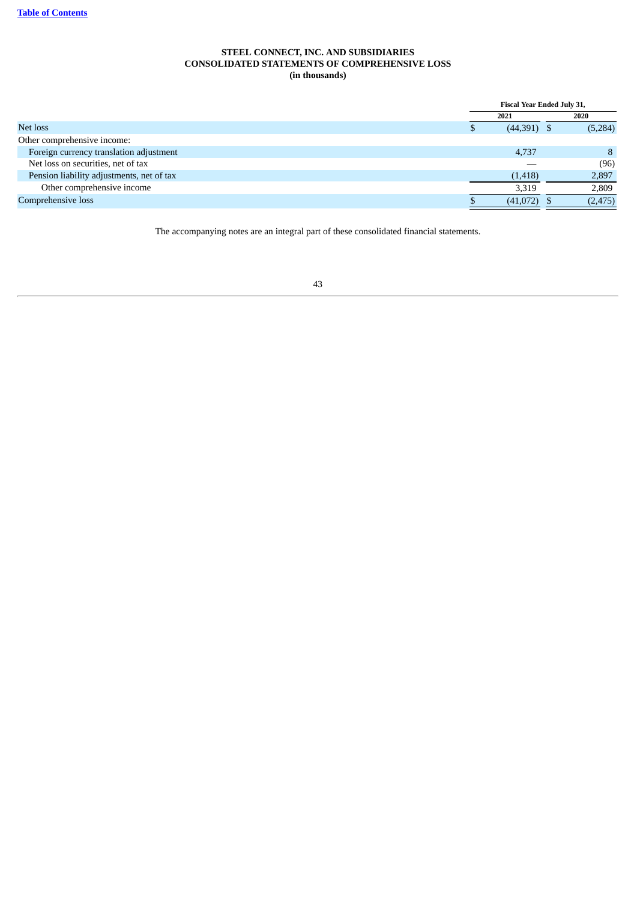**STEEL CONNECT, INC. AND SUBSIDIARIES**
**CONSOLIDATED STATEMENTS OF COMPREHENSIVE LOSS**
**(in thousands)**

| | Fiscal Year Ended July 31, | |
|---|---|---|
| | 2021 | 2020 |
| Net loss | $ (44,391) | $ (5,284) |
| Other comprehensive income: | | |
| Foreign currency translation adjustment | 4,737 | 8 |
| Net loss on securities, net of tax | — | (96) |
| Pension liability adjustments, net of tax | (1,418) | 2,897 |
| Other comprehensive income | 3,319 | 2,809 |
| Comprehensive loss | $ (41,072) | $ (2,475) |

The accompanying notes are an integral part of these consolidated financial statements.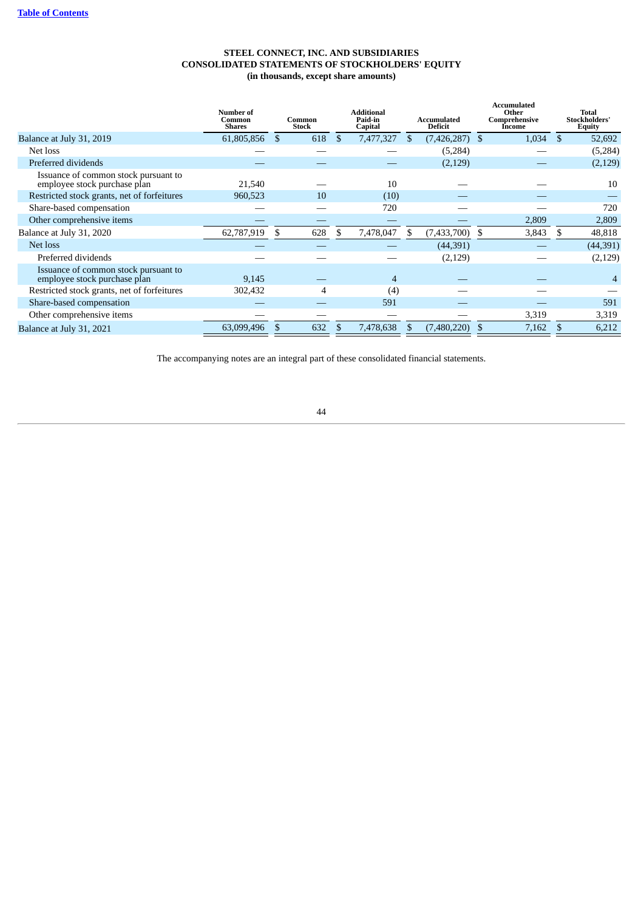**STEEL CONNECT, INC. AND SUBSIDIARIES**
**CONSOLIDATED STATEMENTS OF STOCKHOLDERS' EQUITY**
**(in thousands, except share amounts)**

| | Number of Common Shares | Common Stock | Additional Paid-in Capital | Accumulated Deficit | Accumulated Other Comprehensive Income | Total Stockholders' Equity |
|---|---|---|---|---|---|---|
| Balance at July 31, 2019 | 61,805,856 | $ 618 | $ 7,477,327 | $ (7,426,287) | $ 1,034 | $ 52,692 |
| Net loss | — | — | — | (5,284) | — | (5,284) |
| Preferred dividends | — | — | — | (2,129) | — | (2,129) |
| Issuance of common stock pursuant to employee stock purchase plan | 21,540 | — | 10 | — | — | 10 |
| Restricted stock grants, net of forfeitures | 960,523 | 10 | (10) | — | — | — |
| Share-based compensation | — | — | 720 | — | — | 720 |
| Other comprehensive items | — | — | — | — | 2,809 | 2,809 |
| Balance at July 31, 2020 | 62,787,919 | $ 628 | $ 7,478,047 | $ (7,433,700) | $ 3,843 | $ 48,818 |
| Net loss | — | — | — | (44,391) | — | (44,391) |
| Preferred dividends | — | — | — | (2,129) | — | (2,129) |
| Issuance of common stock pursuant to employee stock purchase plan | 9,145 | — | 4 | — | — | 4 |
| Restricted stock grants, net of forfeitures | 302,432 | 4 | (4) | — | — | — |
| Share-based compensation | — | — | 591 | — | — | 591 |
| Other comprehensive items | — | — | — | — | 3,319 | 3,319 |
| Balance at July 31, 2021 | 63,099,496 | $ 632 | $ 7,478,638 | $ (7,480,220) | $ 7,162 | $ 6,212 |

The accompanying notes are an integral part of these consolidated financial statements.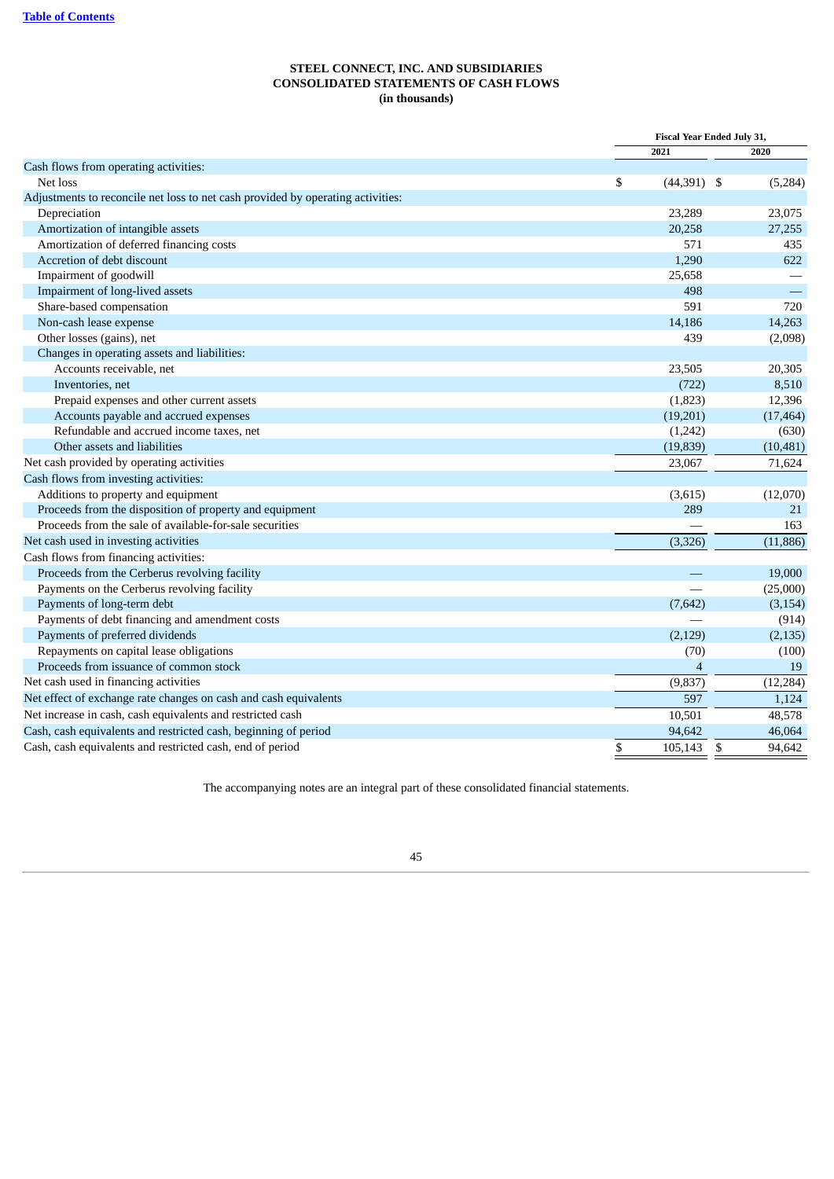[Table of Contents]

**STEEL CONNECT, INC. AND SUBSIDIARIES**
**CONSOLIDATED STATEMENTS OF CASH FLOWS**
**(in thousands)**

| | Fiscal Year Ended July 31, | |
|---|---|---|
| | 2021 | 2020 |
| Cash flows from operating activities: | | |
| Net loss | $ (44,391) | $ (5,284) |
| Adjustments to reconcile net loss to net cash provided by operating activities: | | |
| Depreciation | 23,289 | 23,075 |
| Amortization of intangible assets | 20,258 | 27,255 |
| Amortization of deferred financing costs | 571 | 435 |
| Accretion of debt discount | 1,290 | 622 |
| Impairment of goodwill | 25,658 | — |
| Impairment of long-lived assets | 498 | — |
| Share-based compensation | 591 | 720 |
| Non-cash lease expense | 14,186 | 14,263 |
| Other losses (gains), net | 439 | (2,098) |
| Changes in operating assets and liabilities: | | |
| Accounts receivable, net | 23,505 | 20,305 |
| Inventories, net | (722) | 8,510 |
| Prepaid expenses and other current assets | (1,823) | 12,396 |
| Accounts payable and accrued expenses | (19,201) | (17,464) |
| Refundable and accrued income taxes, net | (1,242) | (630) |
| Other assets and liabilities | (19,839) | (10,481) |
| Net cash provided by operating activities | 23,067 | 71,624 |
| Cash flows from investing activities: | | |
| Additions to property and equipment | (3,615) | (12,070) |
| Proceeds from the disposition of property and equipment | 289 | 21 |
| Proceeds from the sale of available-for-sale securities | — | 163 |
| Net cash used in investing activities | (3,326) | (11,886) |
| Cash flows from financing activities: | | |
| Proceeds from the Cerberus revolving facility | — | 19,000 |
| Payments on the Cerberus revolving facility | — | (25,000) |
| Payments of long-term debt | (7,642) | (3,154) |
| Payments of debt financing and amendment costs | — | (914) |
| Payments of preferred dividends | (2,129) | (2,135) |
| Repayments on capital lease obligations | (70) | (100) |
| Proceeds from issuance of common stock | 4 | 19 |
| Net cash used in financing activities | (9,837) | (12,284) |
| Net effect of exchange rate changes on cash and cash equivalents | 597 | 1,124 |
| Net increase in cash, cash equivalents and restricted cash | 10,501 | 48,578 |
| Cash, cash equivalents and restricted cash, beginning of period | 94,642 | 46,064 |
| Cash, cash equivalents and restricted cash, end of period | $ 105,143 | $ 94,642 |

The accompanying notes are an integral part of these consolidated financial statements.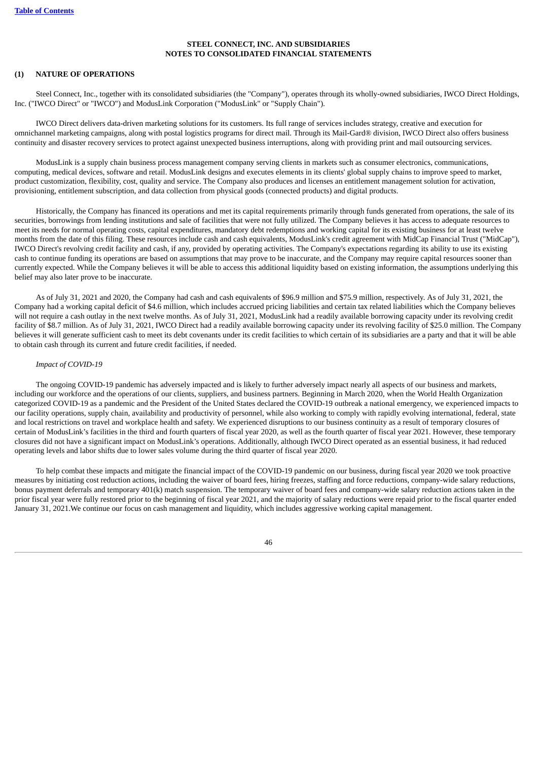## STEEL CONNECT, INC. AND SUBSIDIARIES
## NOTES TO CONSOLIDATED FINANCIAL STATEMENTS

### (1) NATURE OF OPERATIONS

Steel Connect, Inc., together with its consolidated subsidiaries (the "Company"), operates through its wholly-owned subsidiaries, IWCO Direct Holdings, Inc. ("IWCO Direct" or "IWCO") and ModusLink Corporation ("ModusLink" or "Supply Chain").

IWCO Direct delivers data-driven marketing solutions for its customers. Its full range of services includes strategy, creative and execution for omnichannel marketing campaigns, along with postal logistics programs for direct mail. Through its Mail-Gard® division, IWCO Direct also offers business continuity and disaster recovery services to protect against unexpected business interruptions, along with providing print and mail outsourcing services.

ModusLink is a supply chain business process management company serving clients in markets such as consumer electronics, communications, computing, medical devices, software and retail. ModusLink designs and executes elements in its clients' global supply chains to improve speed to market, product customization, flexibility, cost, quality and service. The Company also produces and licenses an entitlement management solution for activation, provisioning, entitlement subscription, and data collection from physical goods (connected products) and digital products.

Historically, the Company has financed its operations and met its capital requirements primarily through funds generated from operations, the sale of its securities, borrowings from lending institutions and sale of facilities that were not fully utilized. The Company believes it has access to adequate resources to meet its needs for normal operating costs, capital expenditures, mandatory debt redemptions and working capital for its existing business for at least twelve months from the date of this filing. These resources include cash and cash equivalents, ModusLink's credit agreement with MidCap Financial Trust ("MidCap"), IWCO Direct's revolving credit facility and cash, if any, provided by operating activities. The Company's expectations regarding its ability to use its existing cash to continue funding its operations are based on assumptions that may prove to be inaccurate, and the Company may require capital resources sooner than currently expected. While the Company believes it will be able to access this additional liquidity based on existing information, the assumptions underlying this belief may also later prove to be inaccurate.

As of July 31, 2021 and 2020, the Company had cash and cash equivalents of $96.9 million and $75.9 million, respectively. As of July 31, 2021, the Company had a working capital deficit of $4.6 million, which includes accrued pricing liabilities and certain tax related liabilities which the Company believes will not require a cash outlay in the next twelve months. As of July 31, 2021, ModusLink had a readily available borrowing capacity under its revolving credit facility of $8.7 million. As of July 31, 2021, IWCO Direct had a readily available borrowing capacity under its revolving facility of $25.0 million. The Company believes it will generate sufficient cash to meet its debt covenants under its credit facilities to which certain of its subsidiaries are a party and that it will be able to obtain cash through its current and future credit facilities, if needed.

*Impact of COVID-19*

The ongoing COVID-19 pandemic has adversely impacted and is likely to further adversely impact nearly all aspects of our business and markets, including our workforce and the operations of our clients, suppliers, and business partners. Beginning in March 2020, when the World Health Organization categorized COVID-19 as a pandemic and the President of the United States declared the COVID-19 outbreak a national emergency, we experienced impacts to our facility operations, supply chain, availability and productivity of personnel, while also working to comply with rapidly evolving international, federal, state and local restrictions on travel and workplace health and safety. We experienced disruptions to our business continuity as a result of temporary closures of certain of ModusLink's facilities in the third and fourth quarters of fiscal year 2020, as well as the fourth quarter of fiscal year 2021. However, these temporary closures did not have a significant impact on ModusLink's operations. Additionally, although IWCO Direct operated as an essential business, it had reduced operating levels and labor shifts due to lower sales volume during the third quarter of fiscal year 2020.

To help combat these impacts and mitigate the financial impact of the COVID-19 pandemic on our business, during fiscal year 2020 we took proactive measures by initiating cost reduction actions, including the waiver of board fees, hiring freezes, staffing and force reductions, company-wide salary reductions, bonus payment deferrals and temporary 401(k) match suspension. The temporary waiver of board fees and company-wide salary reduction actions taken in the prior fiscal year were fully restored prior to the beginning of fiscal year 2021, and the majority of salary reductions were repaid prior to the fiscal quarter ended January 31, 2021.We continue our focus on cash management and liquidity, which includes aggressive working capital management.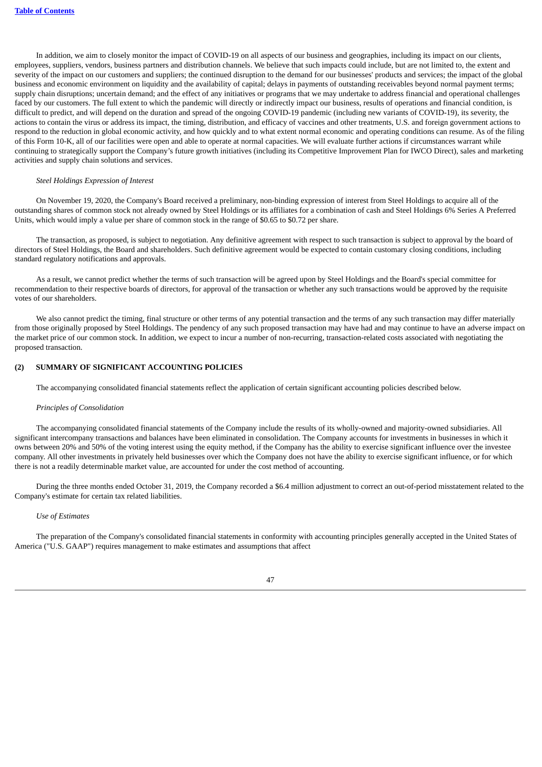In addition, we aim to closely monitor the impact of COVID-19 on all aspects of our business and geographies, including its impact on our clients, employees, suppliers, vendors, business partners and distribution channels. We believe that such impacts could include, but are not limited to, the extent and severity of the impact on our customers and suppliers; the continued disruption to the demand for our businesses' products and services; the impact of the global business and economic environment on liquidity and the availability of capital; delays in payments of outstanding receivables beyond normal payment terms; supply chain disruptions; uncertain demand; and the effect of any initiatives or programs that we may undertake to address financial and operational challenges faced by our customers. The full extent to which the pandemic will directly or indirectly impact our business, results of operations and financial condition, is difficult to predict, and will depend on the duration and spread of the ongoing COVID-19 pandemic (including new variants of COVID-19), its severity, the actions to contain the virus or address its impact, the timing, distribution, and efficacy of vaccines and other treatments, U.S. and foreign government actions to respond to the reduction in global economic activity, and how quickly and to what extent normal economic and operating conditions can resume. As of the filing of this Form 10-K, all of our facilities were open and able to operate at normal capacities. We will evaluate further actions if circumstances warrant while continuing to strategically support the Company's future growth initiatives (including its Competitive Improvement Plan for IWCO Direct), sales and marketing activities and supply chain solutions and services.

*Steel Holdings Expression of Interest*

On November 19, 2020, the Company's Board received a preliminary, non-binding expression of interest from Steel Holdings to acquire all of the outstanding shares of common stock not already owned by Steel Holdings or its affiliates for a combination of cash and Steel Holdings 6% Series A Preferred Units, which would imply a value per share of common stock in the range of $0.65 to $0.72 per share.

The transaction, as proposed, is subject to negotiation. Any definitive agreement with respect to such transaction is subject to approval by the board of directors of Steel Holdings, the Board and shareholders. Such definitive agreement would be expected to contain customary closing conditions, including standard regulatory notifications and approvals.

As a result, we cannot predict whether the terms of such transaction will be agreed upon by Steel Holdings and the Board's special committee for recommendation to their respective boards of directors, for approval of the transaction or whether any such transactions would be approved by the requisite votes of our shareholders.

We also cannot predict the timing, final structure or other terms of any potential transaction and the terms of any such transaction may differ materially from those originally proposed by Steel Holdings. The pendency of any such proposed transaction may have had and may continue to have an adverse impact on the market price of our common stock. In addition, we expect to incur a number of non-recurring, transaction-related costs associated with negotiating the proposed transaction.

## (2) SUMMARY OF SIGNIFICANT ACCOUNTING POLICIES

The accompanying consolidated financial statements reflect the application of certain significant accounting policies described below.

*Principles of Consolidation*

The accompanying consolidated financial statements of the Company include the results of its wholly-owned and majority-owned subsidiaries. All significant intercompany transactions and balances have been eliminated in consolidation. The Company accounts for investments in businesses in which it owns between 20% and 50% of the voting interest using the equity method, if the Company has the ability to exercise significant influence over the investee company. All other investments in privately held businesses over which the Company does not have the ability to exercise significant influence, or for which there is not a readily determinable market value, are accounted for under the cost method of accounting.

During the three months ended October 31, 2019, the Company recorded a $6.4 million adjustment to correct an out-of-period misstatement related to the Company's estimate for certain tax related liabilities.

*Use of Estimates*

The preparation of the Company's consolidated financial statements in conformity with accounting principles generally accepted in the United States of America ("U.S. GAAP") requires management to make estimates and assumptions that affect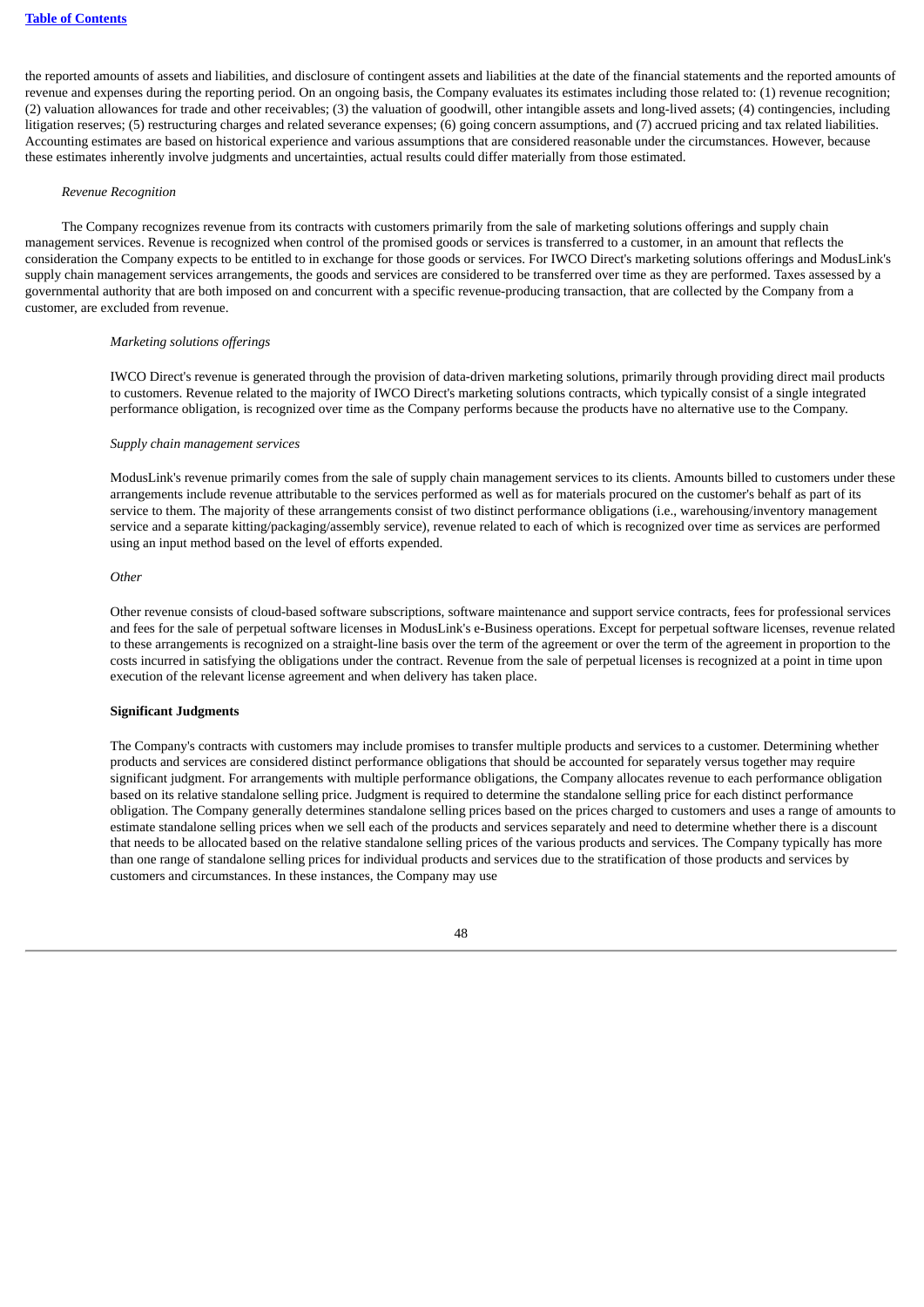the reported amounts of assets and liabilities, and disclosure of contingent assets and liabilities at the date of the financial statements and the reported amounts of revenue and expenses during the reporting period. On an ongoing basis, the Company evaluates its estimates including those related to: (1) revenue recognition; (2) valuation allowances for trade and other receivables; (3) the valuation of goodwill, other intangible assets and long-lived assets; (4) contingencies, including litigation reserves; (5) restructuring charges and related severance expenses; (6) going concern assumptions, and (7) accrued pricing and tax related liabilities. Accounting estimates are based on historical experience and various assumptions that are considered reasonable under the circumstances. However, because these estimates inherently involve judgments and uncertainties, actual results could differ materially from those estimated.

*Revenue Recognition*

The Company recognizes revenue from its contracts with customers primarily from the sale of marketing solutions offerings and supply chain management services. Revenue is recognized when control of the promised goods or services is transferred to a customer, in an amount that reflects the consideration the Company expects to be entitled to in exchange for those goods or services. For IWCO Direct's marketing solutions offerings and ModusLink's supply chain management services arrangements, the goods and services are considered to be transferred over time as they are performed. Taxes assessed by a governmental authority that are both imposed on and concurrent with a specific revenue-producing transaction, that are collected by the Company from a customer, are excluded from revenue.

*Marketing solutions offerings*

IWCO Direct's revenue is generated through the provision of data-driven marketing solutions, primarily through providing direct mail products to customers. Revenue related to the majority of IWCO Direct's marketing solutions contracts, which typically consist of a single integrated performance obligation, is recognized over time as the Company performs because the products have no alternative use to the Company.

*Supply chain management services*

ModusLink's revenue primarily comes from the sale of supply chain management services to its clients. Amounts billed to customers under these arrangements include revenue attributable to the services performed as well as for materials procured on the customer's behalf as part of its service to them. The majority of these arrangements consist of two distinct performance obligations (i.e., warehousing/inventory management service and a separate kitting/packaging/assembly service), revenue related to each of which is recognized over time as services are performed using an input method based on the level of efforts expended.

*Other*

Other revenue consists of cloud-based software subscriptions, software maintenance and support service contracts, fees for professional services and fees for the sale of perpetual software licenses in ModusLink's e-Business operations. Except for perpetual software licenses, revenue related to these arrangements is recognized on a straight-line basis over the term of the agreement or over the term of the agreement in proportion to the costs incurred in satisfying the obligations under the contract. Revenue from the sale of perpetual licenses is recognized at a point in time upon execution of the relevant license agreement and when delivery has taken place.

**Significant Judgments**

The Company's contracts with customers may include promises to transfer multiple products and services to a customer. Determining whether products and services are considered distinct performance obligations that should be accounted for separately versus together may require significant judgment. For arrangements with multiple performance obligations, the Company allocates revenue to each performance obligation based on its relative standalone selling price. Judgment is required to determine the standalone selling price for each distinct performance obligation. The Company generally determines standalone selling prices based on the prices charged to customers and uses a range of amounts to estimate standalone selling prices when we sell each of the products and services separately and need to determine whether there is a discount that needs to be allocated based on the relative standalone selling prices of the various products and services. The Company typically has more than one range of standalone selling prices for individual products and services due to the stratification of those products and services by customers and circumstances. In these instances, the Company may use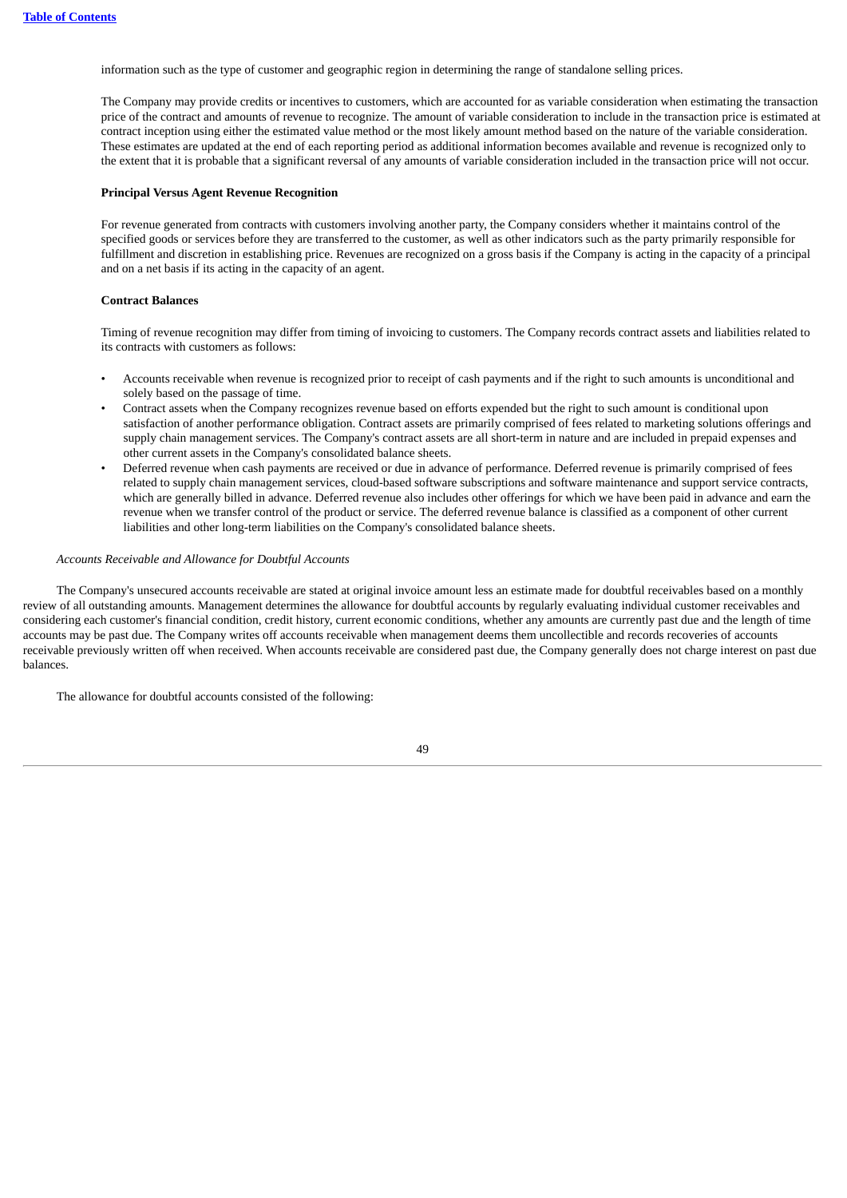information such as the type of customer and geographic region in determining the range of standalone selling prices.

The Company may provide credits or incentives to customers, which are accounted for as variable consideration when estimating the transaction price of the contract and amounts of revenue to recognize. The amount of variable consideration to include in the transaction price is estimated at contract inception using either the estimated value method or the most likely amount method based on the nature of the variable consideration. These estimates are updated at the end of each reporting period as additional information becomes available and revenue is recognized only to the extent that it is probable that a significant reversal of any amounts of variable consideration included in the transaction price will not occur.

**Principal Versus Agent Revenue Recognition**

For revenue generated from contracts with customers involving another party, the Company considers whether it maintains control of the specified goods or services before they are transferred to the customer, as well as other indicators such as the party primarily responsible for fulfillment and discretion in establishing price. Revenues are recognized on a gross basis if the Company is acting in the capacity of a principal and on a net basis if its acting in the capacity of an agent.

**Contract Balances**

Timing of revenue recognition may differ from timing of invoicing to customers. The Company records contract assets and liabilities related to its contracts with customers as follows:

- Accounts receivable when revenue is recognized prior to receipt of cash payments and if the right to such amounts is unconditional and solely based on the passage of time.
- Contract assets when the Company recognizes revenue based on efforts expended but the right to such amount is conditional upon satisfaction of another performance obligation. Contract assets are primarily comprised of fees related to marketing solutions offerings and supply chain management services. The Company's contract assets are all short-term in nature and are included in prepaid expenses and other current assets in the Company's consolidated balance sheets.
- Deferred revenue when cash payments are received or due in advance of performance. Deferred revenue is primarily comprised of fees related to supply chain management services, cloud-based software subscriptions and software maintenance and support service contracts, which are generally billed in advance. Deferred revenue also includes other offerings for which we have been paid in advance and earn the revenue when we transfer control of the product or service. The deferred revenue balance is classified as a component of other current liabilities and other long-term liabilities on the Company's consolidated balance sheets.

*Accounts Receivable and Allowance for Doubtful Accounts*

The Company's unsecured accounts receivable are stated at original invoice amount less an estimate made for doubtful receivables based on a monthly review of all outstanding amounts. Management determines the allowance for doubtful accounts by regularly evaluating individual customer receivables and considering each customer's financial condition, credit history, current economic conditions, whether any amounts are currently past due and the length of time accounts may be past due. The Company writes off accounts receivable when management deems them uncollectible and records recoveries of accounts receivable previously written off when received. When accounts receivable are considered past due, the Company generally does not charge interest on past due balances.

The allowance for doubtful accounts consisted of the following: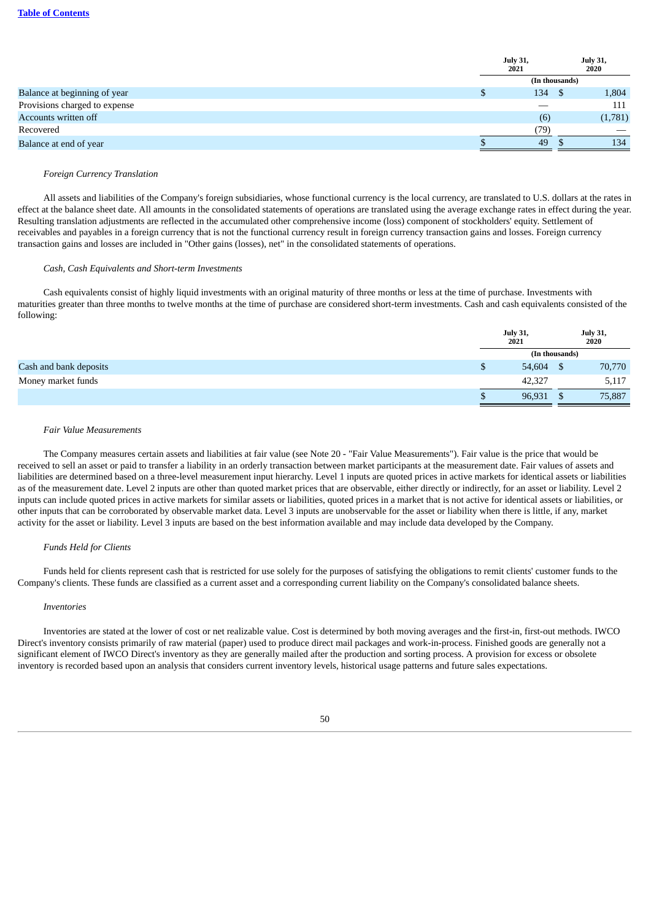[Table of Contents](#)

| | July 31, 2021 | July 31, 2020 |
|---|---|---|
| | (In thousands) | |
| Balance at beginning of year | $ 134 | $ 1,804 |
| Provisions charged to expense | — | 111 |
| Accounts written off | (6) | (1,781) |
| Recovered | (79) | — |
| Balance at end of year | $ 49 | $ 134 |

*Foreign Currency Translation*

All assets and liabilities of the Company's foreign subsidiaries, whose functional currency is the local currency, are translated to U.S. dollars at the rates in effect at the balance sheet date. All amounts in the consolidated statements of operations are translated using the average exchange rates in effect during the year. Resulting translation adjustments are reflected in the accumulated other comprehensive income (loss) component of stockholders' equity. Settlement of receivables and payables in a foreign currency that is not the functional currency result in foreign currency transaction gains and losses. Foreign currency transaction gains and losses are included in "Other gains (losses), net" in the consolidated statements of operations.

*Cash, Cash Equivalents and Short-term Investments*

Cash equivalents consist of highly liquid investments with an original maturity of three months or less at the time of purchase. Investments with maturities greater than three months to twelve months at the time of purchase are considered short-term investments. Cash and cash equivalents consisted of the following:

| | July 31, 2021 | July 31, 2020 |
|---|---|---|
| | (In thousands) | |
| Cash and bank deposits | $ 54,604 | $ 70,770 |
| Money market funds | 42,327 | 5,117 |
| | $ 96,931 | $ 75,887 |

*Fair Value Measurements*

The Company measures certain assets and liabilities at fair value (see Note 20 - "Fair Value Measurements"). Fair value is the price that would be received to sell an asset or paid to transfer a liability in an orderly transaction between market participants at the measurement date. Fair values of assets and liabilities are determined based on a three-level measurement input hierarchy. Level 1 inputs are quoted prices in active markets for identical assets or liabilities as of the measurement date. Level 2 inputs are other than quoted market prices that are observable, either directly or indirectly, for an asset or liability. Level 2 inputs can include quoted prices in active markets for similar assets or liabilities, quoted prices in a market that is not active for identical assets or liabilities, or other inputs that can be corroborated by observable market data. Level 3 inputs are unobservable for the asset or liability when there is little, if any, market activity for the asset or liability. Level 3 inputs are based on the best information available and may include data developed by the Company.

*Funds Held for Clients*

Funds held for clients represent cash that is restricted for use solely for the purposes of satisfying the obligations to remit clients' customer funds to the Company's clients. These funds are classified as a current asset and a corresponding current liability on the Company's consolidated balance sheets.

*Inventories*

Inventories are stated at the lower of cost or net realizable value. Cost is determined by both moving averages and the first-in, first-out methods. IWCO Direct's inventory consists primarily of raw material (paper) used to produce direct mail packages and work-in-process. Finished goods are generally not a significant element of IWCO Direct's inventory as they are generally mailed after the production and sorting process. A provision for excess or obsolete inventory is recorded based upon an analysis that considers current inventory levels, historical usage patterns and future sales expectations.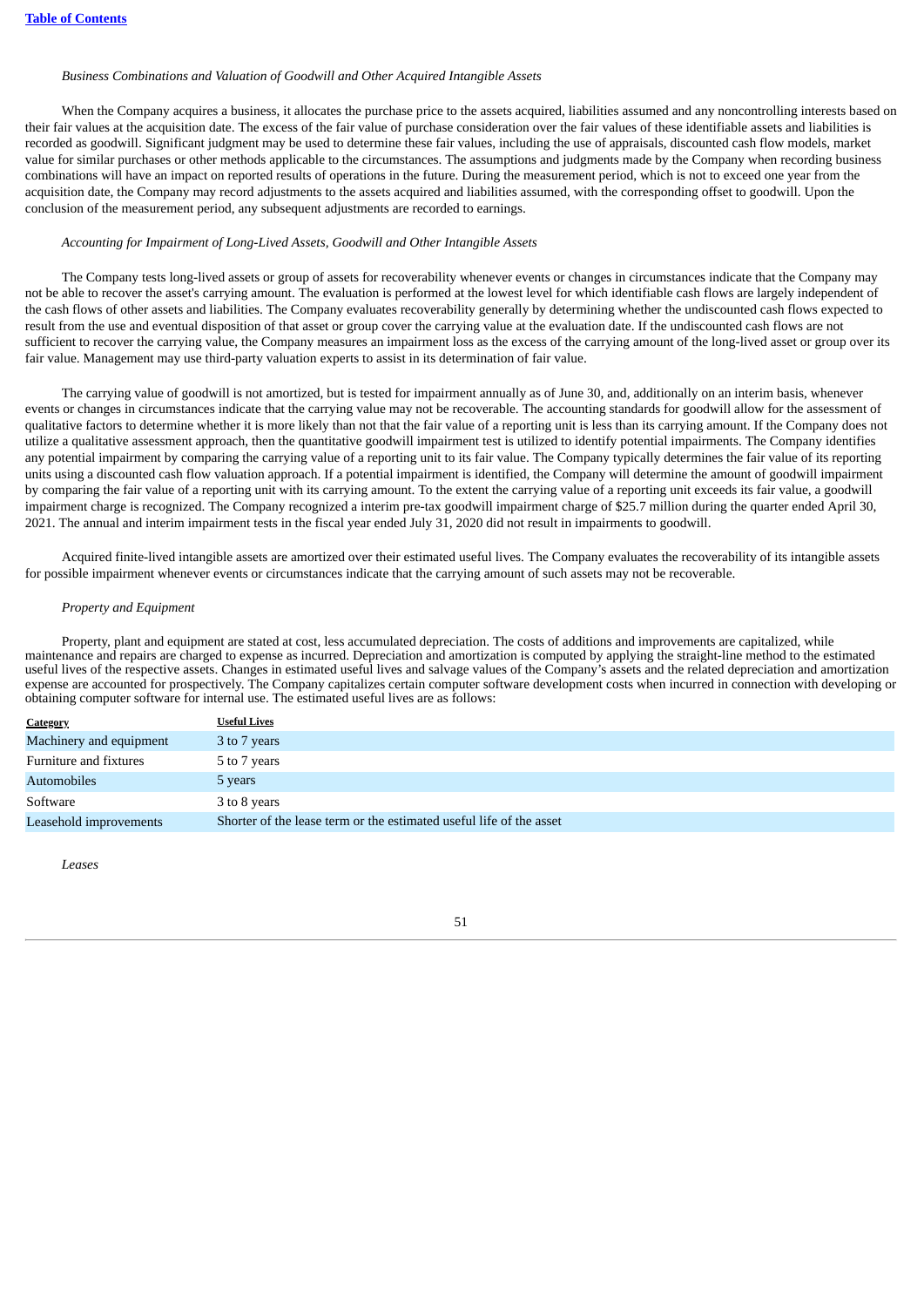*Business Combinations and Valuation of Goodwill and Other Acquired Intangible Assets*

When the Company acquires a business, it allocates the purchase price to the assets acquired, liabilities assumed and any noncontrolling interests based on their fair values at the acquisition date. The excess of the fair value of purchase consideration over the fair values of these identifiable assets and liabilities is recorded as goodwill. Significant judgment may be used to determine these fair values, including the use of appraisals, discounted cash flow models, market value for similar purchases or other methods applicable to the circumstances. The assumptions and judgments made by the Company when recording business combinations will have an impact on reported results of operations in the future. During the measurement period, which is not to exceed one year from the acquisition date, the Company may record adjustments to the assets acquired and liabilities assumed, with the corresponding offset to goodwill. Upon the conclusion of the measurement period, any subsequent adjustments are recorded to earnings.

*Accounting for Impairment of Long-Lived Assets, Goodwill and Other Intangible Assets*

The Company tests long-lived assets or group of assets for recoverability whenever events or changes in circumstances indicate that the Company may not be able to recover the asset's carrying amount. The evaluation is performed at the lowest level for which identifiable cash flows are largely independent of the cash flows of other assets and liabilities. The Company evaluates recoverability generally by determining whether the undiscounted cash flows expected to result from the use and eventual disposition of that asset or group cover the carrying value at the evaluation date. If the undiscounted cash flows are not sufficient to recover the carrying value, the Company measures an impairment loss as the excess of the carrying amount of the long-lived asset or group over its fair value. Management may use third-party valuation experts to assist in its determination of fair value.

The carrying value of goodwill is not amortized, but is tested for impairment annually as of June 30, and, additionally on an interim basis, whenever events or changes in circumstances indicate that the carrying value may not be recoverable. The accounting standards for goodwill allow for the assessment of qualitative factors to determine whether it is more likely than not that the fair value of a reporting unit is less than its carrying amount. If the Company does not utilize a qualitative assessment approach, then the quantitative goodwill impairment test is utilized to identify potential impairments. The Company identifies any potential impairment by comparing the carrying value of a reporting unit to its fair value. The Company typically determines the fair value of its reporting units using a discounted cash flow valuation approach. If a potential impairment is identified, the Company will determine the amount of goodwill impairment by comparing the fair value of a reporting unit with its carrying amount. To the extent the carrying value of a reporting unit exceeds its fair value, a goodwill impairment charge is recognized. The Company recognized a interim pre-tax goodwill impairment charge of $25.7 million during the quarter ended April 30, 2021. The annual and interim impairment tests in the fiscal year ended July 31, 2020 did not result in impairments to goodwill.

Acquired finite-lived intangible assets are amortized over their estimated useful lives. The Company evaluates the recoverability of its intangible assets for possible impairment whenever events or circumstances indicate that the carrying amount of such assets may not be recoverable.

*Property and Equipment*

Property, plant and equipment are stated at cost, less accumulated depreciation. The costs of additions and improvements are capitalized, while maintenance and repairs are charged to expense as incurred. Depreciation and amortization is computed by applying the straight-line method to the estimated useful lives of the respective assets. Changes in estimated useful lives and salvage values of the Company's assets and the related depreciation and amortization expense are accounted for prospectively. The Company capitalizes certain computer software development costs when incurred in connection with developing or obtaining computer software for internal use. The estimated useful lives are as follows:

| Category | Useful Lives |
|---|---|
| Machinery and equipment | 3 to 7 years |
| Furniture and fixtures | 5 to 7 years |
| Automobiles | 5 years |
| Software | 3 to 8 years |
| Leasehold improvements | Shorter of the lease term or the estimated useful life of the asset |

*Leases*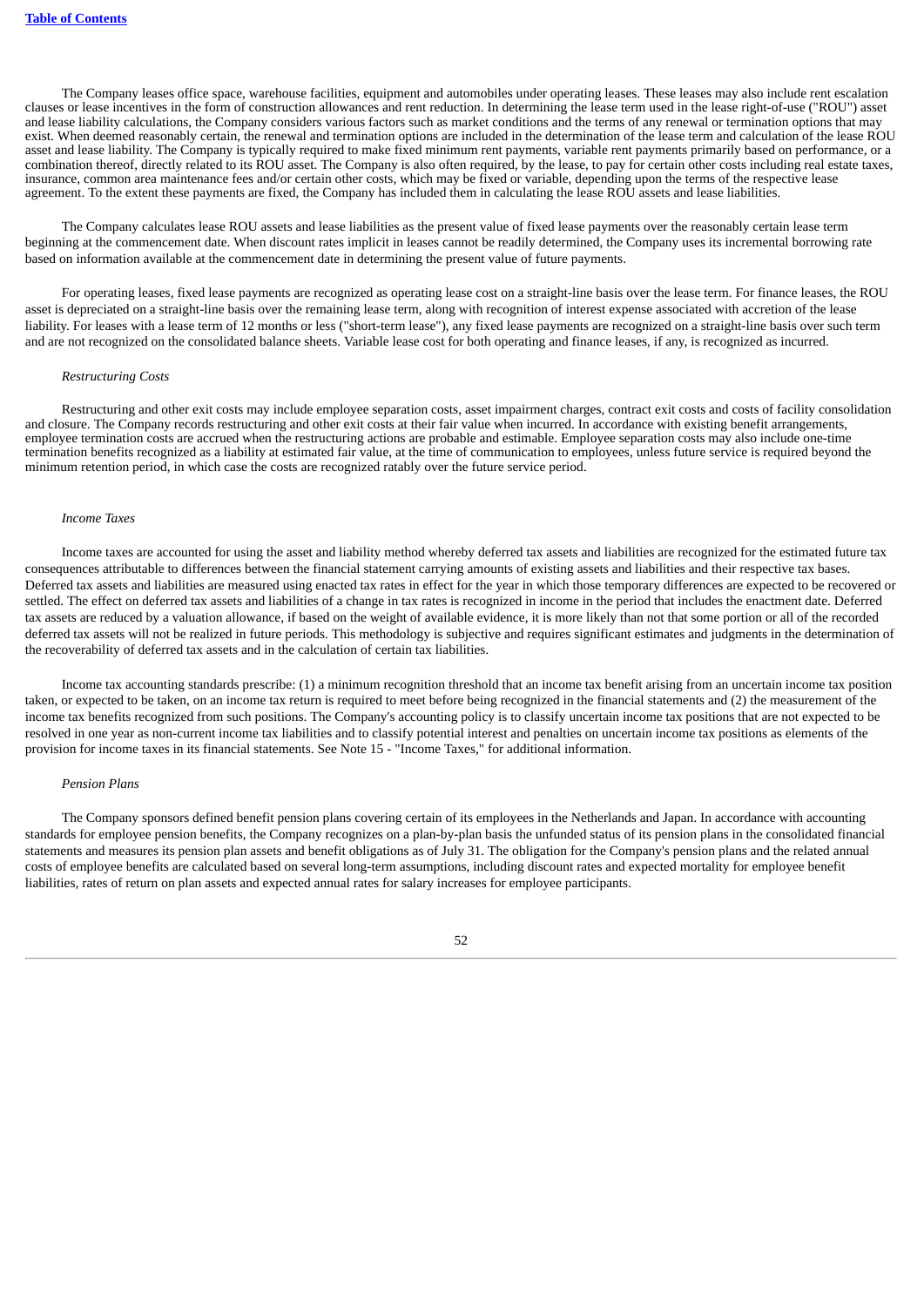The Company leases office space, warehouse facilities, equipment and automobiles under operating leases. These leases may also include rent escalation clauses or lease incentives in the form of construction allowances and rent reduction. In determining the lease term used in the lease right-of-use ("ROU") asset and lease liability calculations, the Company considers various factors such as market conditions and the terms of any renewal or termination options that may exist. When deemed reasonably certain, the renewal and termination options are included in the determination of the lease term and calculation of the lease ROU asset and lease liability. The Company is typically required to make fixed minimum rent payments, variable rent payments primarily based on performance, or a combination thereof, directly related to its ROU asset. The Company is also often required, by the lease, to pay for certain other costs including real estate taxes, insurance, common area maintenance fees and/or certain other costs, which may be fixed or variable, depending upon the terms of the respective lease agreement. To the extent these payments are fixed, the Company has included them in calculating the lease ROU assets and lease liabilities.

The Company calculates lease ROU assets and lease liabilities as the present value of fixed lease payments over the reasonably certain lease term beginning at the commencement date. When discount rates implicit in leases cannot be readily determined, the Company uses its incremental borrowing rate based on information available at the commencement date in determining the present value of future payments.

For operating leases, fixed lease payments are recognized as operating lease cost on a straight-line basis over the lease term. For finance leases, the ROU asset is depreciated on a straight-line basis over the remaining lease term, along with recognition of interest expense associated with accretion of the lease liability. For leases with a lease term of 12 months or less ("short-term lease"), any fixed lease payments are recognized on a straight-line basis over such term and are not recognized on the consolidated balance sheets. Variable lease cost for both operating and finance leases, if any, is recognized as incurred.

*Restructuring Costs*

Restructuring and other exit costs may include employee separation costs, asset impairment charges, contract exit costs and costs of facility consolidation and closure. The Company records restructuring and other exit costs at their fair value when incurred. In accordance with existing benefit arrangements, employee termination costs are accrued when the restructuring actions are probable and estimable. Employee separation costs may also include one-time termination benefits recognized as a liability at estimated fair value, at the time of communication to employees, unless future service is required beyond the minimum retention period, in which case the costs are recognized ratably over the future service period.

*Income Taxes*

Income taxes are accounted for using the asset and liability method whereby deferred tax assets and liabilities are recognized for the estimated future tax consequences attributable to differences between the financial statement carrying amounts of existing assets and liabilities and their respective tax bases. Deferred tax assets and liabilities are measured using enacted tax rates in effect for the year in which those temporary differences are expected to be recovered or settled. The effect on deferred tax assets and liabilities of a change in tax rates is recognized in income in the period that includes the enactment date. Deferred tax assets are reduced by a valuation allowance, if based on the weight of available evidence, it is more likely than not that some portion or all of the recorded deferred tax assets will not be realized in future periods. This methodology is subjective and requires significant estimates and judgments in the determination of the recoverability of deferred tax assets and in the calculation of certain tax liabilities.

Income tax accounting standards prescribe: (1) a minimum recognition threshold that an income tax benefit arising from an uncertain income tax position taken, or expected to be taken, on an income tax return is required to meet before being recognized in the financial statements and (2) the measurement of the income tax benefits recognized from such positions. The Company's accounting policy is to classify uncertain income tax positions that are not expected to be resolved in one year as non-current income tax liabilities and to classify potential interest and penalties on uncertain income tax positions as elements of the provision for income taxes in its financial statements. See Note 15 - "Income Taxes," for additional information.

*Pension Plans*

The Company sponsors defined benefit pension plans covering certain of its employees in the Netherlands and Japan. In accordance with accounting standards for employee pension benefits, the Company recognizes on a plan-by-plan basis the unfunded status of its pension plans in the consolidated financial statements and measures its pension plan assets and benefit obligations as of July 31. The obligation for the Company's pension plans and the related annual costs of employee benefits are calculated based on several long-term assumptions, including discount rates and expected mortality for employee benefit liabilities, rates of return on plan assets and expected annual rates for salary increases for employee participants.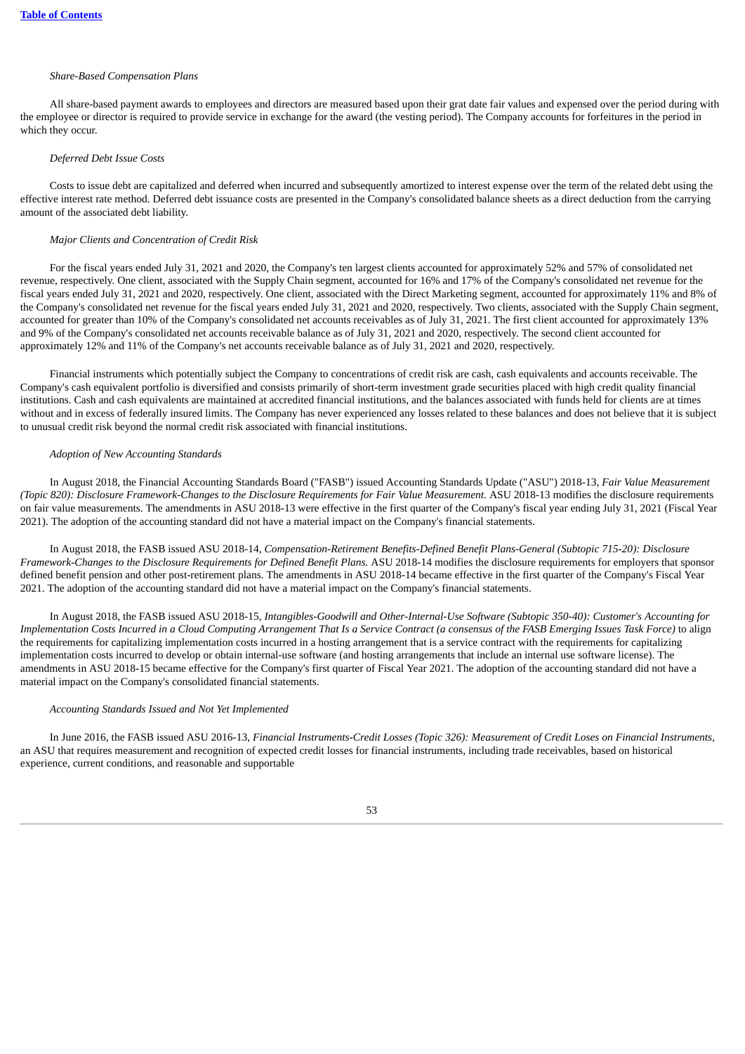*Share-Based Compensation Plans*

All share-based payment awards to employees and directors are measured based upon their grat date fair values and expensed over the period during with the employee or director is required to provide service in exchange for the award (the vesting period). The Company accounts for forfeitures in the period in which they occur.

*Deferred Debt Issue Costs*

Costs to issue debt are capitalized and deferred when incurred and subsequently amortized to interest expense over the term of the related debt using the effective interest rate method. Deferred debt issuance costs are presented in the Company's consolidated balance sheets as a direct deduction from the carrying amount of the associated debt liability.

*Major Clients and Concentration of Credit Risk*

For the fiscal years ended July 31, 2021 and 2020, the Company's ten largest clients accounted for approximately 52% and 57% of consolidated net revenue, respectively. One client, associated with the Supply Chain segment, accounted for 16% and 17% of the Company's consolidated net revenue for the fiscal years ended July 31, 2021 and 2020, respectively. One client, associated with the Direct Marketing segment, accounted for approximately 11% and 8% of the Company's consolidated net revenue for the fiscal years ended July 31, 2021 and 2020, respectively. Two clients, associated with the Supply Chain segment, accounted for greater than 10% of the Company's consolidated net accounts receivables as of July 31, 2021. The first client accounted for approximately 13% and 9% of the Company's consolidated net accounts receivable balance as of July 31, 2021 and 2020, respectively. The second client accounted for approximately 12% and 11% of the Company's net accounts receivable balance as of July 31, 2021 and 2020, respectively.

Financial instruments which potentially subject the Company to concentrations of credit risk are cash, cash equivalents and accounts receivable. The Company's cash equivalent portfolio is diversified and consists primarily of short-term investment grade securities placed with high credit quality financial institutions. Cash and cash equivalents are maintained at accredited financial institutions, and the balances associated with funds held for clients are at times without and in excess of federally insured limits. The Company has never experienced any losses related to these balances and does not believe that it is subject to unusual credit risk beyond the normal credit risk associated with financial institutions.

*Adoption of New Accounting Standards*

In August 2018, the Financial Accounting Standards Board ("FASB") issued Accounting Standards Update ("ASU") 2018-13, *Fair Value Measurement (Topic 820): Disclosure Framework-Changes to the Disclosure Requirements for Fair Value Measurement.* ASU 2018-13 modifies the disclosure requirements on fair value measurements. The amendments in ASU 2018-13 were effective in the first quarter of the Company's fiscal year ending July 31, 2021 (Fiscal Year 2021). The adoption of the accounting standard did not have a material impact on the Company's financial statements.

In August 2018, the FASB issued ASU 2018-14, *Compensation-Retirement Benefits-Defined Benefit Plans-General (Subtopic 715-20): Disclosure Framework-Changes to the Disclosure Requirements for Defined Benefit Plans.* ASU 2018-14 modifies the disclosure requirements for employers that sponsor defined benefit pension and other post-retirement plans. The amendments in ASU 2018-14 became effective in the first quarter of the Company's Fiscal Year 2021. The adoption of the accounting standard did not have a material impact on the Company's financial statements.

In August 2018, the FASB issued ASU 2018-15, *Intangibles-Goodwill and Other-Internal-Use Software (Subtopic 350-40): Customer's Accounting for Implementation Costs Incurred in a Cloud Computing Arrangement That Is a Service Contract (a consensus of the FASB Emerging Issues Task Force)* to align the requirements for capitalizing implementation costs incurred in a hosting arrangement that is a service contract with the requirements for capitalizing implementation costs incurred to develop or obtain internal-use software (and hosting arrangements that include an internal use software license). The amendments in ASU 2018-15 became effective for the Company's first quarter of Fiscal Year 2021. The adoption of the accounting standard did not have a material impact on the Company's consolidated financial statements.

*Accounting Standards Issued and Not Yet Implemented*

In June 2016, the FASB issued ASU 2016-13, *Financial Instruments-Credit Losses (Topic 326): Measurement of Credit Loses on Financial Instruments*, an ASU that requires measurement and recognition of expected credit losses for financial instruments, including trade receivables, based on historical experience, current conditions, and reasonable and supportable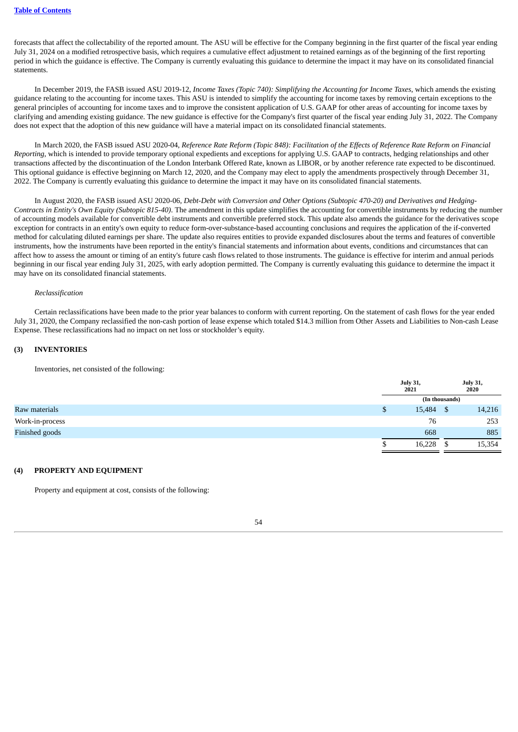forecasts that affect the collectability of the reported amount. The ASU will be effective for the Company beginning in the first quarter of the fiscal year ending July 31, 2024 on a modified retrospective basis, which requires a cumulative effect adjustment to retained earnings as of the beginning of the first reporting period in which the guidance is effective. The Company is currently evaluating this guidance to determine the impact it may have on its consolidated financial statements.

In December 2019, the FASB issued ASU 2019-12, *Income Taxes (Topic 740): Simplifying the Accounting for Income Taxes*, which amends the existing guidance relating to the accounting for income taxes. This ASU is intended to simplify the accounting for income taxes by removing certain exceptions to the general principles of accounting for income taxes and to improve the consistent application of U.S. GAAP for other areas of accounting for income taxes by clarifying and amending existing guidance. The new guidance is effective for the Company's first quarter of the fiscal year ending July 31, 2022. The Company does not expect that the adoption of this new guidance will have a material impact on its consolidated financial statements.

In March 2020, the FASB issued ASU 2020-04, *Reference Rate Reform (Topic 848): Facilitation of the Effects of Reference Rate Reform on Financial Reporting*, which is intended to provide temporary optional expedients and exceptions for applying U.S. GAAP to contracts, hedging relationships and other transactions affected by the discontinuation of the London Interbank Offered Rate, known as LIBOR, or by another reference rate expected to be discontinued. This optional guidance is effective beginning on March 12, 2020, and the Company may elect to apply the amendments prospectively through December 31, 2022. The Company is currently evaluating this guidance to determine the impact it may have on its consolidated financial statements.

In August 2020, the FASB issued ASU 2020-06, *Debt-Debt with Conversion and Other Options (Subtopic 470-20) and Derivatives and Hedging-Contracts in Entity's Own Equity (Subtopic 815-40)*. The amendment in this update simplifies the accounting for convertible instruments by reducing the number of accounting models available for convertible debt instruments and convertible preferred stock. This update also amends the guidance for the derivatives scope exception for contracts in an entity's own equity to reduce form-over-substance-based accounting conclusions and requires the application of the if-converted method for calculating diluted earnings per share. The update also requires entities to provide expanded disclosures about the terms and features of convertible instruments, how the instruments have been reported in the entity's financial statements and information about events, conditions and circumstances that can affect how to assess the amount or timing of an entity's future cash flows related to those instruments. The guidance is effective for interim and annual periods beginning in our fiscal year ending July 31, 2025, with early adoption permitted. The Company is currently evaluating this guidance to determine the impact it may have on its consolidated financial statements.

*Reclassification*

Certain reclassifications have been made to the prior year balances to conform with current reporting. On the statement of cash flows for the year ended July 31, 2020, the Company reclassified the non-cash portion of lease expense which totaled $14.3 million from Other Assets and Liabilities to Non-cash Lease Expense. These reclassifications had no impact on net loss or stockholder's equity.

## (3) INVENTORIES

Inventories, net consisted of the following:

| | July 31, 2021 | July 31, 2020 |
|---|---|---|
| | (In thousands) | |
| Raw materials | $ 15,484 | $ 14,216 |
| Work-in-process | 76 | 253 |
| Finished goods | 668 | 885 |
| | $ 16,228 | $ 15,354 |

## (4) PROPERTY AND EQUIPMENT

Property and equipment at cost, consists of the following: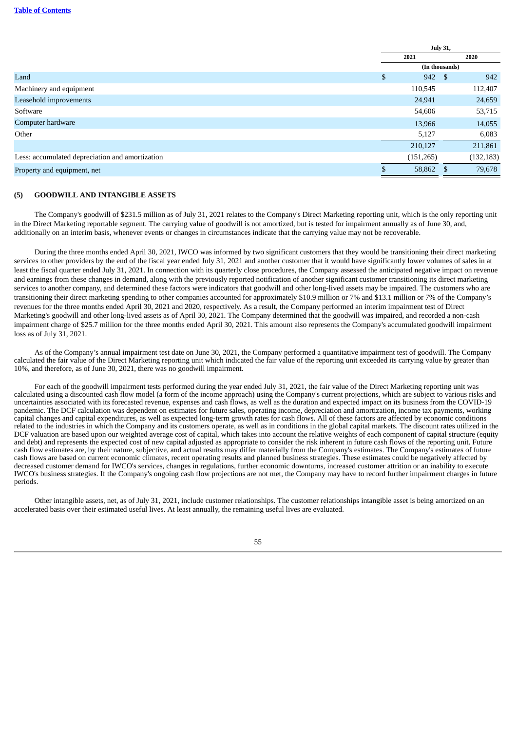| | July 31, | |
|---|---|---|
| | 2021 | 2020 |
| | (In thousands) | |
| Land | $ 942 | $ 942 |
| Machinery and equipment | 110,545 | 112,407 |
| Leasehold improvements | 24,941 | 24,659 |
| Software | 54,606 | 53,715 |
| Computer hardware | 13,966 | 14,055 |
| Other | 5,127 | 6,083 |
| | 210,127 | 211,861 |
| Less: accumulated depreciation and amortization | (151,265) | (132,183) |
| Property and equipment, net | $ 58,862 | $ 79,678 |

## (5) GOODWILL AND INTANGIBLE ASSETS

The Company's goodwill of $231.5 million as of July 31, 2021 relates to the Company's Direct Marketing reporting unit, which is the only reporting unit in the Direct Marketing reportable segment. The carrying value of goodwill is not amortized, but is tested for impairment annually as of June 30, and, additionally on an interim basis, whenever events or changes in circumstances indicate that the carrying value may not be recoverable.

During the three months ended April 30, 2021, IWCO was informed by two significant customers that they would be transitioning their direct marketing services to other providers by the end of the fiscal year ended July 31, 2021 and another customer that it would have significantly lower volumes of sales in at least the fiscal quarter ended July 31, 2021. In connection with its quarterly close procedures, the Company assessed the anticipated negative impact on revenue and earnings from these changes in demand, along with the previously reported notification of another significant customer transitioning its direct marketing services to another company, and determined these factors were indicators that goodwill and other long-lived assets may be impaired. The customers who are transitioning their direct marketing spending to other companies accounted for approximately $10.9 million or 7% and $13.1 million or 7% of the Company's revenues for the three months ended April 30, 2021 and 2020, respectively. As a result, the Company performed an interim impairment test of Direct Marketing's goodwill and other long-lived assets as of April 30, 2021. The Company determined that the goodwill was impaired, and recorded a non-cash impairment charge of $25.7 million for the three months ended April 30, 2021. This amount also represents the Company's accumulated goodwill impairment loss as of July 31, 2021.

As of the Company's annual impairment test date on June 30, 2021, the Company performed a quantitative impairment test of goodwill. The Company calculated the fair value of the Direct Marketing reporting unit which indicated the fair value of the reporting unit exceeded its carrying value by greater than 10%, and therefore, as of June 30, 2021, there was no goodwill impairment.

For each of the goodwill impairment tests performed during the year ended July 31, 2021, the fair value of the Direct Marketing reporting unit was calculated using a discounted cash flow model (a form of the income approach) using the Company's current projections, which are subject to various risks and uncertainties associated with its forecasted revenue, expenses and cash flows, as well as the duration and expected impact on its business from the COVID-19 pandemic. The DCF calculation was dependent on estimates for future sales, operating income, depreciation and amortization, income tax payments, working capital changes and capital expenditures, as well as expected long-term growth rates for cash flows. All of these factors are affected by economic conditions related to the industries in which the Company and its customers operate, as well as in conditions in the global capital markets. The discount rates utilized in the DCF valuation are based upon our weighted average cost of capital, which takes into account the relative weights of each component of capital structure (equity and debt) and represents the expected cost of new capital adjusted as appropriate to consider the risk inherent in future cash flows of the reporting unit. Future cash flow estimates are, by their nature, subjective, and actual results may differ materially from the Company's estimates. The Company's estimates of future cash flows are based on current economic climates, recent operating results and planned business strategies. These estimates could be negatively affected by decreased customer demand for IWCO's services, changes in regulations, further economic downturns, increased customer attrition or an inability to execute IWCO's business strategies. If the Company's ongoing cash flow projections are not met, the Company may have to record further impairment charges in future periods.

Other intangible assets, net, as of July 31, 2021, include customer relationships. The customer relationships intangible asset is being amortized on an accelerated basis over their estimated useful lives. At least annually, the remaining useful lives are evaluated.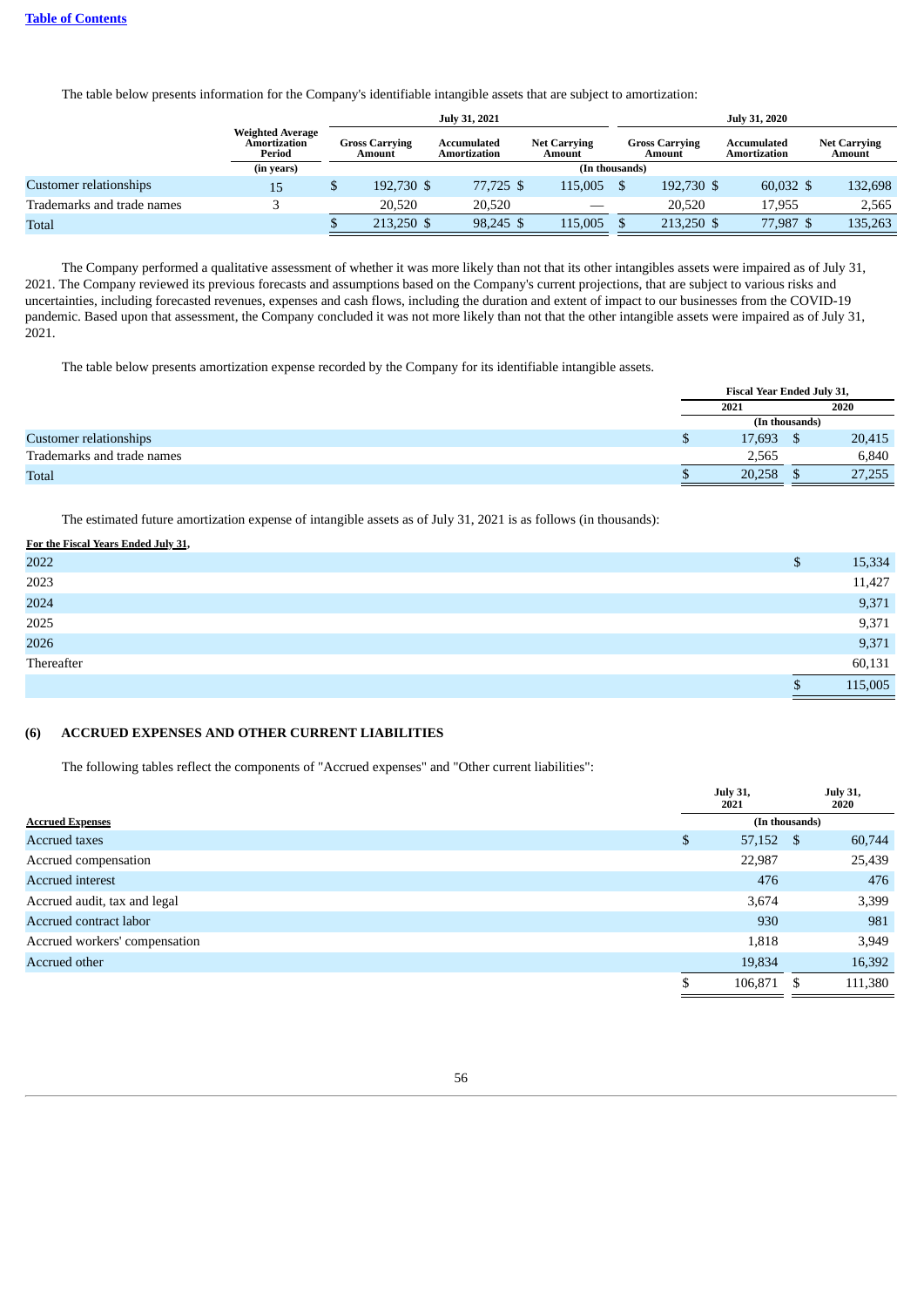The table below presents information for the Company's identifiable intangible assets that are subject to amortization:

| | Weighted Average Amortization Period | July 31, 2021 | | | July 31, 2020 | | |
|---|---|---|---|---|---|---|---|
| | | Gross Carrying Amount | Accumulated Amortization | Net Carrying Amount | Gross Carrying Amount | Accumulated Amortization | Net Carrying Amount |
| | (in years) | (In thousands) | | | | | |
| Customer relationships | 15 | $ 192,730 | $ 77,725 | $ 115,005 | $ 192,730 | $ 60,032 | $ 132,698 |
| Trademarks and trade names | 3 | 20,520 | 20,520 | — | 20,520 | 17,955 | 2,565 |
| Total | | $ 213,250 | $ 98,245 | $ 115,005 | $ 213,250 | $ 77,987 | $ 135,263 |

The Company performed a qualitative assessment of whether it was more likely than not that its other intangibles assets were impaired as of July 31, 2021. The Company reviewed its previous forecasts and assumptions based on the Company's current projections, that are subject to various risks and uncertainties, including forecasted revenues, expenses and cash flows, including the duration and extent of impact to our businesses from the COVID-19 pandemic. Based upon that assessment, the Company concluded it was not more likely than not that the other intangible assets were impaired as of July 31, 2021.

The table below presents amortization expense recorded by the Company for its identifiable intangible assets.

| | Fiscal Year Ended July 31, | |
|---|---|---|
| | 2021 | 2020 |
| | (In thousands) | |
| Customer relationships | $ 17,693 | $ 20,415 |
| Trademarks and trade names | 2,565 | 6,840 |
| Total | $ 20,258 | $ 27,255 |

The estimated future amortization expense of intangible assets as of July 31, 2021 is as follows (in thousands):

| For the Fiscal Years Ended July 31, | |
|---|---|
| 2022 | $ 15,334 |
| 2023 | 11,427 |
| 2024 | 9,371 |
| 2025 | 9,371 |
| 2026 | 9,371 |
| Thereafter | 60,131 |
| | $ 115,005 |

## (6) ACCRUED EXPENSES AND OTHER CURRENT LIABILITIES

The following tables reflect the components of "Accrued expenses" and "Other current liabilities":

| | July 31, 2021 | July 31, 2020 |
|---|---|---|
| **Accrued Expenses** | (In thousands) | |
| Accrued taxes | $ 57,152 | $ 60,744 |
| Accrued compensation | 22,987 | 25,439 |
| Accrued interest | 476 | 476 |
| Accrued audit, tax and legal | 3,674 | 3,399 |
| Accrued contract labor | 930 | 981 |
| Accrued workers' compensation | 1,818 | 3,949 |
| Accrued other | 19,834 | 16,392 |
| | $ 106,871 | $ 111,380 |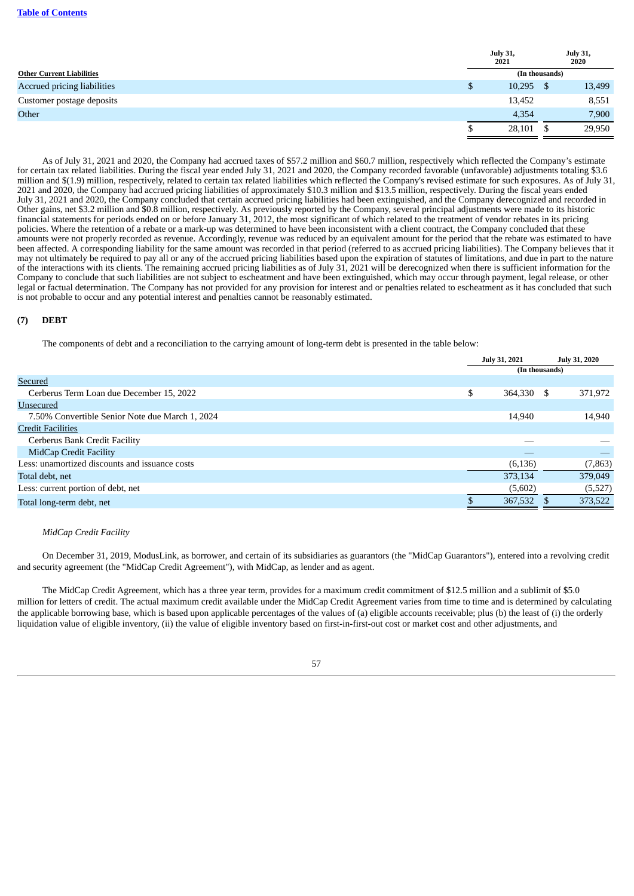| Other Current Liabilities | July 31, 2021 | July 31, 2020 |
|---|---|---|
| | (In thousands) | |
| Accrued pricing liabilities | $ 10,295 | $ 13,499 |
| Customer postage deposits | 13,452 | 8,551 |
| Other | 4,354 | 7,900 |
| | $ 28,101 | $ 29,950 |

As of July 31, 2021 and 2020, the Company had accrued taxes of $57.2 million and $60.7 million, respectively which reflected the Company's estimate for certain tax related liabilities. During the fiscal year ended July 31, 2021 and 2020, the Company recorded favorable (unfavorable) adjustments totaling $3.6 million and $(1.9) million, respectively, related to certain tax related liabilities which reflected the Company's revised estimate for such exposures. As of July 31, 2021 and 2020, the Company had accrued pricing liabilities of approximately $10.3 million and $13.5 million, respectively. During the fiscal years ended July 31, 2021 and 2020, the Company concluded that certain accrued pricing liabilities had been extinguished, and the Company derecognized and recorded in Other gains, net $3.2 million and $0.8 million, respectively. As previously reported by the Company, several principal adjustments were made to its historic financial statements for periods ended on or before January 31, 2012, the most significant of which related to the treatment of vendor rebates in its pricing policies. Where the retention of a rebate or a mark-up was determined to have been inconsistent with a client contract, the Company concluded that these amounts were not properly recorded as revenue. Accordingly, revenue was reduced by an equivalent amount for the period that the rebate was estimated to have been affected. A corresponding liability for the same amount was recorded in that period (referred to as accrued pricing liabilities). The Company believes that it may not ultimately be required to pay all or any of the accrued pricing liabilities based upon the expiration of statutes of limitations, and due in part to the nature of the interactions with its clients. The remaining accrued pricing liabilities as of July 31, 2021 will be derecognized when there is sufficient information for the Company to conclude that such liabilities are not subject to escheatment and have been extinguished, which may occur through payment, legal release, or other legal or factual determination. The Company has not provided for any provision for interest and or penalties related to escheatment as it has concluded that such is not probable to occur and any potential interest and penalties cannot be reasonably estimated.

## (7) DEBT

The components of debt and a reconciliation to the carrying amount of long-term debt is presented in the table below:

| | July 31, 2021 | July 31, 2020 |
|---|---|---|
| | (In thousands) | |
| Secured | | |
| Cerberus Term Loan due December 15, 2022 | $ 364,330 | $ 371,972 |
| Unsecured | | |
| 7.50% Convertible Senior Note due March 1, 2024 | 14,940 | 14,940 |
| Credit Facilities | | |
| Cerberus Bank Credit Facility | — | — |
| MidCap Credit Facility | — | — |
| Less: unamortized discounts and issuance costs | (6,136) | (7,863) |
| Total debt, net | 373,134 | 379,049 |
| Less: current portion of debt, net | (5,602) | (5,527) |
| Total long-term debt, net | $ 367,532 | $ 373,522 |

*MidCap Credit Facility*

On December 31, 2019, ModusLink, as borrower, and certain of its subsidiaries as guarantors (the "MidCap Guarantors"), entered into a revolving credit and security agreement (the "MidCap Credit Agreement"), with MidCap, as lender and as agent.

The MidCap Credit Agreement, which has a three year term, provides for a maximum credit commitment of $12.5 million and a sublimit of $5.0 million for letters of credit. The actual maximum credit available under the MidCap Credit Agreement varies from time to time and is determined by calculating the applicable borrowing base, which is based upon applicable percentages of the values of (a) eligible accounts receivable; plus (b) the least of (i) the orderly liquidation value of eligible inventory, (ii) the value of eligible inventory based on first-in-first-out cost or market cost and other adjustments, and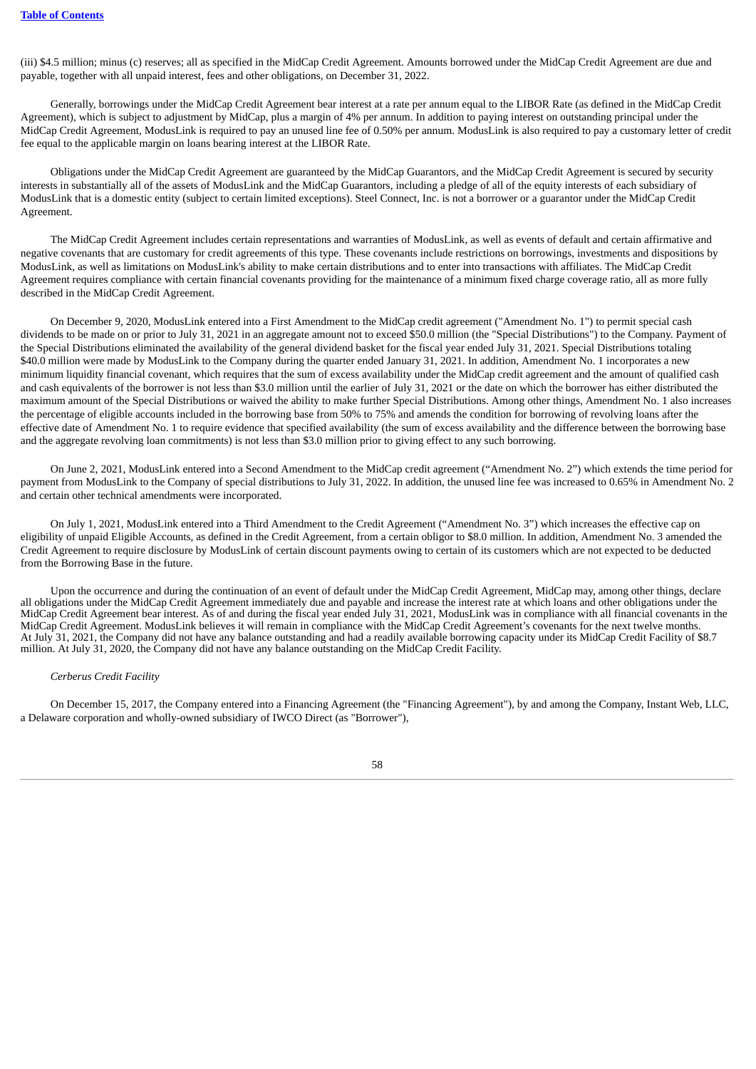(iii) $4.5 million; minus (c) reserves; all as specified in the MidCap Credit Agreement. Amounts borrowed under the MidCap Credit Agreement are due and payable, together with all unpaid interest, fees and other obligations, on December 31, 2022.

Generally, borrowings under the MidCap Credit Agreement bear interest at a rate per annum equal to the LIBOR Rate (as defined in the MidCap Credit Agreement), which is subject to adjustment by MidCap, plus a margin of 4% per annum. In addition to paying interest on outstanding principal under the MidCap Credit Agreement, ModusLink is required to pay an unused line fee of 0.50% per annum. ModusLink is also required to pay a customary letter of credit fee equal to the applicable margin on loans bearing interest at the LIBOR Rate.

Obligations under the MidCap Credit Agreement are guaranteed by the MidCap Guarantors, and the MidCap Credit Agreement is secured by security interests in substantially all of the assets of ModusLink and the MidCap Guarantors, including a pledge of all of the equity interests of each subsidiary of ModusLink that is a domestic entity (subject to certain limited exceptions). Steel Connect, Inc. is not a borrower or a guarantor under the MidCap Credit Agreement.

The MidCap Credit Agreement includes certain representations and warranties of ModusLink, as well as events of default and certain affirmative and negative covenants that are customary for credit agreements of this type. These covenants include restrictions on borrowings, investments and dispositions by ModusLink, as well as limitations on ModusLink's ability to make certain distributions and to enter into transactions with affiliates. The MidCap Credit Agreement requires compliance with certain financial covenants providing for the maintenance of a minimum fixed charge coverage ratio, all as more fully described in the MidCap Credit Agreement.

On December 9, 2020, ModusLink entered into a First Amendment to the MidCap credit agreement ("Amendment No. 1") to permit special cash dividends to be made on or prior to July 31, 2021 in an aggregate amount not to exceed $50.0 million (the "Special Distributions") to the Company. Payment of the Special Distributions eliminated the availability of the general dividend basket for the fiscal year ended July 31, 2021. Special Distributions totaling $40.0 million were made by ModusLink to the Company during the quarter ended January 31, 2021. In addition, Amendment No. 1 incorporates a new minimum liquidity financial covenant, which requires that the sum of excess availability under the MidCap credit agreement and the amount of qualified cash and cash equivalents of the borrower is not less than $3.0 million until the earlier of July 31, 2021 or the date on which the borrower has either distributed the maximum amount of the Special Distributions or waived the ability to make further Special Distributions. Among other things, Amendment No. 1 also increases the percentage of eligible accounts included in the borrowing base from 50% to 75% and amends the condition for borrowing of revolving loans after the effective date of Amendment No. 1 to require evidence that specified availability (the sum of excess availability and the difference between the borrowing base and the aggregate revolving loan commitments) is not less than $3.0 million prior to giving effect to any such borrowing.

On June 2, 2021, ModusLink entered into a Second Amendment to the MidCap credit agreement ("Amendment No. 2") which extends the time period for payment from ModusLink to the Company of special distributions to July 31, 2022. In addition, the unused line fee was increased to 0.65% in Amendment No. 2 and certain other technical amendments were incorporated.

On July 1, 2021, ModusLink entered into a Third Amendment to the Credit Agreement ("Amendment No. 3") which increases the effective cap on eligibility of unpaid Eligible Accounts, as defined in the Credit Agreement, from a certain obligor to $8.0 million. In addition, Amendment No. 3 amended the Credit Agreement to require disclosure by ModusLink of certain discount payments owing to certain of its customers which are not expected to be deducted from the Borrowing Base in the future.

Upon the occurrence and during the continuation of an event of default under the MidCap Credit Agreement, MidCap may, among other things, declare all obligations under the MidCap Credit Agreement immediately due and payable and increase the interest rate at which loans and other obligations under the MidCap Credit Agreement bear interest. As of and during the fiscal year ended July 31, 2021, ModusLink was in compliance with all financial covenants in the MidCap Credit Agreement. ModusLink believes it will remain in compliance with the MidCap Credit Agreement's covenants for the next twelve months. At July 31, 2021, the Company did not have any balance outstanding and had a readily available borrowing capacity under its MidCap Credit Facility of $8.7 million. At July 31, 2020, the Company did not have any balance outstanding on the MidCap Credit Facility.

*Cerberus Credit Facility*

On December 15, 2017, the Company entered into a Financing Agreement (the "Financing Agreement"), by and among the Company, Instant Web, LLC, a Delaware corporation and wholly-owned subsidiary of IWCO Direct (as "Borrower"),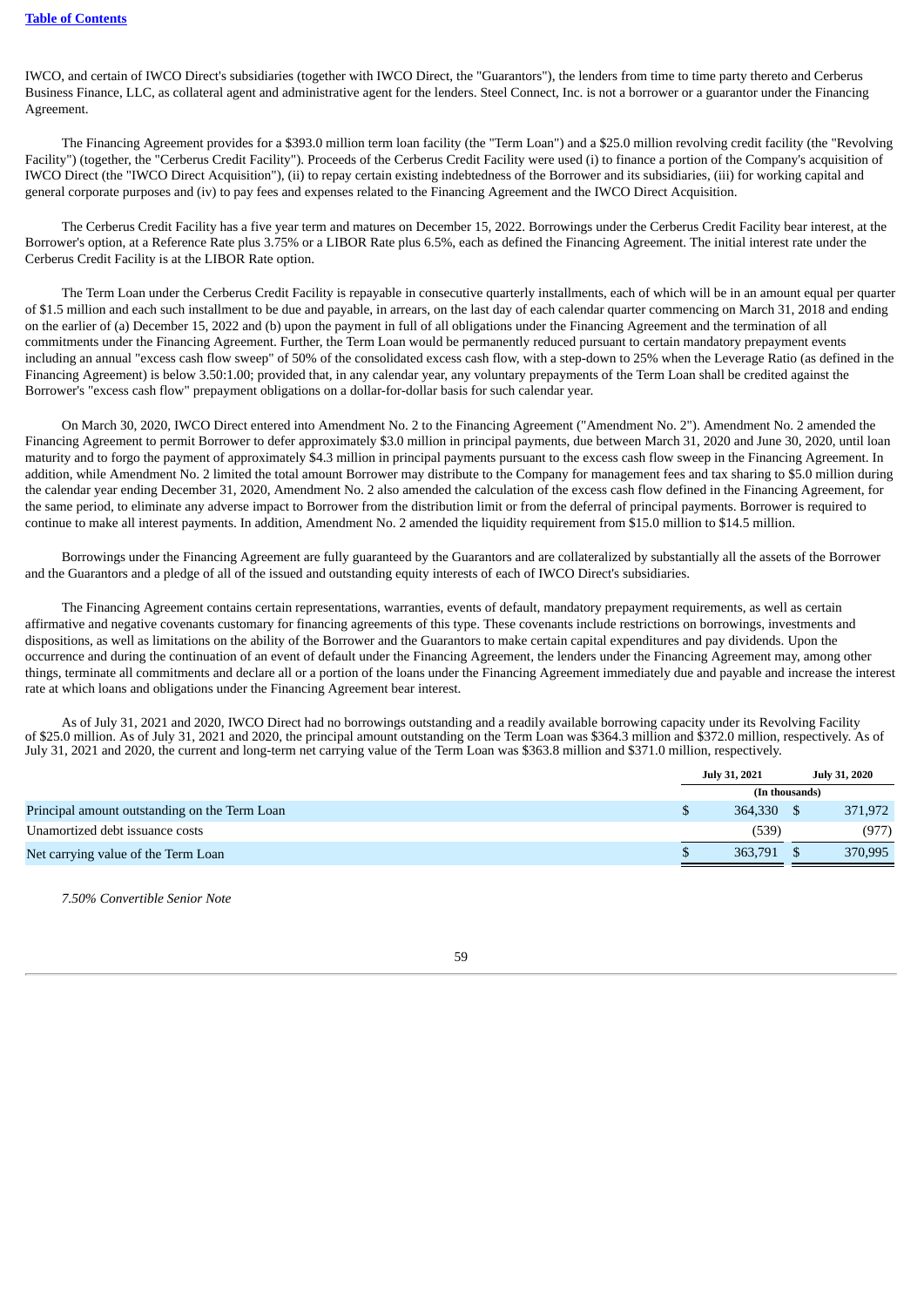IWCO, and certain of IWCO Direct's subsidiaries (together with IWCO Direct, the "Guarantors"), the lenders from time to time party thereto and Cerberus Business Finance, LLC, as collateral agent and administrative agent for the lenders. Steel Connect, Inc. is not a borrower or a guarantor under the Financing Agreement.

The Financing Agreement provides for a $393.0 million term loan facility (the "Term Loan") and a $25.0 million revolving credit facility (the "Revolving Facility") (together, the "Cerberus Credit Facility"). Proceeds of the Cerberus Credit Facility were used (i) to finance a portion of the Company's acquisition of IWCO Direct (the "IWCO Direct Acquisition"), (ii) to repay certain existing indebtedness of the Borrower and its subsidiaries, (iii) for working capital and general corporate purposes and (iv) to pay fees and expenses related to the Financing Agreement and the IWCO Direct Acquisition.

The Cerberus Credit Facility has a five year term and matures on December 15, 2022. Borrowings under the Cerberus Credit Facility bear interest, at the Borrower's option, at a Reference Rate plus 3.75% or a LIBOR Rate plus 6.5%, each as defined the Financing Agreement. The initial interest rate under the Cerberus Credit Facility is at the LIBOR Rate option.

The Term Loan under the Cerberus Credit Facility is repayable in consecutive quarterly installments, each of which will be in an amount equal per quarter of $1.5 million and each such installment to be due and payable, in arrears, on the last day of each calendar quarter commencing on March 31, 2018 and ending on the earlier of (a) December 15, 2022 and (b) upon the payment in full of all obligations under the Financing Agreement and the termination of all commitments under the Financing Agreement. Further, the Term Loan would be permanently reduced pursuant to certain mandatory prepayment events including an annual "excess cash flow sweep" of 50% of the consolidated excess cash flow, with a step-down to 25% when the Leverage Ratio (as defined in the Financing Agreement) is below 3.50:1.00; provided that, in any calendar year, any voluntary prepayments of the Term Loan shall be credited against the Borrower's "excess cash flow" prepayment obligations on a dollar-for-dollar basis for such calendar year.

On March 30, 2020, IWCO Direct entered into Amendment No. 2 to the Financing Agreement ("Amendment No. 2"). Amendment No. 2 amended the Financing Agreement to permit Borrower to defer approximately $3.0 million in principal payments, due between March 31, 2020 and June 30, 2020, until loan maturity and to forgo the payment of approximately $4.3 million in principal payments pursuant to the excess cash flow sweep in the Financing Agreement. In addition, while Amendment No. 2 limited the total amount Borrower may distribute to the Company for management fees and tax sharing to $5.0 million during the calendar year ending December 31, 2020, Amendment No. 2 also amended the calculation of the excess cash flow defined in the Financing Agreement, for the same period, to eliminate any adverse impact to Borrower from the distribution limit or from the deferral of principal payments. Borrower is required to continue to make all interest payments. In addition, Amendment No. 2 amended the liquidity requirement from $15.0 million to $14.5 million.

Borrowings under the Financing Agreement are fully guaranteed by the Guarantors and are collateralized by substantially all the assets of the Borrower and the Guarantors and a pledge of all of the issued and outstanding equity interests of each of IWCO Direct's subsidiaries.

The Financing Agreement contains certain representations, warranties, events of default, mandatory prepayment requirements, as well as certain affirmative and negative covenants customary for financing agreements of this type. These covenants include restrictions on borrowings, investments and dispositions, as well as limitations on the ability of the Borrower and the Guarantors to make certain capital expenditures and pay dividends. Upon the occurrence and during the continuation of an event of default under the Financing Agreement, the lenders under the Financing Agreement may, among other things, terminate all commitments and declare all or a portion of the loans under the Financing Agreement immediately due and payable and increase the interest rate at which loans and obligations under the Financing Agreement bear interest.

As of July 31, 2021 and 2020, IWCO Direct had no borrowings outstanding and a readily available borrowing capacity under its Revolving Facility of $25.0 million. As of July 31, 2021 and 2020, the principal amount outstanding on the Term Loan was $364.3 million and $372.0 million, respectively. As of July 31, 2021 and 2020, the current and long-term net carrying value of the Term Loan was $363.8 million and $371.0 million, respectively.

| | July 31, 2021 | July 31, 2020 |
|---|---|---|
| | (In thousands) | |
| Principal amount outstanding on the Term Loan | $ 364,330 | $ 371,972 |
| Unamortized debt issuance costs | (539) | (977) |
| Net carrying value of the Term Loan | $ 363,791 | $ 370,995 |

*7.50% Convertible Senior Note*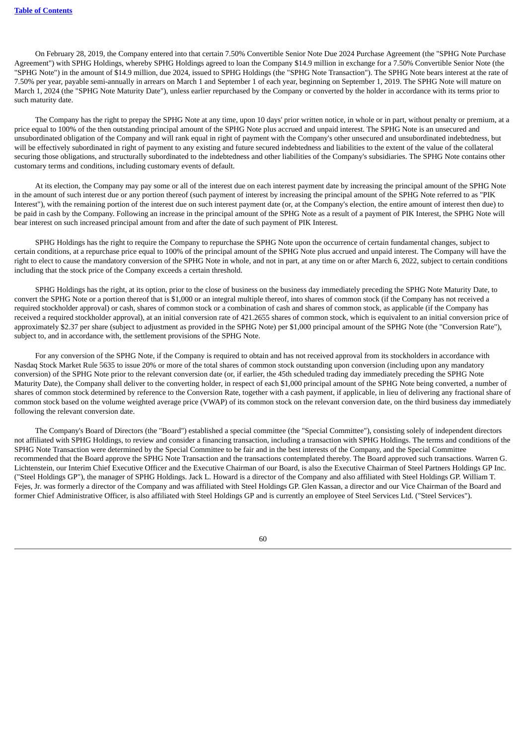On February 28, 2019, the Company entered into that certain 7.50% Convertible Senior Note Due 2024 Purchase Agreement (the "SPHG Note Purchase Agreement") with SPHG Holdings, whereby SPHG Holdings agreed to loan the Company $14.9 million in exchange for a 7.50% Convertible Senior Note (the "SPHG Note") in the amount of $14.9 million, due 2024, issued to SPHG Holdings (the "SPHG Note Transaction"). The SPHG Note bears interest at the rate of 7.50% per year, payable semi-annually in arrears on March 1 and September 1 of each year, beginning on September 1, 2019. The SPHG Note will mature on March 1, 2024 (the "SPHG Note Maturity Date"), unless earlier repurchased by the Company or converted by the holder in accordance with its terms prior to such maturity date.

The Company has the right to prepay the SPHG Note at any time, upon 10 days' prior written notice, in whole or in part, without penalty or premium, at a price equal to 100% of the then outstanding principal amount of the SPHG Note plus accrued and unpaid interest. The SPHG Note is an unsecured and unsubordinated obligation of the Company and will rank equal in right of payment with the Company's other unsecured and unsubordinated indebtedness, but will be effectively subordinated in right of payment to any existing and future secured indebtedness and liabilities to the extent of the value of the collateral securing those obligations, and structurally subordinated to the indebtedness and other liabilities of the Company's subsidiaries. The SPHG Note contains other customary terms and conditions, including customary events of default.

At its election, the Company may pay some or all of the interest due on each interest payment date by increasing the principal amount of the SPHG Note in the amount of such interest due or any portion thereof (such payment of interest by increasing the principal amount of the SPHG Note referred to as "PIK Interest"), with the remaining portion of the interest due on such interest payment date (or, at the Company's election, the entire amount of interest then due) to be paid in cash by the Company. Following an increase in the principal amount of the SPHG Note as a result of a payment of PIK Interest, the SPHG Note will bear interest on such increased principal amount from and after the date of such payment of PIK Interest.

SPHG Holdings has the right to require the Company to repurchase the SPHG Note upon the occurrence of certain fundamental changes, subject to certain conditions, at a repurchase price equal to 100% of the principal amount of the SPHG Note plus accrued and unpaid interest. The Company will have the right to elect to cause the mandatory conversion of the SPHG Note in whole, and not in part, at any time on or after March 6, 2022, subject to certain conditions including that the stock price of the Company exceeds a certain threshold.

SPHG Holdings has the right, at its option, prior to the close of business on the business day immediately preceding the SPHG Note Maturity Date, to convert the SPHG Note or a portion thereof that is $1,000 or an integral multiple thereof, into shares of common stock (if the Company has not received a required stockholder approval) or cash, shares of common stock or a combination of cash and shares of common stock, as applicable (if the Company has received a required stockholder approval), at an initial conversion rate of 421.2655 shares of common stock, which is equivalent to an initial conversion price of approximately $2.37 per share (subject to adjustment as provided in the SPHG Note) per $1,000 principal amount of the SPHG Note (the "Conversion Rate"), subject to, and in accordance with, the settlement provisions of the SPHG Note.

For any conversion of the SPHG Note, if the Company is required to obtain and has not received approval from its stockholders in accordance with Nasdaq Stock Market Rule 5635 to issue 20% or more of the total shares of common stock outstanding upon conversion (including upon any mandatory conversion) of the SPHG Note prior to the relevant conversion date (or, if earlier, the 45th scheduled trading day immediately preceding the SPHG Note Maturity Date), the Company shall deliver to the converting holder, in respect of each $1,000 principal amount of the SPHG Note being converted, a number of shares of common stock determined by reference to the Conversion Rate, together with a cash payment, if applicable, in lieu of delivering any fractional share of common stock based on the volume weighted average price (VWAP) of its common stock on the relevant conversion date, on the third business day immediately following the relevant conversion date.

The Company's Board of Directors (the "Board") established a special committee (the "Special Committee"), consisting solely of independent directors not affiliated with SPHG Holdings, to review and consider a financing transaction, including a transaction with SPHG Holdings. The terms and conditions of the SPHG Note Transaction were determined by the Special Committee to be fair and in the best interests of the Company, and the Special Committee recommended that the Board approve the SPHG Note Transaction and the transactions contemplated thereby. The Board approved such transactions. Warren G. Lichtenstein, our Interim Chief Executive Officer and the Executive Chairman of our Board, is also the Executive Chairman of Steel Partners Holdings GP Inc. ("Steel Holdings GP"), the manager of SPHG Holdings. Jack L. Howard is a director of the Company and also affiliated with Steel Holdings GP. William T. Fejes, Jr. was formerly a director of the Company and was affiliated with Steel Holdings GP. Glen Kassan, a director and our Vice Chairman of the Board and former Chief Administrative Officer, is also affiliated with Steel Holdings GP and is currently an employee of Steel Services Ltd. ("Steel Services").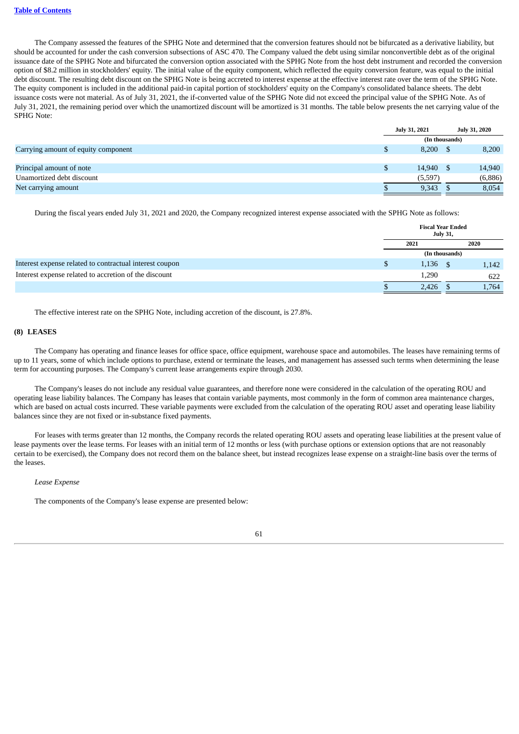The Company assessed the features of the SPHG Note and determined that the conversion features should not be bifurcated as a derivative liability, but should be accounted for under the cash conversion subsections of ASC 470. The Company valued the debt using similar nonconvertible debt as of the original issuance date of the SPHG Note and bifurcated the conversion option associated with the SPHG Note from the host debt instrument and recorded the conversion option of $8.2 million in stockholders' equity. The initial value of the equity component, which reflected the equity conversion feature, was equal to the initial debt discount. The resulting debt discount on the SPHG Note is being accreted to interest expense at the effective interest rate over the term of the SPHG Note. The equity component is included in the additional paid-in capital portion of stockholders' equity on the Company's consolidated balance sheets. The debt issuance costs were not material. As of July 31, 2021, the if-converted value of the SPHG Note did not exceed the principal value of the SPHG Note. As of July 31, 2021, the remaining period over which the unamortized discount will be amortized is 31 months. The table below presents the net carrying value of the SPHG Note:

| | July 31, 2021 | July 31, 2020 |
|---|---|---|
| | (In thousands) | |
| Carrying amount of equity component | $ 8,200 | $ 8,200 |
| | | |
| Principal amount of note | $ 14,940 | $ 14,940 |
| Unamortized debt discount | (5,597) | (6,886) |
| Net carrying amount | $ 9,343 | $ 8,054 |

During the fiscal years ended July 31, 2021 and 2020, the Company recognized interest expense associated with the SPHG Note as follows:

| | Fiscal Year Ended July 31, | |
|---|---|---|
| | 2021 | 2020 |
| | (In thousands) | |
| Interest expense related to contractual interest coupon | $ 1,136 | $ 1,142 |
| Interest expense related to accretion of the discount | 1,290 | 622 |
| | $ 2,426 | $ 1,764 |

The effective interest rate on the SPHG Note, including accretion of the discount, is 27.8%.

## (8) LEASES

The Company has operating and finance leases for office space, office equipment, warehouse space and automobiles. The leases have remaining terms of up to 11 years, some of which include options to purchase, extend or terminate the leases, and management has assessed such terms when determining the lease term for accounting purposes. The Company's current lease arrangements expire through 2030.

The Company's leases do not include any residual value guarantees, and therefore none were considered in the calculation of the operating ROU and operating lease liability balances. The Company has leases that contain variable payments, most commonly in the form of common area maintenance charges, which are based on actual costs incurred. These variable payments were excluded from the calculation of the operating ROU asset and operating lease liability balances since they are not fixed or in-substance fixed payments.

For leases with terms greater than 12 months, the Company records the related operating ROU assets and operating lease liabilities at the present value of lease payments over the lease terms. For leases with an initial term of 12 months or less (with purchase options or extension options that are not reasonably certain to be exercised), the Company does not record them on the balance sheet, but instead recognizes lease expense on a straight-line basis over the terms of the leases.

*Lease Expense*

The components of the Company's lease expense are presented below: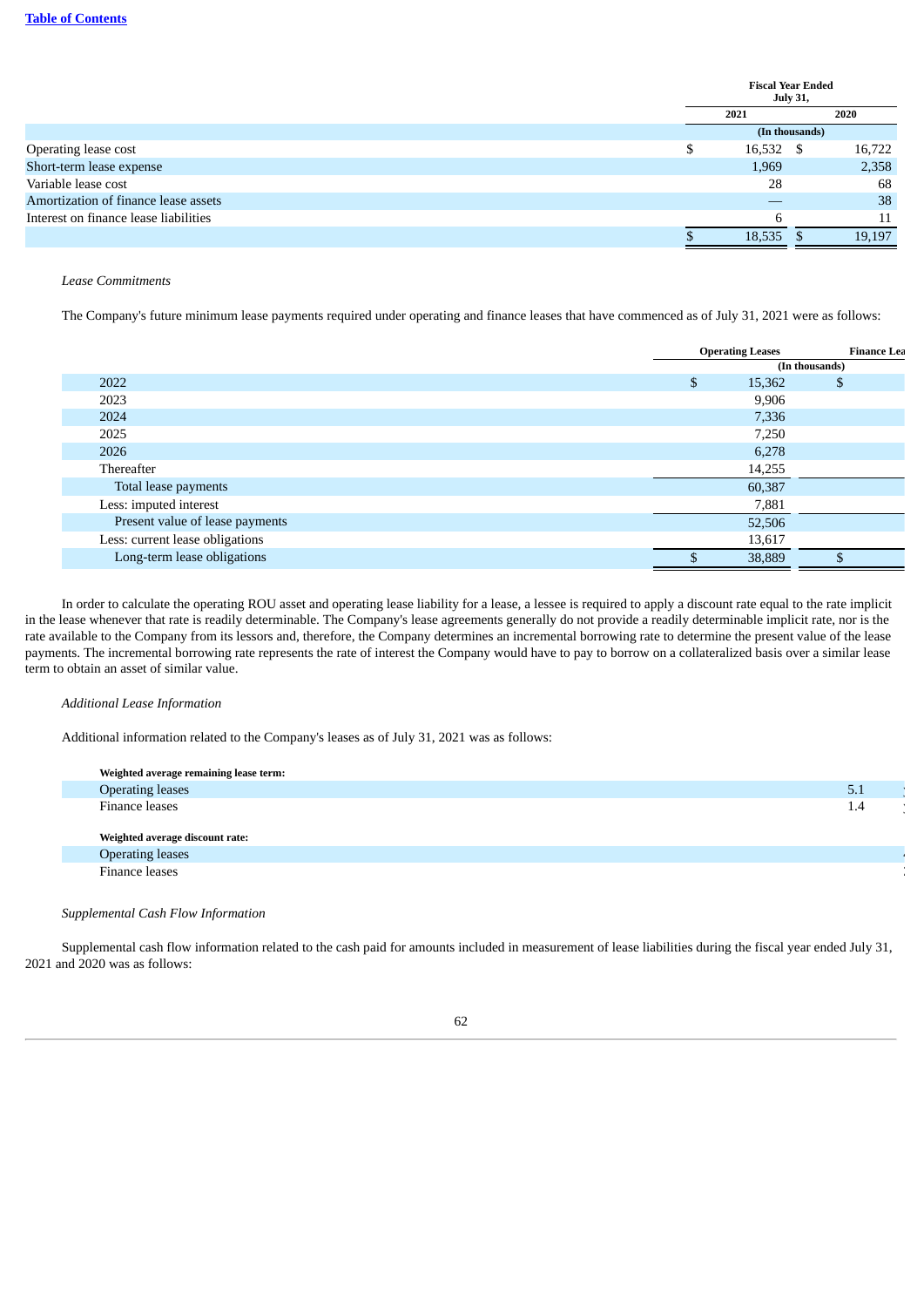| | Fiscal Year Ended July 31, | |
|---|---|---|
| | 2021 | 2020 |
| | (In thousands) | |
| Operating lease cost | $ 16,532 | $ 16,722 |
| Short-term lease expense | 1,969 | 2,358 |
| Variable lease cost | 28 | 68 |
| Amortization of finance lease assets | — | 38 |
| Interest on finance lease liabilities | 6 | 11 |
| | $ 18,535 | $ 19,197 |

*Lease Commitments*

The Company's future minimum lease payments required under operating and finance leases that have commenced as of July 31, 2021 were as follows:

| | Operating Leases | Finance Lea |
|---|---|---|
| | (In thousands) | |
| 2022 | $ 15,362 | $ |
| 2023 | 9,906 | |
| 2024 | 7,336 | |
| 2025 | 7,250 | |
| 2026 | 6,278 | |
| Thereafter | 14,255 | |
| Total lease payments | 60,387 | |
| Less: imputed interest | 7,881 | |
| Present value of lease payments | 52,506 | |
| Less: current lease obligations | 13,617 | |
| Long-term lease obligations | $ 38,889 | $ |

In order to calculate the operating ROU asset and operating lease liability for a lease, a lessee is required to apply a discount rate equal to the rate implicit in the lease whenever that rate is readily determinable. The Company's lease agreements generally do not provide a readily determinable implicit rate, nor is the rate available to the Company from its lessors and, therefore, the Company determines an incremental borrowing rate to determine the present value of the lease payments. The incremental borrowing rate represents the rate of interest the Company would have to pay to borrow on a collateralized basis over a similar lease term to obtain an asset of similar value.

*Additional Lease Information*

Additional information related to the Company's leases as of July 31, 2021 was as follows:

| | |
|---|---|
| **Weighted average remaining lease term:** | |
| Operating leases | 5.1 |
| Finance leases | 1.4 |
| | |
| **Weighted average discount rate:** | |
| Operating leases | |
| Finance leases | |

*Supplemental Cash Flow Information*

Supplemental cash flow information related to the cash paid for amounts included in measurement of lease liabilities during the fiscal year ended July 31, 2021 and 2020 was as follows: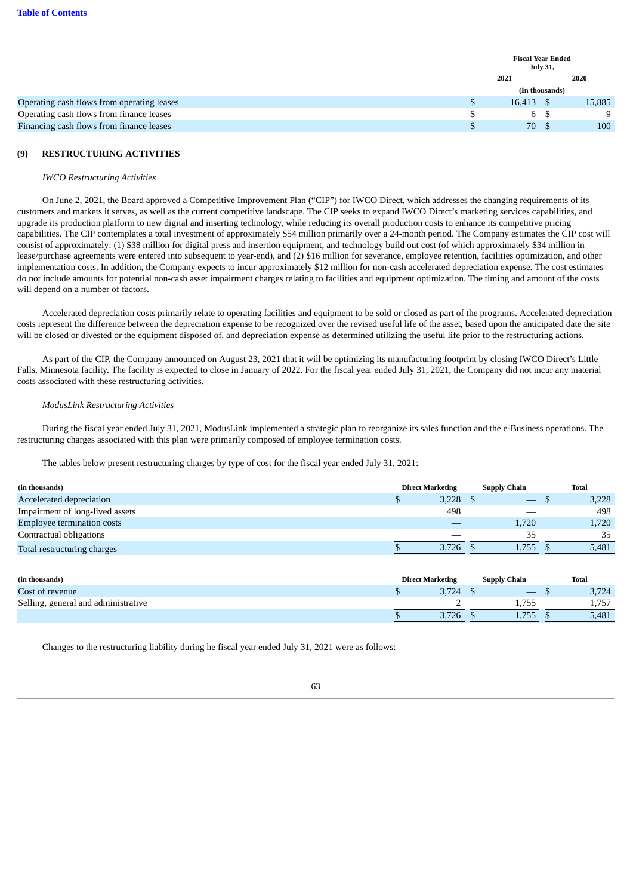| | Fiscal Year Ended July 31, | |
|---|---|---|
| | 2021 | 2020 |
| | (In thousands) | |
| Operating cash flows from operating leases | $ 16,413 | $ 15,885 |
| Operating cash flows from finance leases | $ 6 | $ 9 |
| Financing cash flows from finance leases | $ 70 | $ 100 |

## (9) RESTRUCTURING ACTIVITIES

*IWCO Restructuring Activities*

On June 2, 2021, the Board approved a Competitive Improvement Plan ("CIP") for IWCO Direct, which addresses the changing requirements of its customers and markets it serves, as well as the current competitive landscape. The CIP seeks to expand IWCO Direct's marketing services capabilities, and upgrade its production platform to new digital and inserting technology, while reducing its overall production costs to enhance its competitive pricing capabilities. The CIP contemplates a total investment of approximately $54 million primarily over a 24-month period. The Company estimates the CIP cost will consist of approximately: (1) $38 million for digital press and insertion equipment, and technology build out cost (of which approximately $34 million in lease/purchase agreements were entered into subsequent to year-end), and (2) $16 million for severance, employee retention, facilities optimization, and other implementation costs. In addition, the Company expects to incur approximately $12 million for non-cash accelerated depreciation expense. The cost estimates do not include amounts for potential non-cash asset impairment charges relating to facilities and equipment optimization. The timing and amount of the costs will depend on a number of factors.

Accelerated depreciation costs primarily relate to operating facilities and equipment to be sold or closed as part of the programs. Accelerated depreciation costs represent the difference between the depreciation expense to be recognized over the revised useful life of the asset, based upon the anticipated date the site will be closed or divested or the equipment disposed of, and depreciation expense as determined utilizing the useful life prior to the restructuring actions.

As part of the CIP, the Company announced on August 23, 2021 that it will be optimizing its manufacturing footprint by closing IWCO Direct's Little Falls, Minnesota facility. The facility is expected to close in January of 2022. For the fiscal year ended July 31, 2021, the Company did not incur any material costs associated with these restructuring activities.

*ModusLink Restructuring Activities*

During the fiscal year ended July 31, 2021, ModusLink implemented a strategic plan to reorganize its sales function and the e-Business operations. The restructuring charges associated with this plan were primarily composed of employee termination costs.

The tables below present restructuring charges by type of cost for the fiscal year ended July 31, 2021:

| (in thousands) | Direct Marketing | Supply Chain | Total |
|---|---|---|---|
| Accelerated depreciation | $ 3,228 | $ — | $ 3,228 |
| Impairment of long-lived assets | 498 | — | 498 |
| Employee termination costs | — | 1,720 | 1,720 |
| Contractual obligations | — | 35 | 35 |
| Total restructuring charges | $ 3,726 | $ 1,755 | $ 5,481 |

| (in thousands) | Direct Marketing | Supply Chain | Total |
|---|---|---|---|
| Cost of revenue | $ 3,724 | $ — | $ 3,724 |
| Selling, general and administrative | 2 | 1,755 | 1,757 |
| | $ 3,726 | $ 1,755 | $ 5,481 |

Changes to the restructuring liability during he fiscal year ended July 31, 2021 were as follows: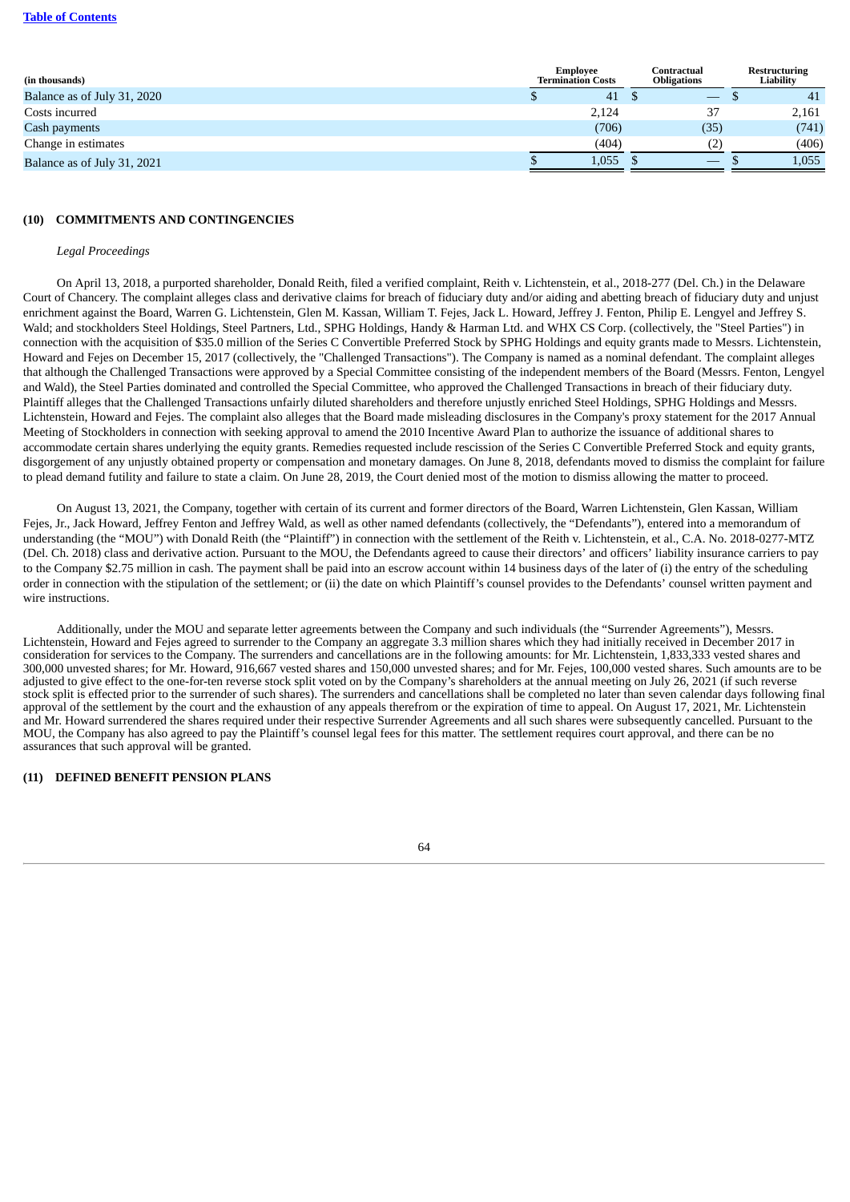[Table of Contents](#)

| (in thousands) | Employee Termination Costs | Contractual Obligations | Restructuring Liability |
|---|---|---|---|
| Balance as of July 31, 2020 | $ 41 | $ — | $ 41 |
| Costs incurred | 2,124 | 37 | 2,161 |
| Cash payments | (706) | (35) | (741) |
| Change in estimates | (404) | (2) | (406) |
| Balance as of July 31, 2021 | $ 1,055 | $ — | $ 1,055 |

## (10) COMMITMENTS AND CONTINGENCIES

*Legal Proceedings*

On April 13, 2018, a purported shareholder, Donald Reith, filed a verified complaint, Reith v. Lichtenstein, et al., 2018-277 (Del. Ch.) in the Delaware Court of Chancery. The complaint alleges class and derivative claims for breach of fiduciary duty and/or aiding and abetting breach of fiduciary duty and unjust enrichment against the Board, Warren G. Lichtenstein, Glen M. Kassan, William T. Fejes, Jack L. Howard, Jeffrey J. Fenton, Philip E. Lengyel and Jeffrey S. Wald; and stockholders Steel Holdings, Steel Partners, Ltd., SPHG Holdings, Handy & Harman Ltd. and WHX CS Corp. (collectively, the "Steel Parties") in connection with the acquisition of $35.0 million of the Series C Convertible Preferred Stock by SPHG Holdings and equity grants made to Messrs. Lichtenstein, Howard and Fejes on December 15, 2017 (collectively, the "Challenged Transactions"). The Company is named as a nominal defendant. The complaint alleges that although the Challenged Transactions were approved by a Special Committee consisting of the independent members of the Board (Messrs. Fenton, Lengyel and Wald), the Steel Parties dominated and controlled the Special Committee, who approved the Challenged Transactions in breach of their fiduciary duty. Plaintiff alleges that the Challenged Transactions unfairly diluted shareholders and therefore unjustly enriched Steel Holdings, SPHG Holdings and Messrs. Lichtenstein, Howard and Fejes. The complaint also alleges that the Board made misleading disclosures in the Company's proxy statement for the 2017 Annual Meeting of Stockholders in connection with seeking approval to amend the 2010 Incentive Award Plan to authorize the issuance of additional shares to accommodate certain shares underlying the equity grants. Remedies requested include rescission of the Series C Convertible Preferred Stock and equity grants, disgorgement of any unjustly obtained property or compensation and monetary damages. On June 8, 2018, defendants moved to dismiss the complaint for failure to plead demand futility and failure to state a claim. On June 28, 2019, the Court denied most of the motion to dismiss allowing the matter to proceed.

On August 13, 2021, the Company, together with certain of its current and former directors of the Board, Warren Lichtenstein, Glen Kassan, William Fejes, Jr., Jack Howard, Jeffrey Fenton and Jeffrey Wald, as well as other named defendants (collectively, the "Defendants"), entered into a memorandum of understanding (the "MOU") with Donald Reith (the "Plaintiff") in connection with the settlement of the Reith v. Lichtenstein, et al., C.A. No. 2018-0277-MTZ (Del. Ch. 2018) class and derivative action. Pursuant to the MOU, the Defendants agreed to cause their directors' and officers' liability insurance carriers to pay to the Company $2.75 million in cash. The payment shall be paid into an escrow account within 14 business days of the later of (i) the entry of the scheduling order in connection with the stipulation of the settlement; or (ii) the date on which Plaintiff's counsel provides to the Defendants' counsel written payment and wire instructions.

Additionally, under the MOU and separate letter agreements between the Company and such individuals (the "Surrender Agreements"), Messrs. Lichtenstein, Howard and Fejes agreed to surrender to the Company an aggregate 3.3 million shares which they had initially received in December 2017 in consideration for services to the Company. The surrenders and cancellations are in the following amounts: for Mr. Lichtenstein, 1,833,333 vested shares and 300,000 unvested shares; for Mr. Howard, 916,667 vested shares and 150,000 unvested shares; and for Mr. Fejes, 100,000 vested shares. Such amounts are to be adjusted to give effect to the one-for-ten reverse stock split voted on by the Company's shareholders at the annual meeting on July 26, 2021 (if such reverse stock split is effected prior to the surrender of such shares). The surrenders and cancellations shall be completed no later than seven calendar days following final approval of the settlement by the court and the exhaustion of any appeals therefrom or the expiration of time to appeal. On August 17, 2021, Mr. Lichtenstein and Mr. Howard surrendered the shares required under their respective Surrender Agreements and all such shares were subsequently cancelled. Pursuant to the MOU, the Company has also agreed to pay the Plaintiff's counsel legal fees for this matter. The settlement requires court approval, and there can be no assurances that such approval will be granted.

## (11) DEFINED BENEFIT PENSION PLANS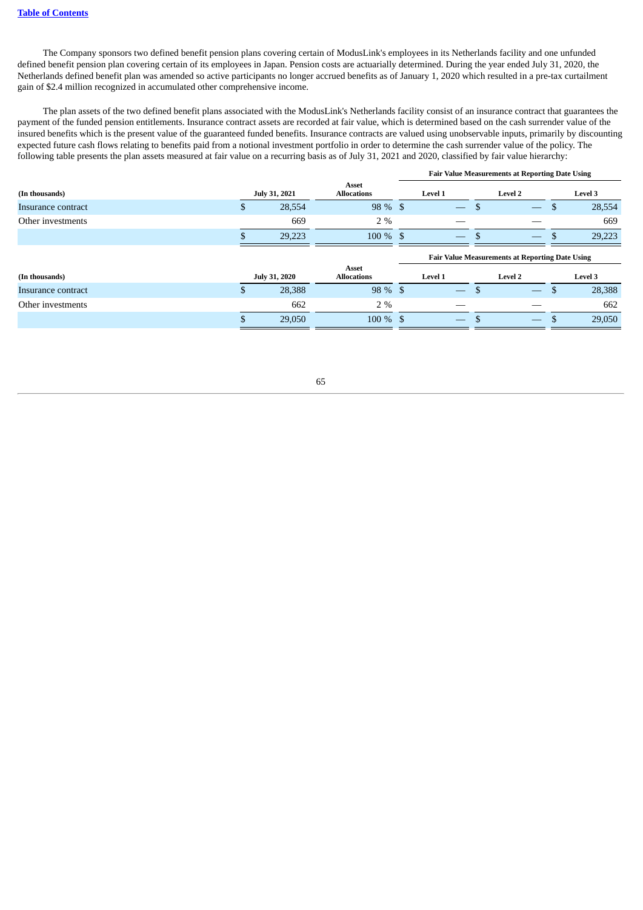The Company sponsors two defined benefit pension plans covering certain of ModusLink's employees in its Netherlands facility and one unfunded defined benefit pension plan covering certain of its employees in Japan. Pension costs are actuarially determined. During the year ended July 31, 2020, the Netherlands defined benefit plan was amended so active participants no longer accrued benefits as of January 1, 2020 which resulted in a pre-tax curtailment gain of $2.4 million recognized in accumulated other comprehensive income.

The plan assets of the two defined benefit plans associated with the ModusLink's Netherlands facility consist of an insurance contract that guarantees the payment of the funded pension entitlements. Insurance contract assets are recorded at fair value, which is determined based on the cash surrender value of the insured benefits which is the present value of the guaranteed funded benefits. Insurance contracts are valued using unobservable inputs, primarily by discounting expected future cash flows relating to benefits paid from a notional investment portfolio in order to determine the cash surrender value of the policy. The following table presents the plan assets measured at fair value on a recurring basis as of July 31, 2021 and 2020, classified by fair value hierarchy:

| | | | Fair Value Measurements at Reporting Date Using | | |
|---|---|---|---|---|---|
| (In thousands) | July 31, 2021 | Asset Allocations | Level 1 | Level 2 | Level 3 |
| Insurance contract | $ 28,554 | 98 % | $ — | $ — | $ 28,554 |
| Other investments | 669 | 2 % | — | — | 669 |
| | $ 29,223 | 100 % | $ — | $ — | $ 29,223 |

| | | | Fair Value Measurements at Reporting Date Using | | |
|---|---|---|---|---|---|
| (In thousands) | July 31, 2020 | Asset Allocations | Level 1 | Level 2 | Level 3 |
| Insurance contract | $ 28,388 | 98 % | $ — | $ — | $ 28,388 |
| Other investments | 662 | 2 % | — | — | 662 |
| | $ 29,050 | 100 % | $ — | $ — | $ 29,050 |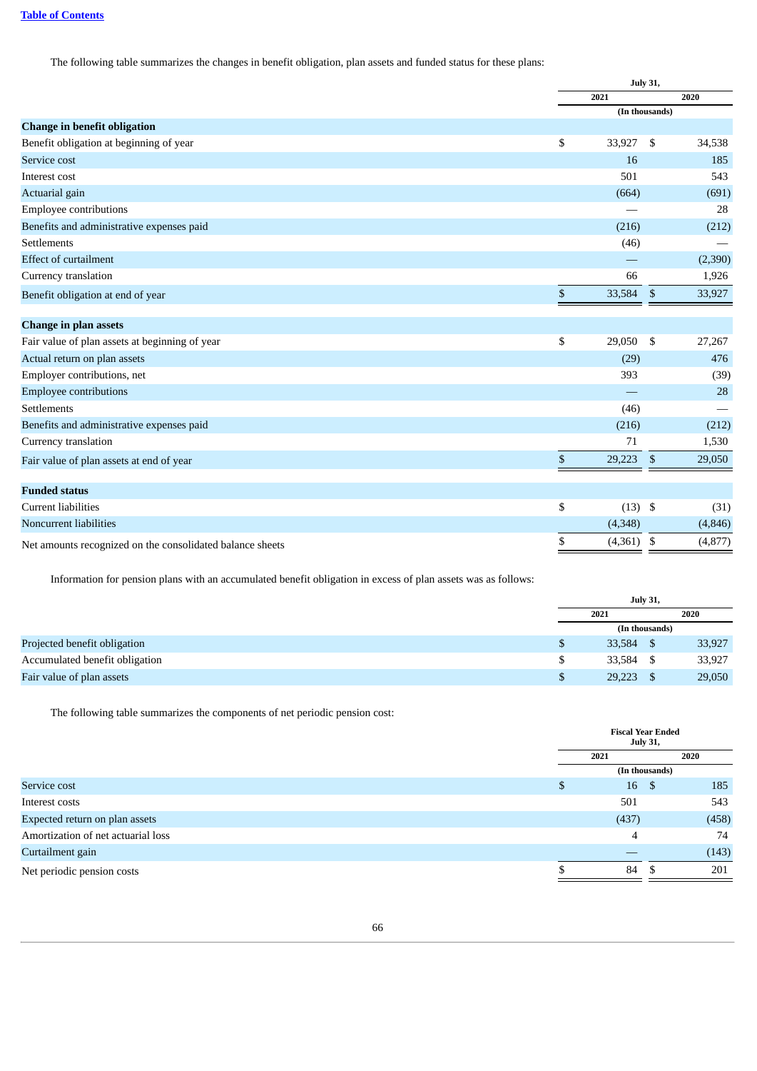The following table summarizes the changes in benefit obligation, plan assets and funded status for these plans:

| | July 31, 2021 | July 31, 2020 |
|---|---|---|
| | (In thousands) | |
| **Change in benefit obligation** | | |
| Benefit obligation at beginning of year | $ 33,927 | $ 34,538 |
| Service cost | 16 | 185 |
| Interest cost | 501 | 543 |
| Actuarial gain | (664) | (691) |
| Employee contributions | — | 28 |
| Benefits and administrative expenses paid | (216) | (212) |
| Settlements | (46) | — |
| Effect of curtailment | — | (2,390) |
| Currency translation | 66 | 1,926 |
| Benefit obligation at end of year | $ 33,584 | $ 33,927 |
| **Change in plan assets** | | |
| Fair value of plan assets at beginning of year | $ 29,050 | $ 27,267 |
| Actual return on plan assets | (29) | 476 |
| Employer contributions, net | 393 | (39) |
| Employee contributions | — | 28 |
| Settlements | (46) | — |
| Benefits and administrative expenses paid | (216) | (212) |
| Currency translation | 71 | 1,530 |
| Fair value of plan assets at end of year | $ 29,223 | $ 29,050 |
| **Funded status** | | |
| Current liabilities | $ (13) | $ (31) |
| Noncurrent liabilities | (4,348) | (4,846) |
| Net amounts recognized on the consolidated balance sheets | $ (4,361) | $ (4,877) |

Information for pension plans with an accumulated benefit obligation in excess of plan assets was as follows:

| | July 31, 2021 | July 31, 2020 |
|---|---|---|
| | (In thousands) | |
| Projected benefit obligation | $ 33,584 | $ 33,927 |
| Accumulated benefit obligation | $ 33,584 | $ 33,927 |
| Fair value of plan assets | $ 29,223 | $ 29,050 |

The following table summarizes the components of net periodic pension cost:

| | Fiscal Year Ended July 31, 2021 | Fiscal Year Ended July 31, 2020 |
|---|---|---|
| | (In thousands) | |
| Service cost | $ 16 | $ 185 |
| Interest costs | 501 | 543 |
| Expected return on plan assets | (437) | (458) |
| Amortization of net actuarial loss | 4 | 74 |
| Curtailment gain | — | (143) |
| Net periodic pension costs | $ 84 | $ 201 |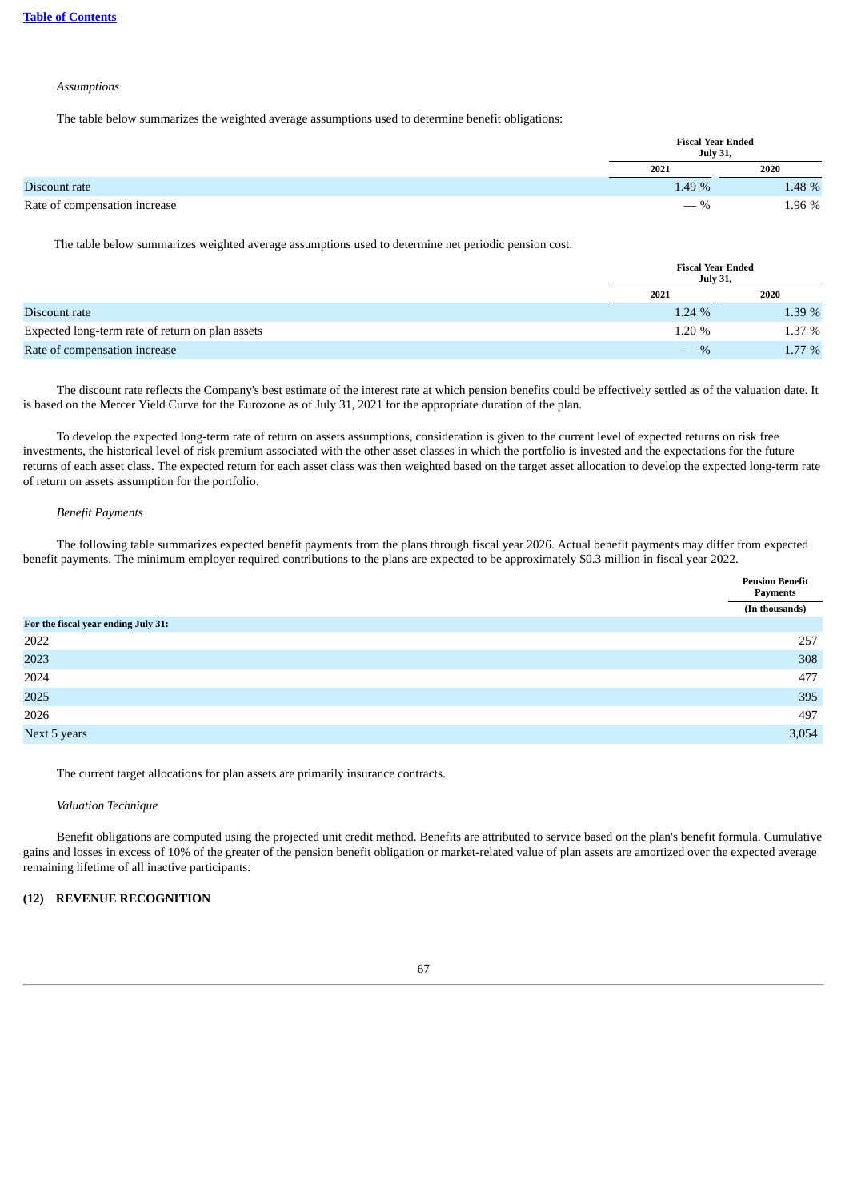*Assumptions*

The table below summarizes the weighted average assumptions used to determine benefit obligations:

| | Fiscal Year Ended July 31, | |
|---|---|---|
| | 2021 | 2020 |
| Discount rate | 1.49 % | 1.48 % |
| Rate of compensation increase | — % | 1.96 % |

The table below summarizes weighted average assumptions used to determine net periodic pension cost:

| | Fiscal Year Ended July 31, | |
|---|---|---|
| | 2021 | 2020 |
| Discount rate | 1.24 % | 1.39 % |
| Expected long-term rate of return on plan assets | 1.20 % | 1.37 % |
| Rate of compensation increase | — % | 1.77 % |

The discount rate reflects the Company's best estimate of the interest rate at which pension benefits could be effectively settled as of the valuation date. It is based on the Mercer Yield Curve for the Eurozone as of July 31, 2021 for the appropriate duration of the plan.

To develop the expected long-term rate of return on assets assumptions, consideration is given to the current level of expected returns on risk free investments, the historical level of risk premium associated with the other asset classes in which the portfolio is invested and the expectations for the future returns of each asset class. The expected return for each asset class was then weighted based on the target asset allocation to develop the expected long-term rate of return on assets assumption for the portfolio.

*Benefit Payments*

The following table summarizes expected benefit payments from the plans through fiscal year 2026. Actual benefit payments may differ from expected benefit payments. The minimum employer required contributions to the plans are expected to be approximately $0.3 million in fiscal year 2022.

| | Pension Benefit Payments |
|---|---|
| | (In thousands) |
| **For the fiscal year ending July 31:** | |
| 2022 | 257 |
| 2023 | 308 |
| 2024 | 477 |
| 2025 | 395 |
| 2026 | 497 |
| Next 5 years | 3,054 |

The current target allocations for plan assets are primarily insurance contracts.

*Valuation Technique*

Benefit obligations are computed using the projected unit credit method. Benefits are attributed to service based on the plan's benefit formula. Cumulative gains and losses in excess of 10% of the greater of the pension benefit obligation or market-related value of plan assets are amortized over the expected average remaining lifetime of all inactive participants.

## (12) REVENUE RECOGNITION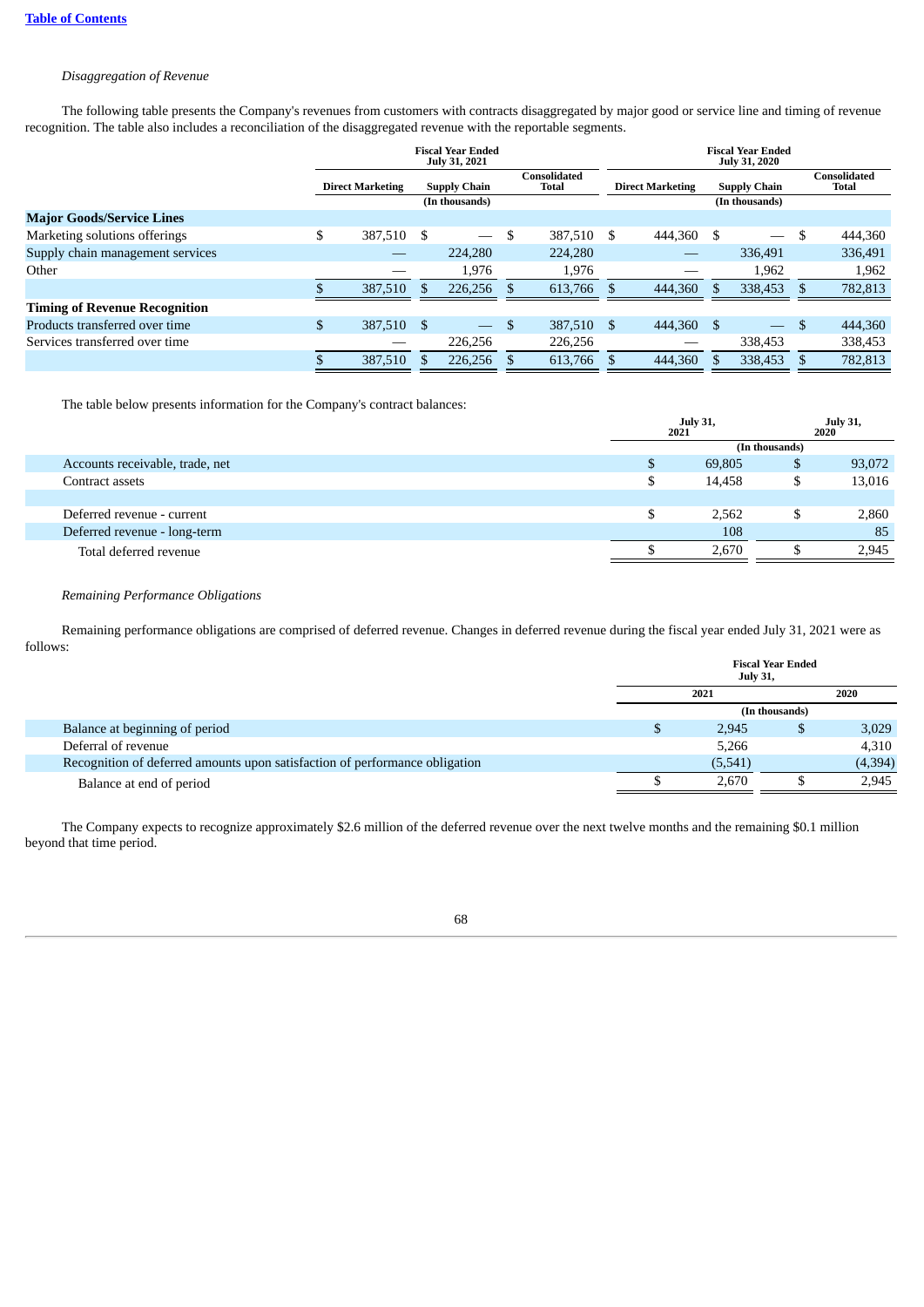*Disaggregation of Revenue*

The following table presents the Company's revenues from customers with contracts disaggregated by major good or service line and timing of revenue recognition. The table also includes a reconciliation of the disaggregated revenue with the reportable segments.

| | Fiscal Year Ended July 31, 2021 | | | Fiscal Year Ended July 31, 2020 | | |
|---|---|---|---|---|---|---|
| | Direct Marketing | Supply Chain | Consolidated Total | Direct Marketing | Supply Chain | Consolidated Total |
| | (In thousands) | | | (In thousands) | | |
| **Major Goods/Service Lines** | | | | | | |
| Marketing solutions offerings | $ 387,510 | $ — | $ 387,510 | $ 444,360 | $ — | $ 444,360 |
| Supply chain management services | — | 224,280 | 224,280 | — | 336,491 | 336,491 |
| Other | — | 1,976 | 1,976 | — | 1,962 | 1,962 |
| | $ 387,510 | $ 226,256 | $ 613,766 | $ 444,360 | $ 338,453 | $ 782,813 |
| **Timing of Revenue Recognition** | | | | | | |
| Products transferred over time | $ 387,510 | $ — | $ 387,510 | $ 444,360 | $ — | $ 444,360 |
| Services transferred over time | — | 226,256 | 226,256 | — | 338,453 | 338,453 |
| | $ 387,510 | $ 226,256 | $ 613,766 | $ 444,360 | $ 338,453 | $ 782,813 |

The table below presents information for the Company's contract balances:

| | July 31, 2021 | July 31, 2020 |
|---|---|---|
| | (In thousands) | |
| Accounts receivable, trade, net | $ 69,805 | $ 93,072 |
| Contract assets | $ 14,458 | $ 13,016 |
| | | |
| Deferred revenue - current | $ 2,562 | $ 2,860 |
| Deferred revenue - long-term | 108 | 85 |
| Total deferred revenue | $ 2,670 | $ 2,945 |

*Remaining Performance Obligations*

Remaining performance obligations are comprised of deferred revenue. Changes in deferred revenue during the fiscal year ended July 31, 2021 were as follows:

| | Fiscal Year Ended July 31, | |
|---|---|---|
| | 2021 | 2020 |
| | (In thousands) | |
| Balance at beginning of period | $ 2,945 | $ 3,029 |
| Deferral of revenue | 5,266 | 4,310 |
| Recognition of deferred amounts upon satisfaction of performance obligation | (5,541) | (4,394) |
| Balance at end of period | $ 2,670 | $ 2,945 |

The Company expects to recognize approximately $2.6 million of the deferred revenue over the next twelve months and the remaining $0.1 million beyond that time period.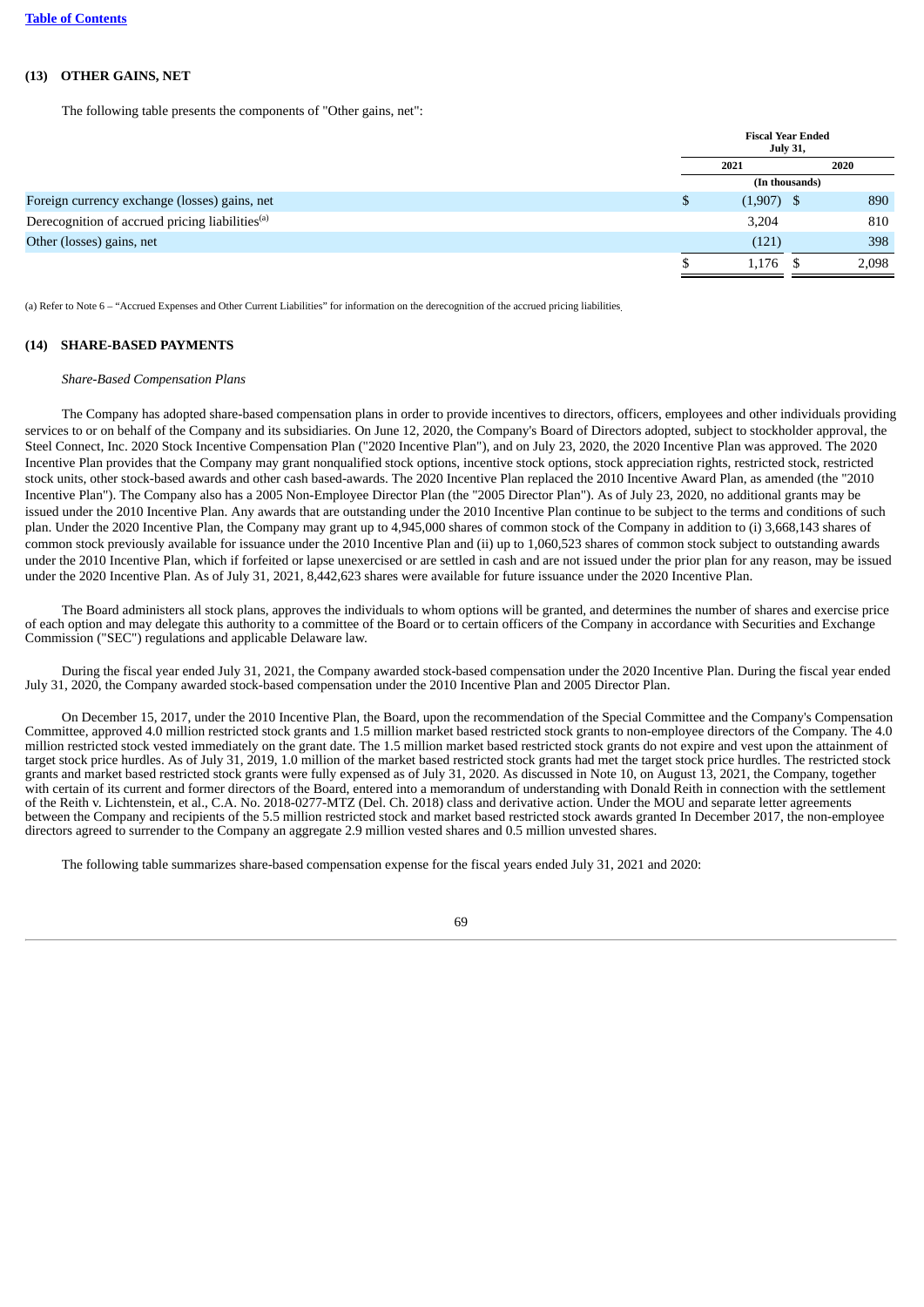## (13) OTHER GAINS, NET

The following table presents the components of "Other gains, net":

| | Fiscal Year Ended July 31, | |
|---|---|---|
| | 2021 | 2020 |
| | (In thousands) | |
| Foreign currency exchange (losses) gains, net | $ (1,907) | $ 890 |
| Derecognition of accrued pricing liabilities[(a)] | 3,204 | 810 |
| Other (losses) gains, net | (121) | 398 |
| | $ 1,176 | $ 2,098 |

(a) Refer to Note 6 – "Accrued Expenses and Other Current Liabilities" for information on the derecognition of the accrued pricing liabilities.

## (14) SHARE-BASED PAYMENTS

*Share-Based Compensation Plans*

The Company has adopted share-based compensation plans in order to provide incentives to directors, officers, employees and other individuals providing services to or on behalf of the Company and its subsidiaries. On June 12, 2020, the Company's Board of Directors adopted, subject to stockholder approval, the Steel Connect, Inc. 2020 Stock Incentive Compensation Plan ("2020 Incentive Plan"), and on July 23, 2020, the 2020 Incentive Plan was approved. The 2020 Incentive Plan provides that the Company may grant nonqualified stock options, incentive stock options, stock appreciation rights, restricted stock, restricted stock units, other stock-based awards and other cash based-awards. The 2020 Incentive Plan replaced the 2010 Incentive Award Plan, as amended (the "2010 Incentive Plan"). The Company also has a 2005 Non-Employee Director Plan (the "2005 Director Plan"). As of July 23, 2020, no additional grants may be issued under the 2010 Incentive Plan. Any awards that are outstanding under the 2010 Incentive Plan continue to be subject to the terms and conditions of such plan. Under the 2020 Incentive Plan, the Company may grant up to 4,945,000 shares of common stock of the Company in addition to (i) 3,668,143 shares of common stock previously available for issuance under the 2010 Incentive Plan and (ii) up to 1,060,523 shares of common stock subject to outstanding awards under the 2010 Incentive Plan, which if forfeited or lapse unexercised or are settled in cash and are not issued under the prior plan for any reason, may be issued under the 2020 Incentive Plan. As of July 31, 2021, 8,442,623 shares were available for future issuance under the 2020 Incentive Plan.

The Board administers all stock plans, approves the individuals to whom options will be granted, and determines the number of shares and exercise price of each option and may delegate this authority to a committee of the Board or to certain officers of the Company in accordance with Securities and Exchange Commission ("SEC") regulations and applicable Delaware law.

During the fiscal year ended July 31, 2021, the Company awarded stock-based compensation under the 2020 Incentive Plan. During the fiscal year ended July 31, 2020, the Company awarded stock-based compensation under the 2010 Incentive Plan and 2005 Director Plan.

On December 15, 2017, under the 2010 Incentive Plan, the Board, upon the recommendation of the Special Committee and the Company's Compensation Committee, approved 4.0 million restricted stock grants and 1.5 million market based restricted stock grants to non-employee directors of the Company. The 4.0 million restricted stock vested immediately on the grant date. The 1.5 million market based restricted stock grants do not expire and vest upon the attainment of target stock price hurdles. As of July 31, 2019, 1.0 million of the market based restricted stock grants had met the target stock price hurdles. The restricted stock grants and market based restricted stock grants were fully expensed as of July 31, 2020. As discussed in Note 10, on August 13, 2021, the Company, together with certain of its current and former directors of the Board, entered into a memorandum of understanding with Donald Reith in connection with the settlement of the Reith v. Lichtenstein, et al., C.A. No. 2018-0277-MTZ (Del. Ch. 2018) class and derivative action. Under the MOU and separate letter agreements between the Company and recipients of the 5.5 million restricted stock and market based restricted stock awards granted In December 2017, the non-employee directors agreed to surrender to the Company an aggregate 2.9 million vested shares and 0.5 million unvested shares.

The following table summarizes share-based compensation expense for the fiscal years ended July 31, 2021 and 2020: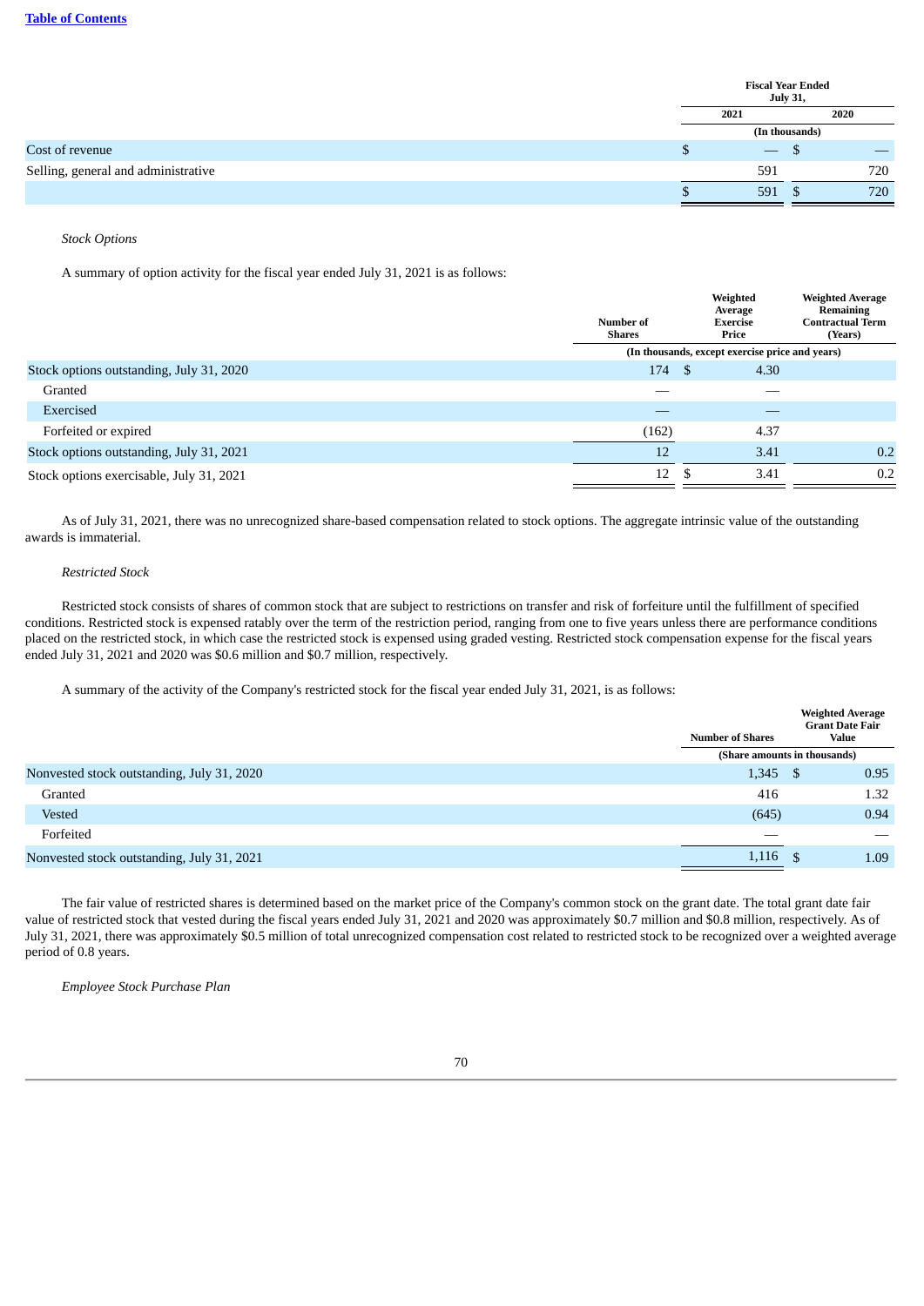[Table of Contents](#)

| | Fiscal Year Ended July 31, | |
|---|---|---|
| | 2021 | 2020 |
| | (In thousands) | |
| Cost of revenue | $ — | $ — |
| Selling, general and administrative | 591 | 720 |
| | $ 591 | $ 720 |

*Stock Options*

A summary of option activity for the fiscal year ended July 31, 2021 is as follows:

| | Number of Shares | Weighted Average Exercise Price | Weighted Average Remaining Contractual Term (Years) |
|---|---|---|---|
| | (In thousands, except exercise price and years) | | |
| Stock options outstanding, July 31, 2020 | 174 | $ 4.30 | |
| Granted | — | — | |
| Exercised | — | — | |
| Forfeited or expired | (162) | 4.37 | |
| Stock options outstanding, July 31, 2021 | 12 | 3.41 | 0.2 |
| Stock options exercisable, July 31, 2021 | 12 | $ 3.41 | 0.2 |

As of July 31, 2021, there was no unrecognized share-based compensation related to stock options. The aggregate intrinsic value of the outstanding awards is immaterial.

*Restricted Stock*

Restricted stock consists of shares of common stock that are subject to restrictions on transfer and risk of forfeiture until the fulfillment of specified conditions. Restricted stock is expensed ratably over the term of the restriction period, ranging from one to five years unless there are performance conditions placed on the restricted stock, in which case the restricted stock is expensed using graded vesting. Restricted stock compensation expense for the fiscal years ended July 31, 2021 and 2020 was $0.6 million and $0.7 million, respectively.

A summary of the activity of the Company's restricted stock for the fiscal year ended July 31, 2021, is as follows:

| | Number of Shares | Weighted Average Grant Date Fair Value |
|---|---|---|
| | (Share amounts in thousands) | |
| Nonvested stock outstanding, July 31, 2020 | 1,345 | $ 0.95 |
| Granted | 416 | 1.32 |
| Vested | (645) | 0.94 |
| Forfeited | — | — |
| Nonvested stock outstanding, July 31, 2021 | 1,116 | $ 1.09 |

The fair value of restricted shares is determined based on the market price of the Company's common stock on the grant date. The total grant date fair value of restricted stock that vested during the fiscal years ended July 31, 2021 and 2020 was approximately $0.7 million and $0.8 million, respectively. As of July 31, 2021, there was approximately $0.5 million of total unrecognized compensation cost related to restricted stock to be recognized over a weighted average period of 0.8 years.

*Employee Stock Purchase Plan*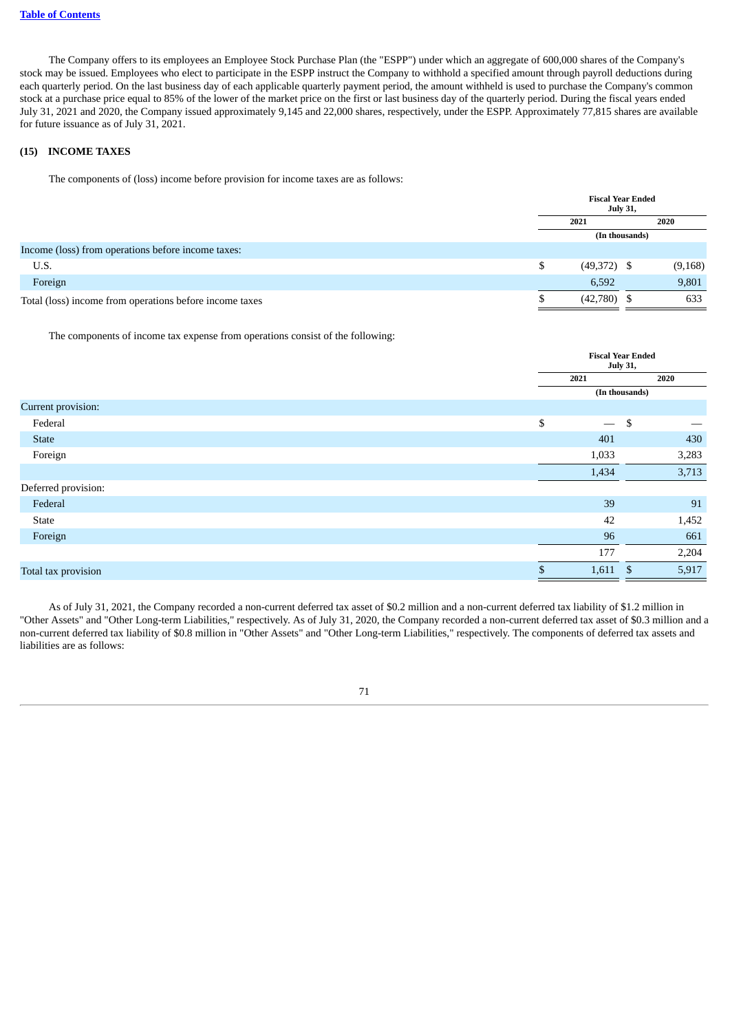The Company offers to its employees an Employee Stock Purchase Plan (the "ESPP") under which an aggregate of 600,000 shares of the Company's stock may be issued. Employees who elect to participate in the ESPP instruct the Company to withhold a specified amount through payroll deductions during each quarterly period. On the last business day of each applicable quarterly payment period, the amount withheld is used to purchase the Company's common stock at a purchase price equal to 85% of the lower of the market price on the first or last business day of the quarterly period. During the fiscal years ended July 31, 2021 and 2020, the Company issued approximately 9,145 and 22,000 shares, respectively, under the ESPP. Approximately 77,815 shares are available for future issuance as of July 31, 2021.

## (15) INCOME TAXES

The components of (loss) income before provision for income taxes are as follows:

| | Fiscal Year Ended July 31, | |
|---|---|---|
| | 2021 | 2020 |
| | (In thousands) | |
| Income (loss) from operations before income taxes: | | |
| U.S. | $ (49,372) | $ (9,168) |
| Foreign | 6,592 | 9,801 |
| Total (loss) income from operations before income taxes | $ (42,780) | $ 633 |

The components of income tax expense from operations consist of the following:

| | Fiscal Year Ended July 31, | |
|---|---|---|
| | 2021 | 2020 |
| | (In thousands) | |
| Current provision: | | |
| Federal | $ — | $ — |
| State | 401 | 430 |
| Foreign | 1,033 | 3,283 |
| | 1,434 | 3,713 |
| Deferred provision: | | |
| Federal | 39 | 91 |
| State | 42 | 1,452 |
| Foreign | 96 | 661 |
| | 177 | 2,204 |
| Total tax provision | $ 1,611 | $ 5,917 |

As of July 31, 2021, the Company recorded a non-current deferred tax asset of $0.2 million and a non-current deferred tax liability of $1.2 million in "Other Assets" and "Other Long-term Liabilities," respectively. As of July 31, 2020, the Company recorded a non-current deferred tax asset of $0.3 million and a non-current deferred tax liability of $0.8 million in "Other Assets" and "Other Long-term Liabilities," respectively. The components of deferred tax assets and liabilities are as follows: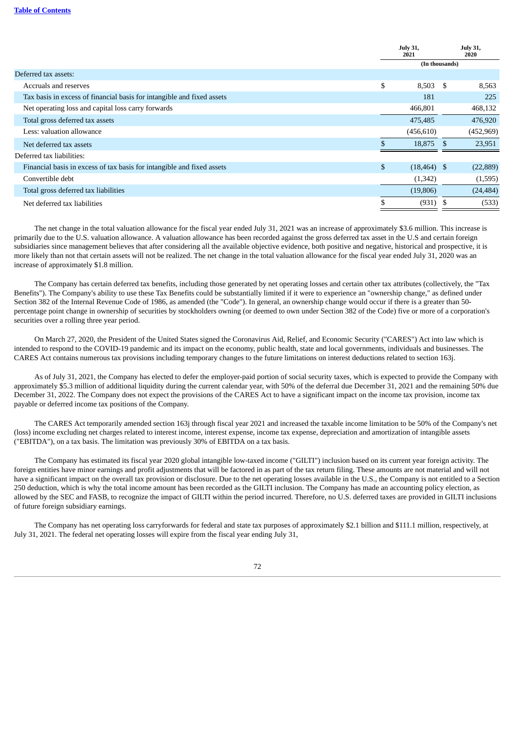| | July 31, 2021 | July 31, 2020 |
|---|---|---|
| | (In thousands) | |
| Deferred tax assets: | | |
| Accruals and reserves | $ 8,503 | $ 8,563 |
| Tax basis in excess of financial basis for intangible and fixed assets | 181 | 225 |
| Net operating loss and capital loss carry forwards | 466,801 | 468,132 |
| Total gross deferred tax assets | 475,485 | 476,920 |
| Less: valuation allowance | (456,610) | (452,969) |
| Net deferred tax assets | $ 18,875 | $ 23,951 |
| Deferred tax liabilities: | | |
| Financial basis in excess of tax basis for intangible and fixed assets | $ (18,464) | $ (22,889) |
| Convertible debt | (1,342) | (1,595) |
| Total gross deferred tax liabilities | (19,806) | (24,484) |
| Net deferred tax liabilities | $ (931) | $ (533) |

The net change in the total valuation allowance for the fiscal year ended July 31, 2021 was an increase of approximately $3.6 million. This increase is primarily due to the U.S. valuation allowance. A valuation allowance has been recorded against the gross deferred tax asset in the U.S and certain foreign subsidiaries since management believes that after considering all the available objective evidence, both positive and negative, historical and prospective, it is more likely than not that certain assets will not be realized. The net change in the total valuation allowance for the fiscal year ended July 31, 2020 was an increase of approximately $1.8 million.

The Company has certain deferred tax benefits, including those generated by net operating losses and certain other tax attributes (collectively, the "Tax Benefits"). The Company's ability to use these Tax Benefits could be substantially limited if it were to experience an "ownership change," as defined under Section 382 of the Internal Revenue Code of 1986, as amended (the "Code"). In general, an ownership change would occur if there is a greater than 50-percentage point change in ownership of securities by stockholders owning (or deemed to own under Section 382 of the Code) five or more of a corporation's securities over a rolling three year period.

On March 27, 2020, the President of the United States signed the Coronavirus Aid, Relief, and Economic Security ("CARES") Act into law which is intended to respond to the COVID-19 pandemic and its impact on the economy, public health, state and local governments, individuals and businesses. The CARES Act contains numerous tax provisions including temporary changes to the future limitations on interest deductions related to section 163j.

As of July 31, 2021, the Company has elected to defer the employer-paid portion of social security taxes, which is expected to provide the Company with approximately $5.3 million of additional liquidity during the current calendar year, with 50% of the deferral due December 31, 2021 and the remaining 50% due December 31, 2022. The Company does not expect the provisions of the CARES Act to have a significant impact on the income tax provision, income tax payable or deferred income tax positions of the Company.

The CARES Act temporarily amended section 163j through fiscal year 2021 and increased the taxable income limitation to be 50% of the Company's net (loss) income excluding net charges related to interest income, interest expense, income tax expense, depreciation and amortization of intangible assets ("EBITDA"), on a tax basis. The limitation was previously 30% of EBITDA on a tax basis.

The Company has estimated its fiscal year 2020 global intangible low-taxed income ("GILTI") inclusion based on its current year foreign activity. The foreign entities have minor earnings and profit adjustments that will be factored in as part of the tax return filing. These amounts are not material and will not have a significant impact on the overall tax provision or disclosure. Due to the net operating losses available in the U.S., the Company is not entitled to a Section 250 deduction, which is why the total income amount has been recorded as the GILTI inclusion. The Company has made an accounting policy election, as allowed by the SEC and FASB, to recognize the impact of GILTI within the period incurred. Therefore, no U.S. deferred taxes are provided in GILTI inclusions of future foreign subsidiary earnings.

The Company has net operating loss carryforwards for federal and state tax purposes of approximately $2.1 billion and $111.1 million, respectively, at July 31, 2021. The federal net operating losses will expire from the fiscal year ending July 31,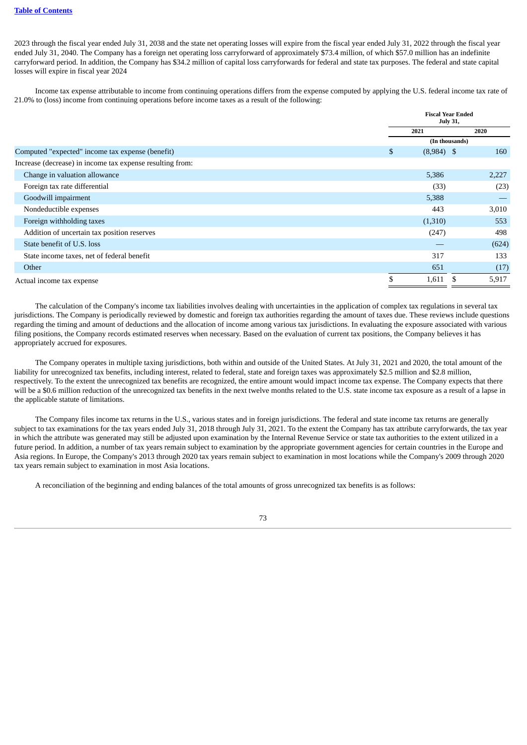2023 through the fiscal year ended July 31, 2038 and the state net operating losses will expire from the fiscal year ended July 31, 2022 through the fiscal year ended July 31, 2040. The Company has a foreign net operating loss carryforward of approximately $73.4 million, of which $57.0 million has an indefinite carryforward period. In addition, the Company has $34.2 million of capital loss carryforwards for federal and state tax purposes. The federal and state capital losses will expire in fiscal year 2024

Income tax expense attributable to income from continuing operations differs from the expense computed by applying the U.S. federal income tax rate of 21.0% to (loss) income from continuing operations before income taxes as a result of the following:

| | Fiscal Year Ended July 31, | |
|---|---|---|
| | 2021 | 2020 |
| | (In thousands) | |
| Computed "expected" income tax expense (benefit) | $ (8,984) | $ 160 |
| Increase (decrease) in income tax expense resulting from: | | |
| Change in valuation allowance | 5,386 | 2,227 |
| Foreign tax rate differential | (33) | (23) |
| Goodwill impairment | 5,388 | — |
| Nondeductible expenses | 443 | 3,010 |
| Foreign withholding taxes | (1,310) | 553 |
| Addition of uncertain tax position reserves | (247) | 498 |
| State benefit of U.S. loss | — | (624) |
| State income taxes, net of federal benefit | 317 | 133 |
| Other | 651 | (17) |
| Actual income tax expense | $ 1,611 | $ 5,917 |

The calculation of the Company's income tax liabilities involves dealing with uncertainties in the application of complex tax regulations in several tax jurisdictions. The Company is periodically reviewed by domestic and foreign tax authorities regarding the amount of taxes due. These reviews include questions regarding the timing and amount of deductions and the allocation of income among various tax jurisdictions. In evaluating the exposure associated with various filing positions, the Company records estimated reserves when necessary. Based on the evaluation of current tax positions, the Company believes it has appropriately accrued for exposures.

The Company operates in multiple taxing jurisdictions, both within and outside of the United States. At July 31, 2021 and 2020, the total amount of the liability for unrecognized tax benefits, including interest, related to federal, state and foreign taxes was approximately $2.5 million and $2.8 million, respectively. To the extent the unrecognized tax benefits are recognized, the entire amount would impact income tax expense. The Company expects that there will be a $0.6 million reduction of the unrecognized tax benefits in the next twelve months related to the U.S. state income tax exposure as a result of a lapse in the applicable statute of limitations.

The Company files income tax returns in the U.S., various states and in foreign jurisdictions. The federal and state income tax returns are generally subject to tax examinations for the tax years ended July 31, 2018 through July 31, 2021. To the extent the Company has tax attribute carryforwards, the tax year in which the attribute was generated may still be adjusted upon examination by the Internal Revenue Service or state tax authorities to the extent utilized in a future period. In addition, a number of tax years remain subject to examination by the appropriate government agencies for certain countries in the Europe and Asia regions. In Europe, the Company's 2013 through 2020 tax years remain subject to examination in most locations while the Company's 2009 through 2020 tax years remain subject to examination in most Asia locations.

A reconciliation of the beginning and ending balances of the total amounts of gross unrecognized tax benefits is as follows: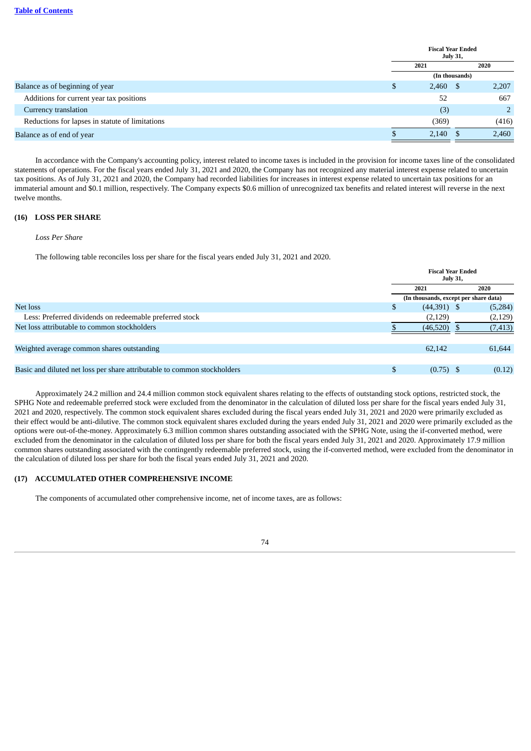| | Fiscal Year Ended July 31, | |
|---|---|---|
| | 2021 | 2020 |
| | (In thousands) | |
| Balance as of beginning of year | $ 2,460 | $ 2,207 |
| Additions for current year tax positions | 52 | 667 |
| Currency translation | (3) | 2 |
| Reductions for lapses in statute of limitations | (369) | (416) |
| Balance as of end of year | $ 2,140 | $ 2,460 |

In accordance with the Company's accounting policy, interest related to income taxes is included in the provision for income taxes line of the consolidated statements of operations. For the fiscal years ended July 31, 2021 and 2020, the Company has not recognized any material interest expense related to uncertain tax positions. As of July 31, 2021 and 2020, the Company had recorded liabilities for increases in interest expense related to uncertain tax positions for an immaterial amount and $0.1 million, respectively. The Company expects $0.6 million of unrecognized tax benefits and related interest will reverse in the next twelve months.

## (16) LOSS PER SHARE

*Loss Per Share*

The following table reconciles loss per share for the fiscal years ended July 31, 2021 and 2020.

| | Fiscal Year Ended July 31, | |
|---|---|---|
| | 2021 | 2020 |
| | (In thousands, except per share data) | |
| Net loss | $ (44,391) | $ (5,284) |
| Less: Preferred dividends on redeemable preferred stock | (2,129) | (2,129) |
| Net loss attributable to common stockholders | $ (46,520) | $ (7,413) |
| | | |
| Weighted average common shares outstanding | 62,142 | 61,644 |
| | | |
| Basic and diluted net loss per share attributable to common stockholders | $ (0.75) | $ (0.12) |

Approximately 24.2 million and 24.4 million common stock equivalent shares relating to the effects of outstanding stock options, restricted stock, the SPHG Note and redeemable preferred stock were excluded from the denominator in the calculation of diluted loss per share for the fiscal years ended July 31, 2021 and 2020, respectively. The common stock equivalent shares excluded during the fiscal years ended July 31, 2021 and 2020 were primarily excluded as their effect would be anti-dilutive. The common stock equivalent shares excluded during the years ended July 31, 2021 and 2020 were primarily excluded as the options were out-of-the-money. Approximately 6.3 million common shares outstanding associated with the SPHG Note, using the if-converted method, were excluded from the denominator in the calculation of diluted loss per share for both the fiscal years ended July 31, 2021 and 2020. Approximately 17.9 million common shares outstanding associated with the contingently redeemable preferred stock, using the if-converted method, were excluded from the denominator in the calculation of diluted loss per share for both the fiscal years ended July 31, 2021 and 2020.

## (17) ACCUMULATED OTHER COMPREHENSIVE INCOME

The components of accumulated other comprehensive income, net of income taxes, are as follows: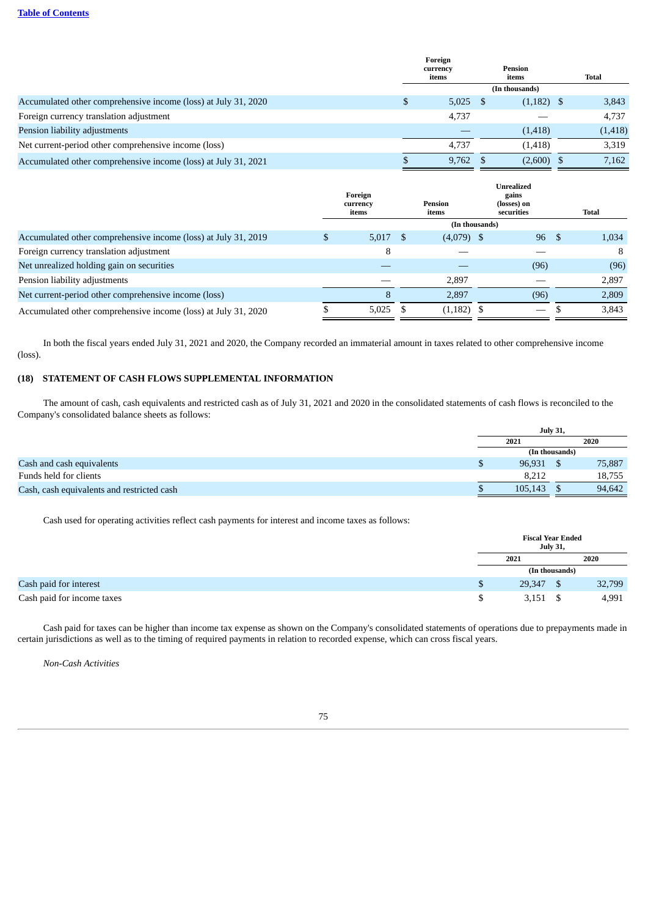|  | Foreign currency items | Pension items | Total |
|---|---|---|---|
|  | (In thousands) | | |
| Accumulated other comprehensive income (loss) at July 31, 2020 | $ 5,025 | $ (1,182) | $ 3,843 |
| Foreign currency translation adjustment | 4,737 | — | 4,737 |
| Pension liability adjustments | — | (1,418) | (1,418) |
| Net current-period other comprehensive income (loss) | 4,737 | (1,418) | 3,319 |
| Accumulated other comprehensive income (loss) at July 31, 2021 | $ 9,762 | $ (2,600) | $ 7,162 |

|  | Foreign currency items | Pension items | Unrealized gains (losses) on securities | Total |
|---|---|---|---|---|
|  | (In thousands) | | | |
| Accumulated other comprehensive income (loss) at July 31, 2019 | $ 5,017 | $ (4,079) | $ 96 | $ 1,034 |
| Foreign currency translation adjustment | 8 | — | — | 8 |
| Net unrealized holding gain on securities | — | — | (96) | (96) |
| Pension liability adjustments | — | 2,897 | — | 2,897 |
| Net current-period other comprehensive income (loss) | 8 | 2,897 | (96) | 2,809 |
| Accumulated other comprehensive income (loss) at July 31, 2020 | $ 5,025 | $ (1,182) | $ — | $ 3,843 |

In both the fiscal years ended July 31, 2021 and 2020, the Company recorded an immaterial amount in taxes related to other comprehensive income (loss).

## (18) STATEMENT OF CASH FLOWS SUPPLEMENTAL INFORMATION

The amount of cash, cash equivalents and restricted cash as of July 31, 2021 and 2020 in the consolidated statements of cash flows is reconciled to the Company's consolidated balance sheets as follows:

|  | July 31, 2021 | July 31, 2020 |
|---|---|---|
|  | (In thousands) | |
| Cash and cash equivalents | $ 96,931 | $ 75,887 |
| Funds held for clients | 8,212 | 18,755 |
| Cash, cash equivalents and restricted cash | $ 105,143 | $ 94,642 |

Cash used for operating activities reflect cash payments for interest and income taxes as follows:

|  | Fiscal Year Ended July 31, 2021 | Fiscal Year Ended July 31, 2020 |
|---|---|---|
|  | (In thousands) | |
| Cash paid for interest | $ 29,347 | $ 32,799 |
| Cash paid for income taxes | $ 3,151 | $ 4,991 |

Cash paid for taxes can be higher than income tax expense as shown on the Company's consolidated statements of operations due to prepayments made in certain jurisdictions as well as to the timing of required payments in relation to recorded expense, which can cross fiscal years.

*Non-Cash Activities*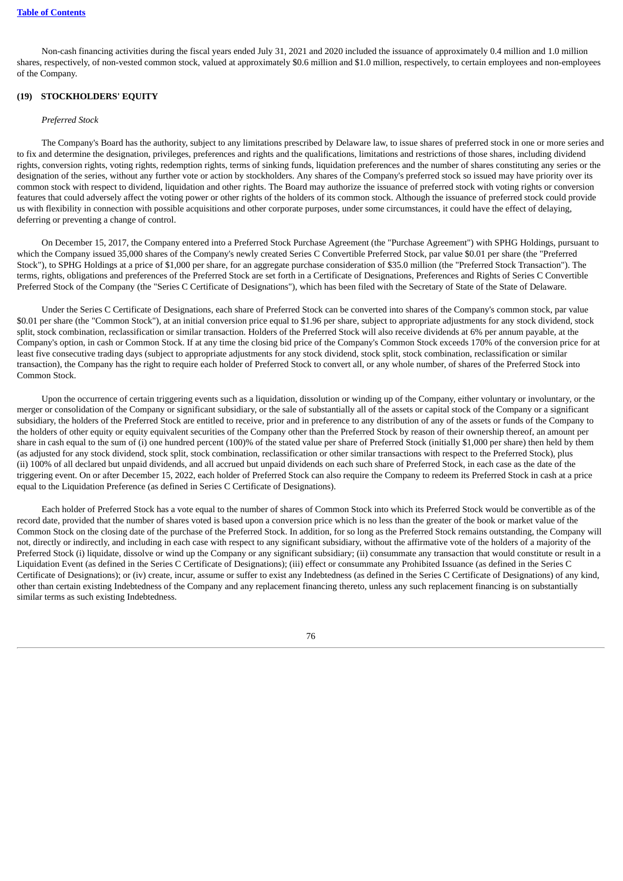Non-cash financing activities during the fiscal years ended July 31, 2021 and 2020 included the issuance of approximately 0.4 million and 1.0 million shares, respectively, of non-vested common stock, valued at approximately $0.6 million and $1.0 million, respectively, to certain employees and non-employees of the Company.

## (19) STOCKHOLDERS' EQUITY

*Preferred Stock*

The Company's Board has the authority, subject to any limitations prescribed by Delaware law, to issue shares of preferred stock in one or more series and to fix and determine the designation, privileges, preferences and rights and the qualifications, limitations and restrictions of those shares, including dividend rights, conversion rights, voting rights, redemption rights, terms of sinking funds, liquidation preferences and the number of shares constituting any series or the designation of the series, without any further vote or action by stockholders. Any shares of the Company's preferred stock so issued may have priority over its common stock with respect to dividend, liquidation and other rights. The Board may authorize the issuance of preferred stock with voting rights or conversion features that could adversely affect the voting power or other rights of the holders of its common stock. Although the issuance of preferred stock could provide us with flexibility in connection with possible acquisitions and other corporate purposes, under some circumstances, it could have the effect of delaying, deferring or preventing a change of control.

On December 15, 2017, the Company entered into a Preferred Stock Purchase Agreement (the "Purchase Agreement") with SPHG Holdings, pursuant to which the Company issued 35,000 shares of the Company's newly created Series C Convertible Preferred Stock, par value $0.01 per share (the "Preferred Stock"), to SPHG Holdings at a price of $1,000 per share, for an aggregate purchase consideration of $35.0 million (the "Preferred Stock Transaction"). The terms, rights, obligations and preferences of the Preferred Stock are set forth in a Certificate of Designations, Preferences and Rights of Series C Convertible Preferred Stock of the Company (the "Series C Certificate of Designations"), which has been filed with the Secretary of State of the State of Delaware.

Under the Series C Certificate of Designations, each share of Preferred Stock can be converted into shares of the Company's common stock, par value $0.01 per share (the "Common Stock"), at an initial conversion price equal to $1.96 per share, subject to appropriate adjustments for any stock dividend, stock split, stock combination, reclassification or similar transaction. Holders of the Preferred Stock will also receive dividends at 6% per annum payable, at the Company's option, in cash or Common Stock. If at any time the closing bid price of the Company's Common Stock exceeds 170% of the conversion price for at least five consecutive trading days (subject to appropriate adjustments for any stock dividend, stock split, stock combination, reclassification or similar transaction), the Company has the right to require each holder of Preferred Stock to convert all, or any whole number, of shares of the Preferred Stock into Common Stock.

Upon the occurrence of certain triggering events such as a liquidation, dissolution or winding up of the Company, either voluntary or involuntary, or the merger or consolidation of the Company or significant subsidiary, or the sale of substantially all of the assets or capital stock of the Company or a significant subsidiary, the holders of the Preferred Stock are entitled to receive, prior and in preference to any distribution of any of the assets or funds of the Company to the holders of other equity or equity equivalent securities of the Company other than the Preferred Stock by reason of their ownership thereof, an amount per share in cash equal to the sum of (i) one hundred percent (100)% of the stated value per share of Preferred Stock (initially $1,000 per share) then held by them (as adjusted for any stock dividend, stock split, stock combination, reclassification or other similar transactions with respect to the Preferred Stock), plus (ii) 100% of all declared but unpaid dividends, and all accrued but unpaid dividends on each such share of Preferred Stock, in each case as the date of the triggering event. On or after December 15, 2022, each holder of Preferred Stock can also require the Company to redeem its Preferred Stock in cash at a price equal to the Liquidation Preference (as defined in Series C Certificate of Designations).

Each holder of Preferred Stock has a vote equal to the number of shares of Common Stock into which its Preferred Stock would be convertible as of the record date, provided that the number of shares voted is based upon a conversion price which is no less than the greater of the book or market value of the Common Stock on the closing date of the purchase of the Preferred Stock. In addition, for so long as the Preferred Stock remains outstanding, the Company will not, directly or indirectly, and including in each case with respect to any significant subsidiary, without the affirmative vote of the holders of a majority of the Preferred Stock (i) liquidate, dissolve or wind up the Company or any significant subsidiary; (ii) consummate any transaction that would constitute or result in a Liquidation Event (as defined in the Series C Certificate of Designations); (iii) effect or consummate any Prohibited Issuance (as defined in the Series C Certificate of Designations); or (iv) create, incur, assume or suffer to exist any Indebtedness (as defined in the Series C Certificate of Designations) of any kind, other than certain existing Indebtedness of the Company and any replacement financing thereto, unless any such replacement financing is on substantially similar terms as such existing Indebtedness.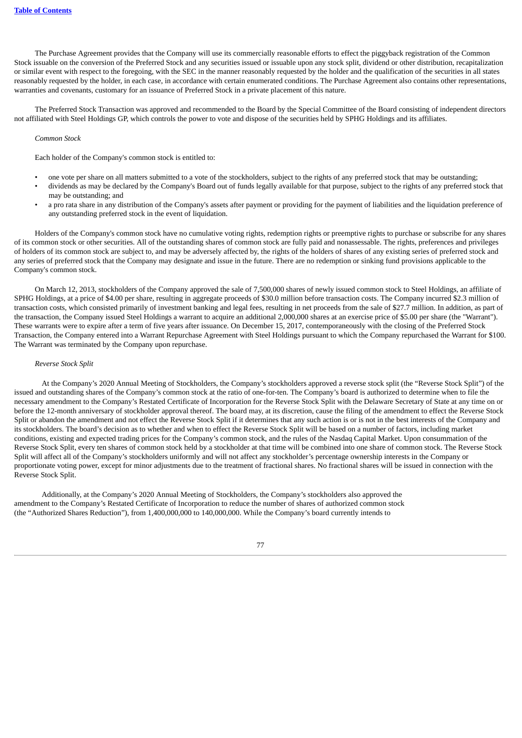The Purchase Agreement provides that the Company will use its commercially reasonable efforts to effect the piggyback registration of the Common Stock issuable on the conversion of the Preferred Stock and any securities issued or issuable upon any stock split, dividend or other distribution, recapitalization or similar event with respect to the foregoing, with the SEC in the manner reasonably requested by the holder and the qualification of the securities in all states reasonably requested by the holder, in each case, in accordance with certain enumerated conditions. The Purchase Agreement also contains other representations, warranties and covenants, customary for an issuance of Preferred Stock in a private placement of this nature.

The Preferred Stock Transaction was approved and recommended to the Board by the Special Committee of the Board consisting of independent directors not affiliated with Steel Holdings GP, which controls the power to vote and dispose of the securities held by SPHG Holdings and its affiliates.

*Common Stock*

Each holder of the Company's common stock is entitled to:

- one vote per share on all matters submitted to a vote of the stockholders, subject to the rights of any preferred stock that may be outstanding;
- dividends as may be declared by the Company's Board out of funds legally available for that purpose, subject to the rights of any preferred stock that may be outstanding; and
- a pro rata share in any distribution of the Company's assets after payment or providing for the payment of liabilities and the liquidation preference of any outstanding preferred stock in the event of liquidation.

Holders of the Company's common stock have no cumulative voting rights, redemption rights or preemptive rights to purchase or subscribe for any shares of its common stock or other securities. All of the outstanding shares of common stock are fully paid and nonassessable. The rights, preferences and privileges of holders of its common stock are subject to, and may be adversely affected by, the rights of the holders of shares of any existing series of preferred stock and any series of preferred stock that the Company may designate and issue in the future. There are no redemption or sinking fund provisions applicable to the Company's common stock.

On March 12, 2013, stockholders of the Company approved the sale of 7,500,000 shares of newly issued common stock to Steel Holdings, an affiliate of SPHG Holdings, at a price of $4.00 per share, resulting in aggregate proceeds of $30.0 million before transaction costs. The Company incurred $2.3 million of transaction costs, which consisted primarily of investment banking and legal fees, resulting in net proceeds from the sale of $27.7 million. In addition, as part of the transaction, the Company issued Steel Holdings a warrant to acquire an additional 2,000,000 shares at an exercise price of $5.00 per share (the "Warrant"). These warrants were to expire after a term of five years after issuance. On December 15, 2017, contemporaneously with the closing of the Preferred Stock Transaction, the Company entered into a Warrant Repurchase Agreement with Steel Holdings pursuant to which the Company repurchased the Warrant for $100. The Warrant was terminated by the Company upon repurchase.

*Reverse Stock Split*

At the Company's 2020 Annual Meeting of Stockholders, the Company's stockholders approved a reverse stock split (the "Reverse Stock Split") of the issued and outstanding shares of the Company's common stock at the ratio of one-for-ten. The Company's board is authorized to determine when to file the necessary amendment to the Company's Restated Certificate of Incorporation for the Reverse Stock Split with the Delaware Secretary of State at any time on or before the 12-month anniversary of stockholder approval thereof. The board may, at its discretion, cause the filing of the amendment to effect the Reverse Stock Split or abandon the amendment and not effect the Reverse Stock Split if it determines that any such action is or is not in the best interests of the Company and its stockholders. The board's decision as to whether and when to effect the Reverse Stock Split will be based on a number of factors, including market conditions, existing and expected trading prices for the Company's common stock, and the rules of the Nasdaq Capital Market. Upon consummation of the Reverse Stock Split, every ten shares of common stock held by a stockholder at that time will be combined into one share of common stock. The Reverse Stock Split will affect all of the Company's stockholders uniformly and will not affect any stockholder's percentage ownership interests in the Company or proportionate voting power, except for minor adjustments due to the treatment of fractional shares. No fractional shares will be issued in connection with the Reverse Stock Split.

Additionally, at the Company's 2020 Annual Meeting of Stockholders, the Company's stockholders also approved the amendment to the Company's Restated Certificate of Incorporation to reduce the number of shares of authorized common stock (the "Authorized Shares Reduction"), from 1,400,000,000 to 140,000,000. While the Company's board currently intends to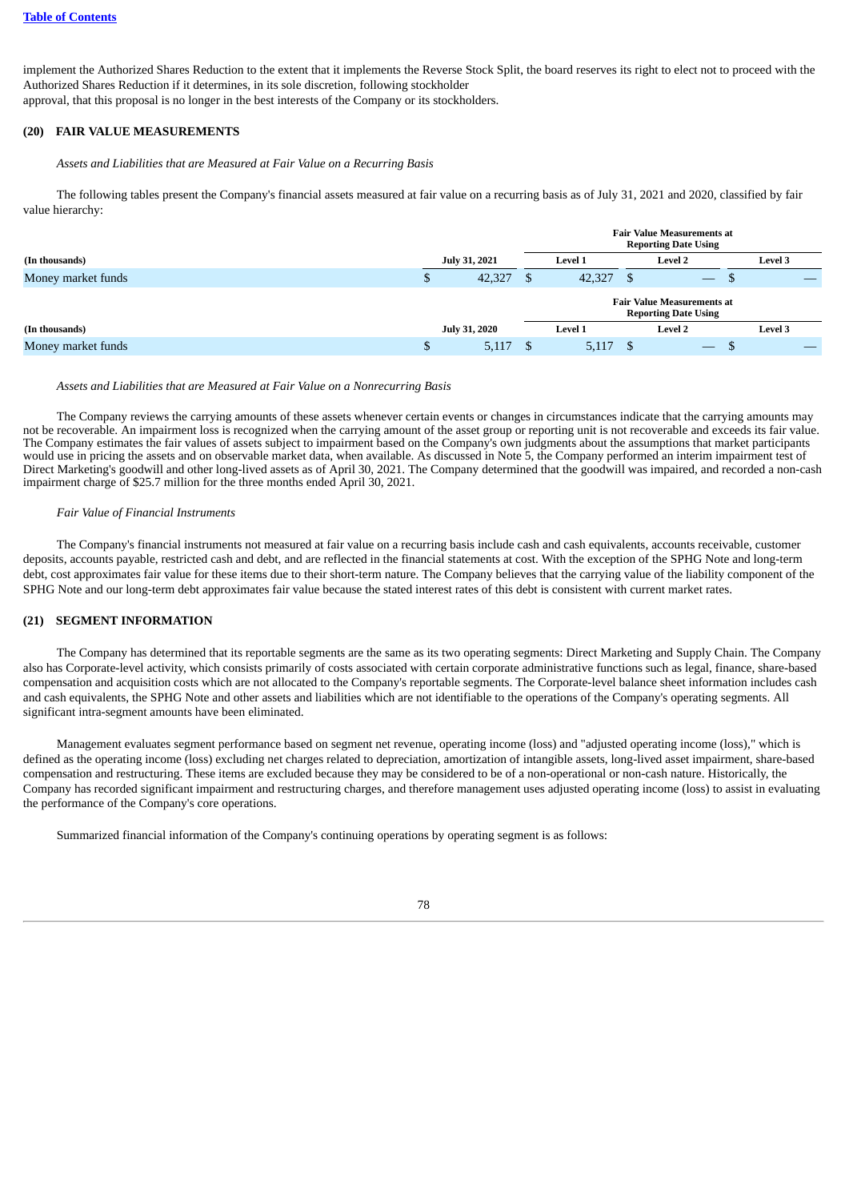implement the Authorized Shares Reduction to the extent that it implements the Reverse Stock Split, the board reserves its right to elect not to proceed with the Authorized Shares Reduction if it determines, in its sole discretion, following stockholder approval, that this proposal is no longer in the best interests of the Company or its stockholders.

## (20) FAIR VALUE MEASUREMENTS

*Assets and Liabilities that are Measured at Fair Value on a Recurring Basis*

The following tables present the Company's financial assets measured at fair value on a recurring basis as of July 31, 2021 and 2020, classified by fair value hierarchy:

| | | Fair Value Measurements at Reporting Date Using | | |
|---|---|---|---|---|
| **(In thousands)** | **July 31, 2021** | **Level 1** | **Level 2** | **Level 3** |
| Money market funds | $ 42,327 | $ 42,327 | $ — | $ — |

| | | Fair Value Measurements at Reporting Date Using | | |
|---|---|---|---|---|
| **(In thousands)** | **July 31, 2020** | **Level 1** | **Level 2** | **Level 3** |
| Money market funds | $ 5,117 | $ 5,117 | $ — | $ — |

*Assets and Liabilities that are Measured at Fair Value on a Nonrecurring Basis*

The Company reviews the carrying amounts of these assets whenever certain events or changes in circumstances indicate that the carrying amounts may not be recoverable. An impairment loss is recognized when the carrying amount of the asset group or reporting unit is not recoverable and exceeds its fair value. The Company estimates the fair values of assets subject to impairment based on the Company's own judgments about the assumptions that market participants would use in pricing the assets and on observable market data, when available. As discussed in Note 5, the Company performed an interim impairment test of Direct Marketing's goodwill and other long-lived assets as of April 30, 2021. The Company determined that the goodwill was impaired, and recorded a non-cash impairment charge of $25.7 million for the three months ended April 30, 2021.

*Fair Value of Financial Instruments*

The Company's financial instruments not measured at fair value on a recurring basis include cash and cash equivalents, accounts receivable, customer deposits, accounts payable, restricted cash and debt, and are reflected in the financial statements at cost. With the exception of the SPHG Note and long-term debt, cost approximates fair value for these items due to their short-term nature. The Company believes that the carrying value of the liability component of the SPHG Note and our long-term debt approximates fair value because the stated interest rates of this debt is consistent with current market rates.

## (21) SEGMENT INFORMATION

The Company has determined that its reportable segments are the same as its two operating segments: Direct Marketing and Supply Chain. The Company also has Corporate-level activity, which consists primarily of costs associated with certain corporate administrative functions such as legal, finance, share-based compensation and acquisition costs which are not allocated to the Company's reportable segments. The Corporate-level balance sheet information includes cash and cash equivalents, the SPHG Note and other assets and liabilities which are not identifiable to the operations of the Company's operating segments. All significant intra-segment amounts have been eliminated.

Management evaluates segment performance based on segment net revenue, operating income (loss) and "adjusted operating income (loss)," which is defined as the operating income (loss) excluding net charges related to depreciation, amortization of intangible assets, long-lived asset impairment, share-based compensation and restructuring. These items are excluded because they may be considered to be of a non-operational or non-cash nature. Historically, the Company has recorded significant impairment and restructuring charges, and therefore management uses adjusted operating income (loss) to assist in evaluating the performance of the Company's core operations.

Summarized financial information of the Company's continuing operations by operating segment is as follows: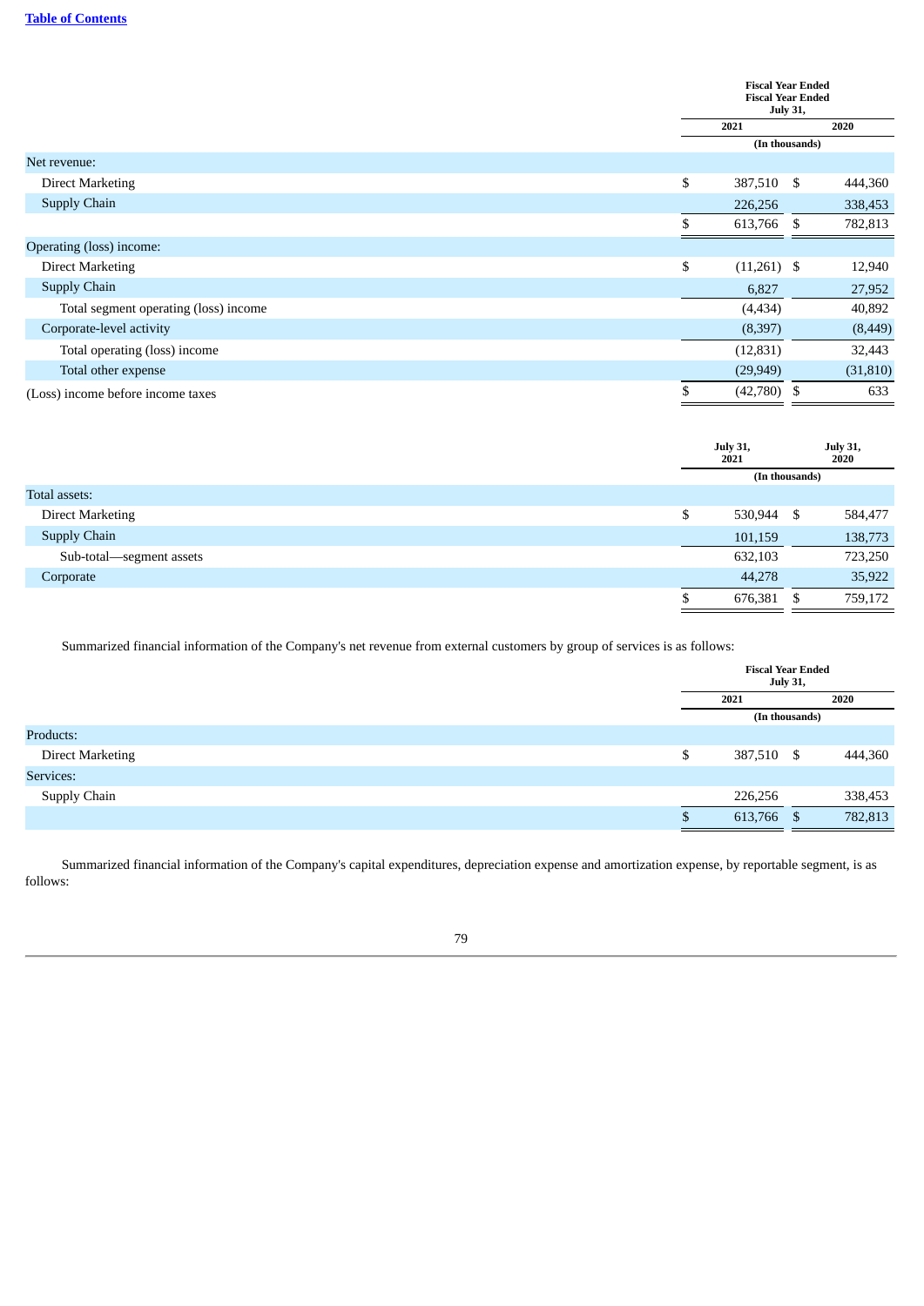| | Fiscal Year Ended Fiscal Year Ended July 31, | |
|---|---|---|
| | 2021 | 2020 |
| | (In thousands) | |
| Net revenue: | | |
| Direct Marketing | $ 387,510 | $ 444,360 |
| Supply Chain | 226,256 | 338,453 |
| | $ 613,766 | $ 782,813 |
| Operating (loss) income: | | |
| Direct Marketing | $ (11,261) | $ 12,940 |
| Supply Chain | 6,827 | 27,952 |
| Total segment operating (loss) income | (4,434) | 40,892 |
| Corporate-level activity | (8,397) | (8,449) |
| Total operating (loss) income | (12,831) | 32,443 |
| Total other expense | (29,949) | (31,810) |
| (Loss) income before income taxes | $ (42,780) | $ 633 |

| | July 31, 2021 | July 31, 2020 |
|---|---|---|
| | (In thousands) | |
| Total assets: | | |
| Direct Marketing | $ 530,944 | $ 584,477 |
| Supply Chain | 101,159 | 138,773 |
| Sub-total—segment assets | 632,103 | 723,250 |
| Corporate | 44,278 | 35,922 |
| | $ 676,381 | $ 759,172 |

Summarized financial information of the Company's net revenue from external customers by group of services is as follows:

| | Fiscal Year Ended July 31, | |
|---|---|---|
| | 2021 | 2020 |
| | (In thousands) | |
| Products: | | |
| Direct Marketing | $ 387,510 | $ 444,360 |
| Services: | | |
| Supply Chain | 226,256 | 338,453 |
| | $ 613,766 | $ 782,813 |

Summarized financial information of the Company's capital expenditures, depreciation expense and amortization expense, by reportable segment, is as follows: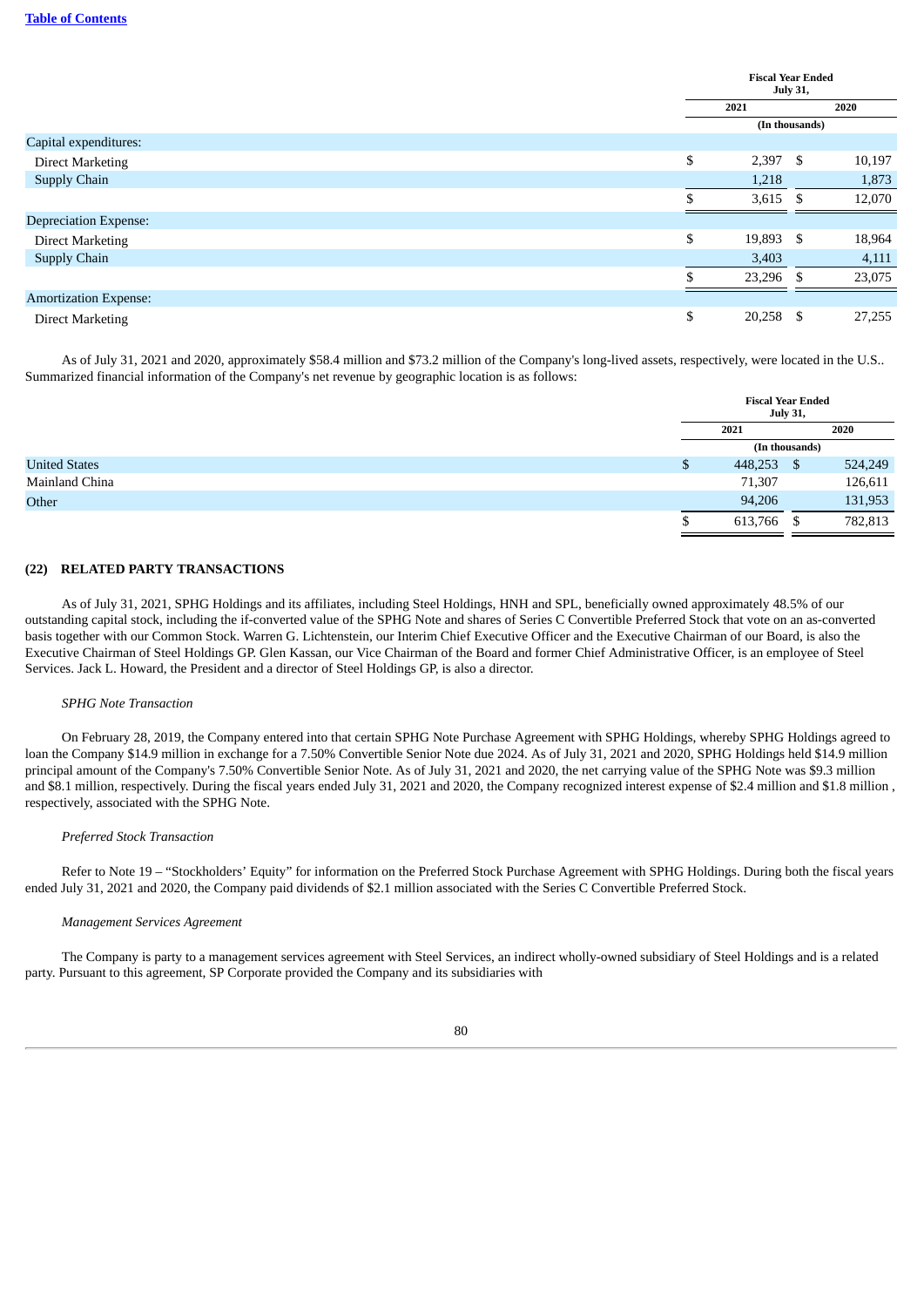| | Fiscal Year Ended July 31, | |
|---|---|---|
| | 2021 | 2020 |
| | (In thousands) | |
| Capital expenditures: | | |
| Direct Marketing | $ 2,397 | $ 10,197 |
| Supply Chain | 1,218 | 1,873 |
| | $ 3,615 | $ 12,070 |
| Depreciation Expense: | | |
| Direct Marketing | $ 19,893 | $ 18,964 |
| Supply Chain | 3,403 | 4,111 |
| | $ 23,296 | $ 23,075 |
| Amortization Expense: | | |
| Direct Marketing | $ 20,258 | $ 27,255 |

As of July 31, 2021 and 2020, approximately $58.4 million and $73.2 million of the Company's long-lived assets, respectively, were located in the U.S.. Summarized financial information of the Company's net revenue by geographic location is as follows:

| | Fiscal Year Ended July 31, | |
|---|---|---|
| | 2021 | 2020 |
| | (In thousands) | |
| United States | $ 448,253 | $ 524,249 |
| Mainland China | 71,307 | 126,611 |
| Other | 94,206 | 131,953 |
| | $ 613,766 | $ 782,813 |

## (22) RELATED PARTY TRANSACTIONS

As of July 31, 2021, SPHG Holdings and its affiliates, including Steel Holdings, HNH and SPL, beneficially owned approximately 48.5% of our outstanding capital stock, including the if-converted value of the SPHG Note and shares of Series C Convertible Preferred Stock that vote on an as-converted basis together with our Common Stock. Warren G. Lichtenstein, our Interim Chief Executive Officer and the Executive Chairman of our Board, is also the Executive Chairman of Steel Holdings GP. Glen Kassan, our Vice Chairman of the Board and former Chief Administrative Officer, is an employee of Steel Services. Jack L. Howard, the President and a director of Steel Holdings GP, is also a director.

*SPHG Note Transaction*

On February 28, 2019, the Company entered into that certain SPHG Note Purchase Agreement with SPHG Holdings, whereby SPHG Holdings agreed to loan the Company $14.9 million in exchange for a 7.50% Convertible Senior Note due 2024. As of July 31, 2021 and 2020, SPHG Holdings held $14.9 million principal amount of the Company's 7.50% Convertible Senior Note. As of July 31, 2021 and 2020, the net carrying value of the SPHG Note was $9.3 million and $8.1 million, respectively. During the fiscal years ended July 31, 2021 and 2020, the Company recognized interest expense of $2.4 million and $1.8 million , respectively, associated with the SPHG Note.

*Preferred Stock Transaction*

Refer to Note 19 – "Stockholders' Equity" for information on the Preferred Stock Purchase Agreement with SPHG Holdings. During both the fiscal years ended July 31, 2021 and 2020, the Company paid dividends of $2.1 million associated with the Series C Convertible Preferred Stock.

*Management Services Agreement*

The Company is party to a management services agreement with Steel Services, an indirect wholly-owned subsidiary of Steel Holdings and is a related party. Pursuant to this agreement, SP Corporate provided the Company and its subsidiaries with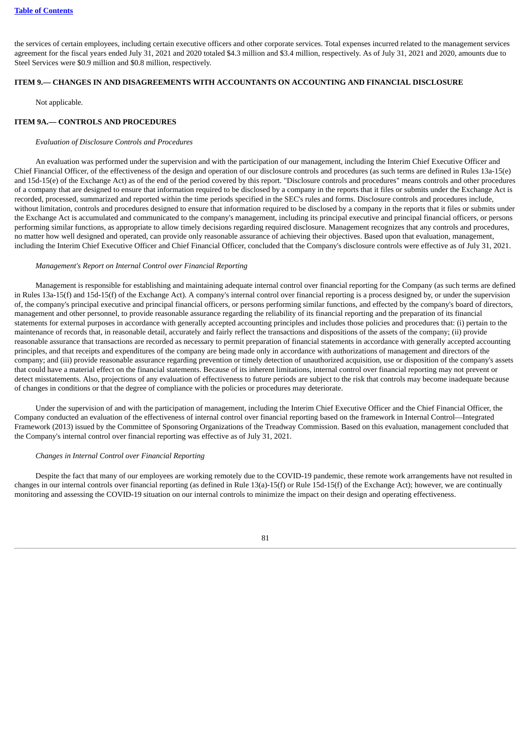the services of certain employees, including certain executive officers and other corporate services. Total expenses incurred related to the management services agreement for the fiscal years ended July 31, 2021 and 2020 totaled $4.3 million and $3.4 million, respectively. As of July 31, 2021 and 2020, amounts due to Steel Services were $0.9 million and $0.8 million, respectively.

## ITEM 9.— CHANGES IN AND DISAGREEMENTS WITH ACCOUNTANTS ON ACCOUNTING AND FINANCIAL DISCLOSURE

Not applicable.

## ITEM 9A.— CONTROLS AND PROCEDURES

*Evaluation of Disclosure Controls and Procedures*

An evaluation was performed under the supervision and with the participation of our management, including the Interim Chief Executive Officer and Chief Financial Officer, of the effectiveness of the design and operation of our disclosure controls and procedures (as such terms are defined in Rules 13a-15(e) and 15d-15(e) of the Exchange Act) as of the end of the period covered by this report. "Disclosure controls and procedures" means controls and other procedures of a company that are designed to ensure that information required to be disclosed by a company in the reports that it files or submits under the Exchange Act is recorded, processed, summarized and reported within the time periods specified in the SEC's rules and forms. Disclosure controls and procedures include, without limitation, controls and procedures designed to ensure that information required to be disclosed by a company in the reports that it files or submits under the Exchange Act is accumulated and communicated to the company's management, including its principal executive and principal financial officers, or persons performing similar functions, as appropriate to allow timely decisions regarding required disclosure. Management recognizes that any controls and procedures, no matter how well designed and operated, can provide only reasonable assurance of achieving their objectives. Based upon that evaluation, management, including the Interim Chief Executive Officer and Chief Financial Officer, concluded that the Company's disclosure controls were effective as of July 31, 2021.

*Management's Report on Internal Control over Financial Reporting*

Management is responsible for establishing and maintaining adequate internal control over financial reporting for the Company (as such terms are defined in Rules 13a-15(f) and 15d-15(f) of the Exchange Act). A company's internal control over financial reporting is a process designed by, or under the supervision of, the company's principal executive and principal financial officers, or persons performing similar functions, and effected by the company's board of directors, management and other personnel, to provide reasonable assurance regarding the reliability of its financial reporting and the preparation of its financial statements for external purposes in accordance with generally accepted accounting principles and includes those policies and procedures that: (i) pertain to the maintenance of records that, in reasonable detail, accurately and fairly reflect the transactions and dispositions of the assets of the company; (ii) provide reasonable assurance that transactions are recorded as necessary to permit preparation of financial statements in accordance with generally accepted accounting principles, and that receipts and expenditures of the company are being made only in accordance with authorizations of management and directors of the company; and (iii) provide reasonable assurance regarding prevention or timely detection of unauthorized acquisition, use or disposition of the company's assets that could have a material effect on the financial statements. Because of its inherent limitations, internal control over financial reporting may not prevent or detect misstatements. Also, projections of any evaluation of effectiveness to future periods are subject to the risk that controls may become inadequate because of changes in conditions or that the degree of compliance with the policies or procedures may deteriorate.

Under the supervision of and with the participation of management, including the Interim Chief Executive Officer and the Chief Financial Officer, the Company conducted an evaluation of the effectiveness of internal control over financial reporting based on the framework in Internal Control—Integrated Framework (2013) issued by the Committee of Sponsoring Organizations of the Treadway Commission. Based on this evaluation, management concluded that the Company's internal control over financial reporting was effective as of July 31, 2021.

*Changes in Internal Control over Financial Reporting*

Despite the fact that many of our employees are working remotely due to the COVID-19 pandemic, these remote work arrangements have not resulted in changes in our internal controls over financial reporting (as defined in Rule 13(a)-15(f) or Rule 15d-15(f) of the Exchange Act); however, we are continually monitoring and assessing the COVID-19 situation on our internal controls to minimize the impact on their design and operating effectiveness.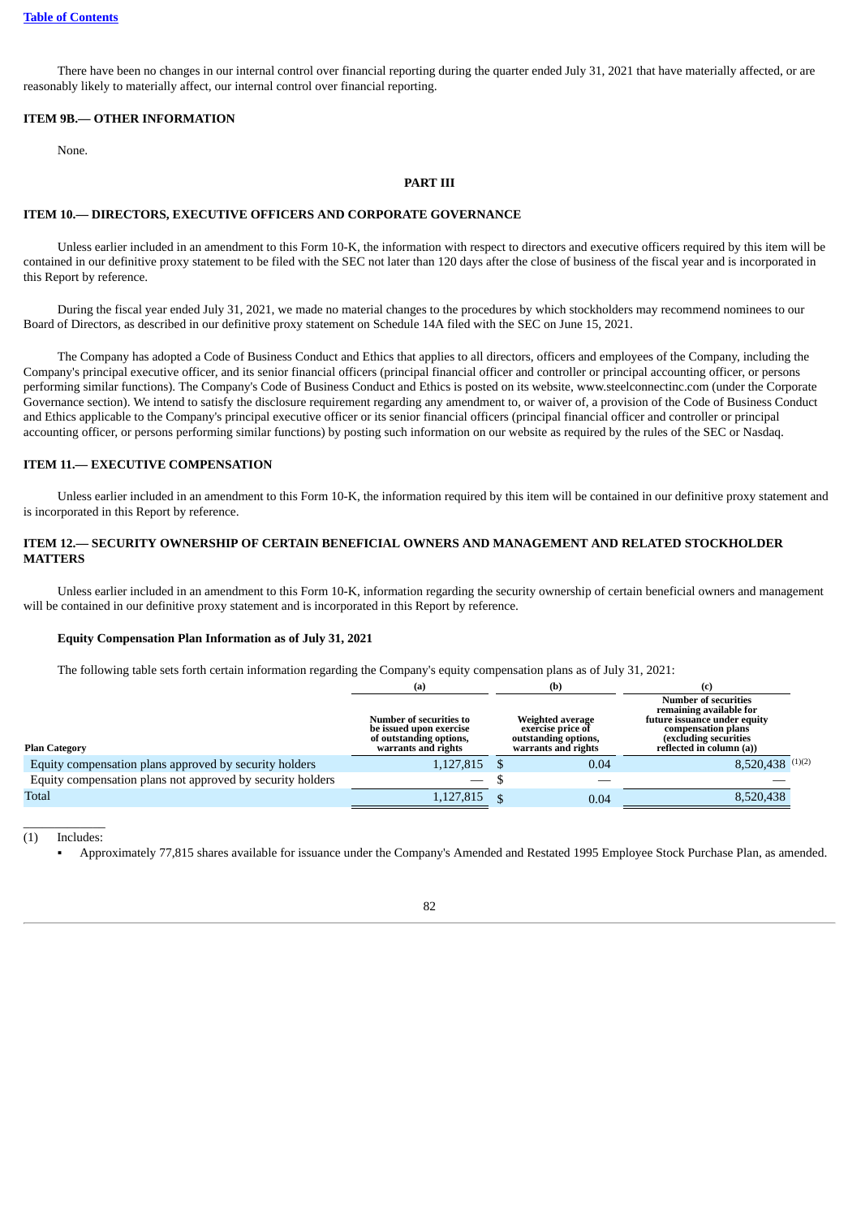There have been no changes in our internal control over financial reporting during the quarter ended July 31, 2021 that have materially affected, or are reasonably likely to materially affect, our internal control over financial reporting.

## ITEM 9B.— OTHER INFORMATION

None.

# PART III

## ITEM 10.— DIRECTORS, EXECUTIVE OFFICERS AND CORPORATE GOVERNANCE

Unless earlier included in an amendment to this Form 10-K, the information with respect to directors and executive officers required by this item will be contained in our definitive proxy statement to be filed with the SEC not later than 120 days after the close of business of the fiscal year and is incorporated in this Report by reference.

During the fiscal year ended July 31, 2021, we made no material changes to the procedures by which stockholders may recommend nominees to our Board of Directors, as described in our definitive proxy statement on Schedule 14A filed with the SEC on June 15, 2021.

The Company has adopted a Code of Business Conduct and Ethics that applies to all directors, officers and employees of the Company, including the Company's principal executive officer, and its senior financial officers (principal financial officer and controller or principal accounting officer, or persons performing similar functions). The Company's Code of Business Conduct and Ethics is posted on its website, www.steelconnectinc.com (under the Corporate Governance section). We intend to satisfy the disclosure requirement regarding any amendment to, or waiver of, a provision of the Code of Business Conduct and Ethics applicable to the Company's principal executive officer or its senior financial officers (principal financial officer and controller or principal accounting officer, or persons performing similar functions) by posting such information on our website as required by the rules of the SEC or Nasdaq.

## ITEM 11.— EXECUTIVE COMPENSATION

Unless earlier included in an amendment to this Form 10-K, the information required by this item will be contained in our definitive proxy statement and is incorporated in this Report by reference.

## ITEM 12.— SECURITY OWNERSHIP OF CERTAIN BENEFICIAL OWNERS AND MANAGEMENT AND RELATED STOCKHOLDER MATTERS

Unless earlier included in an amendment to this Form 10-K, information regarding the security ownership of certain beneficial owners and management will be contained in our definitive proxy statement and is incorporated in this Report by reference.

### Equity Compensation Plan Information as of July 31, 2021

The following table sets forth certain information regarding the Company's equity compensation plans as of July 31, 2021:

| | (a) | (b) | (c) |
|---|---|---|---|
| **Plan Category** | **Number of securities to be issued upon exercise of outstanding options, warrants and rights** | **Weighted average exercise price of outstanding options, warrants and rights** | **Number of securities remaining available for future issuance under equity compensation plans (excluding securities reflected in column (a))** |
| Equity compensation plans approved by security holders | 1,127,815 | $ 0.04 | 8,520,438 (1)(2) |
| Equity compensation plans not approved by security holders | — | $ — | — |
| Total | 1,127,815 | $ 0.04 | 8,520,438 |

(1) Includes:

- Approximately 77,815 shares available for issuance under the Company's Amended and Restated 1995 Employee Stock Purchase Plan, as amended.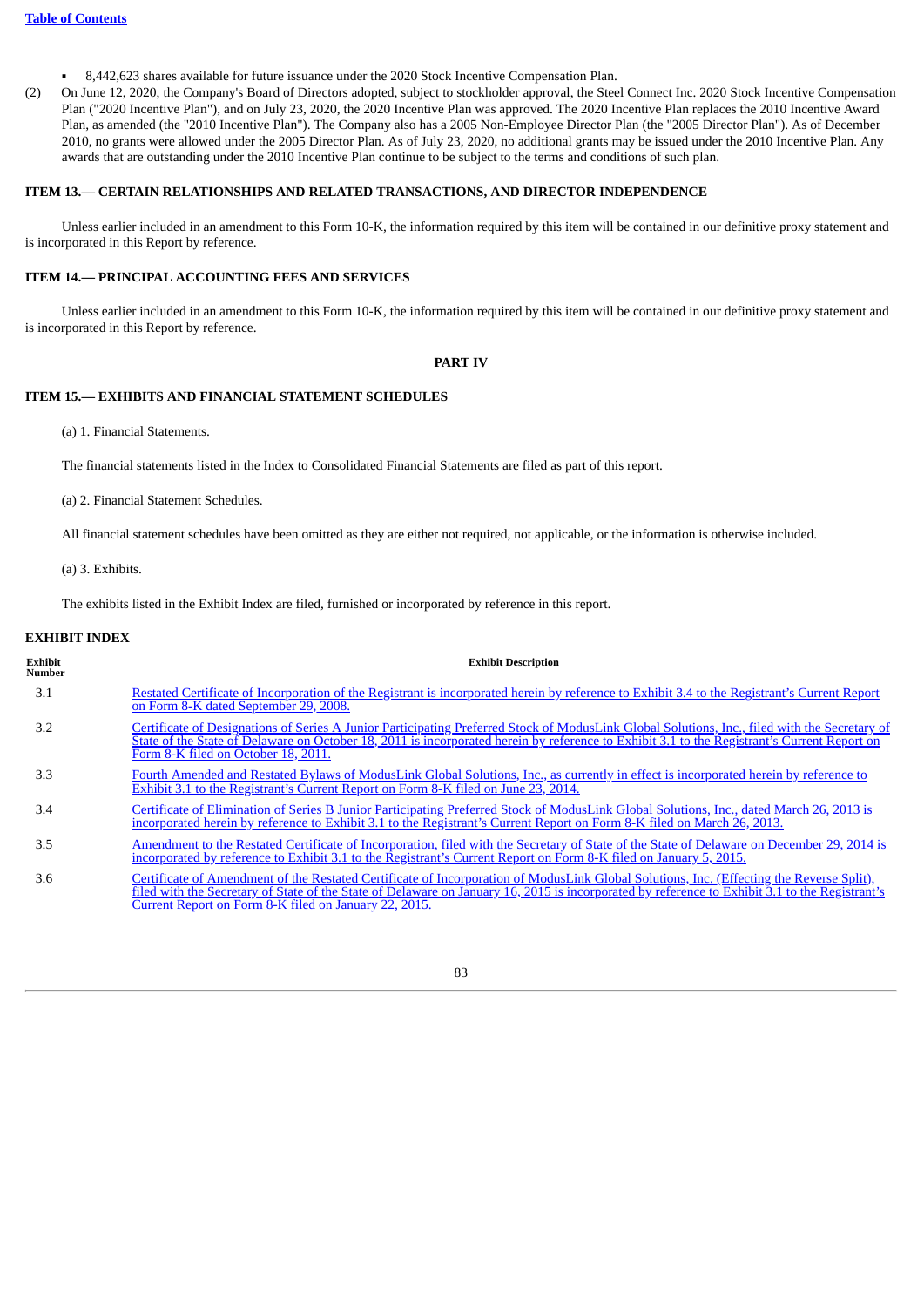- 8,442,623 shares available for future issuance under the 2020 Stock Incentive Compensation Plan.

(2) On June 12, 2020, the Company's Board of Directors adopted, subject to stockholder approval, the Steel Connect Inc. 2020 Stock Incentive Compensation Plan ("2020 Incentive Plan"), and on July 23, 2020, the 2020 Incentive Plan was approved. The 2020 Incentive Plan replaces the 2010 Incentive Award Plan, as amended (the "2010 Incentive Plan"). The Company also has a 2005 Non-Employee Director Plan (the "2005 Director Plan"). As of December 2010, no grants were allowed under the 2005 Director Plan. As of July 23, 2020, no additional grants may be issued under the 2010 Incentive Plan. Any awards that are outstanding under the 2010 Incentive Plan continue to be subject to the terms and conditions of such plan.

## ITEM 13.— CERTAIN RELATIONSHIPS AND RELATED TRANSACTIONS, AND DIRECTOR INDEPENDENCE

Unless earlier included in an amendment to this Form 10-K, the information required by this item will be contained in our definitive proxy statement and is incorporated in this Report by reference.

## ITEM 14.— PRINCIPAL ACCOUNTING FEES AND SERVICES

Unless earlier included in an amendment to this Form 10-K, the information required by this item will be contained in our definitive proxy statement and is incorporated in this Report by reference.

# PART IV

## ITEM 15.— EXHIBITS AND FINANCIAL STATEMENT SCHEDULES

(a) 1. Financial Statements.

The financial statements listed in the Index to Consolidated Financial Statements are filed as part of this report.

(a) 2. Financial Statement Schedules.

All financial statement schedules have been omitted as they are either not required, not applicable, or the information is otherwise included.

(a) 3. Exhibits.

The exhibits listed in the Exhibit Index are filed, furnished or incorporated by reference in this report.

## EXHIBIT INDEX

| Exhibit Number | Exhibit Description |
|---|---|
| 3.1 | Restated Certificate of Incorporation of the Registrant is incorporated herein by reference to Exhibit 3.4 to the Registrant's Current Report on Form 8-K dated September 29, 2008. |
| 3.2 | Certificate of Designations of Series A Junior Participating Preferred Stock of ModusLink Global Solutions, Inc., filed with the Secretary of State of the State of Delaware on October 18, 2011 is incorporated herein by reference to Exhibit 3.1 to the Registrant's Current Report on Form 8-K filed on October 18, 2011. |
| 3.3 | Fourth Amended and Restated Bylaws of ModusLink Global Solutions, Inc., as currently in effect is incorporated herein by reference to Exhibit 3.1 to the Registrant's Current Report on Form 8-K filed on June 23, 2014. |
| 3.4 | Certificate of Elimination of Series B Junior Participating Preferred Stock of ModusLink Global Solutions, Inc., dated March 26, 2013 is incorporated herein by reference to Exhibit 3.1 to the Registrant's Current Report on Form 8-K filed on March 26, 2013. |
| 3.5 | Amendment to the Restated Certificate of Incorporation, filed with the Secretary of State of the State of Delaware on December 29, 2014 is incorporated by reference to Exhibit 3.1 to the Registrant's Current Report on Form 8-K filed on January 5, 2015. |
| 3.6 | Certificate of Amendment of the Restated Certificate of Incorporation of ModusLink Global Solutions, Inc. (Effecting the Reverse Split), filed with the Secretary of State of the State of Delaware on January 16, 2015 is incorporated by reference to Exhibit 3.1 to the Registrant's Current Report on Form 8-K filed on January 22, 2015. |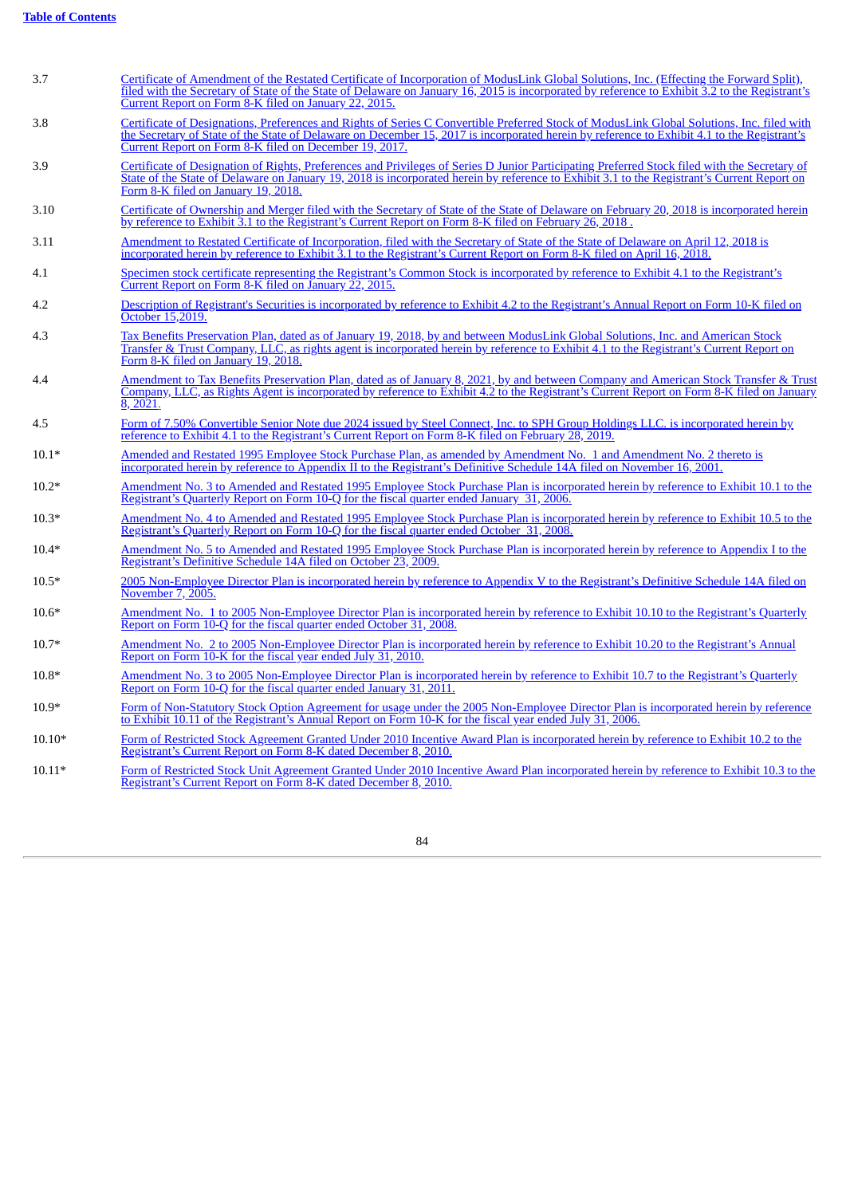| | |
|---|---|
| 3.7 | Certificate of Amendment of the Restated Certificate of Incorporation of ModusLink Global Solutions, Inc. (Effecting the Forward Split), filed with the Secretary of State of the State of Delaware on January 16, 2015 is incorporated by reference to Exhibit 3.2 to the Registrant's Current Report on Form 8-K filed on January 22, 2015. |
| 3.8 | Certificate of Designations, Preferences and Rights of Series C Convertible Preferred Stock of ModusLink Global Solutions, Inc. filed with the Secretary of State of the State of Delaware on December 15, 2017 is incorporated herein by reference to Exhibit 4.1 to the Registrant's Current Report on Form 8-K filed on December 19, 2017. |
| 3.9 | Certificate of Designation of Rights, Preferences and Privileges of Series D Junior Participating Preferred Stock filed with the Secretary of State of the State of Delaware on January 19, 2018 is incorporated herein by reference to Exhibit 3.1 to the Registrant's Current Report on Form 8-K filed on January 19, 2018. |
| 3.10 | Certificate of Ownership and Merger filed with the Secretary of State of the State of Delaware on February 20, 2018 is incorporated herein by reference to Exhibit 3.1 to the Registrant's Current Report on Form 8-K filed on February 26, 2018 . |
| 3.11 | Amendment to Restated Certificate of Incorporation, filed with the Secretary of State of the State of Delaware on April 12, 2018 is incorporated herein by reference to Exhibit 3.1 to the Registrant's Current Report on Form 8-K filed on April 16, 2018. |
| 4.1 | Specimen stock certificate representing the Registrant's Common Stock is incorporated by reference to Exhibit 4.1 to the Registrant's Current Report on Form 8-K filed on January 22, 2015. |
| 4.2 | Description of Registrant's Securities is incorporated by reference to Exhibit 4.2 to the Registrant's Annual Report on Form 10-K filed on October 15,2019. |
| 4.3 | Tax Benefits Preservation Plan, dated as of January 19, 2018, by and between ModusLink Global Solutions, Inc. and American Stock Transfer & Trust Company, LLC, as rights agent is incorporated herein by reference to Exhibit 4.1 to the Registrant's Current Report on Form 8-K filed on January 19, 2018. |
| 4.4 | Amendment to Tax Benefits Preservation Plan, dated as of January 8, 2021, by and between Company and American Stock Transfer & Trust Company, LLC, as Rights Agent is incorporated by reference to Exhibit 4.2 to the Registrant's Current Report on Form 8-K filed on January 8, 2021. |
| 4.5 | Form of 7.50% Convertible Senior Note due 2024 issued by Steel Connect, Inc. to SPH Group Holdings LLC. is incorporated herein by reference to Exhibit 4.1 to the Registrant's Current Report on Form 8-K filed on February 28, 2019. |
| 10.1* | Amended and Restated 1995 Employee Stock Purchase Plan, as amended by Amendment No. 1 and Amendment No. 2 thereto is incorporated herein by reference to Appendix II to the Registrant's Definitive Schedule 14A filed on November 16, 2001. |
| 10.2* | Amendment No. 3 to Amended and Restated 1995 Employee Stock Purchase Plan is incorporated herein by reference to Exhibit 10.1 to the Registrant's Quarterly Report on Form 10-Q for the fiscal quarter ended January 31, 2006. |
| 10.3* | Amendment No. 4 to Amended and Restated 1995 Employee Stock Purchase Plan is incorporated herein by reference to Exhibit 10.5 to the Registrant's Quarterly Report on Form 10-Q for the fiscal quarter ended October 31, 2008. |
| 10.4* | Amendment No. 5 to Amended and Restated 1995 Employee Stock Purchase Plan is incorporated herein by reference to Appendix I to the Registrant's Definitive Schedule 14A filed on October 23, 2009. |
| 10.5* | 2005 Non-Employee Director Plan is incorporated herein by reference to Appendix V to the Registrant's Definitive Schedule 14A filed on November 7, 2005. |
| 10.6* | Amendment No. 1 to 2005 Non-Employee Director Plan is incorporated herein by reference to Exhibit 10.10 to the Registrant's Quarterly Report on Form 10-Q for the fiscal quarter ended October 31, 2008. |
| 10.7* | Amendment No. 2 to 2005 Non-Employee Director Plan is incorporated herein by reference to Exhibit 10.20 to the Registrant's Annual Report on Form 10-K for the fiscal year ended July 31, 2010. |
| 10.8* | Amendment No. 3 to 2005 Non-Employee Director Plan is incorporated herein by reference to Exhibit 10.7 to the Registrant's Quarterly Report on Form 10-Q for the fiscal quarter ended January 31, 2011. |
| 10.9* | Form of Non-Statutory Stock Option Agreement for usage under the 2005 Non-Employee Director Plan is incorporated herein by reference to Exhibit 10.11 of the Registrant's Annual Report on Form 10-K for the fiscal year ended July 31, 2006. |
| 10.10* | Form of Restricted Stock Agreement Granted Under 2010 Incentive Award Plan is incorporated herein by reference to Exhibit 10.2 to the Registrant's Current Report on Form 8-K dated December 8, 2010. |
| 10.11* | Form of Restricted Stock Unit Agreement Granted Under 2010 Incentive Award Plan incorporated herein by reference to Exhibit 10.3 to the Registrant's Current Report on Form 8-K dated December 8, 2010. |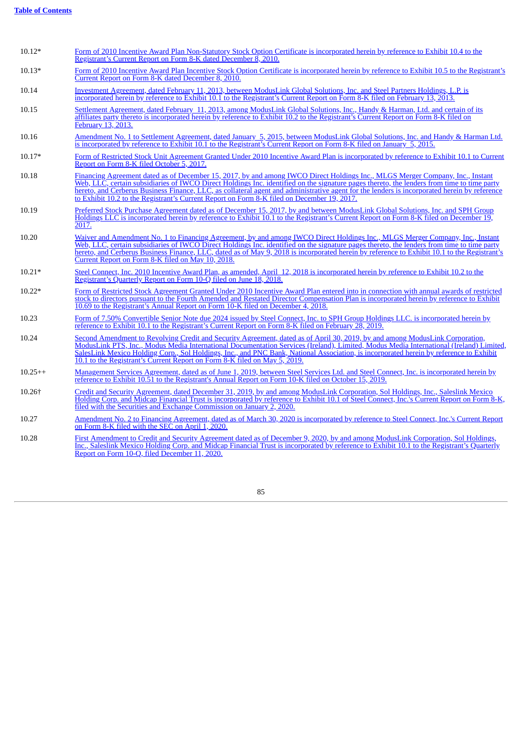| | |
|---|---|
| 10.12* | Form of 2010 Incentive Award Plan Non-Statutory Stock Option Certificate is incorporated herein by reference to Exhibit 10.4 to the Registrant's Current Report on Form 8-K dated December 8, 2010. |
| 10.13* | Form of 2010 Incentive Award Plan Incentive Stock Option Certificate is incorporated herein by reference to Exhibit 10.5 to the Registrant's Current Report on Form 8-K dated December 8, 2010. |
| 10.14 | Investment Agreement, dated February 11, 2013, between ModusLink Global Solutions, Inc. and Steel Partners Holdings, L.P. is incorporated herein by reference to Exhibit 10.1 to the Registrant's Current Report on Form 8-K filed on February 13, 2013. |
| 10.15 | Settlement Agreement, dated February 11, 2013, among ModusLink Global Solutions, Inc., Handy & Harman, Ltd. and certain of its affiliates party thereto is incorporated herein by reference to Exhibit 10.2 to the Registrant's Current Report on Form 8-K filed on February 13, 2013. |
| 10.16 | Amendment No. 1 to Settlement Agreement, dated January 5, 2015, between ModusLink Global Solutions, Inc. and Handy & Harman Ltd. is incorporated by reference to Exhibit 10.1 to the Registrant's Current Report on Form 8-K filed on January 5, 2015. |
| 10.17* | Form of Restricted Stock Unit Agreement Granted Under 2010 Incentive Award Plan is incorporated by reference to Exhibit 10.1 to Current Report on Form 8-K filed October 5, 2017. |
| 10.18 | Financing Agreement dated as of December 15, 2017, by and among IWCO Direct Holdings Inc., MLGS Merger Company, Inc., Instant Web, LLC, certain subsidiaries of IWCO Direct Holdings Inc. identified on the signature pages thereto, the lenders from time to time party hereto, and Cerberus Business Finance, LLC, as collateral agent and administrative agent for the lenders is incorporated herein by reference to Exhibit 10.2 to the Registrant's Current Report on Form 8-K filed on December 19, 2017. |
| 10.19 | Preferred Stock Purchase Agreement dated as of December 15, 2017, by and between ModusLink Global Solutions, Inc. and SPH Group Holdings LLC is incorporated herein by reference to Exhibit 10.1 to the Registrant's Current Report on Form 8-K filed on December 19, 2017. |
| 10.20 | Waiver and Amendment No. 1 to Financing Agreement, by and among IWCO Direct Holdings Inc., MLGS Merger Company, Inc., Instant Web, LLC, certain subsidiaries of IWCO Direct Holdings Inc. identified on the signature pages thereto, the lenders from time to time party hereto, and Cerberus Business Finance, LLC, dated as of May 9, 2018 is incorporated herein by reference to Exhibit 10.1 to the Registrant's Current Report on Form 8-K filed on May 10, 2018. |
| 10.21* | Steel Connect, Inc. 2010 Incentive Award Plan, as amended, April 12, 2018 is incorporated herein by reference to Exhibit 10.2 to the Registrant's Quarterly Report on Form 10-Q filed on June 18, 2018. |
| 10.22* | Form of Restricted Stock Agreement Granted Under 2010 Incentive Award Plan entered into in connection with annual awards of restricted stock to directors pursuant to the Fourth Amended and Restated Director Compensation Plan is incorporated herein by reference to Exhibit 10.69 to the Registrant's Annual Report on Form 10-K filed on December 4, 2018. |
| 10.23 | Form of 7.50% Convertible Senior Note due 2024 issued by Steel Connect, Inc. to SPH Group Holdings LLC. is incorporated herein by reference to Exhibit 10.1 to the Registrant's Current Report on Form 8-K filed on February 28, 2019. |
| 10.24 | Second Amendment to Revolving Credit and Security Agreement, dated as of April 30, 2019, by and among ModusLink Corporation, ModusLink PTS, Inc., Modus Media International Documentation Services (Ireland), Limited, Modus Media International (Ireland) Limited, SalesLink Mexico Holding Corp., Sol Holdings, Inc., and PNC Bank, National Association, is incorporated herein by reference to Exhibit 10.1 to the Registrant's Current Report on Form 8-K filed on May 5, 2019. |
| 10.25++ | Management Services Agreement, dated as of June 1, 2019, between Steel Services Ltd. and Steel Connect, Inc. is incorporated herein by reference to Exhibit 10.51 to the Registrant's Annual Report on Form 10-K filed on October 15, 2019. |
| 10.26† | Credit and Security Agreement, dated December 31, 2019, by and among ModusLink Corporation, Sol Holdings, Inc., Saleslink Mexico Holding Corp. and Midcap Financial Trust is incorporated by reference to Exhibit 10.1 of Steel Connect, Inc.'s Current Report on Form 8-K, filed with the Securities and Exchange Commission on January 2, 2020. |
| 10.27 | Amendment No. 2 to Financing Agreement, dated as of March 30, 2020 is incorporated by reference to Steel Connect, Inc.'s Current Report on Form 8-K filed with the SEC on April 1, 2020. |
| 10.28 | First Amendment to Credit and Security Agreement dated as of December 9, 2020, by and among ModusLink Corporation, Sol Holdings, Inc., Saleslink Mexico Holding Corp. and Midcap Financial Trust is incorporated by reference to Exhibit 10.1 to the Registrant's Quarterly Report on Form 10-Q, filed December 11, 2020. |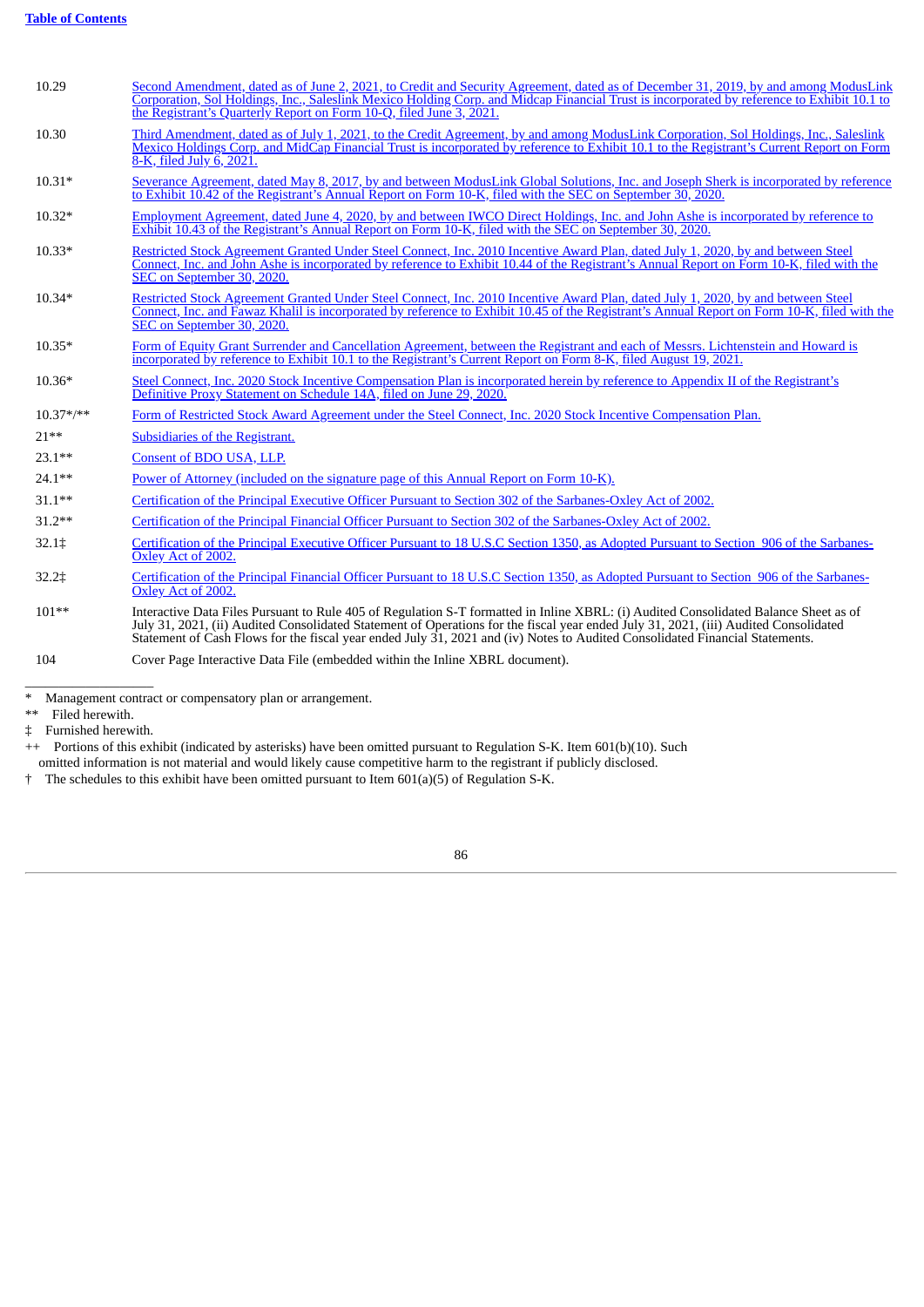| | |
|---|---|
| 10.29 | Second Amendment, dated as of June 2, 2021, to Credit and Security Agreement, dated as of December 31, 2019, by and among ModusLink Corporation, Sol Holdings, Inc., Saleslink Mexico Holding Corp. and Midcap Financial Trust is incorporated by reference to Exhibit 10.1 to the Registrant's Quarterly Report on Form 10-Q, filed June 3, 2021. |
| 10.30 | Third Amendment, dated as of July 1, 2021, to the Credit Agreement, by and among ModusLink Corporation, Sol Holdings, Inc., Saleslink Mexico Holdings Corp. and MidCap Financial Trust is incorporated by reference to Exhibit 10.1 to the Registrant's Current Report on Form 8-K, filed July 6, 2021. |
| 10.31* | Severance Agreement, dated May 8, 2017, by and between ModusLink Global Solutions, Inc. and Joseph Sherk is incorporated by reference to Exhibit 10.42 of the Registrant's Annual Report on Form 10-K, filed with the SEC on September 30, 2020. |
| 10.32* | Employment Agreement, dated June 4, 2020, by and between IWCO Direct Holdings, Inc. and John Ashe is incorporated by reference to Exhibit 10.43 of the Registrant's Annual Report on Form 10-K, filed with the SEC on September 30, 2020. |
| 10.33* | Restricted Stock Agreement Granted Under Steel Connect, Inc. 2010 Incentive Award Plan, dated July 1, 2020, by and between Steel Connect, Inc. and John Ashe is incorporated by reference to Exhibit 10.44 of the Registrant's Annual Report on Form 10-K, filed with the SEC on September 30, 2020. |
| 10.34* | Restricted Stock Agreement Granted Under Steel Connect, Inc. 2010 Incentive Award Plan, dated July 1, 2020, by and between Steel Connect, Inc. and Fawaz Khalil is incorporated by reference to Exhibit 10.45 of the Registrant's Annual Report on Form 10-K, filed with the SEC on September 30, 2020. |
| 10.35* | Form of Equity Grant Surrender and Cancellation Agreement, between the Registrant and each of Messrs. Lichtenstein and Howard is incorporated by reference to Exhibit 10.1 to the Registrant's Current Report on Form 8-K, filed August 19, 2021. |
| 10.36* | Steel Connect, Inc. 2020 Stock Incentive Compensation Plan is incorporated herein by reference to Appendix II of the Registrant's Definitive Proxy Statement on Schedule 14A, filed on June 29, 2020. |
| 10.37*/** | Form of Restricted Stock Award Agreement under the Steel Connect, Inc. 2020 Stock Incentive Compensation Plan. |
| 21** | Subsidiaries of the Registrant. |
| 23.1** | Consent of BDO USA, LLP. |
| 24.1** | Power of Attorney (included on the signature page of this Annual Report on Form 10-K). |
| 31.1** | Certification of the Principal Executive Officer Pursuant to Section 302 of the Sarbanes-Oxley Act of 2002. |
| 31.2** | Certification of the Principal Financial Officer Pursuant to Section 302 of the Sarbanes-Oxley Act of 2002. |
| 32.1‡ | Certification of the Principal Executive Officer Pursuant to 18 U.S.C Section 1350, as Adopted Pursuant to Section 906 of the Sarbanes-Oxley Act of 2002. |
| 32.2‡ | Certification of the Principal Financial Officer Pursuant to 18 U.S.C Section 1350, as Adopted Pursuant to Section 906 of the Sarbanes-Oxley Act of 2002. |
| 101** | Interactive Data Files Pursuant to Rule 405 of Regulation S-T formatted in Inline XBRL: (i) Audited Consolidated Balance Sheet as of July 31, 2021, (ii) Audited Consolidated Statement of Operations for the fiscal year ended July 31, 2021, (iii) Audited Consolidated Statement of Cash Flows for the fiscal year ended July 31, 2021 and (iv) Notes to Audited Consolidated Financial Statements. |
| 104 | Cover Page Interactive Data File (embedded within the Inline XBRL document). |

\* Management contract or compensatory plan or arrangement.

** Filed herewith.

‡ Furnished herewith.

++ Portions of this exhibit (indicated by asterisks) have been omitted pursuant to Regulation S-K. Item 601(b)(10). Such omitted information is not material and would likely cause competitive harm to the registrant if publicly disclosed.

† The schedules to this exhibit have been omitted pursuant to Item 601(a)(5) of Regulation S-K.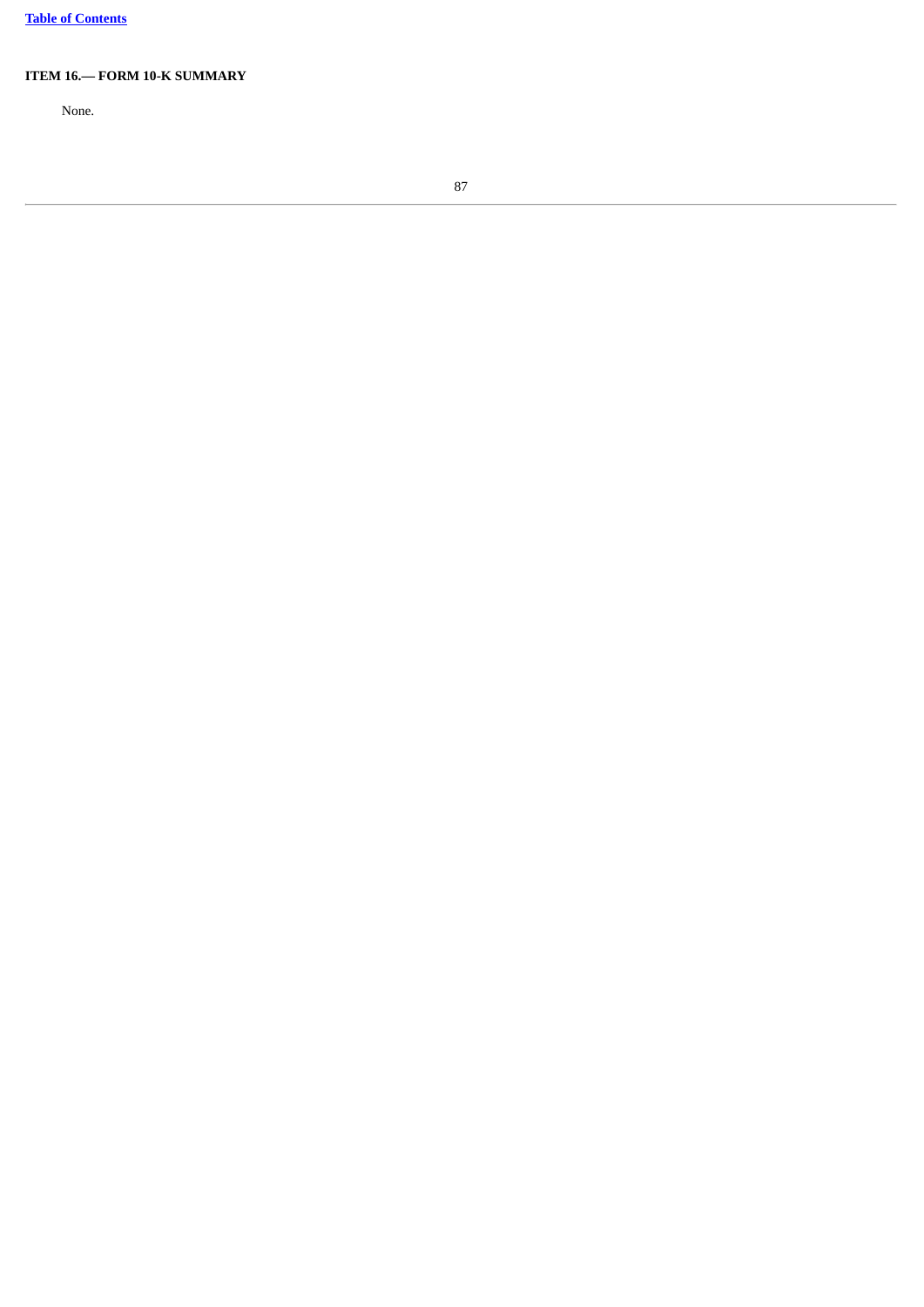### ITEM 16.— FORM 10-K SUMMARY

None.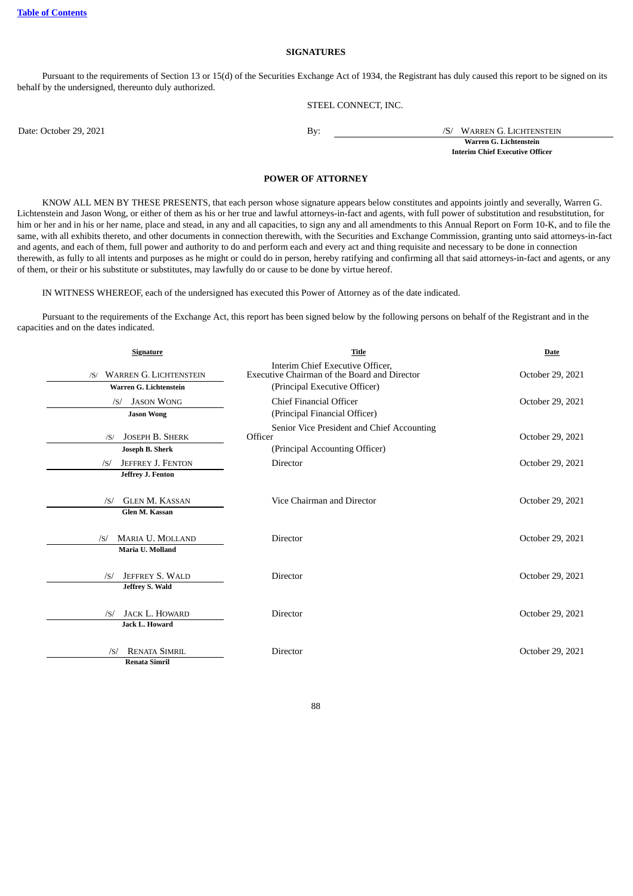[Table of Contents](#)

## SIGNATURES

Pursuant to the requirements of Section 13 or 15(d) of the Securities Exchange Act of 1934, the Registrant has duly caused this report to be signed on its behalf by the undersigned, thereunto duly authorized.

STEEL CONNECT, INC.

| | | |
|---|---|---|
| Date: October 29, 2021 | By: | /S/ WARREN G. LICHTENSTEIN |
| | | **Warren G. Lichtenstein** |
| | | **Interim Chief Executive Officer** |

## POWER OF ATTORNEY

KNOW ALL MEN BY THESE PRESENTS, that each person whose signature appears below constitutes and appoints jointly and severally, Warren G. Lichtenstein and Jason Wong, or either of them as his or her true and lawful attorneys-in-fact and agents, with full power of substitution and resubstitution, for him or her and in his or her name, place and stead, in any and all capacities, to sign any and all amendments to this Annual Report on Form 10-K, and to file the same, with all exhibits thereto, and other documents in connection therewith, with the Securities and Exchange Commission, granting unto said attorneys-in-fact and agents, and each of them, full power and authority to do and perform each and every act and thing requisite and necessary to be done in connection therewith, as fully to all intents and purposes as he might or could do in person, hereby ratifying and confirming all that said attorneys-in-fact and agents, or any of them, or their or his substitute or substitutes, may lawfully do or cause to be done by virtue hereof.

IN WITNESS WHEREOF, each of the undersigned has executed this Power of Attorney as of the date indicated.

Pursuant to the requirements of the Exchange Act, this report has been signed below by the following persons on behalf of the Registrant and in the capacities and on the dates indicated.

| Signature | Title | Date |
|---|---|---|
| /S/ WARREN G. LICHTENSTEIN<br>**Warren G. Lichtenstein** | Interim Chief Executive Officer, Executive Chairman of the Board and Director<br>(Principal Executive Officer) | October 29, 2021 |
| /S/ JASON WONG<br>**Jason Wong** | Chief Financial Officer<br>(Principal Financial Officer) | October 29, 2021 |
| /S/ JOSEPH B. SHERK<br>**Joseph B. Sherk** | Senior Vice President and Chief Accounting Officer<br>(Principal Accounting Officer) | October 29, 2021 |
| /S/ JEFFREY J. FENTON<br>**Jeffrey J. Fenton** | Director | October 29, 2021 |
| /S/ GLEN M. KASSAN<br>**Glen M. Kassan** | Vice Chairman and Director | October 29, 2021 |
| /S/ MARIA U. MOLLAND<br>**Maria U. Molland** | Director | October 29, 2021 |
| /S/ JEFFREY S. WALD<br>**Jeffrey S. Wald** | Director | October 29, 2021 |
| /S/ JACK L. HOWARD<br>**Jack L. Howard** | Director | October 29, 2021 |
| /S/ RENATA SIMRIL<br>**Renata Simril** | Director | October 29, 2021 |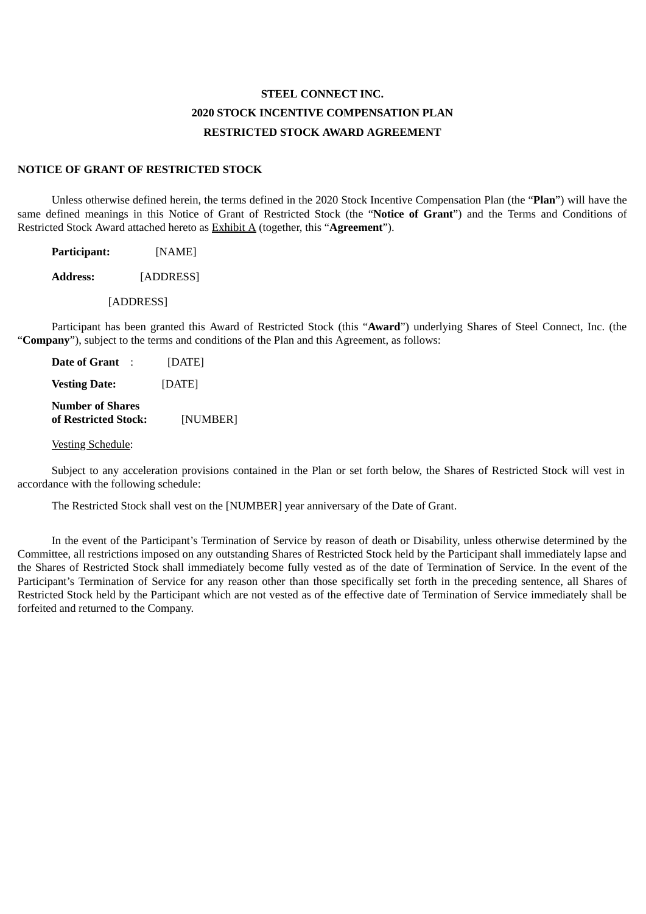**STEEL CONNECT INC.**

**2020 STOCK INCENTIVE COMPENSATION PLAN**

**RESTRICTED STOCK AWARD AGREEMENT**

**NOTICE OF GRANT OF RESTRICTED STOCK**

Unless otherwise defined herein, the terms defined in the 2020 Stock Incentive Compensation Plan (the "**Plan**") will have the same defined meanings in this Notice of Grant of Restricted Stock (the "**Notice of Grant**") and the Terms and Conditions of Restricted Stock Award attached hereto as Exhibit A (together, this "**Agreement**").

**Participant:** [NAME]

**Address:** [ADDRESS]

[ADDRESS]

Participant has been granted this Award of Restricted Stock (this "**Award**") underlying Shares of Steel Connect, Inc. (the "**Company**"), subject to the terms and conditions of the Plan and this Agreement, as follows:

**Date of Grant** : [DATE]

**Vesting Date:** [DATE]

**Number of Shares of Restricted Stock:** [NUMBER]

Vesting Schedule:

Subject to any acceleration provisions contained in the Plan or set forth below, the Shares of Restricted Stock will vest in accordance with the following schedule:

The Restricted Stock shall vest on the [NUMBER] year anniversary of the Date of Grant.

In the event of the Participant's Termination of Service by reason of death or Disability, unless otherwise determined by the Committee, all restrictions imposed on any outstanding Shares of Restricted Stock held by the Participant shall immediately lapse and the Shares of Restricted Stock shall immediately become fully vested as of the date of Termination of Service. In the event of the Participant's Termination of Service for any reason other than those specifically set forth in the preceding sentence, all Shares of Restricted Stock held by the Participant which are not vested as of the effective date of Termination of Service immediately shall be forfeited and returned to the Company.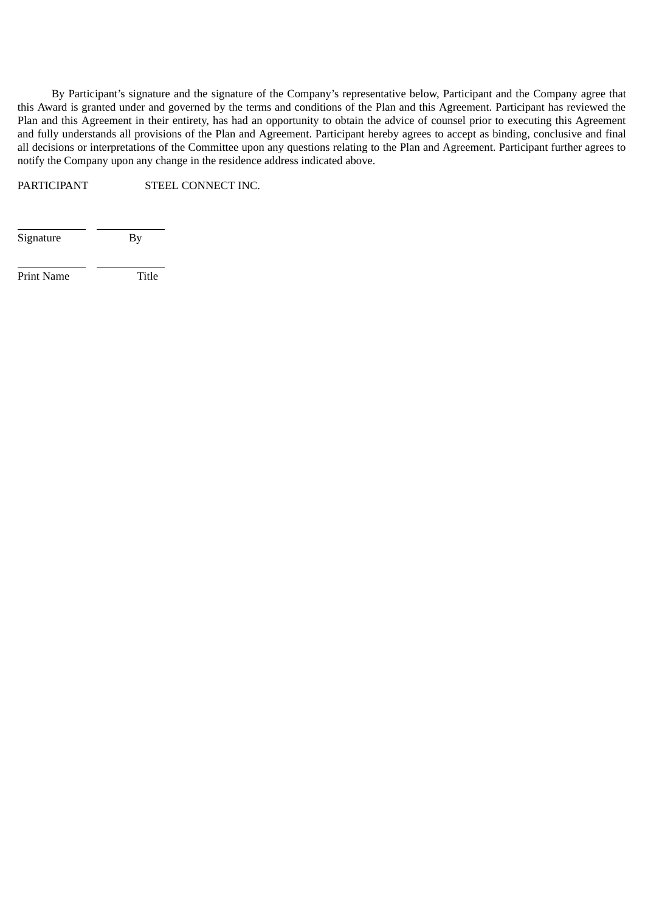By Participant's signature and the signature of the Company's representative below, Participant and the Company agree that this Award is granted under and governed by the terms and conditions of the Plan and this Agreement. Participant has reviewed the Plan and this Agreement in their entirety, has had an opportunity to obtain the advice of counsel prior to executing this Agreement and fully understands all provisions of the Plan and Agreement. Participant hereby agrees to accept as binding, conclusive and final all decisions or interpretations of the Committee upon any questions relating to the Plan and Agreement. Participant further agrees to notify the Company upon any change in the residence address indicated above.

| PARTICIPANT | STEEL CONNECT INC. |
|---|---|
| ___________ | ___________ |
| Signature | By |
| ___________ | ___________ |
| Print Name | Title |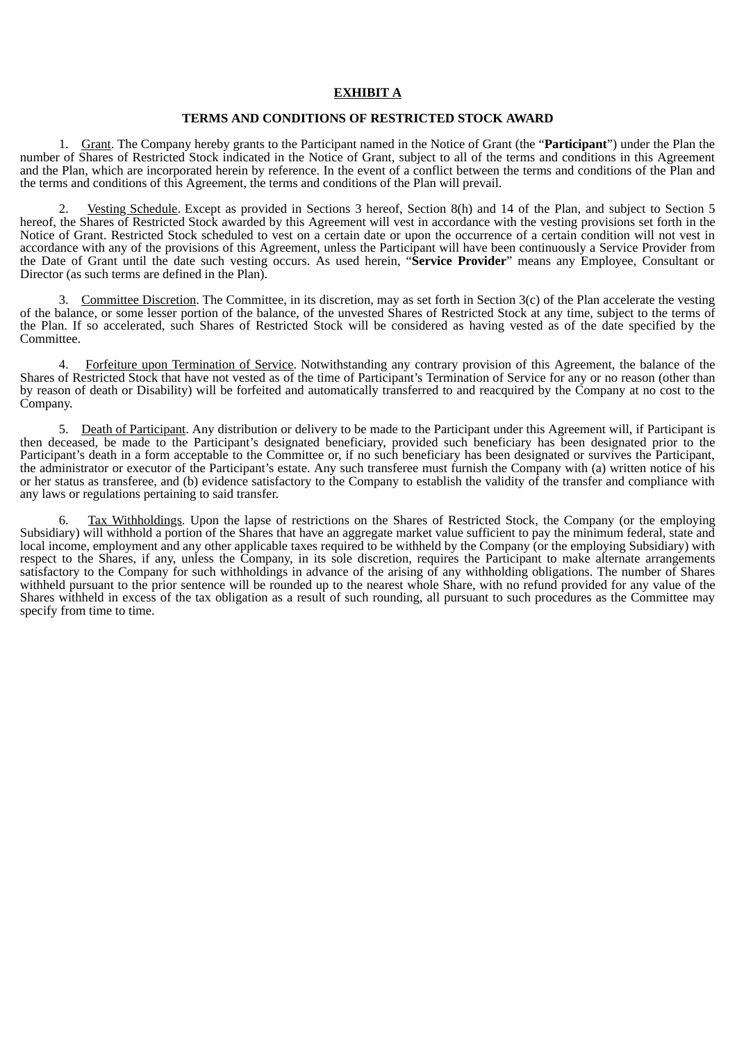# EXHIBIT A

## TERMS AND CONDITIONS OF RESTRICTED STOCK AWARD

1. Grant. The Company hereby grants to the Participant named in the Notice of Grant (the "**Participant**") under the Plan the number of Shares of Restricted Stock indicated in the Notice of Grant, subject to all of the terms and conditions in this Agreement and the Plan, which are incorporated herein by reference. In the event of a conflict between the terms and conditions of the Plan and the terms and conditions of this Agreement, the terms and conditions of the Plan will prevail.

2. Vesting Schedule. Except as provided in Sections 3 hereof, Section 8(h) and 14 of the Plan, and subject to Section 5 hereof, the Shares of Restricted Stock awarded by this Agreement will vest in accordance with the vesting provisions set forth in the Notice of Grant. Restricted Stock scheduled to vest on a certain date or upon the occurrence of a certain condition will not vest in accordance with any of the provisions of this Agreement, unless the Participant will have been continuously a Service Provider from the Date of Grant until the date such vesting occurs. As used herein, "**Service Provider**" means any Employee, Consultant or Director (as such terms are defined in the Plan).

3. Committee Discretion. The Committee, in its discretion, may as set forth in Section 3(c) of the Plan accelerate the vesting of the balance, or some lesser portion of the balance, of the unvested Shares of Restricted Stock at any time, subject to the terms of the Plan. If so accelerated, such Shares of Restricted Stock will be considered as having vested as of the date specified by the Committee.

4. Forfeiture upon Termination of Service. Notwithstanding any contrary provision of this Agreement, the balance of the Shares of Restricted Stock that have not vested as of the time of Participant's Termination of Service for any or no reason (other than by reason of death or Disability) will be forfeited and automatically transferred to and reacquired by the Company at no cost to the Company.

5. Death of Participant. Any distribution or delivery to be made to the Participant under this Agreement will, if Participant is then deceased, be made to the Participant's designated beneficiary, provided such beneficiary has been designated prior to the Participant's death in a form acceptable to the Committee or, if no such beneficiary has been designated or survives the Participant, the administrator or executor of the Participant's estate. Any such transferee must furnish the Company with (a) written notice of his or her status as transferee, and (b) evidence satisfactory to the Company to establish the validity of the transfer and compliance with any laws or regulations pertaining to said transfer.

6. Tax Withholdings. Upon the lapse of restrictions on the Shares of Restricted Stock, the Company (or the employing Subsidiary) will withhold a portion of the Shares that have an aggregate market value sufficient to pay the minimum federal, state and local income, employment and any other applicable taxes required to be withheld by the Company (or the employing Subsidiary) with respect to the Shares, if any, unless the Company, in its sole discretion, requires the Participant to make alternate arrangements satisfactory to the Company for such withholdings in advance of the arising of any withholding obligations. The number of Shares withheld pursuant to the prior sentence will be rounded up to the nearest whole Share, with no refund provided for any value of the Shares withheld in excess of the tax obligation as a result of such rounding, all pursuant to such procedures as the Committee may specify from time to time.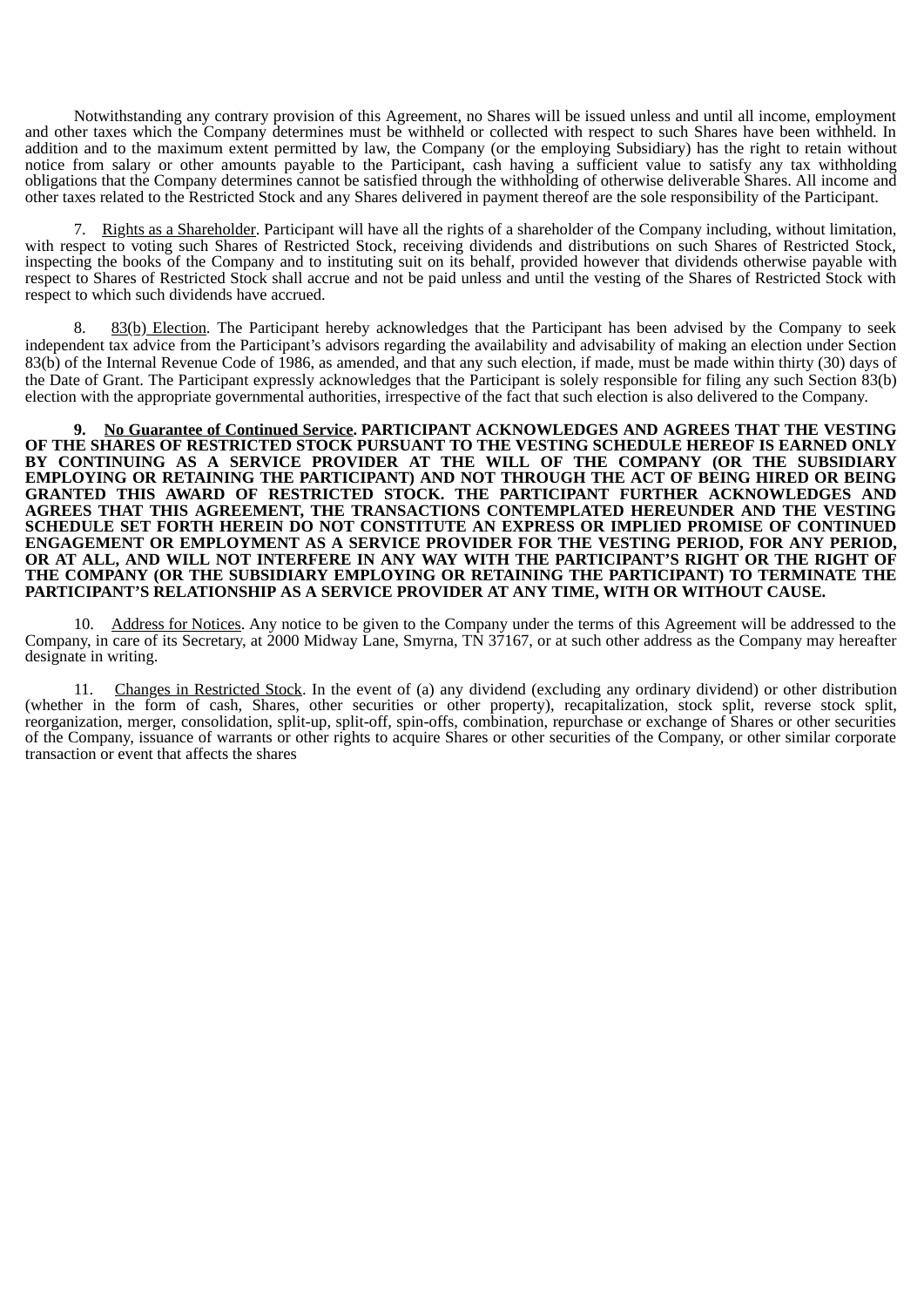Notwithstanding any contrary provision of this Agreement, no Shares will be issued unless and until all income, employment and other taxes which the Company determines must be withheld or collected with respect to such Shares have been withheld. In addition and to the maximum extent permitted by law, the Company (or the employing Subsidiary) has the right to retain without notice from salary or other amounts payable to the Participant, cash having a sufficient value to satisfy any tax withholding obligations that the Company determines cannot be satisfied through the withholding of otherwise deliverable Shares. All income and other taxes related to the Restricted Stock and any Shares delivered in payment thereof are the sole responsibility of the Participant.

7. Rights as a Shareholder. Participant will have all the rights of a shareholder of the Company including, without limitation, with respect to voting such Shares of Restricted Stock, receiving dividends and distributions on such Shares of Restricted Stock, inspecting the books of the Company and to instituting suit on its behalf, provided however that dividends otherwise payable with respect to Shares of Restricted Stock shall accrue and not be paid unless and until the vesting of the Shares of Restricted Stock with respect to which such dividends have accrued.

8. 83(b) Election. The Participant hereby acknowledges that the Participant has been advised by the Company to seek independent tax advice from the Participant's advisors regarding the availability and advisability of making an election under Section 83(b) of the Internal Revenue Code of 1986, as amended, and that any such election, if made, must be made within thirty (30) days of the Date of Grant. The Participant expressly acknowledges that the Participant is solely responsible for filing any such Section 83(b) election with the appropriate governmental authorities, irrespective of the fact that such election is also delivered to the Company.

**9. No Guarantee of Continued Service. PARTICIPANT ACKNOWLEDGES AND AGREES THAT THE VESTING OF THE SHARES OF RESTRICTED STOCK PURSUANT TO THE VESTING SCHEDULE HEREOF IS EARNED ONLY BY CONTINUING AS A SERVICE PROVIDER AT THE WILL OF THE COMPANY (OR THE SUBSIDIARY EMPLOYING OR RETAINING THE PARTICIPANT) AND NOT THROUGH THE ACT OF BEING HIRED OR BEING GRANTED THIS AWARD OF RESTRICTED STOCK. THE PARTICIPANT FURTHER ACKNOWLEDGES AND AGREES THAT THIS AGREEMENT, THE TRANSACTIONS CONTEMPLATED HEREUNDER AND THE VESTING SCHEDULE SET FORTH HEREIN DO NOT CONSTITUTE AN EXPRESS OR IMPLIED PROMISE OF CONTINUED ENGAGEMENT OR EMPLOYMENT AS A SERVICE PROVIDER FOR THE VESTING PERIOD, FOR ANY PERIOD, OR AT ALL, AND WILL NOT INTERFERE IN ANY WAY WITH THE PARTICIPANT'S RIGHT OR THE RIGHT OF THE COMPANY (OR THE SUBSIDIARY EMPLOYING OR RETAINING THE PARTICIPANT) TO TERMINATE THE PARTICIPANT'S RELATIONSHIP AS A SERVICE PROVIDER AT ANY TIME, WITH OR WITHOUT CAUSE.**

10. Address for Notices. Any notice to be given to the Company under the terms of this Agreement will be addressed to the Company, in care of its Secretary, at 2000 Midway Lane, Smyrna, TN 37167, or at such other address as the Company may hereafter designate in writing.

11. Changes in Restricted Stock. In the event of (a) any dividend (excluding any ordinary dividend) or other distribution (whether in the form of cash, Shares, other securities or other property), recapitalization, stock split, reverse stock split, reorganization, merger, consolidation, split-up, split-off, spin-offs, combination, repurchase or exchange of Shares or other securities of the Company, issuance of warrants or other rights to acquire Shares or other securities of the Company, or other similar corporate transaction or event that affects the shares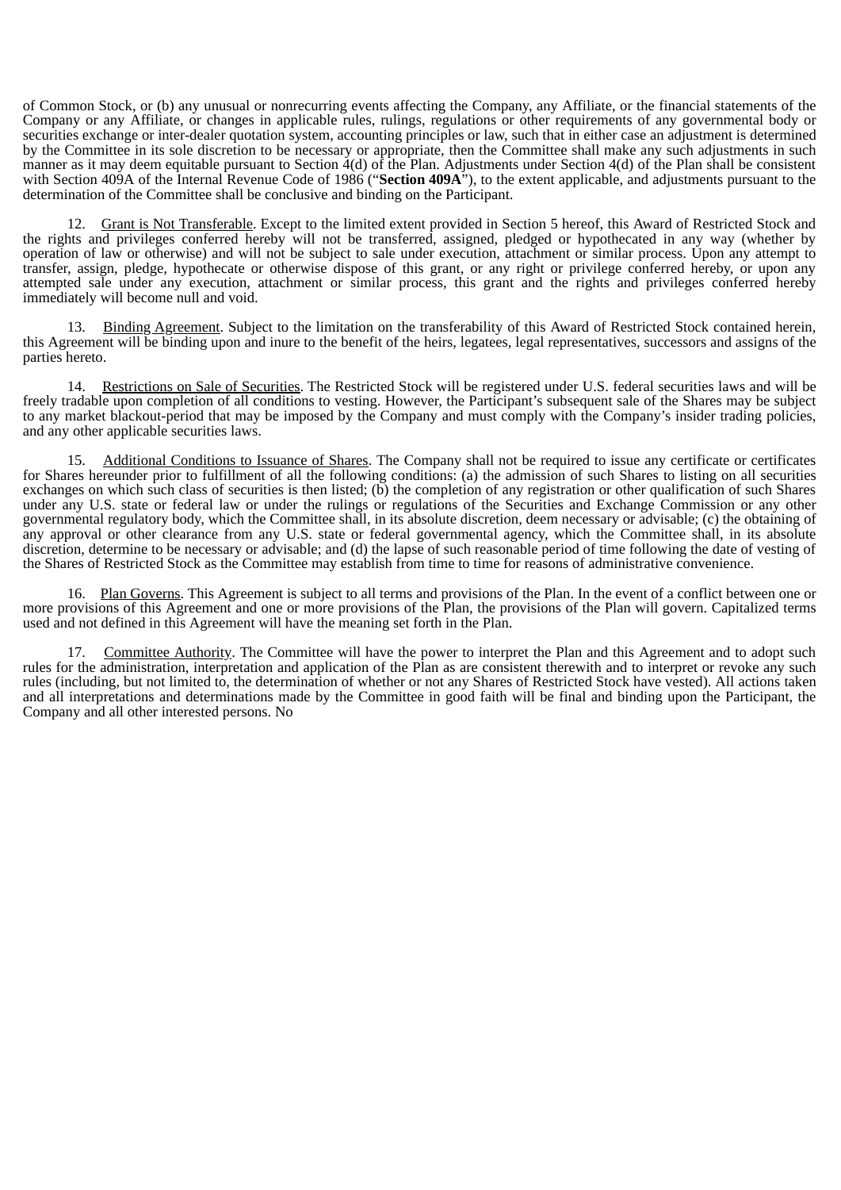of Common Stock, or (b) any unusual or nonrecurring events affecting the Company, any Affiliate, or the financial statements of the Company or any Affiliate, or changes in applicable rules, rulings, regulations or other requirements of any governmental body or securities exchange or inter-dealer quotation system, accounting principles or law, such that in either case an adjustment is determined by the Committee in its sole discretion to be necessary or appropriate, then the Committee shall make any such adjustments in such manner as it may deem equitable pursuant to Section 4(d) of the Plan. Adjustments under Section 4(d) of the Plan shall be consistent with Section 409A of the Internal Revenue Code of 1986 ("**Section 409A**"), to the extent applicable, and adjustments pursuant to the determination of the Committee shall be conclusive and binding on the Participant.

12. Grant is Not Transferable. Except to the limited extent provided in Section 5 hereof, this Award of Restricted Stock and the rights and privileges conferred hereby will not be transferred, assigned, pledged or hypothecated in any way (whether by operation of law or otherwise) and will not be subject to sale under execution, attachment or similar process. Upon any attempt to transfer, assign, pledge, hypothecate or otherwise dispose of this grant, or any right or privilege conferred hereby, or upon any attempted sale under any execution, attachment or similar process, this grant and the rights and privileges conferred hereby immediately will become null and void.

13. Binding Agreement. Subject to the limitation on the transferability of this Award of Restricted Stock contained herein, this Agreement will be binding upon and inure to the benefit of the heirs, legatees, legal representatives, successors and assigns of the parties hereto.

14. Restrictions on Sale of Securities. The Restricted Stock will be registered under U.S. federal securities laws and will be freely tradable upon completion of all conditions to vesting. However, the Participant's subsequent sale of the Shares may be subject to any market blackout-period that may be imposed by the Company and must comply with the Company's insider trading policies, and any other applicable securities laws.

15. Additional Conditions to Issuance of Shares. The Company shall not be required to issue any certificate or certificates for Shares hereunder prior to fulfillment of all the following conditions: (a) the admission of such Shares to listing on all securities exchanges on which such class of securities is then listed; (b) the completion of any registration or other qualification of such Shares under any U.S. state or federal law or under the rulings or regulations of the Securities and Exchange Commission or any other governmental regulatory body, which the Committee shall, in its absolute discretion, deem necessary or advisable; (c) the obtaining of any approval or other clearance from any U.S. state or federal governmental agency, which the Committee shall, in its absolute discretion, determine to be necessary or advisable; and (d) the lapse of such reasonable period of time following the date of vesting of the Shares of Restricted Stock as the Committee may establish from time to time for reasons of administrative convenience.

16. Plan Governs. This Agreement is subject to all terms and provisions of the Plan. In the event of a conflict between one or more provisions of this Agreement and one or more provisions of the Plan, the provisions of the Plan will govern. Capitalized terms used and not defined in this Agreement will have the meaning set forth in the Plan.

17. Committee Authority. The Committee will have the power to interpret the Plan and this Agreement and to adopt such rules for the administration, interpretation and application of the Plan as are consistent therewith and to interpret or revoke any such rules (including, but not limited to, the determination of whether or not any Shares of Restricted Stock have vested). All actions taken and all interpretations and determinations made by the Committee in good faith will be final and binding upon the Participant, the Company and all other interested persons. No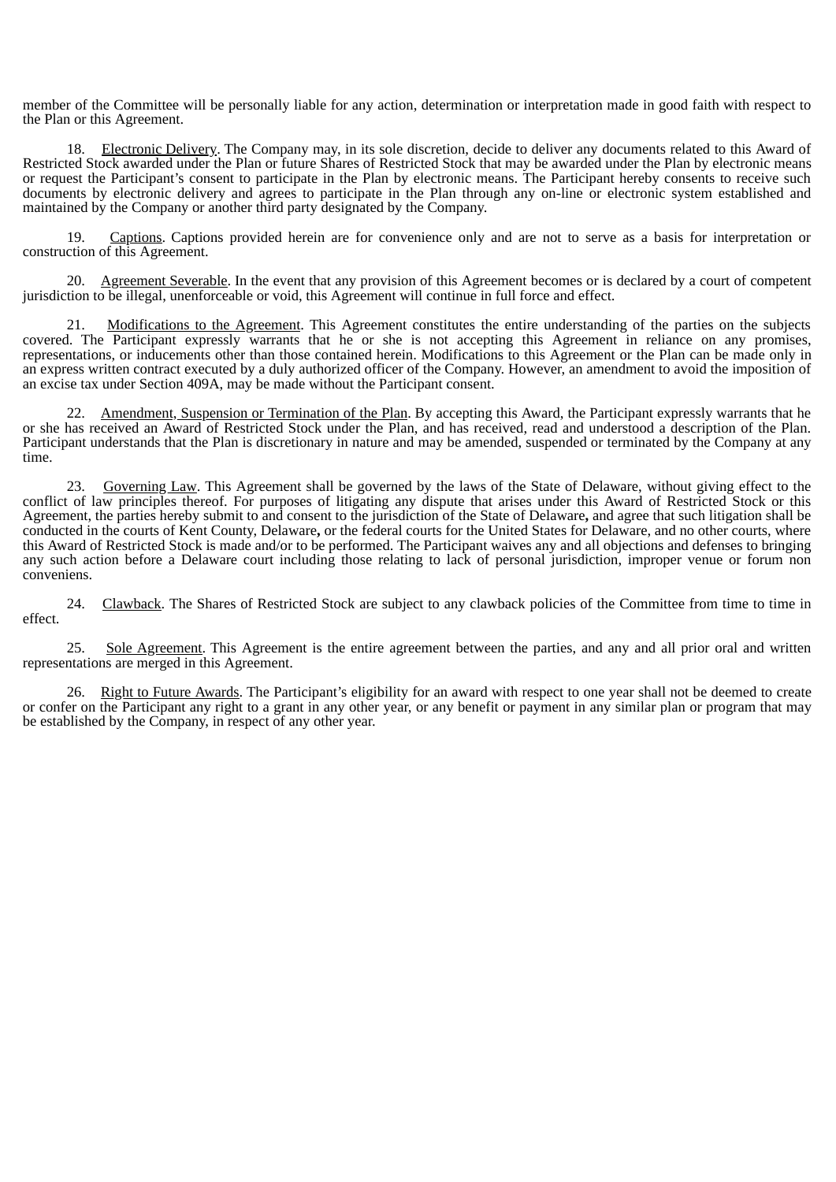member of the Committee will be personally liable for any action, determination or interpretation made in good faith with respect to the Plan or this Agreement.

18. Electronic Delivery. The Company may, in its sole discretion, decide to deliver any documents related to this Award of Restricted Stock awarded under the Plan or future Shares of Restricted Stock that may be awarded under the Plan by electronic means or request the Participant's consent to participate in the Plan by electronic means. The Participant hereby consents to receive such documents by electronic delivery and agrees to participate in the Plan through any on-line or electronic system established and maintained by the Company or another third party designated by the Company.

19. Captions. Captions provided herein are for convenience only and are not to serve as a basis for interpretation or construction of this Agreement.

20. Agreement Severable. In the event that any provision of this Agreement becomes or is declared by a court of competent jurisdiction to be illegal, unenforceable or void, this Agreement will continue in full force and effect.

21. Modifications to the Agreement. This Agreement constitutes the entire understanding of the parties on the subjects covered. The Participant expressly warrants that he or she is not accepting this Agreement in reliance on any promises, representations, or inducements other than those contained herein. Modifications to this Agreement or the Plan can be made only in an express written contract executed by a duly authorized officer of the Company. However, an amendment to avoid the imposition of an excise tax under Section 409A, may be made without the Participant consent.

22. Amendment, Suspension or Termination of the Plan. By accepting this Award, the Participant expressly warrants that he or she has received an Award of Restricted Stock under the Plan, and has received, read and understood a description of the Plan. Participant understands that the Plan is discretionary in nature and may be amended, suspended or terminated by the Company at any time.

23. Governing Law. This Agreement shall be governed by the laws of the State of Delaware, without giving effect to the conflict of law principles thereof. For purposes of litigating any dispute that arises under this Award of Restricted Stock or this Agreement, the parties hereby submit to and consent to the jurisdiction of the State of Delaware**,** and agree that such litigation shall be conducted in the courts of Kent County, Delaware**,** or the federal courts for the United States for Delaware, and no other courts, where this Award of Restricted Stock is made and/or to be performed. The Participant waives any and all objections and defenses to bringing any such action before a Delaware court including those relating to lack of personal jurisdiction, improper venue or forum non conveniens.

24. Clawback. The Shares of Restricted Stock are subject to any clawback policies of the Committee from time to time in effect.

25. Sole Agreement. This Agreement is the entire agreement between the parties, and any and all prior oral and written representations are merged in this Agreement.

26. Right to Future Awards. The Participant's eligibility for an award with respect to one year shall not be deemed to create or confer on the Participant any right to a grant in any other year, or any benefit or payment in any similar plan or program that may be established by the Company, in respect of any other year.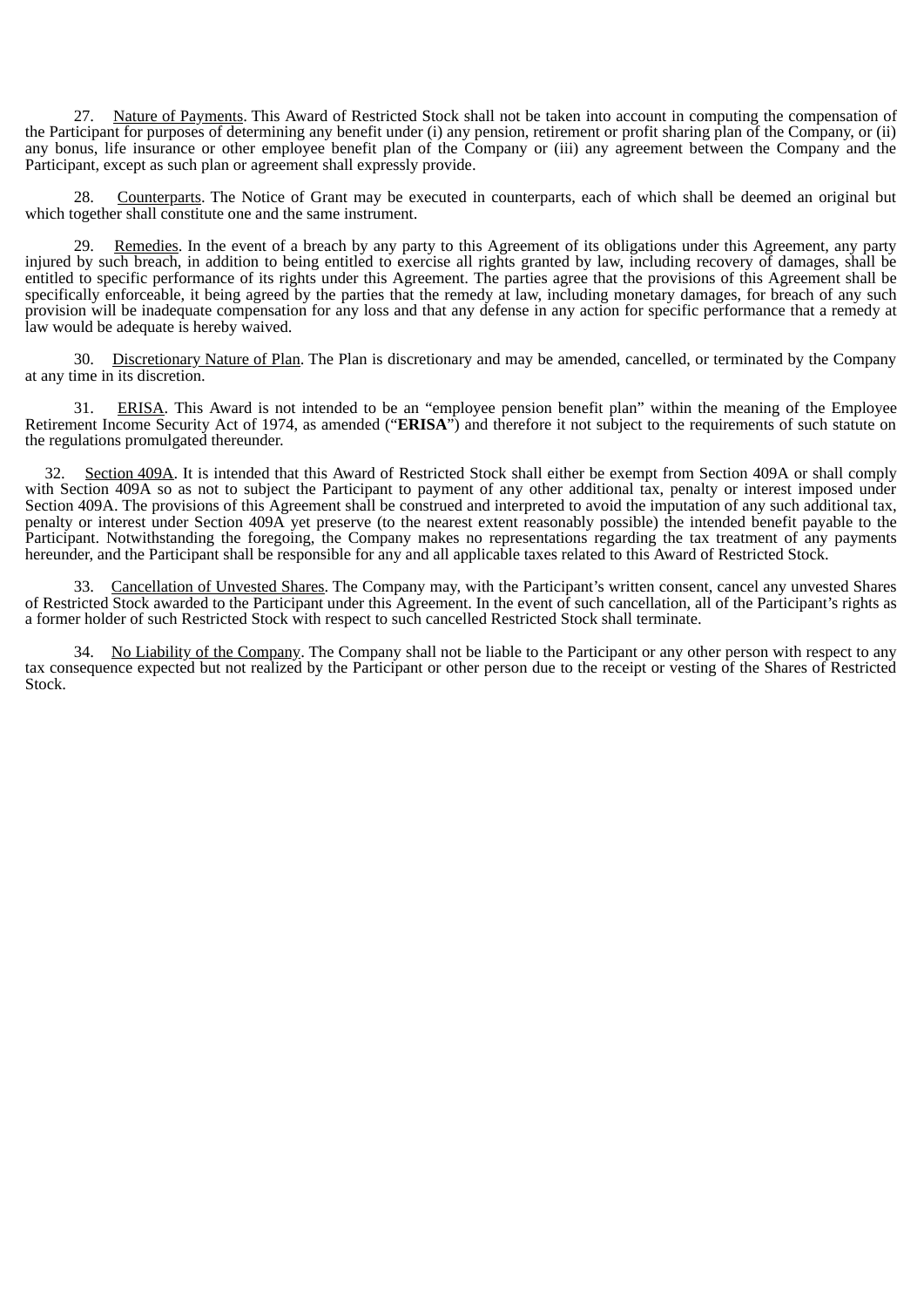27. Nature of Payments. This Award of Restricted Stock shall not be taken into account in computing the compensation of the Participant for purposes of determining any benefit under (i) any pension, retirement or profit sharing plan of the Company, or (ii) any bonus, life insurance or other employee benefit plan of the Company or (iii) any agreement between the Company and the Participant, except as such plan or agreement shall expressly provide.

28. Counterparts. The Notice of Grant may be executed in counterparts, each of which shall be deemed an original but which together shall constitute one and the same instrument.

29. Remedies. In the event of a breach by any party to this Agreement of its obligations under this Agreement, any party injured by such breach, in addition to being entitled to exercise all rights granted by law, including recovery of damages, shall be entitled to specific performance of its rights under this Agreement. The parties agree that the provisions of this Agreement shall be specifically enforceable, it being agreed by the parties that the remedy at law, including monetary damages, for breach of any such provision will be inadequate compensation for any loss and that any defense in any action for specific performance that a remedy at law would be adequate is hereby waived.

30. Discretionary Nature of Plan. The Plan is discretionary and may be amended, cancelled, or terminated by the Company at any time in its discretion.

31. ERISA. This Award is not intended to be an "employee pension benefit plan" within the meaning of the Employee Retirement Income Security Act of 1974, as amended ("**ERISA**") and therefore it not subject to the requirements of such statute on the regulations promulgated thereunder.

32. Section 409A. It is intended that this Award of Restricted Stock shall either be exempt from Section 409A or shall comply with Section 409A so as not to subject the Participant to payment of any other additional tax, penalty or interest imposed under Section 409A. The provisions of this Agreement shall be construed and interpreted to avoid the imputation of any such additional tax, penalty or interest under Section 409A yet preserve (to the nearest extent reasonably possible) the intended benefit payable to the Participant. Notwithstanding the foregoing, the Company makes no representations regarding the tax treatment of any payments hereunder, and the Participant shall be responsible for any and all applicable taxes related to this Award of Restricted Stock.

33. Cancellation of Unvested Shares. The Company may, with the Participant's written consent, cancel any unvested Shares of Restricted Stock awarded to the Participant under this Agreement. In the event of such cancellation, all of the Participant's rights as a former holder of such Restricted Stock with respect to such cancelled Restricted Stock shall terminate.

34. No Liability of the Company. The Company shall not be liable to the Participant or any other person with respect to any tax consequence expected but not realized by the Participant or other person due to the receipt or vesting of the Shares of Restricted Stock.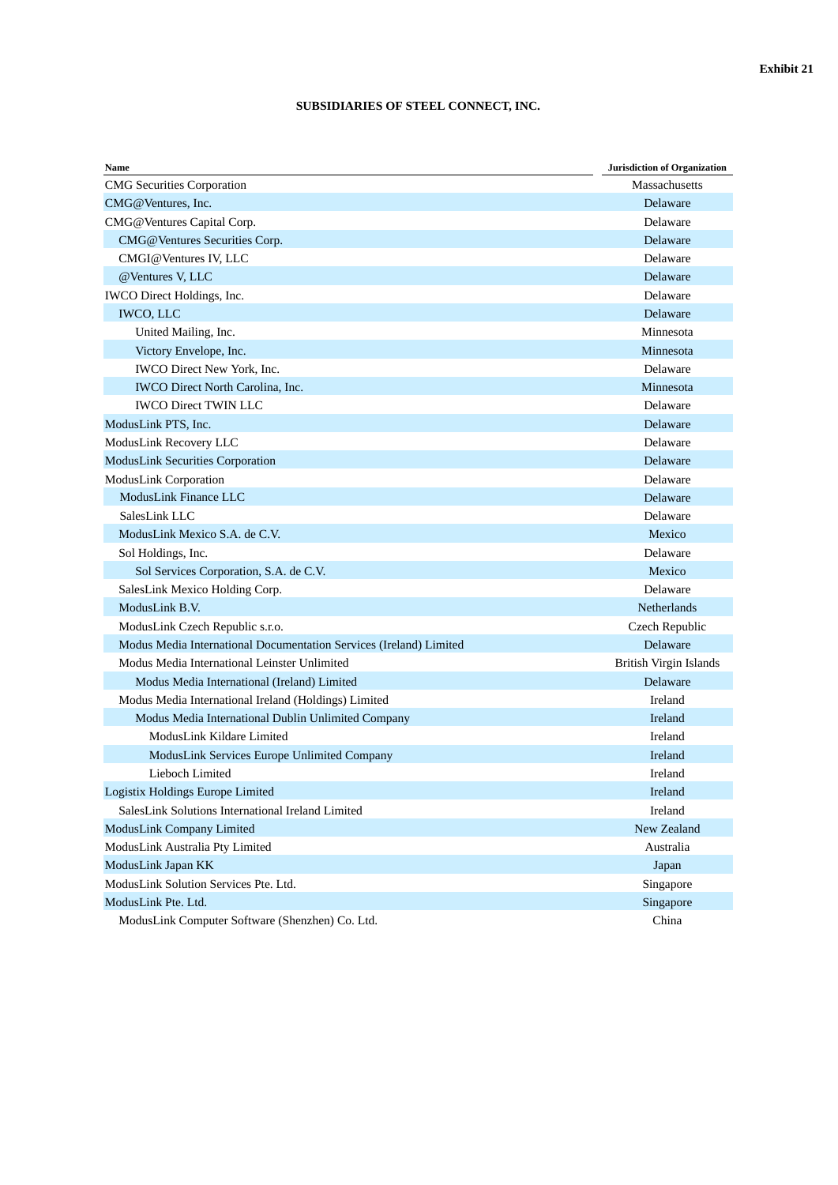Exhibit 21

**SUBSIDIARIES OF STEEL CONNECT, INC.**

| Name | Jurisdiction of Organization |
|---|---|
| CMG Securities Corporation | Massachusetts |
| CMG@Ventures, Inc. | Delaware |
| CMG@Ventures Capital Corp. | Delaware |
| CMG@Ventures Securities Corp. | Delaware |
| CMGI@Ventures IV, LLC | Delaware |
| @Ventures V, LLC | Delaware |
| IWCO Direct Holdings, Inc. | Delaware |
| IWCO, LLC | Delaware |
| United Mailing, Inc. | Minnesota |
| Victory Envelope, Inc. | Minnesota |
| IWCO Direct New York, Inc. | Delaware |
| IWCO Direct North Carolina, Inc. | Minnesota |
| IWCO Direct TWIN LLC | Delaware |
| ModusLink PTS, Inc. | Delaware |
| ModusLink Recovery LLC | Delaware |
| ModusLink Securities Corporation | Delaware |
| ModusLink Corporation | Delaware |
| ModusLink Finance LLC | Delaware |
| SalesLink LLC | Delaware |
| ModusLink Mexico S.A. de C.V. | Mexico |
| Sol Holdings, Inc. | Delaware |
| Sol Services Corporation, S.A. de C.V. | Mexico |
| SalesLink Mexico Holding Corp. | Delaware |
| ModusLink B.V. | Netherlands |
| ModusLink Czech Republic s.r.o. | Czech Republic |
| Modus Media International Documentation Services (Ireland) Limited | Delaware |
| Modus Media International Leinster Unlimited | British Virgin Islands |
| Modus Media International (Ireland) Limited | Delaware |
| Modus Media International Ireland (Holdings) Limited | Ireland |
| Modus Media International Dublin Unlimited Company | Ireland |
| ModusLink Kildare Limited | Ireland |
| ModusLink Services Europe Unlimited Company | Ireland |
| Lieboch Limited | Ireland |
| Logistix Holdings Europe Limited | Ireland |
| SalesLink Solutions International Ireland Limited | Ireland |
| ModusLink Company Limited | New Zealand |
| ModusLink Australia Pty Limited | Australia |
| ModusLink Japan KK | Japan |
| ModusLink Solution Services Pte. Ltd. | Singapore |
| ModusLink Pte. Ltd. | Singapore |
| ModusLink Computer Software (Shenzhen) Co. Ltd. | China |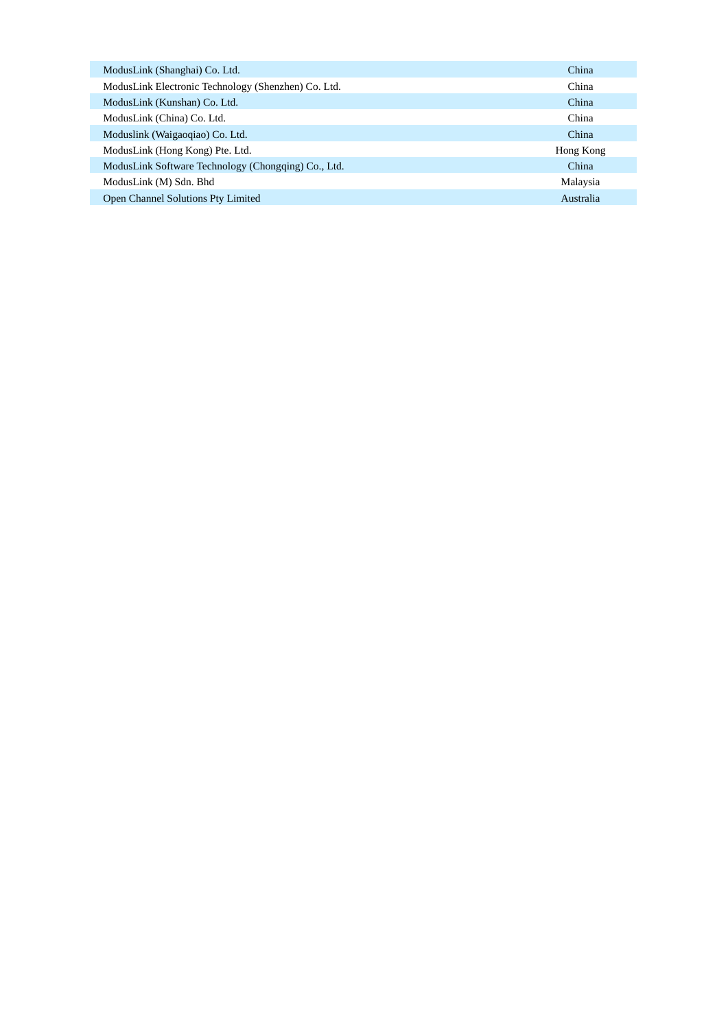| | |
|---|---|
| ModusLink (Shanghai) Co. Ltd. | China |
| ModusLink Electronic Technology (Shenzhen) Co. Ltd. | China |
| ModusLink (Kunshan) Co. Ltd. | China |
| ModusLink (China) Co. Ltd. | China |
| Moduslink (Waigaoqiao) Co. Ltd. | China |
| ModusLink (Hong Kong) Pte. Ltd. | Hong Kong |
| ModusLink Software Technology (Chongqing) Co., Ltd. | China |
| ModusLink (M) Sdn. Bhd | Malaysia |
| Open Channel Solutions Pty Limited | Australia |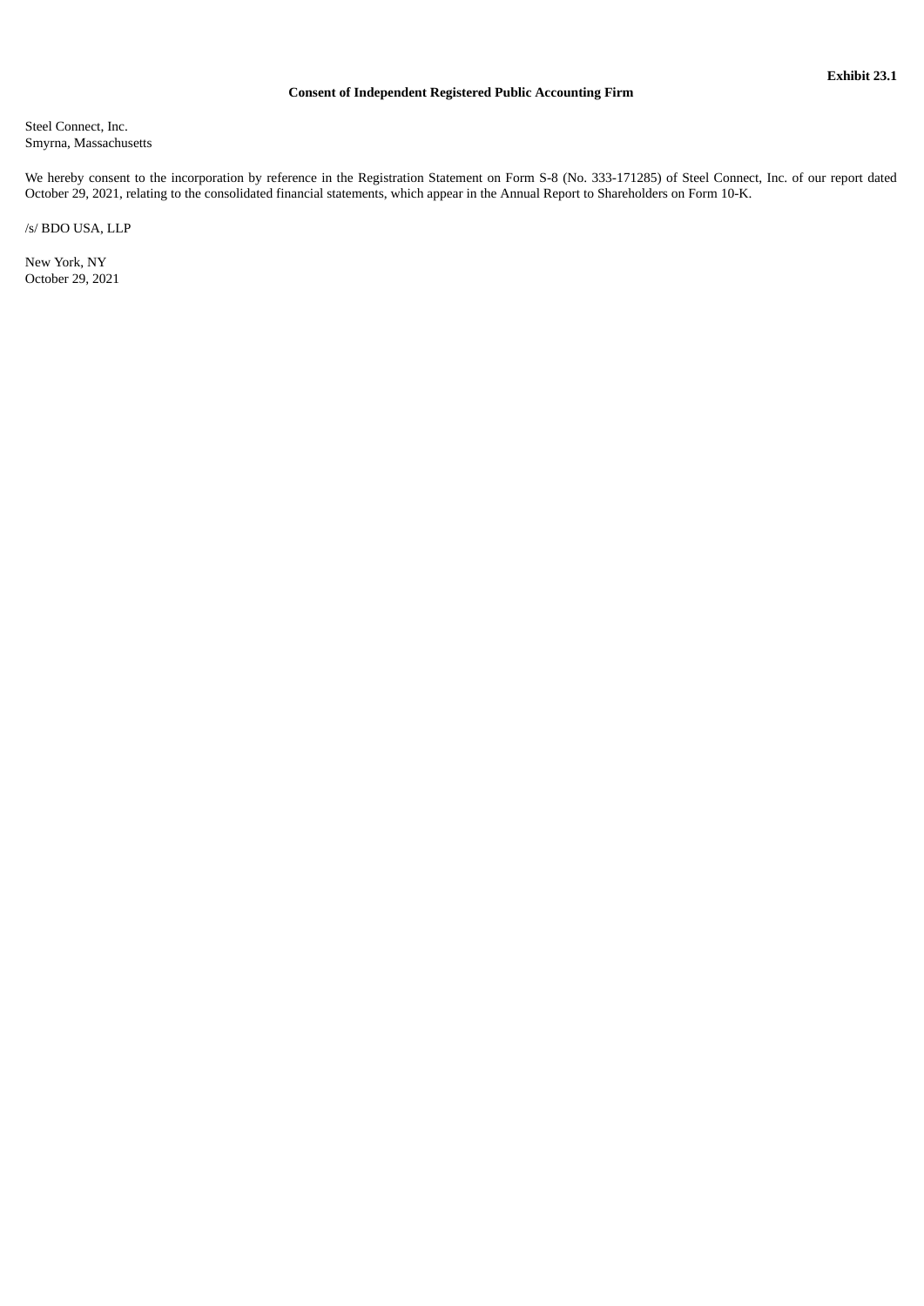**Exhibit 23.1**

**Consent of Independent Registered Public Accounting Firm**

Steel Connect, Inc.
Smyrna, Massachusetts

We hereby consent to the incorporation by reference in the Registration Statement on Form S-8 (No. 333-171285) of Steel Connect, Inc. of our report dated October 29, 2021, relating to the consolidated financial statements, which appear in the Annual Report to Shareholders on Form 10-K.

/s/ BDO USA, LLP

New York, NY
October 29, 2021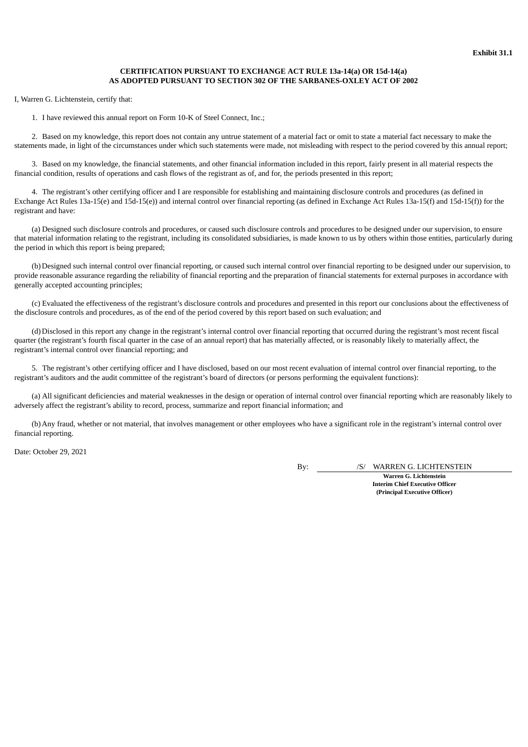**Exhibit 31.1**

**CERTIFICATION PURSUANT TO EXCHANGE ACT RULE 13a-14(a) OR 15d-14(a)**
**AS ADOPTED PURSUANT TO SECTION 302 OF THE SARBANES-OXLEY ACT OF 2002**

I, Warren G. Lichtenstein, certify that:

1. I have reviewed this annual report on Form 10-K of Steel Connect, Inc.;

2. Based on my knowledge, this report does not contain any untrue statement of a material fact or omit to state a material fact necessary to make the statements made, in light of the circumstances under which such statements were made, not misleading with respect to the period covered by this annual report;

3. Based on my knowledge, the financial statements, and other financial information included in this report, fairly present in all material respects the financial condition, results of operations and cash flows of the registrant as of, and for, the periods presented in this report;

4. The registrant's other certifying officer and I are responsible for establishing and maintaining disclosure controls and procedures (as defined in Exchange Act Rules 13a-15(e) and 15d-15(e)) and internal control over financial reporting (as defined in Exchange Act Rules 13a-15(f) and 15d-15(f)) for the registrant and have:

(a) Designed such disclosure controls and procedures, or caused such disclosure controls and procedures to be designed under our supervision, to ensure that material information relating to the registrant, including its consolidated subsidiaries, is made known to us by others within those entities, particularly during the period in which this report is being prepared;

(b) Designed such internal control over financial reporting, or caused such internal control over financial reporting to be designed under our supervision, to provide reasonable assurance regarding the reliability of financial reporting and the preparation of financial statements for external purposes in accordance with generally accepted accounting principles;

(c) Evaluated the effectiveness of the registrant's disclosure controls and procedures and presented in this report our conclusions about the effectiveness of the disclosure controls and procedures, as of the end of the period covered by this report based on such evaluation; and

(d) Disclosed in this report any change in the registrant's internal control over financial reporting that occurred during the registrant's most recent fiscal quarter (the registrant's fourth fiscal quarter in the case of an annual report) that has materially affected, or is reasonably likely to materially affect, the registrant's internal control over financial reporting; and

5. The registrant's other certifying officer and I have disclosed, based on our most recent evaluation of internal control over financial reporting, to the registrant's auditors and the audit committee of the registrant's board of directors (or persons performing the equivalent functions):

(a) All significant deficiencies and material weaknesses in the design or operation of internal control over financial reporting which are reasonably likely to adversely affect the registrant's ability to record, process, summarize and report financial information; and

(b) Any fraud, whether or not material, that involves management or other employees who have a significant role in the registrant's internal control over financial reporting.

Date: October 29, 2021

By: /S/ WARREN G. LICHTENSTEIN

**Warren G. Lichtenstein**
**Interim Chief Executive Officer**
**(Principal Executive Officer)**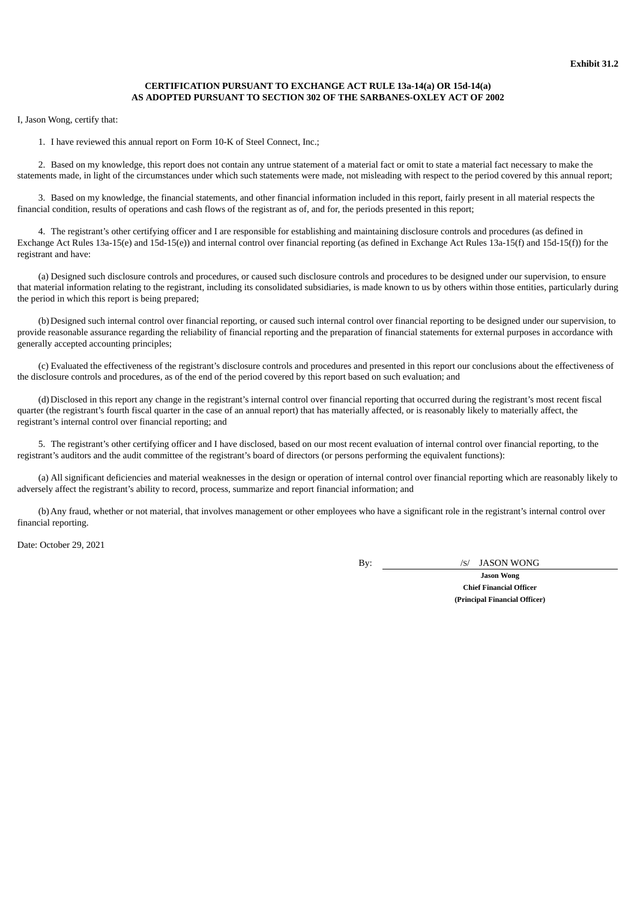**Exhibit 31.2**

**CERTIFICATION PURSUANT TO EXCHANGE ACT RULE 13a-14(a) OR 15d-14(a)**
**AS ADOPTED PURSUANT TO SECTION 302 OF THE SARBANES-OXLEY ACT OF 2002**

I, Jason Wong, certify that:

1. I have reviewed this annual report on Form 10-K of Steel Connect, Inc.;

2. Based on my knowledge, this report does not contain any untrue statement of a material fact or omit to state a material fact necessary to make the statements made, in light of the circumstances under which such statements were made, not misleading with respect to the period covered by this annual report;

3. Based on my knowledge, the financial statements, and other financial information included in this report, fairly present in all material respects the financial condition, results of operations and cash flows of the registrant as of, and for, the periods presented in this report;

4. The registrant's other certifying officer and I are responsible for establishing and maintaining disclosure controls and procedures (as defined in Exchange Act Rules 13a-15(e) and 15d-15(e)) and internal control over financial reporting (as defined in Exchange Act Rules 13a-15(f) and 15d-15(f)) for the registrant and have:

(a) Designed such disclosure controls and procedures, or caused such disclosure controls and procedures to be designed under our supervision, to ensure that material information relating to the registrant, including its consolidated subsidiaries, is made known to us by others within those entities, particularly during the period in which this report is being prepared;

(b) Designed such internal control over financial reporting, or caused such internal control over financial reporting to be designed under our supervision, to provide reasonable assurance regarding the reliability of financial reporting and the preparation of financial statements for external purposes in accordance with generally accepted accounting principles;

(c) Evaluated the effectiveness of the registrant's disclosure controls and procedures and presented in this report our conclusions about the effectiveness of the disclosure controls and procedures, as of the end of the period covered by this report based on such evaluation; and

(d) Disclosed in this report any change in the registrant's internal control over financial reporting that occurred during the registrant's most recent fiscal quarter (the registrant's fourth fiscal quarter in the case of an annual report) that has materially affected, or is reasonably likely to materially affect, the registrant's internal control over financial reporting; and

5. The registrant's other certifying officer and I have disclosed, based on our most recent evaluation of internal control over financial reporting, to the registrant's auditors and the audit committee of the registrant's board of directors (or persons performing the equivalent functions):

(a) All significant deficiencies and material weaknesses in the design or operation of internal control over financial reporting which are reasonably likely to adversely affect the registrant's ability to record, process, summarize and report financial information; and

(b) Any fraud, whether or not material, that involves management or other employees who have a significant role in the registrant's internal control over financial reporting.

Date: October 29, 2021

By: /S/ JASON WONG

**Jason Wong**
**Chief Financial Officer**
**(Principal Financial Officer)**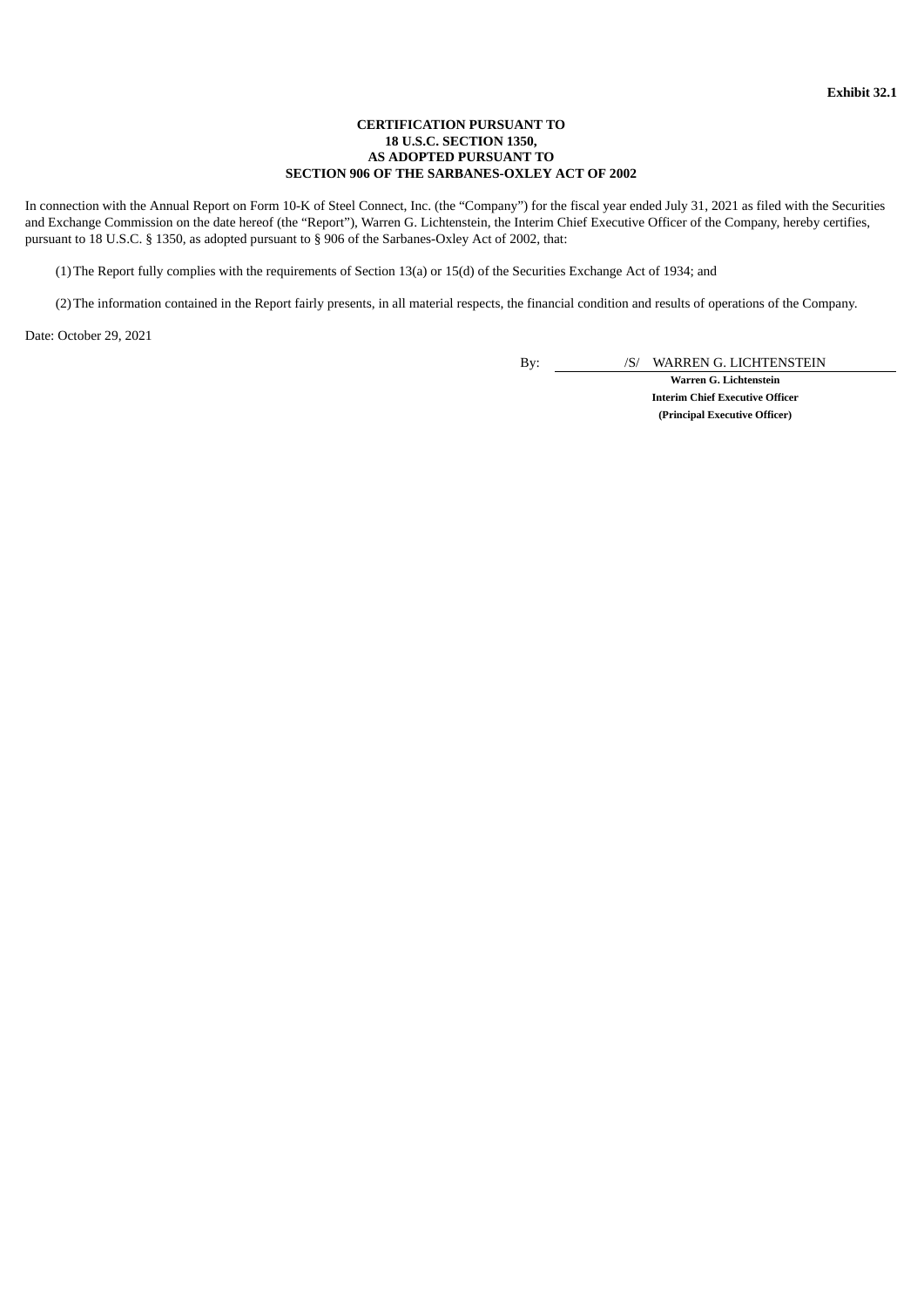**Exhibit 32.1**

**CERTIFICATION PURSUANT TO**
**18 U.S.C. SECTION 1350,**
**AS ADOPTED PURSUANT TO**
**SECTION 906 OF THE SARBANES-OXLEY ACT OF 2002**

In connection with the Annual Report on Form 10-K of Steel Connect, Inc. (the "Company") for the fiscal year ended July 31, 2021 as filed with the Securities and Exchange Commission on the date hereof (the "Report"), Warren G. Lichtenstein, the Interim Chief Executive Officer of the Company, hereby certifies, pursuant to 18 U.S.C. § 1350, as adopted pursuant to § 906 of the Sarbanes-Oxley Act of 2002, that:

(1) The Report fully complies with the requirements of Section 13(a) or 15(d) of the Securities Exchange Act of 1934; and

(2) The information contained in the Report fairly presents, in all material respects, the financial condition and results of operations of the Company.

Date: October 29, 2021

By: /S/ WARREN G. LICHTENSTEIN

**Warren G. Lichtenstein**
**Interim Chief Executive Officer**
**(Principal Executive Officer)**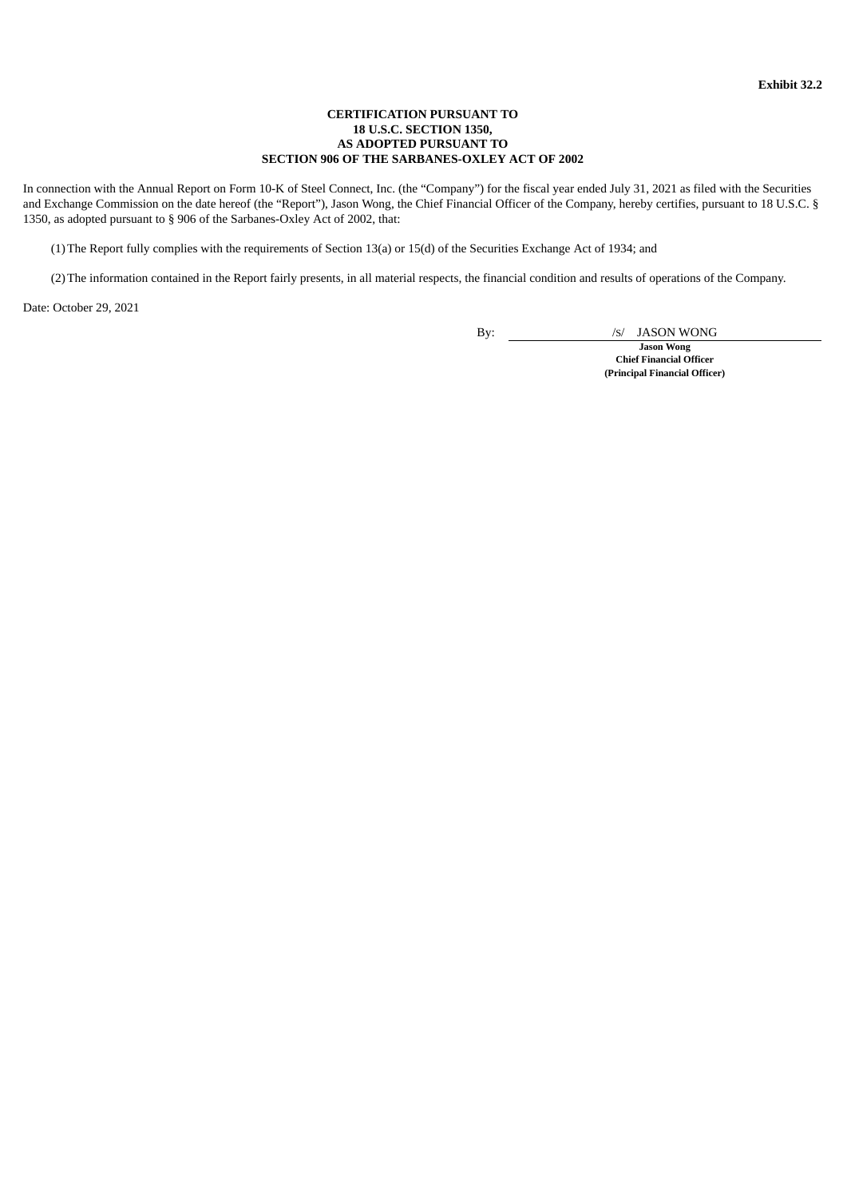**Exhibit 32.2**

**CERTIFICATION PURSUANT TO**
**18 U.S.C. SECTION 1350,**
**AS ADOPTED PURSUANT TO**
**SECTION 906 OF THE SARBANES-OXLEY ACT OF 2002**

In connection with the Annual Report on Form 10-K of Steel Connect, Inc. (the "Company") for the fiscal year ended July 31, 2021 as filed with the Securities and Exchange Commission on the date hereof (the "Report"), Jason Wong, the Chief Financial Officer of the Company, hereby certifies, pursuant to 18 U.S.C. § 1350, as adopted pursuant to § 906 of the Sarbanes-Oxley Act of 2002, that:

(1) The Report fully complies with the requirements of Section 13(a) or 15(d) of the Securities Exchange Act of 1934; and

(2) The information contained in the Report fairly presents, in all material respects, the financial condition and results of operations of the Company.

Date: October 29, 2021

By: /s/ JASON WONG

**Jason Wong**
**Chief Financial Officer**
**(Principal Financial Officer)**